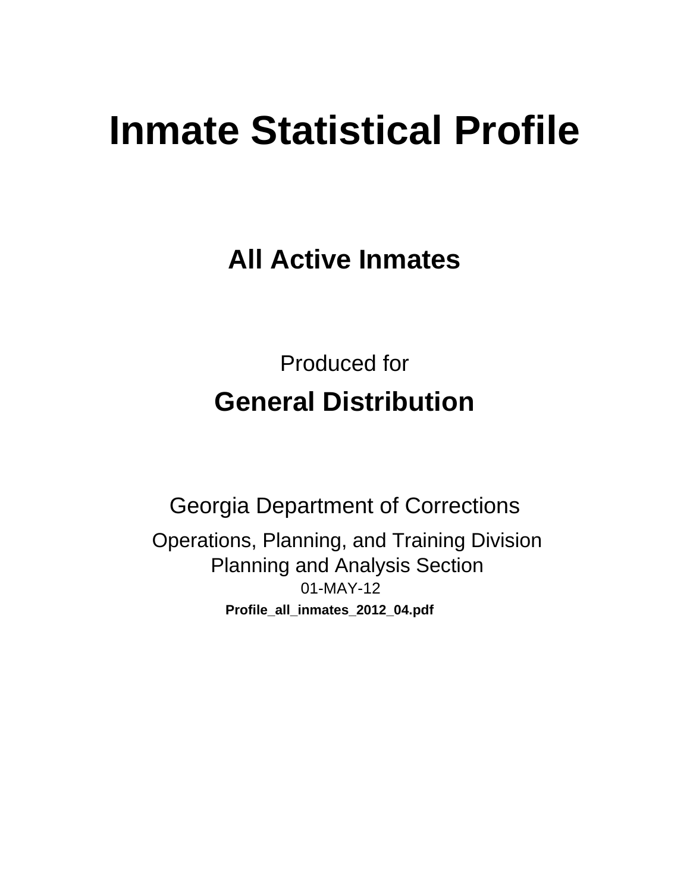# Inmate Statistical Profile

## All Active Inmates

Produced for

## General Distribution

Georgia Department of Corrections

Operations, Planning, and Training Division
Planning and Analysis Section
01-MAY-12

**Profile_all_inmates_2012_04.pdf**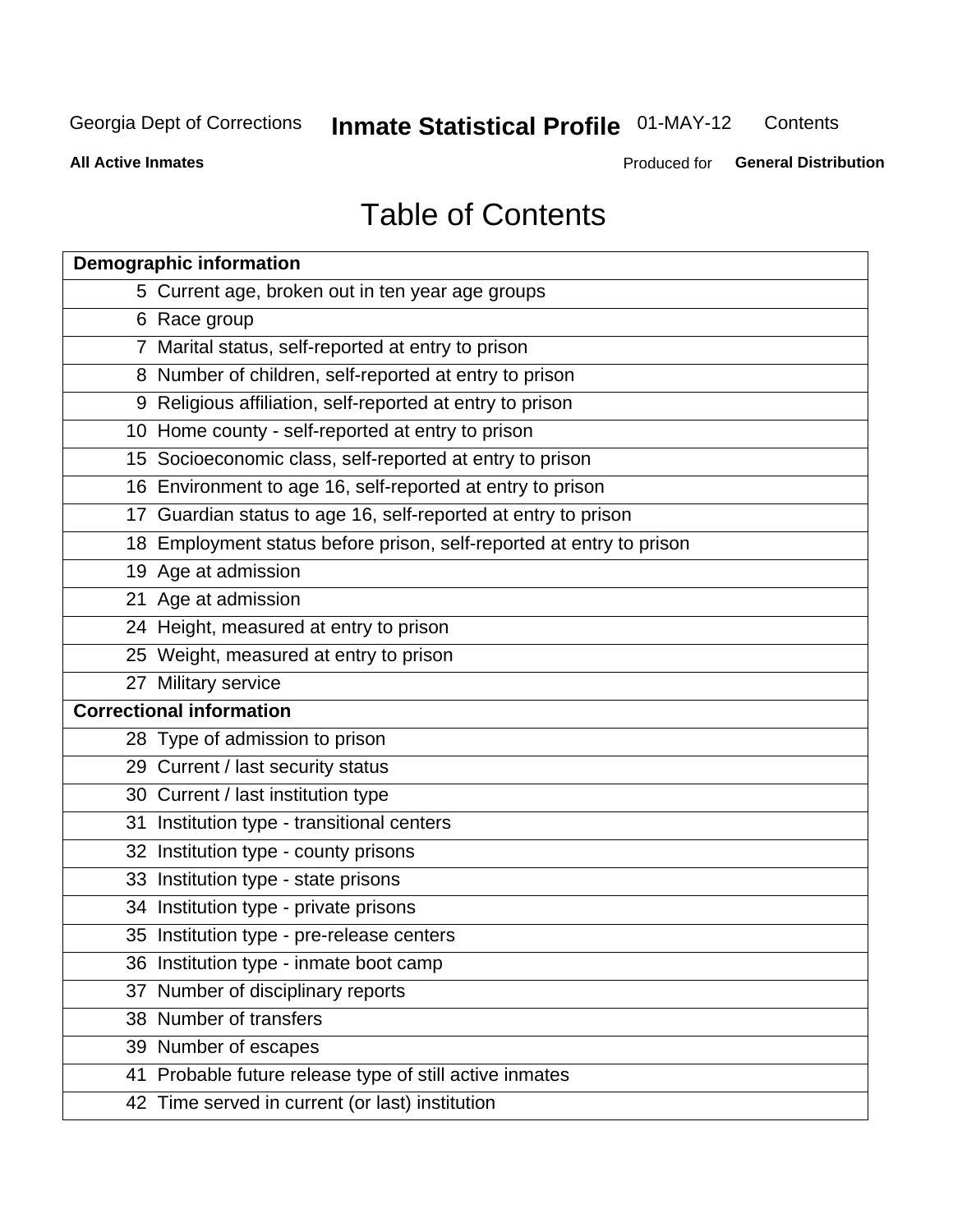# Table of Contents

| Demographic information | |
|---|---|
| 5 | Current age, broken out in ten year age groups |
| 6 | Race group |
| 7 | Marital status, self-reported at entry to prison |
| 8 | Number of children, self-reported at entry to prison |
| 9 | Religious affiliation, self-reported at entry to prison |
| 10 | Home county - self-reported at entry to prison |
| 15 | Socioeconomic class, self-reported at entry to prison |
| 16 | Environment to age 16, self-reported at entry to prison |
| 17 | Guardian status to age 16, self-reported at entry to prison |
| 18 | Employment status before prison, self-reported at entry to prison |
| 19 | Age at admission |
| 21 | Age at admission |
| 24 | Height, measured at entry to prison |
| 25 | Weight, measured at entry to prison |
| 27 | Military service |
| **Correctional information** | |
| 28 | Type of admission to prison |
| 29 | Current / last security status |
| 30 | Current / last institution type |
| 31 | Institution type - transitional centers |
| 32 | Institution type - county prisons |
| 33 | Institution type - state prisons |
| 34 | Institution type - private prisons |
| 35 | Institution type - pre-release centers |
| 36 | Institution type - inmate boot camp |
| 37 | Number of disciplinary reports |
| 38 | Number of transfers |
| 39 | Number of escapes |
| 41 | Probable future release type of still active inmates |
| 42 | Time served in current (or last) institution |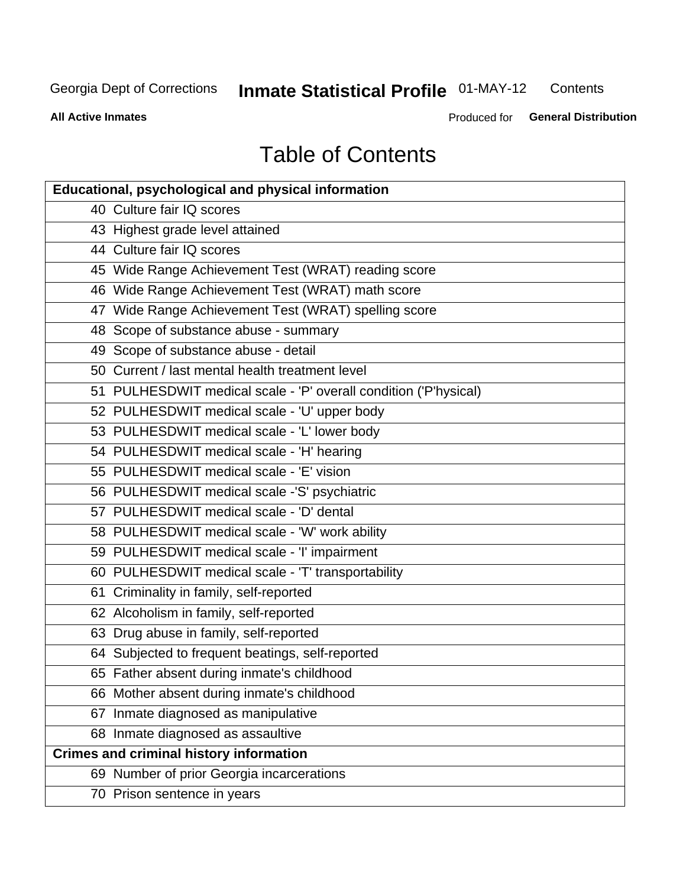# Table of Contents

| Educational, psychological and physical information | |
|---|---|
| 40 | Culture fair IQ scores |
| 43 | Highest grade level attained |
| 44 | Culture fair IQ scores |
| 45 | Wide Range Achievement Test (WRAT) reading score |
| 46 | Wide Range Achievement Test (WRAT) math score |
| 47 | Wide Range Achievement Test (WRAT) spelling score |
| 48 | Scope of substance abuse - summary |
| 49 | Scope of substance abuse - detail |
| 50 | Current / last mental health treatment level |
| 51 | PULHESDWIT medical scale - 'P' overall condition ('P'hysical) |
| 52 | PULHESDWIT medical scale - 'U' upper body |
| 53 | PULHESDWIT medical scale - 'L' lower body |
| 54 | PULHESDWIT medical scale - 'H' hearing |
| 55 | PULHESDWIT medical scale - 'E' vision |
| 56 | PULHESDWIT medical scale -'S' psychiatric |
| 57 | PULHESDWIT medical scale - 'D' dental |
| 58 | PULHESDWIT medical scale - 'W' work ability |
| 59 | PULHESDWIT medical scale - 'I' impairment |
| 60 | PULHESDWIT medical scale - 'T' transportability |
| 61 | Criminality in family, self-reported |
| 62 | Alcoholism in family, self-reported |
| 63 | Drug abuse in family, self-reported |
| 64 | Subjected to frequent beatings, self-reported |
| 65 | Father absent during inmate's childhood |
| 66 | Mother absent during inmate's childhood |
| 67 | Inmate diagnosed as manipulative |
| 68 | Inmate diagnosed as assaultive |
| **Crimes and criminal history information** | |
| 69 | Number of prior Georgia incarcerations |
| 70 | Prison sentence in years |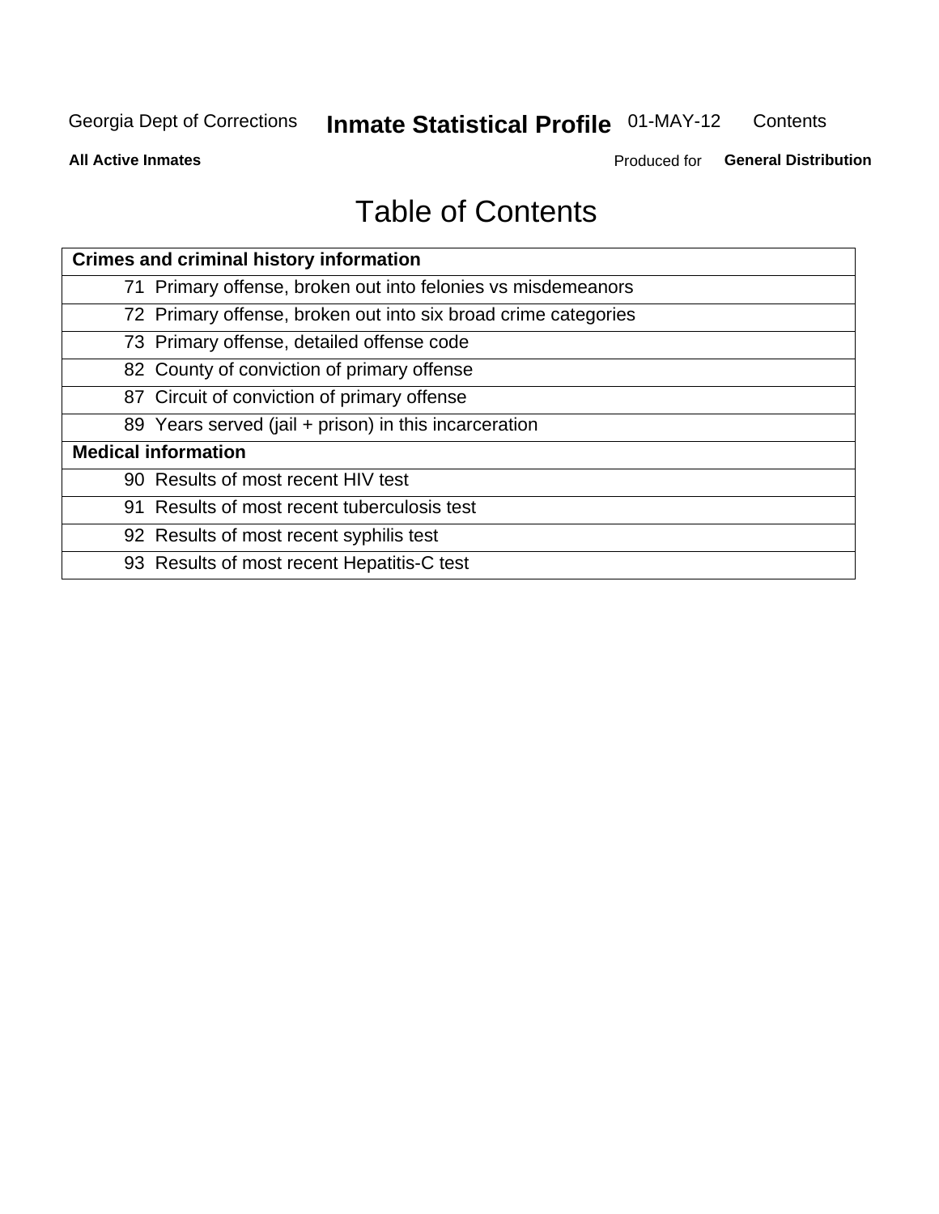# Table of Contents

| Crimes and criminal history information | |
|---|---|
| 71 | Primary offense, broken out into felonies vs misdemeanors |
| 72 | Primary offense, broken out into six broad crime categories |
| 73 | Primary offense, detailed offense code |
| 82 | County of conviction of primary offense |
| 87 | Circuit of conviction of primary offense |
| 89 | Years served (jail + prison) in this incarceration |
| **Medical information** | |
| 90 | Results of most recent HIV test |
| 91 | Results of most recent tuberculosis test |
| 92 | Results of most recent syphilis test |
| 93 | Results of most recent Hepatitis-C test |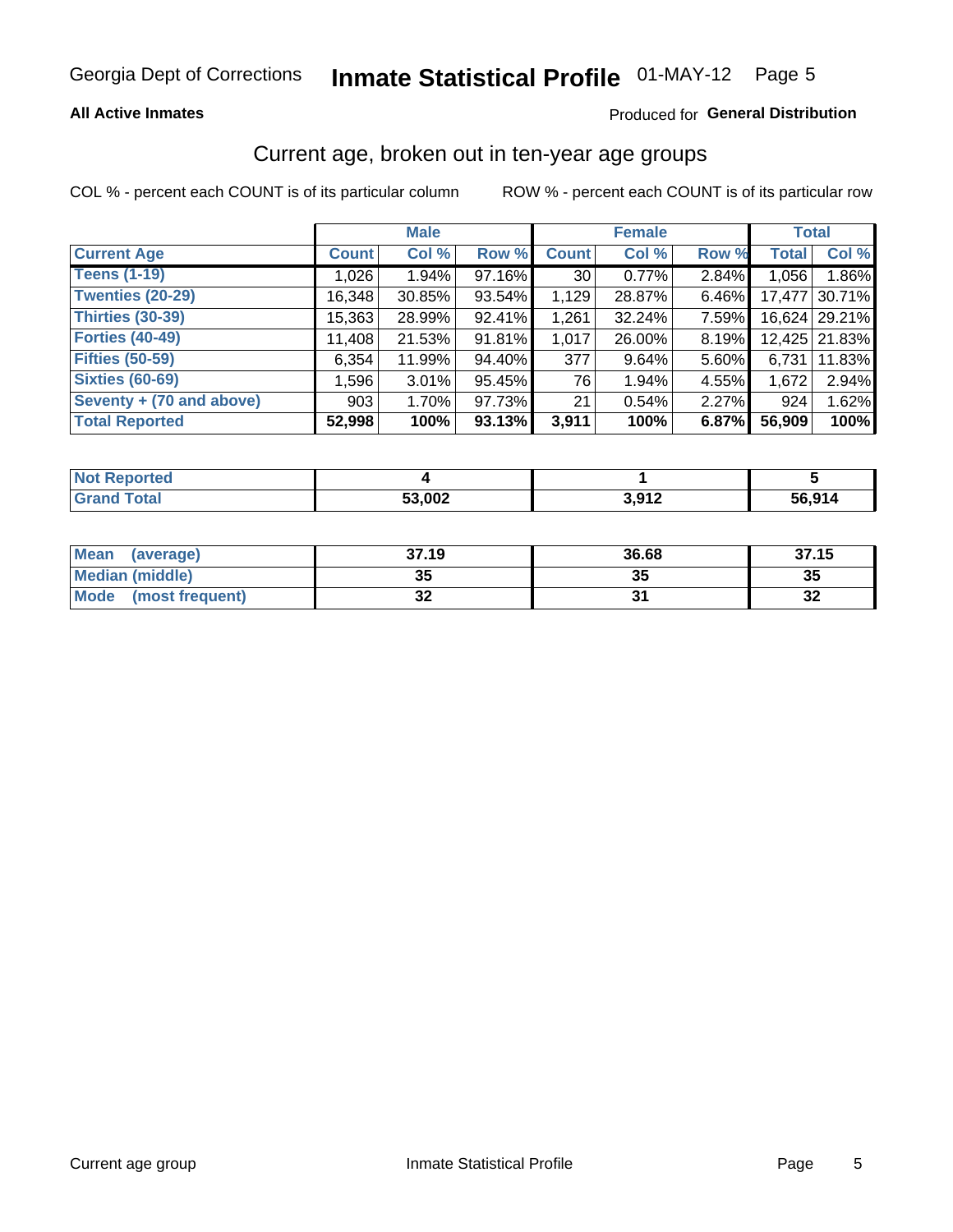Georgia Dept of Corrections **Inmate Statistical Profile** 01-MAY-12

**All Active Inmates**

Produced for **General Distribution**

## Current age, broken out in ten-year age groups

COL % - percent each COUNT is of its particular column

ROW % - percent each COUNT is of its particular row

| | Male | | | Female | | | Total | |
|---|---|---|---|---|---|---|---|---|
| **Current Age** | **Count** | **Col %** | **Row %** | **Count** | **Col %** | **Row %** | **Total** | **Col %** |
| **Teens (1-19)** | 1,026 | 1.94% | 97.16% | 30 | 0.77% | 2.84% | 1,056 | 1.86% |
| **Twenties (20-29)** | 16,348 | 30.85% | 93.54% | 1,129 | 28.87% | 6.46% | 17,477 | 30.71% |
| **Thirties (30-39)** | 15,363 | 28.99% | 92.41% | 1,261 | 32.24% | 7.59% | 16,624 | 29.21% |
| **Forties (40-49)** | 11,408 | 21.53% | 91.81% | 1,017 | 26.00% | 8.19% | 12,425 | 21.83% |
| **Fifties (50-59)** | 6,354 | 11.99% | 94.40% | 377 | 9.64% | 5.60% | 6,731 | 11.83% |
| **Sixties (60-69)** | 1,596 | 3.01% | 95.45% | 76 | 1.94% | 4.55% | 1,672 | 2.94% |
| **Seventy + (70 and above)** | 903 | 1.70% | 97.73% | 21 | 0.54% | 2.27% | 924 | 1.62% |
| **Total Reported** | **52,998** | **100%** | **93.13%** | **3,911** | **100%** | **6.87%** | **56,909** | **100%** |

| | Male | Female | Total |
|---|---|---|---|
| **Not Reported** | **4** | **1** | **5** |
| **Grand Total** | **53,002** | **3,912** | **56,914** |

| | Male | Female | Total |
|---|---|---|---|
| **Mean (average)** | **37.19** | **36.68** | **37.15** |
| **Median (middle)** | **35** | **35** | **35** |
| **Mode (most frequent)** | **32** | **31** | **32** |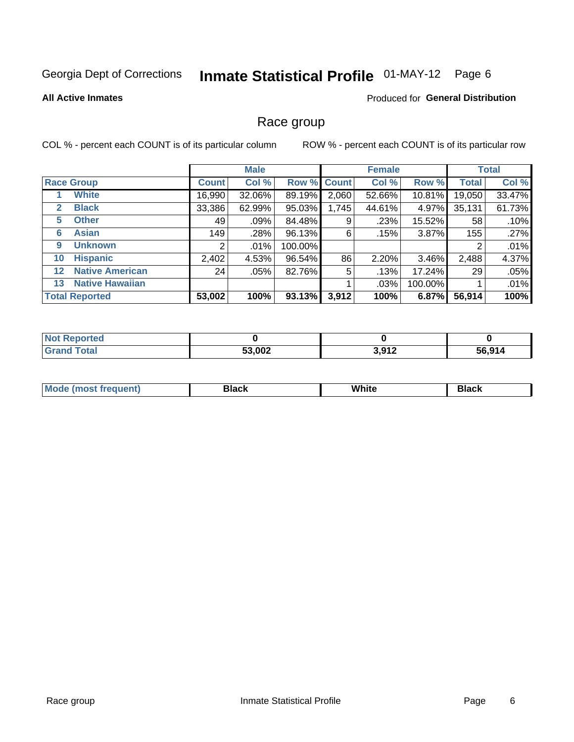Georgia Dept of Corrections **Inmate Statistical Profile** 01-MAY-12 Page 6

**All Active Inmates**

Produced for **General Distribution**

## Race group

COL % - percent each COUNT is of its particular column

ROW % - percent each COUNT is of its particular row

| | | Male | | | Female | | | Total | |
|---|---|---|---|---|---|---|---|---|---|
| **Race Group** | | **Count** | **Col %** | **Row %** | **Count** | **Col %** | **Row %** | **Total** | **Col %** |
| 1 | **White** | 16,990 | 32.06% | 89.19% | 2,060 | 52.66% | 10.81% | 19,050 | 33.47% |
| 2 | **Black** | 33,386 | 62.99% | 95.03% | 1,745 | 44.61% | 4.97% | 35,131 | 61.73% |
| 5 | **Other** | 49 | .09% | 84.48% | 9 | .23% | 15.52% | 58 | .10% |
| 6 | **Asian** | 149 | .28% | 96.13% | 6 | .15% | 3.87% | 155 | .27% |
| 9 | **Unknown** | 2 | .01% | 100.00% | | | | 2 | .01% |
| 10 | **Hispanic** | 2,402 | 4.53% | 96.54% | 86 | 2.20% | 3.46% | 2,488 | 4.37% |
| 12 | **Native American** | 24 | .05% | 82.76% | 5 | .13% | 17.24% | 29 | .05% |
| 13 | **Native Hawaiian** | | | | 1 | .03% | 100.00% | 1 | .01% |
| **Total Reported** | | **53,002** | **100%** | **93.13%** | **3,912** | **100%** | **6.87%** | **56,914** | **100%** |

| | Male | Female | Total |
|---|---|---|---|
| **Not Reported** | **0** | **0** | **0** |
| **Grand Total** | **53,002** | **3,912** | **56,914** |

| | Male | Female | Total |
|---|---|---|---|
| **Mode (most frequent)** | **Black** | **White** | **Black** |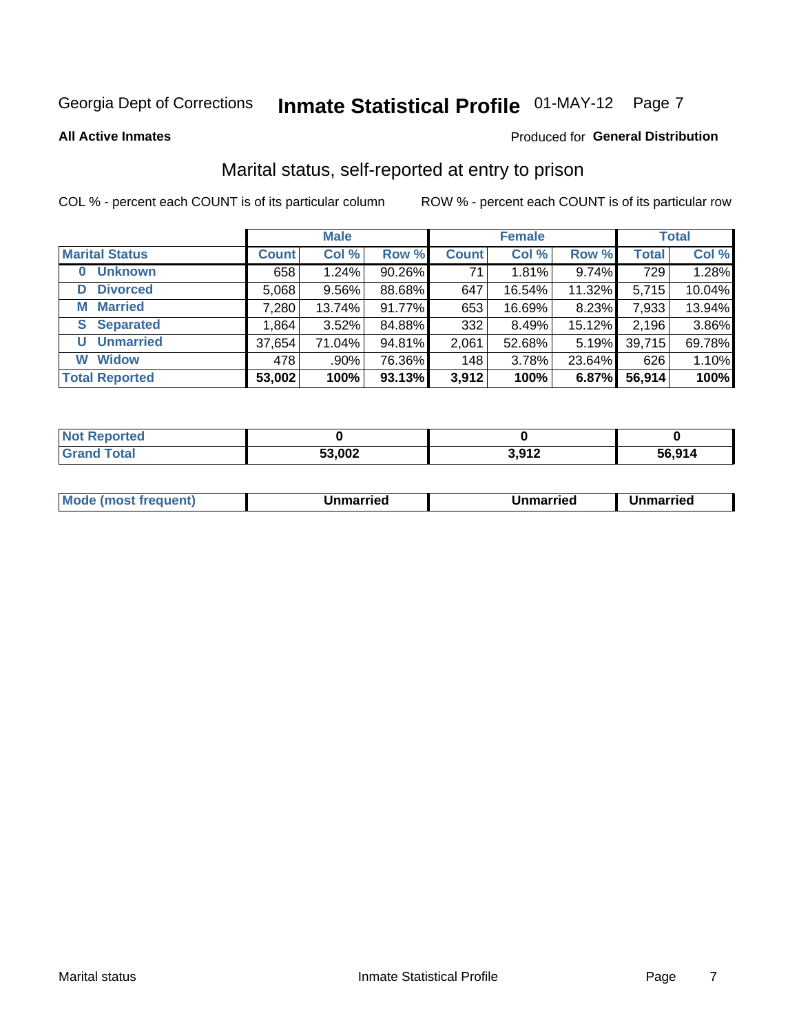Georgia Dept of Corrections **Inmate Statistical Profile** 01-MAY-12 Page 7

**All Active Inmates**

Produced for **General Distribution**

## Marital status, self-reported at entry to prison

COL % - percent each COUNT is of its particular column

ROW % - percent each COUNT is of its particular row

| | Male | | | Female | | | Total | |
|---|---|---|---|---|---|---|---|---|
| **Marital Status** | **Count** | **Col %** | **Row %** | **Count** | **Col %** | **Row %** | **Total** | **Col %** |
| **0 Unknown** | 658 | 1.24% | 90.26% | 71 | 1.81% | 9.74% | 729 | 1.28% |
| **D Divorced** | 5,068 | 9.56% | 88.68% | 647 | 16.54% | 11.32% | 5,715 | 10.04% |
| **M Married** | 7,280 | 13.74% | 91.77% | 653 | 16.69% | 8.23% | 7,933 | 13.94% |
| **S Separated** | 1,864 | 3.52% | 84.88% | 332 | 8.49% | 15.12% | 2,196 | 3.86% |
| **U Unmarried** | 37,654 | 71.04% | 94.81% | 2,061 | 52.68% | 5.19% | 39,715 | 69.78% |
| **W Widow** | 478 | .90% | 76.36% | 148 | 3.78% | 23.64% | 626 | 1.10% |
| **Total Reported** | **53,002** | **100%** | **93.13%** | **3,912** | **100%** | **6.87%** | **56,914** | **100%** |

| | Male | Female | Total |
|---|---|---|---|
| **Not Reported** | **0** | **0** | **0** |
| **Grand Total** | **53,002** | **3,912** | **56,914** |

| | Male | Female | Total |
|---|---|---|---|
| **Mode (most frequent)** | **Unmarried** | **Unmarried** | **Unmarried** |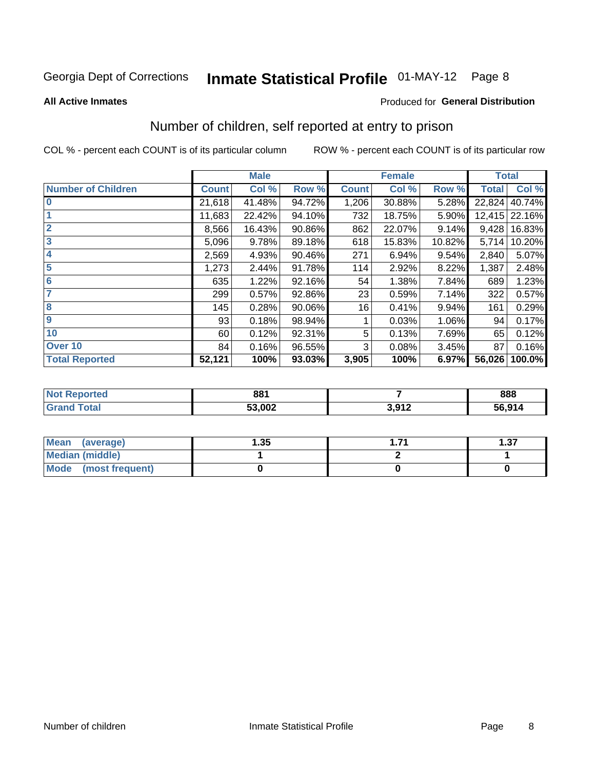Georgia Dept of Corrections **Inmate Statistical Profile** 01-MAY-12

**All Active Inmates** Produced for **General Distribution**

## Number of children, self reported at entry to prison

COL % - percent each COUNT is of its particular column ROW % - percent each COUNT is of its particular row

| | Male | | | Female | | | Total | |
|---|---|---|---|---|---|---|---|---|
| **Number of Children** | **Count** | **Col %** | **Row %** | **Count** | **Col %** | **Row %** | **Total** | **Col %** |
| **0** | 21,618 | 41.48% | 94.72% | 1,206 | 30.88% | 5.28% | 22,824 | 40.74% |
| **1** | 11,683 | 22.42% | 94.10% | 732 | 18.75% | 5.90% | 12,415 | 22.16% |
| **2** | 8,566 | 16.43% | 90.86% | 862 | 22.07% | 9.14% | 9,428 | 16.83% |
| **3** | 5,096 | 9.78% | 89.18% | 618 | 15.83% | 10.82% | 5,714 | 10.20% |
| **4** | 2,569 | 4.93% | 90.46% | 271 | 6.94% | 9.54% | 2,840 | 5.07% |
| **5** | 1,273 | 2.44% | 91.78% | 114 | 2.92% | 8.22% | 1,387 | 2.48% |
| **6** | 635 | 1.22% | 92.16% | 54 | 1.38% | 7.84% | 689 | 1.23% |
| **7** | 299 | 0.57% | 92.86% | 23 | 0.59% | 7.14% | 322 | 0.57% |
| **8** | 145 | 0.28% | 90.06% | 16 | 0.41% | 9.94% | 161 | 0.29% |
| **9** | 93 | 0.18% | 98.94% | 1 | 0.03% | 1.06% | 94 | 0.17% |
| **10** | 60 | 0.12% | 92.31% | 5 | 0.13% | 7.69% | 65 | 0.12% |
| **Over 10** | 84 | 0.16% | 96.55% | 3 | 0.08% | 3.45% | 87 | 0.16% |
| **Total Reported** | **52,121** | **100%** | **93.03%** | **3,905** | **100%** | **6.97%** | **56,026** | **100.0%** |

| | Male | Female | Total |
|---|---|---|---|
| **Not Reported** | **881** | **7** | **888** |
| **Grand Total** | **53,002** | **3,912** | **56,914** |

| | Male | Female | Total |
|---|---|---|---|
| **Mean (average)** | **1.35** | **1.71** | **1.37** |
| **Median (middle)** | **1** | **2** | **1** |
| **Mode (most frequent)** | **0** | **0** | **0** |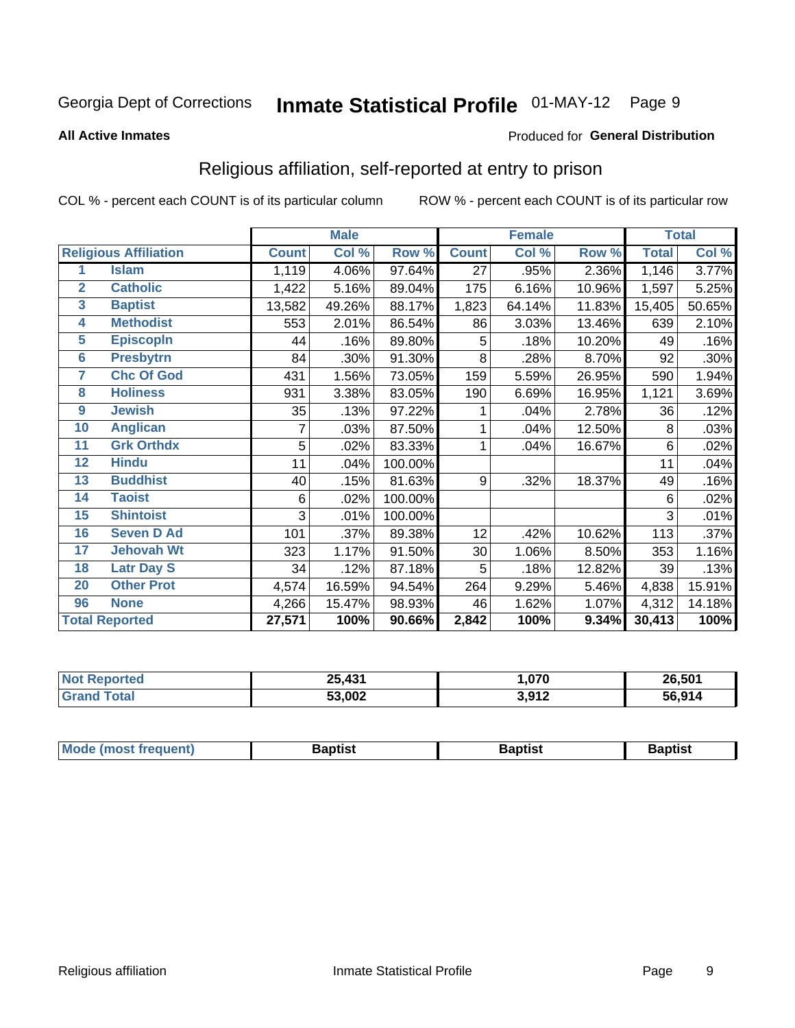Georgia Dept of Corrections **Inmate Statistical Profile** 01-MAY-12

**All Active Inmates**

Produced for **General Distribution**

## Religious affiliation, self-reported at entry to prison

COL % - percent each COUNT is of its particular column     ROW % - percent each COUNT is of its particular row

| | | Male | | | Female | | | Total | |
|---|---|---|---|---|---|---|---|---|---|
| **Religious Affiliation** | | **Count** | **Col %** | **Row %** | **Count** | **Col %** | **Row %** | **Total** | **Col %** |
| 1 | Islam | 1,119 | 4.06% | 97.64% | 27 | .95% | 2.36% | 1,146 | 3.77% |
| 2 | Catholic | 1,422 | 5.16% | 89.04% | 175 | 6.16% | 10.96% | 1,597 | 5.25% |
| 3 | Baptist | 13,582 | 49.26% | 88.17% | 1,823 | 64.14% | 11.83% | 15,405 | 50.65% |
| 4 | Methodist | 553 | 2.01% | 86.54% | 86 | 3.03% | 13.46% | 639 | 2.10% |
| 5 | Episcopln | 44 | .16% | 89.80% | 5 | .18% | 10.20% | 49 | .16% |
| 6 | Presbytrn | 84 | .30% | 91.30% | 8 | .28% | 8.70% | 92 | .30% |
| 7 | Chc Of God | 431 | 1.56% | 73.05% | 159 | 5.59% | 26.95% | 590 | 1.94% |
| 8 | Holiness | 931 | 3.38% | 83.05% | 190 | 6.69% | 16.95% | 1,121 | 3.69% |
| 9 | Jewish | 35 | .13% | 97.22% | 1 | .04% | 2.78% | 36 | .12% |
| 10 | Anglican | 7 | .03% | 87.50% | 1 | .04% | 12.50% | 8 | .03% |
| 11 | Grk Orthdx | 5 | .02% | 83.33% | 1 | .04% | 16.67% | 6 | .02% |
| 12 | Hindu | 11 | .04% | 100.00% | | | | 11 | .04% |
| 13 | Buddhist | 40 | .15% | 81.63% | 9 | .32% | 18.37% | 49 | .16% |
| 14 | Taoist | 6 | .02% | 100.00% | | | | 6 | .02% |
| 15 | Shintoist | 3 | .01% | 100.00% | | | | 3 | .01% |
| 16 | Seven D Ad | 101 | .37% | 89.38% | 12 | .42% | 10.62% | 113 | .37% |
| 17 | Jehovah Wt | 323 | 1.17% | 91.50% | 30 | 1.06% | 8.50% | 353 | 1.16% |
| 18 | Latr Day S | 34 | .12% | 87.18% | 5 | .18% | 12.82% | 39 | .13% |
| 20 | Other Prot | 4,574 | 16.59% | 94.54% | 264 | 9.29% | 5.46% | 4,838 | 15.91% |
| 96 | None | 4,266 | 15.47% | 98.93% | 46 | 1.62% | 1.07% | 4,312 | 14.18% |
| **Total Reported** | | **27,571** | **100%** | **90.66%** | **2,842** | **100%** | **9.34%** | **30,413** | **100%** |

| | Male | Female | Total |
|---|---|---|---|
| Not Reported | 25,431 | 1,070 | 26,501 |
| Grand Total | 53,002 | 3,912 | 56,914 |

| | Male | Female | Total |
|---|---|---|---|
| Mode (most frequent) | Baptist | Baptist | Baptist |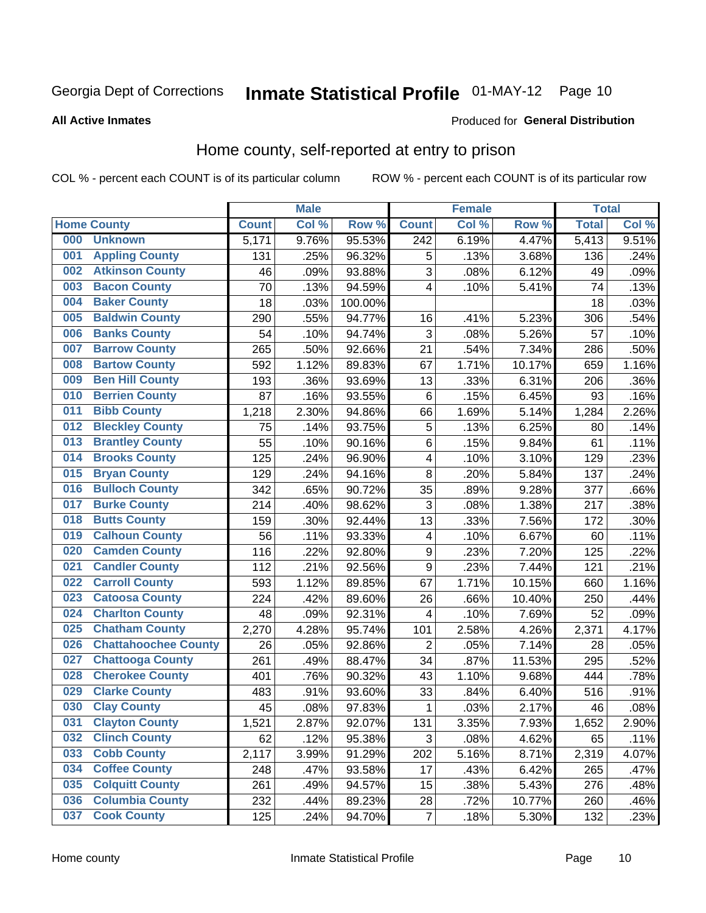Georgia Dept of Corrections **Inmate Statistical Profile** 01-MAY-12 Page 10

**All Active Inmates**

Produced for **General Distribution**

## Home county, self-reported at entry to prison

COL % - percent each COUNT is of its particular column ROW % - percent each COUNT is of its particular row

| | Male | | | Female | | | Total | |
|---|---|---|---|---|---|---|---|---|
| Home County | Count | Col % | Row % | Count | Col % | Row % | Total | Col % |
| 000 Unknown | 5,171 | 9.76% | 95.53% | 242 | 6.19% | 4.47% | 5,413 | 9.51% |
| 001 Appling County | 131 | .25% | 96.32% | 5 | .13% | 3.68% | 136 | .24% |
| 002 Atkinson County | 46 | .09% | 93.88% | 3 | .08% | 6.12% | 49 | .09% |
| 003 Bacon County | 70 | .13% | 94.59% | 4 | .10% | 5.41% | 74 | .13% |
| 004 Baker County | 18 | .03% | 100.00% | | | | 18 | .03% |
| 005 Baldwin County | 290 | .55% | 94.77% | 16 | .41% | 5.23% | 306 | .54% |
| 006 Banks County | 54 | .10% | 94.74% | 3 | .08% | 5.26% | 57 | .10% |
| 007 Barrow County | 265 | .50% | 92.66% | 21 | .54% | 7.34% | 286 | .50% |
| 008 Bartow County | 592 | 1.12% | 89.83% | 67 | 1.71% | 10.17% | 659 | 1.16% |
| 009 Ben Hill County | 193 | .36% | 93.69% | 13 | .33% | 6.31% | 206 | .36% |
| 010 Berrien County | 87 | .16% | 93.55% | 6 | .15% | 6.45% | 93 | .16% |
| 011 Bibb County | 1,218 | 2.30% | 94.86% | 66 | 1.69% | 5.14% | 1,284 | 2.26% |
| 012 Bleckley County | 75 | .14% | 93.75% | 5 | .13% | 6.25% | 80 | .14% |
| 013 Brantley County | 55 | .10% | 90.16% | 6 | .15% | 9.84% | 61 | .11% |
| 014 Brooks County | 125 | .24% | 96.90% | 4 | .10% | 3.10% | 129 | .23% |
| 015 Bryan County | 129 | .24% | 94.16% | 8 | .20% | 5.84% | 137 | .24% |
| 016 Bulloch County | 342 | .65% | 90.72% | 35 | .89% | 9.28% | 377 | .66% |
| 017 Burke County | 214 | .40% | 98.62% | 3 | .08% | 1.38% | 217 | .38% |
| 018 Butts County | 159 | .30% | 92.44% | 13 | .33% | 7.56% | 172 | .30% |
| 019 Calhoun County | 56 | .11% | 93.33% | 4 | .10% | 6.67% | 60 | .11% |
| 020 Camden County | 116 | .22% | 92.80% | 9 | .23% | 7.20% | 125 | .22% |
| 021 Candler County | 112 | .21% | 92.56% | 9 | .23% | 7.44% | 121 | .21% |
| 022 Carroll County | 593 | 1.12% | 89.85% | 67 | 1.71% | 10.15% | 660 | 1.16% |
| 023 Catoosa County | 224 | .42% | 89.60% | 26 | .66% | 10.40% | 250 | .44% |
| 024 Charlton County | 48 | .09% | 92.31% | 4 | .10% | 7.69% | 52 | .09% |
| 025 Chatham County | 2,270 | 4.28% | 95.74% | 101 | 2.58% | 4.26% | 2,371 | 4.17% |
| 026 Chattahoochee County | 26 | .05% | 92.86% | 2 | .05% | 7.14% | 28 | .05% |
| 027 Chattooga County | 261 | .49% | 88.47% | 34 | .87% | 11.53% | 295 | .52% |
| 028 Cherokee County | 401 | .76% | 90.32% | 43 | 1.10% | 9.68% | 444 | .78% |
| 029 Clarke County | 483 | .91% | 93.60% | 33 | .84% | 6.40% | 516 | .91% |
| 030 Clay County | 45 | .08% | 97.83% | 1 | .03% | 2.17% | 46 | .08% |
| 031 Clayton County | 1,521 | 2.87% | 92.07% | 131 | 3.35% | 7.93% | 1,652 | 2.90% |
| 032 Clinch County | 62 | .12% | 95.38% | 3 | .08% | 4.62% | 65 | .11% |
| 033 Cobb County | 2,117 | 3.99% | 91.29% | 202 | 5.16% | 8.71% | 2,319 | 4.07% |
| 034 Coffee County | 248 | .47% | 93.58% | 17 | .43% | 6.42% | 265 | .47% |
| 035 Colquitt County | 261 | .49% | 94.57% | 15 | .38% | 5.43% | 276 | .48% |
| 036 Columbia County | 232 | .44% | 89.23% | 28 | .72% | 10.77% | 260 | .46% |
| 037 Cook County | 125 | .24% | 94.70% | 7 | .18% | 5.30% | 132 | .23% |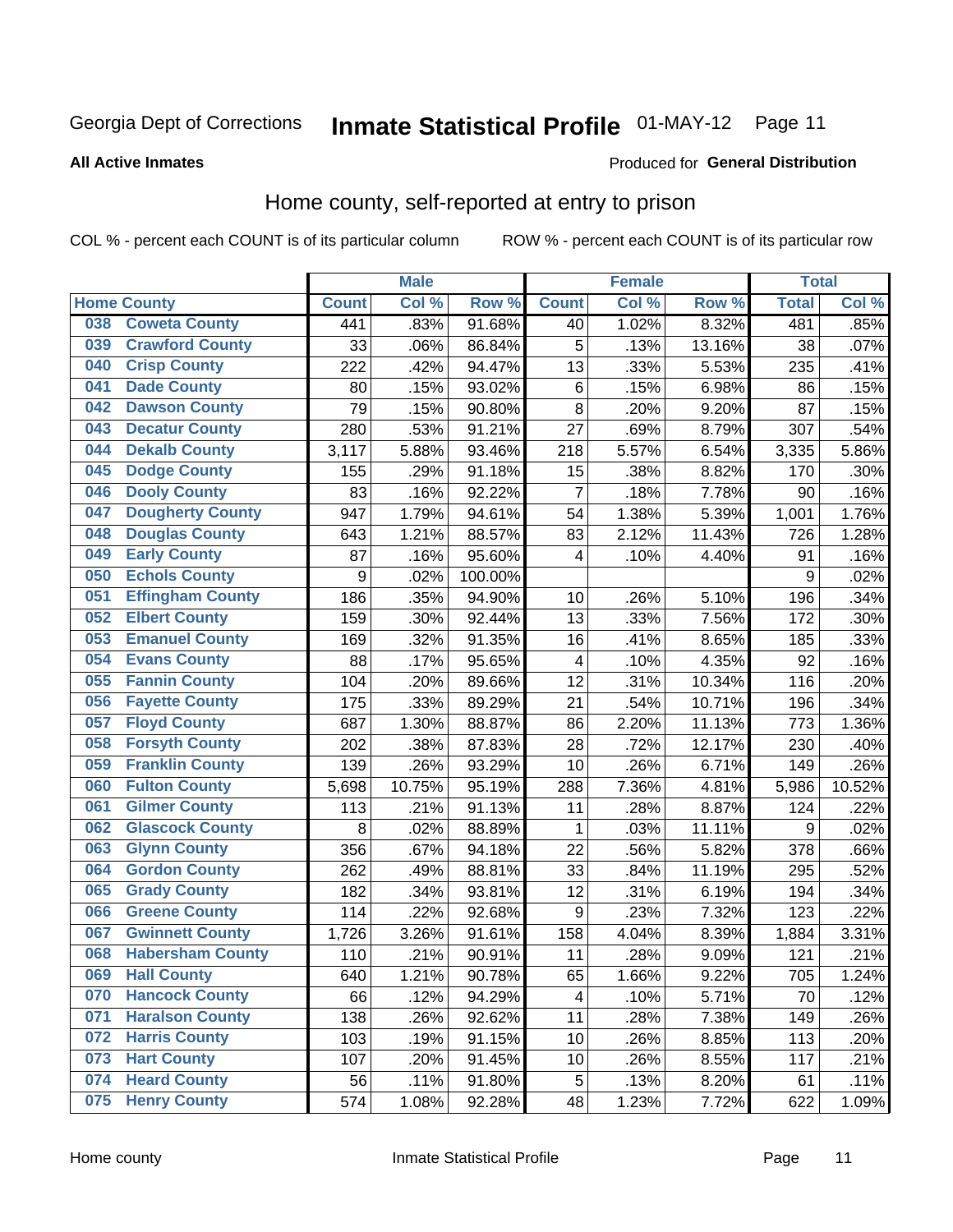Georgia Dept of Corrections **Inmate Statistical Profile** 01-MAY-12 Page 11

**All Active Inmates**

Produced for **General Distribution**

## Home county, self-reported at entry to prison

COL % - percent each COUNT is of its particular column ROW % - percent each COUNT is of its particular row

| Home County | | Male | | | Female | | | Total | |
|---|---|---|---|---|---|---|---|---|---|
| | | Count | Col % | Row % | Count | Col % | Row % | Total | Col % |
| 038 | Coweta County | 441 | .83% | 91.68% | 40 | 1.02% | 8.32% | 481 | .85% |
| 039 | Crawford County | 33 | .06% | 86.84% | 5 | .13% | 13.16% | 38 | .07% |
| 040 | Crisp County | 222 | .42% | 94.47% | 13 | .33% | 5.53% | 235 | .41% |
| 041 | Dade County | 80 | .15% | 93.02% | 6 | .15% | 6.98% | 86 | .15% |
| 042 | Dawson County | 79 | .15% | 90.80% | 8 | .20% | 9.20% | 87 | .15% |
| 043 | Decatur County | 280 | .53% | 91.21% | 27 | .69% | 8.79% | 307 | .54% |
| 044 | Dekalb County | 3,117 | 5.88% | 93.46% | 218 | 5.57% | 6.54% | 3,335 | 5.86% |
| 045 | Dodge County | 155 | .29% | 91.18% | 15 | .38% | 8.82% | 170 | .30% |
| 046 | Dooly County | 83 | .16% | 92.22% | 7 | .18% | 7.78% | 90 | .16% |
| 047 | Dougherty County | 947 | 1.79% | 94.61% | 54 | 1.38% | 5.39% | 1,001 | 1.76% |
| 048 | Douglas County | 643 | 1.21% | 88.57% | 83 | 2.12% | 11.43% | 726 | 1.28% |
| 049 | Early County | 87 | .16% | 95.60% | 4 | .10% | 4.40% | 91 | .16% |
| 050 | Echols County | 9 | .02% | 100.00% | | | | 9 | .02% |
| 051 | Effingham County | 186 | .35% | 94.90% | 10 | .26% | 5.10% | 196 | .34% |
| 052 | Elbert County | 159 | .30% | 92.44% | 13 | .33% | 7.56% | 172 | .30% |
| 053 | Emanuel County | 169 | .32% | 91.35% | 16 | .41% | 8.65% | 185 | .33% |
| 054 | Evans County | 88 | .17% | 95.65% | 4 | .10% | 4.35% | 92 | .16% |
| 055 | Fannin County | 104 | .20% | 89.66% | 12 | .31% | 10.34% | 116 | .20% |
| 056 | Fayette County | 175 | .33% | 89.29% | 21 | .54% | 10.71% | 196 | .34% |
| 057 | Floyd County | 687 | 1.30% | 88.87% | 86 | 2.20% | 11.13% | 773 | 1.36% |
| 058 | Forsyth County | 202 | .38% | 87.83% | 28 | .72% | 12.17% | 230 | .40% |
| 059 | Franklin County | 139 | .26% | 93.29% | 10 | .26% | 6.71% | 149 | .26% |
| 060 | Fulton County | 5,698 | 10.75% | 95.19% | 288 | 7.36% | 4.81% | 5,986 | 10.52% |
| 061 | Gilmer County | 113 | .21% | 91.13% | 11 | .28% | 8.87% | 124 | .22% |
| 062 | Glascock County | 8 | .02% | 88.89% | 1 | .03% | 11.11% | 9 | .02% |
| 063 | Glynn County | 356 | .67% | 94.18% | 22 | .56% | 5.82% | 378 | .66% |
| 064 | Gordon County | 262 | .49% | 88.81% | 33 | .84% | 11.19% | 295 | .52% |
| 065 | Grady County | 182 | .34% | 93.81% | 12 | .31% | 6.19% | 194 | .34% |
| 066 | Greene County | 114 | .22% | 92.68% | 9 | .23% | 7.32% | 123 | .22% |
| 067 | Gwinnett County | 1,726 | 3.26% | 91.61% | 158 | 4.04% | 8.39% | 1,884 | 3.31% |
| 068 | Habersham County | 110 | .21% | 90.91% | 11 | .28% | 9.09% | 121 | .21% |
| 069 | Hall County | 640 | 1.21% | 90.78% | 65 | 1.66% | 9.22% | 705 | 1.24% |
| 070 | Hancock County | 66 | .12% | 94.29% | 4 | .10% | 5.71% | 70 | .12% |
| 071 | Haralson County | 138 | .26% | 92.62% | 11 | .28% | 7.38% | 149 | .26% |
| 072 | Harris County | 103 | .19% | 91.15% | 10 | .26% | 8.85% | 113 | .20% |
| 073 | Hart County | 107 | .20% | 91.45% | 10 | .26% | 8.55% | 117 | .21% |
| 074 | Heard County | 56 | .11% | 91.80% | 5 | .13% | 8.20% | 61 | .11% |
| 075 | Henry County | 574 | 1.08% | 92.28% | 48 | 1.23% | 7.72% | 622 | 1.09% |

Home county Inmate Statistical Profile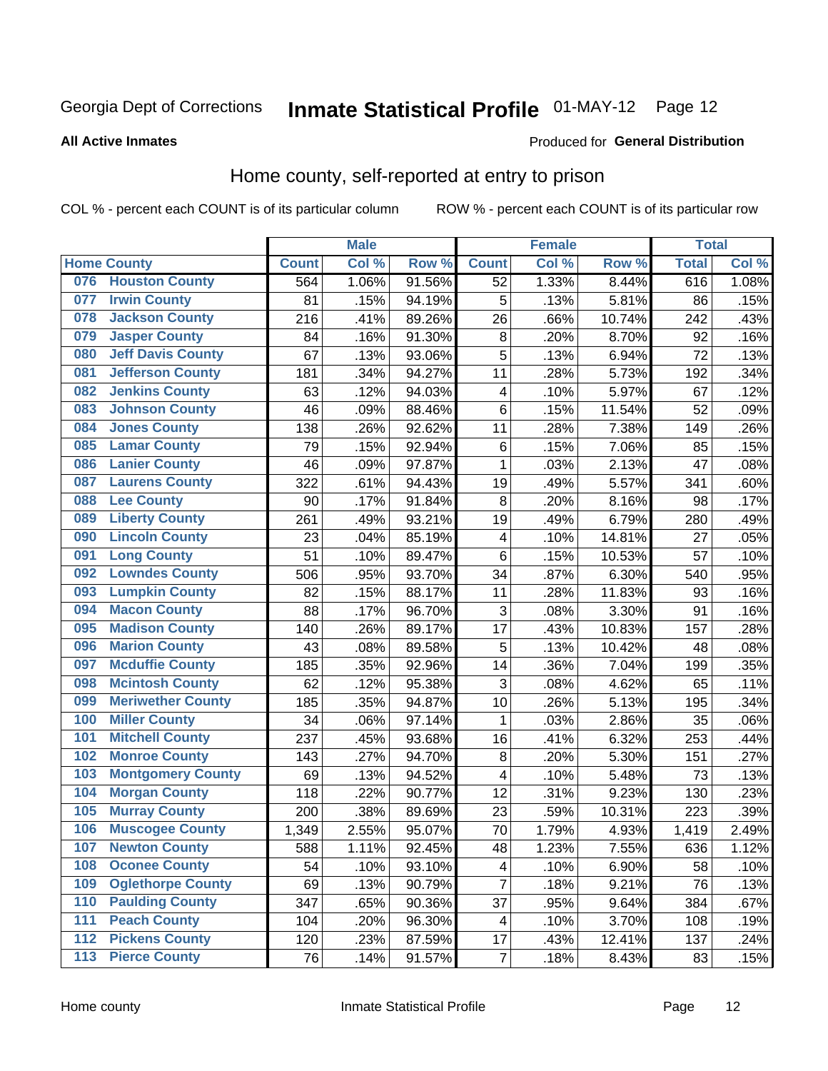Georgia Dept of Corrections **Inmate Statistical Profile** 01-MAY-12

**All Active Inmates**

Produced for **General Distribution**

## Home county, self-reported at entry to prison

COL % - percent each COUNT is of its particular column    ROW % - percent each COUNT is of its particular row

| Home County | | Male | | | Female | | | Total | |
|---|---|---|---|---|---|---|---|---|---|
| | | Count | Col % | Row % | Count | Col % | Row % | Total | Col % |
| 076 | Houston County | 564 | 1.06% | 91.56% | 52 | 1.33% | 8.44% | 616 | 1.08% |
| 077 | Irwin County | 81 | .15% | 94.19% | 5 | .13% | 5.81% | 86 | .15% |
| 078 | Jackson County | 216 | .41% | 89.26% | 26 | .66% | 10.74% | 242 | .43% |
| 079 | Jasper County | 84 | .16% | 91.30% | 8 | .20% | 8.70% | 92 | .16% |
| 080 | Jeff Davis County | 67 | .13% | 93.06% | 5 | .13% | 6.94% | 72 | .13% |
| 081 | Jefferson County | 181 | .34% | 94.27% | 11 | .28% | 5.73% | 192 | .34% |
| 082 | Jenkins County | 63 | .12% | 94.03% | 4 | .10% | 5.97% | 67 | .12% |
| 083 | Johnson County | 46 | .09% | 88.46% | 6 | .15% | 11.54% | 52 | .09% |
| 084 | Jones County | 138 | .26% | 92.62% | 11 | .28% | 7.38% | 149 | .26% |
| 085 | Lamar County | 79 | .15% | 92.94% | 6 | .15% | 7.06% | 85 | .15% |
| 086 | Lanier County | 46 | .09% | 97.87% | 1 | .03% | 2.13% | 47 | .08% |
| 087 | Laurens County | 322 | .61% | 94.43% | 19 | .49% | 5.57% | 341 | .60% |
| 088 | Lee County | 90 | .17% | 91.84% | 8 | .20% | 8.16% | 98 | .17% |
| 089 | Liberty County | 261 | .49% | 93.21% | 19 | .49% | 6.79% | 280 | .49% |
| 090 | Lincoln County | 23 | .04% | 85.19% | 4 | .10% | 14.81% | 27 | .05% |
| 091 | Long County | 51 | .10% | 89.47% | 6 | .15% | 10.53% | 57 | .10% |
| 092 | Lowndes County | 506 | .95% | 93.70% | 34 | .87% | 6.30% | 540 | .95% |
| 093 | Lumpkin County | 82 | .15% | 88.17% | 11 | .28% | 11.83% | 93 | .16% |
| 094 | Macon County | 88 | .17% | 96.70% | 3 | .08% | 3.30% | 91 | .16% |
| 095 | Madison County | 140 | .26% | 89.17% | 17 | .43% | 10.83% | 157 | .28% |
| 096 | Marion County | 43 | .08% | 89.58% | 5 | .13% | 10.42% | 48 | .08% |
| 097 | Mcduffie County | 185 | .35% | 92.96% | 14 | .36% | 7.04% | 199 | .35% |
| 098 | Mcintosh County | 62 | .12% | 95.38% | 3 | .08% | 4.62% | 65 | .11% |
| 099 | Meriwether County | 185 | .35% | 94.87% | 10 | .26% | 5.13% | 195 | .34% |
| 100 | Miller County | 34 | .06% | 97.14% | 1 | .03% | 2.86% | 35 | .06% |
| 101 | Mitchell County | 237 | .45% | 93.68% | 16 | .41% | 6.32% | 253 | .44% |
| 102 | Monroe County | 143 | .27% | 94.70% | 8 | .20% | 5.30% | 151 | .27% |
| 103 | Montgomery County | 69 | .13% | 94.52% | 4 | .10% | 5.48% | 73 | .13% |
| 104 | Morgan County | 118 | .22% | 90.77% | 12 | .31% | 9.23% | 130 | .23% |
| 105 | Murray County | 200 | .38% | 89.69% | 23 | .59% | 10.31% | 223 | .39% |
| 106 | Muscogee County | 1,349 | 2.55% | 95.07% | 70 | 1.79% | 4.93% | 1,419 | 2.49% |
| 107 | Newton County | 588 | 1.11% | 92.45% | 48 | 1.23% | 7.55% | 636 | 1.12% |
| 108 | Oconee County | 54 | .10% | 93.10% | 4 | .10% | 6.90% | 58 | .10% |
| 109 | Oglethorpe County | 69 | .13% | 90.79% | 7 | .18% | 9.21% | 76 | .13% |
| 110 | Paulding County | 347 | .65% | 90.36% | 37 | .95% | 9.64% | 384 | .67% |
| 111 | Peach County | 104 | .20% | 96.30% | 4 | .10% | 3.70% | 108 | .19% |
| 112 | Pickens County | 120 | .23% | 87.59% | 17 | .43% | 12.41% | 137 | .24% |
| 113 | Pierce County | 76 | .14% | 91.57% | 7 | .18% | 8.43% | 83 | .15% |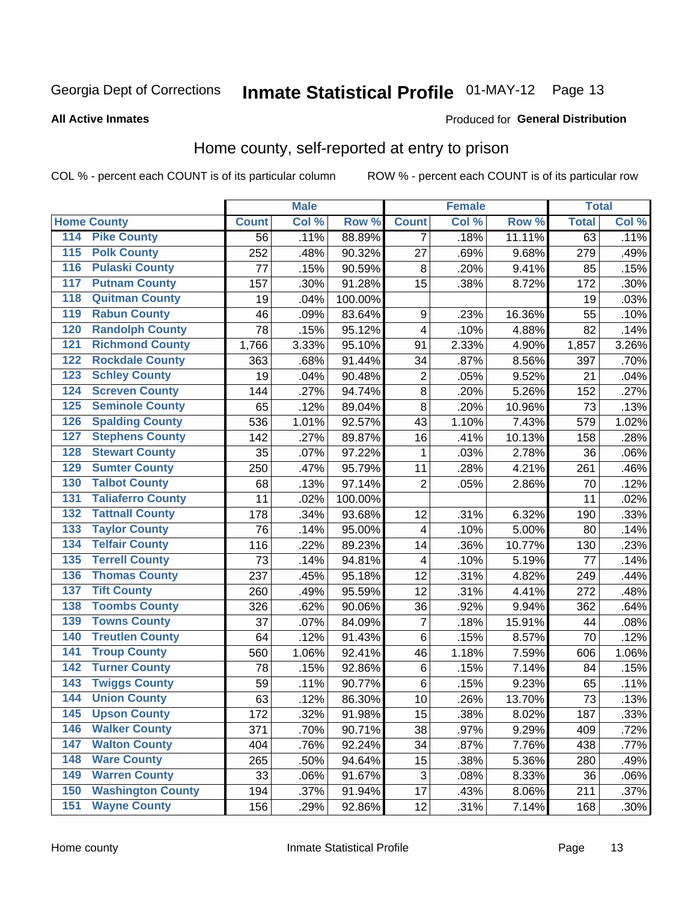Georgia Dept of Corrections **Inmate Statistical Profile** 01-MAY-12 Page 13

**All Active Inmates**

Produced for **General Distribution**

## Home county, self-reported at entry to prison

COL % - percent each COUNT is of its particular column     ROW % - percent each COUNT is of its particular row

| Home County | | Male | | | Female | | | Total | |
|---|---|---|---|---|---|---|---|---|---|
| | | Count | Col % | Row % | Count | Col % | Row % | Total | Col % |
| 114 | Pike County | 56 | .11% | 88.89% | 7 | .18% | 11.11% | 63 | .11% |
| 115 | Polk County | 252 | .48% | 90.32% | 27 | .69% | 9.68% | 279 | .49% |
| 116 | Pulaski County | 77 | .15% | 90.59% | 8 | .20% | 9.41% | 85 | .15% |
| 117 | Putnam County | 157 | .30% | 91.28% | 15 | .38% | 8.72% | 172 | .30% |
| 118 | Quitman County | 19 | .04% | 100.00% | | | | 19 | .03% |
| 119 | Rabun County | 46 | .09% | 83.64% | 9 | .23% | 16.36% | 55 | .10% |
| 120 | Randolph County | 78 | .15% | 95.12% | 4 | .10% | 4.88% | 82 | .14% |
| 121 | Richmond County | 1,766 | 3.33% | 95.10% | 91 | 2.33% | 4.90% | 1,857 | 3.26% |
| 122 | Rockdale County | 363 | .68% | 91.44% | 34 | .87% | 8.56% | 397 | .70% |
| 123 | Schley County | 19 | .04% | 90.48% | 2 | .05% | 9.52% | 21 | .04% |
| 124 | Screven County | 144 | .27% | 94.74% | 8 | .20% | 5.26% | 152 | .27% |
| 125 | Seminole County | 65 | .12% | 89.04% | 8 | .20% | 10.96% | 73 | .13% |
| 126 | Spalding County | 536 | 1.01% | 92.57% | 43 | 1.10% | 7.43% | 579 | 1.02% |
| 127 | Stephens County | 142 | .27% | 89.87% | 16 | .41% | 10.13% | 158 | .28% |
| 128 | Stewart County | 35 | .07% | 97.22% | 1 | .03% | 2.78% | 36 | .06% |
| 129 | Sumter County | 250 | .47% | 95.79% | 11 | .28% | 4.21% | 261 | .46% |
| 130 | Talbot County | 68 | .13% | 97.14% | 2 | .05% | 2.86% | 70 | .12% |
| 131 | Taliaferro County | 11 | .02% | 100.00% | | | | 11 | .02% |
| 132 | Tattnall County | 178 | .34% | 93.68% | 12 | .31% | 6.32% | 190 | .33% |
| 133 | Taylor County | 76 | .14% | 95.00% | 4 | .10% | 5.00% | 80 | .14% |
| 134 | Telfair County | 116 | .22% | 89.23% | 14 | .36% | 10.77% | 130 | .23% |
| 135 | Terrell County | 73 | .14% | 94.81% | 4 | .10% | 5.19% | 77 | .14% |
| 136 | Thomas County | 237 | .45% | 95.18% | 12 | .31% | 4.82% | 249 | .44% |
| 137 | Tift County | 260 | .49% | 95.59% | 12 | .31% | 4.41% | 272 | .48% |
| 138 | Toombs County | 326 | .62% | 90.06% | 36 | .92% | 9.94% | 362 | .64% |
| 139 | Towns County | 37 | .07% | 84.09% | 7 | .18% | 15.91% | 44 | .08% |
| 140 | Treutlen County | 64 | .12% | 91.43% | 6 | .15% | 8.57% | 70 | .12% |
| 141 | Troup County | 560 | 1.06% | 92.41% | 46 | 1.18% | 7.59% | 606 | 1.06% |
| 142 | Turner County | 78 | .15% | 92.86% | 6 | .15% | 7.14% | 84 | .15% |
| 143 | Twiggs County | 59 | .11% | 90.77% | 6 | .15% | 9.23% | 65 | .11% |
| 144 | Union County | 63 | .12% | 86.30% | 10 | .26% | 13.70% | 73 | .13% |
| 145 | Upson County | 172 | .32% | 91.98% | 15 | .38% | 8.02% | 187 | .33% |
| 146 | Walker County | 371 | .70% | 90.71% | 38 | .97% | 9.29% | 409 | .72% |
| 147 | Walton County | 404 | .76% | 92.24% | 34 | .87% | 7.76% | 438 | .77% |
| 148 | Ware County | 265 | .50% | 94.64% | 15 | .38% | 5.36% | 280 | .49% |
| 149 | Warren County | 33 | .06% | 91.67% | 3 | .08% | 8.33% | 36 | .06% |
| 150 | Washington County | 194 | .37% | 91.94% | 17 | .43% | 8.06% | 211 | .37% |
| 151 | Wayne County | 156 | .29% | 92.86% | 12 | .31% | 7.14% | 168 | .30% |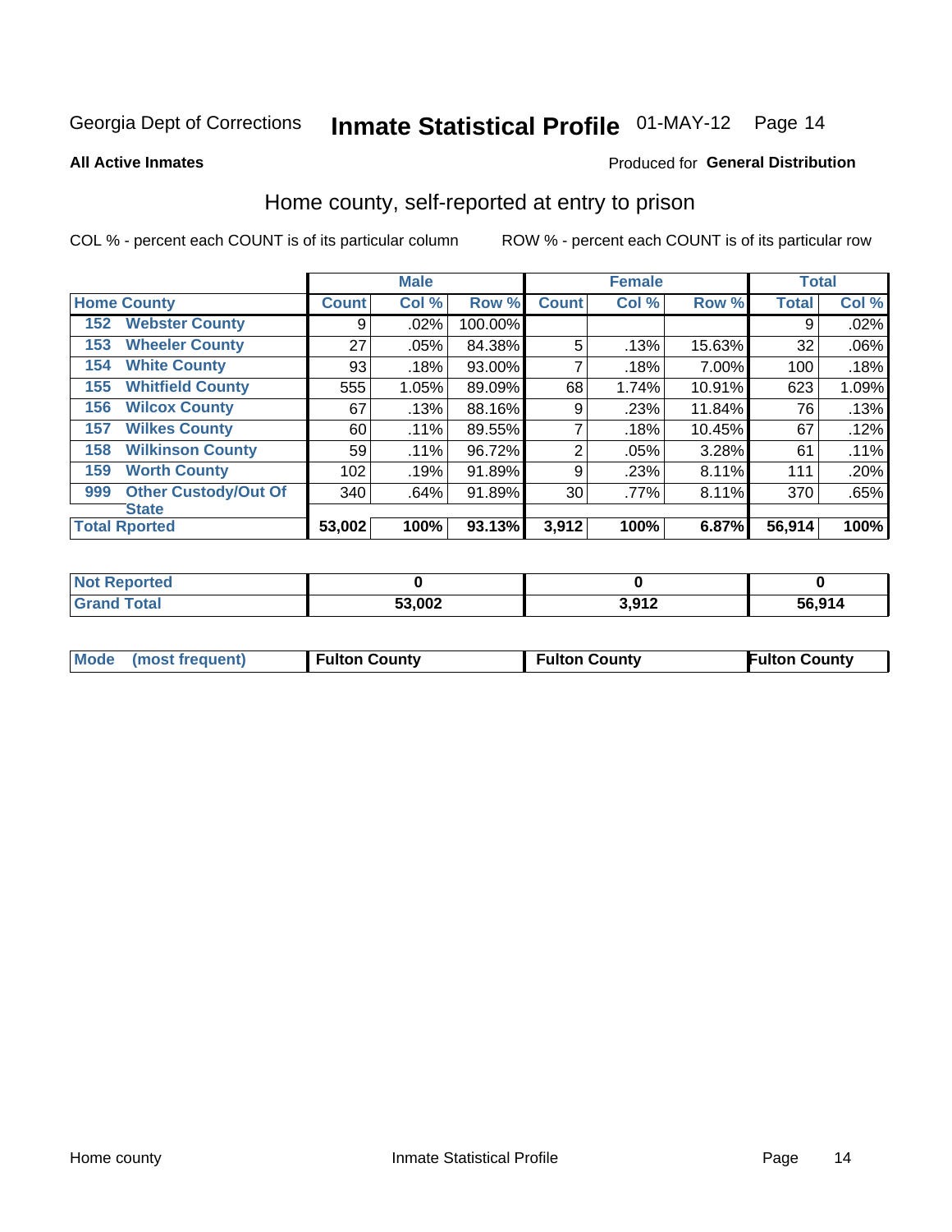Georgia Dept of Corrections **Inmate Statistical Profile** 01-MAY-12

**All Active Inmates**

Produced for **General Distribution**

## Home county, self-reported at entry to prison

COL % - percent each COUNT is of its particular column

ROW % - percent each COUNT is of its particular row

| Home County | | Male | | | Female | | | Total | |
|---|---|---|---|---|---|---|---|---|---|
| | | Count | Col % | Row % | Count | Col % | Row % | Total | Col % |
| 152 | Webster County | 9 | .02% | 100.00% | | | | 9 | .02% |
| 153 | Wheeler County | 27 | .05% | 84.38% | 5 | .13% | 15.63% | 32 | .06% |
| 154 | White County | 93 | .18% | 93.00% | 7 | .18% | 7.00% | 100 | .18% |
| 155 | Whitfield County | 555 | 1.05% | 89.09% | 68 | 1.74% | 10.91% | 623 | 1.09% |
| 156 | Wilcox County | 67 | .13% | 88.16% | 9 | .23% | 11.84% | 76 | .13% |
| 157 | Wilkes County | 60 | .11% | 89.55% | 7 | .18% | 10.45% | 67 | .12% |
| 158 | Wilkinson County | 59 | .11% | 96.72% | 2 | .05% | 3.28% | 61 | .11% |
| 159 | Worth County | 102 | .19% | 91.89% | 9 | .23% | 8.11% | 111 | .20% |
| 999 | Other Custody/Out Of State | 340 | .64% | 91.89% | 30 | .77% | 8.11% | 370 | .65% |
| **Total Rported** | | **53,002** | **100%** | **93.13%** | **3,912** | **100%** | **6.87%** | **56,914** | **100%** |

| | Male | Female | Total |
|---|---|---|---|
| Not Reported | 0 | 0 | 0 |
| Grand Total | 53,002 | 3,912 | 56,914 |

| Mode (most frequent) | Fulton County | Fulton County | Fulton County |
|---|---|---|---|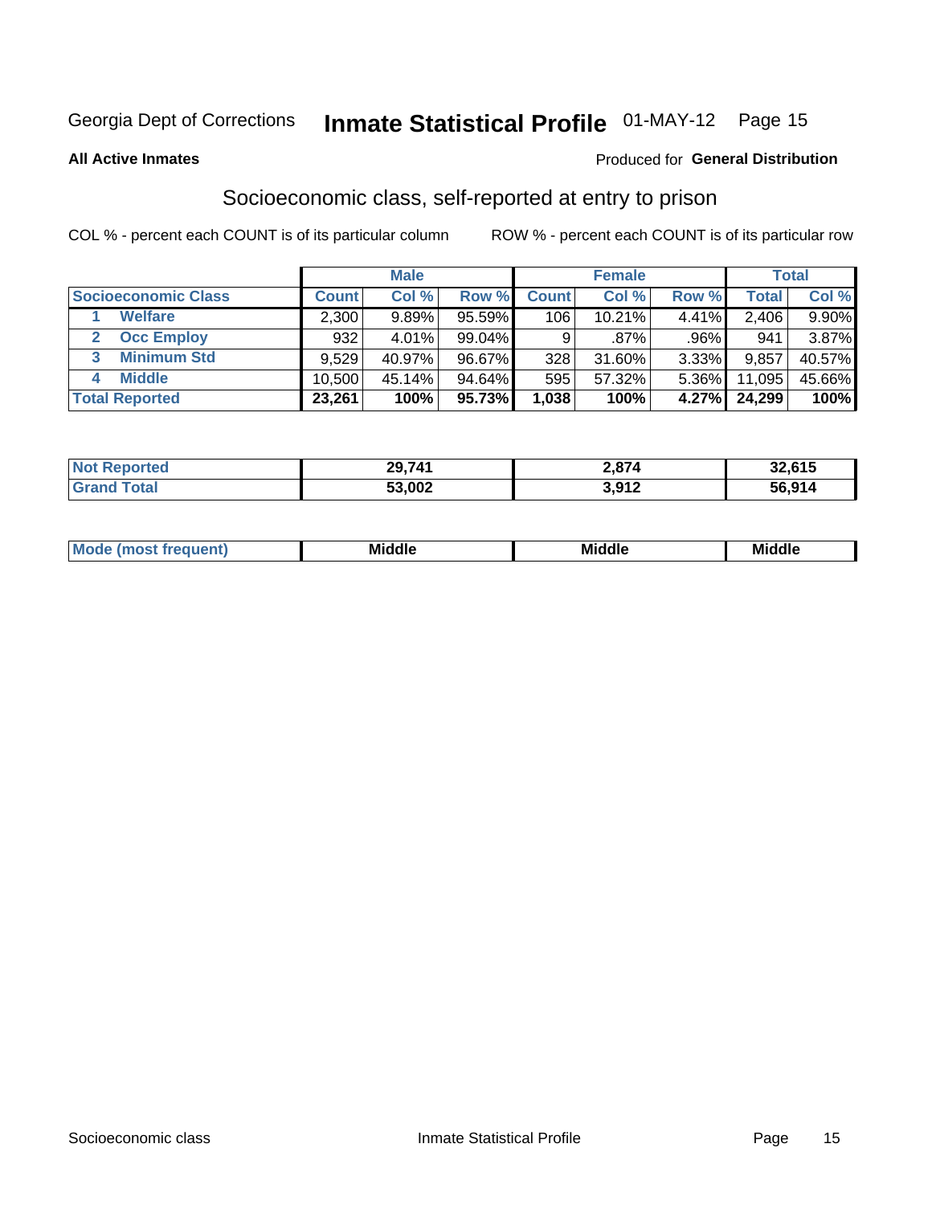Georgia Dept of Corrections **Inmate Statistical Profile** 01-MAY-12

**All Active Inmates**

Produced for **General Distribution**

## Socioeconomic class, self-reported at entry to prison

COL % - percent each COUNT is of its particular column    ROW % - percent each COUNT is of its particular row

| | Male | | | Female | | | Total | |
|---|---|---|---|---|---|---|---|---|
| **Socioeconomic Class** | **Count** | **Col %** | **Row %** | **Count** | **Col %** | **Row %** | **Total** | **Col %** |
| 1 **Welfare** | 2,300 | 9.89% | 95.59% | 106 | 10.21% | 4.41% | 2,406 | 9.90% |
| 2 **Occ Employ** | 932 | 4.01% | 99.04% | 9 | .87% | .96% | 941 | 3.87% |
| 3 **Minimum Std** | 9,529 | 40.97% | 96.67% | 328 | 31.60% | 3.33% | 9,857 | 40.57% |
| 4 **Middle** | 10,500 | 45.14% | 94.64% | 595 | 57.32% | 5.36% | 11,095 | 45.66% |
| **Total Reported** | **23,261** | **100%** | **95.73%** | **1,038** | **100%** | **4.27%** | **24,299** | **100%** |

| | Male | Female | Total |
|---|---|---|---|
| **Not Reported** | **29,741** | **2,874** | **32,615** |
| **Grand Total** | **53,002** | **3,912** | **56,914** |

| | Male | Female | Total |
|---|---|---|---|
| **Mode (most frequent)** | **Middle** | **Middle** | **Middle** |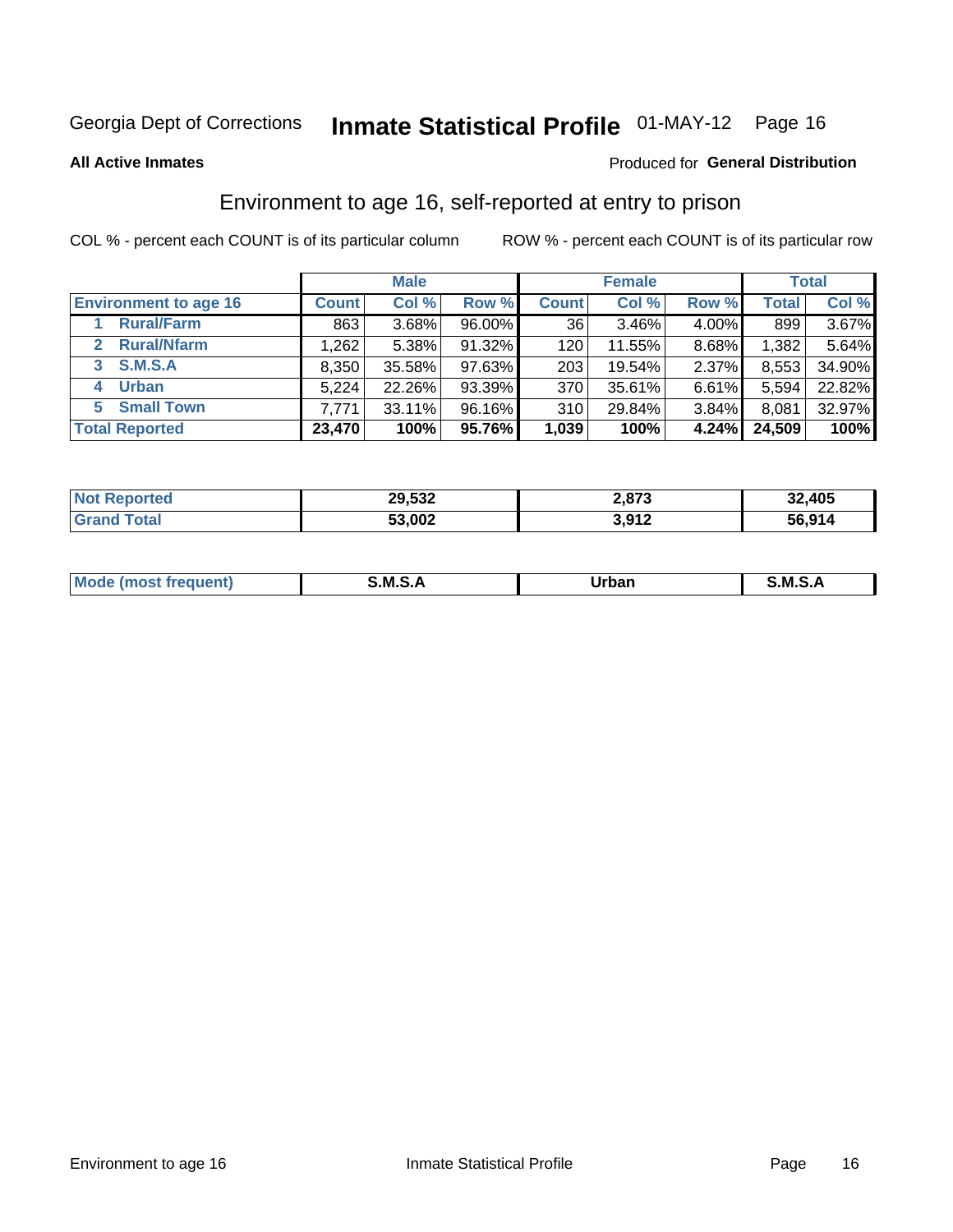Georgia Dept of Corrections **Inmate Statistical Profile** 01-MAY-12

**All Active Inmates**

Produced for **General Distribution**

## Environment to age 16, self-reported at entry to prison

COL % - percent each COUNT is of its particular column    ROW % - percent each COUNT is of its particular row

| | Male | | | Female | | | Total | |
|---|---|---|---|---|---|---|---|---|
| **Environment to age 16** | **Count** | **Col %** | **Row %** | **Count** | **Col %** | **Row %** | **Total** | **Col %** |
| 1 **Rural/Farm** | 863 | 3.68% | 96.00% | 36 | 3.46% | 4.00% | 899 | 3.67% |
| 2 **Rural/Nfarm** | 1,262 | 5.38% | 91.32% | 120 | 11.55% | 8.68% | 1,382 | 5.64% |
| 3 **S.M.S.A** | 8,350 | 35.58% | 97.63% | 203 | 19.54% | 2.37% | 8,553 | 34.90% |
| 4 **Urban** | 5,224 | 22.26% | 93.39% | 370 | 35.61% | 6.61% | 5,594 | 22.82% |
| 5 **Small Town** | 7,771 | 33.11% | 96.16% | 310 | 29.84% | 3.84% | 8,081 | 32.97% |
| **Total Reported** | **23,470** | **100%** | **95.76%** | **1,039** | **100%** | **4.24%** | **24,509** | **100%** |

| | Male | Female | Total |
|---|---|---|---|
| **Not Reported** | **29,532** | **2,873** | **32,405** |
| **Grand Total** | **53,002** | **3,912** | **56,914** |

| | Male | Female | Total |
|---|---|---|---|
| **Mode (most frequent)** | **S.M.S.A** | **Urban** | **S.M.S.A** |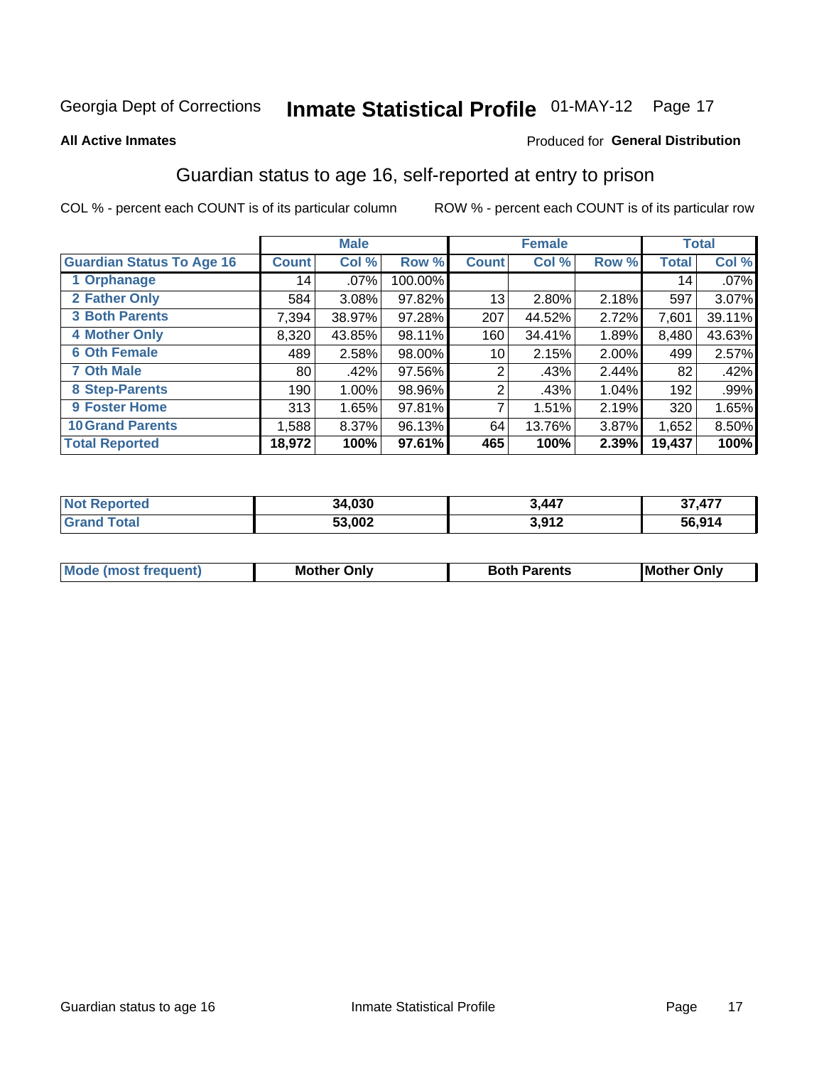Georgia Dept of Corrections **Inmate Statistical Profile** 01-MAY-12

**All Active Inmates**

Produced for **General Distribution**

## Guardian status to age 16, self-reported at entry to prison

COL % - percent each COUNT is of its particular column ROW % - percent each COUNT is of its particular row

| | Male | | | Female | | | Total | |
|---|---|---|---|---|---|---|---|---|
| **Guardian Status To Age 16** | **Count** | **Col %** | **Row %** | **Count** | **Col %** | **Row %** | **Total** | **Col %** |
| 1 Orphanage | 14 | .07% | 100.00% | | | | 14 | .07% |
| 2 Father Only | 584 | 3.08% | 97.82% | 13 | 2.80% | 2.18% | 597 | 3.07% |
| 3 Both Parents | 7,394 | 38.97% | 97.28% | 207 | 44.52% | 2.72% | 7,601 | 39.11% |
| 4 Mother Only | 8,320 | 43.85% | 98.11% | 160 | 34.41% | 1.89% | 8,480 | 43.63% |
| 6 Oth Female | 489 | 2.58% | 98.00% | 10 | 2.15% | 2.00% | 499 | 2.57% |
| 7 Oth Male | 80 | .42% | 97.56% | 2 | .43% | 2.44% | 82 | .42% |
| 8 Step-Parents | 190 | 1.00% | 98.96% | 2 | .43% | 1.04% | 192 | .99% |
| 9 Foster Home | 313 | 1.65% | 97.81% | 7 | 1.51% | 2.19% | 320 | 1.65% |
| 10 Grand Parents | 1,588 | 8.37% | 96.13% | 64 | 13.76% | 3.87% | 1,652 | 8.50% |
| **Total Reported** | **18,972** | **100%** | **97.61%** | **465** | **100%** | **2.39%** | **19,437** | **100%** |

| | Male | Female | Total |
|---|---|---|---|
| Not Reported | 34,030 | 3,447 | 37,477 |
| Grand Total | 53,002 | 3,912 | 56,914 |

| | Male | Female | Total |
|---|---|---|---|
| Mode (most frequent) | Mother Only | Both Parents | Mother Only |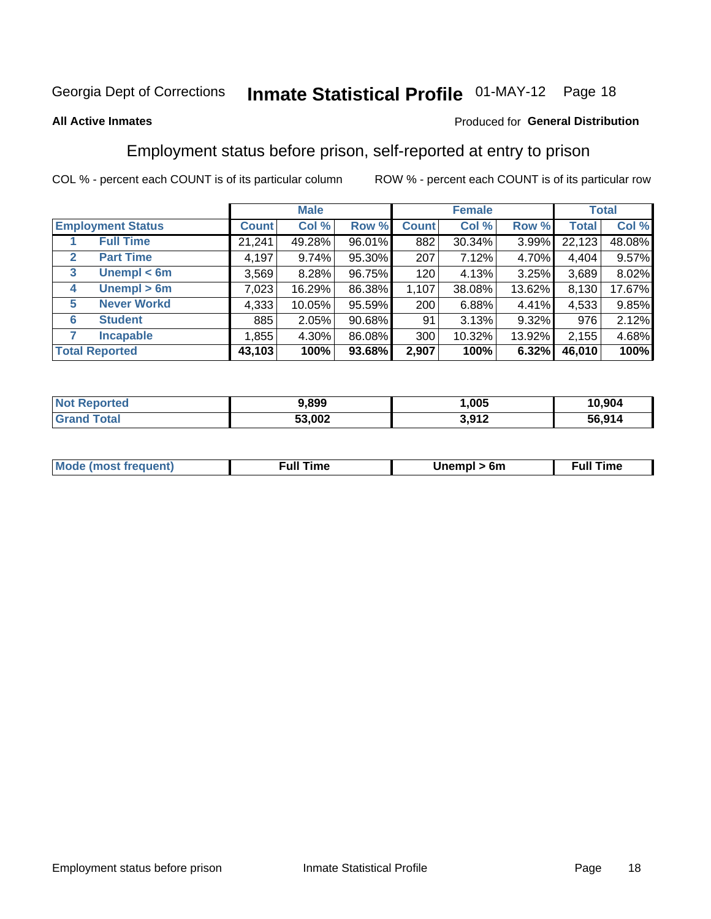Georgia Dept of Corrections **Inmate Statistical Profile** 01-MAY-12

**All Active Inmates**

Produced for **General Distribution**

## Employment status before prison, self-reported at entry to prison

COL % - percent each COUNT is of its particular column    ROW % - percent each COUNT is of its particular row

| Employment Status | | Male | | | Female | | | Total | |
|---|---|---|---|---|---|---|---|---|---|
| | | Count | Col % | Row % | Count | Col % | Row % | Total | Col % |
| 1 | Full Time | 21,241 | 49.28% | 96.01% | 882 | 30.34% | 3.99% | 22,123 | 48.08% |
| 2 | Part Time | 4,197 | 9.74% | 95.30% | 207 | 7.12% | 4.70% | 4,404 | 9.57% |
| 3 | Unempl < 6m | 3,569 | 8.28% | 96.75% | 120 | 4.13% | 3.25% | 3,689 | 8.02% |
| 4 | Unempl > 6m | 7,023 | 16.29% | 86.38% | 1,107 | 38.08% | 13.62% | 8,130 | 17.67% |
| 5 | Never Workd | 4,333 | 10.05% | 95.59% | 200 | 6.88% | 4.41% | 4,533 | 9.85% |
| 6 | Student | 885 | 2.05% | 90.68% | 91 | 3.13% | 9.32% | 976 | 2.12% |
| 7 | Incapable | 1,855 | 4.30% | 86.08% | 300 | 10.32% | 13.92% | 2,155 | 4.68% |
| **Total Reported** | | **43,103** | **100%** | **93.68%** | **2,907** | **100%** | **6.32%** | **46,010** | **100%** |

| | Male | Female | Total |
|---|---|---|---|
| Not Reported | 9,899 | 1,005 | 10,904 |
| Grand Total | 53,002 | 3,912 | 56,914 |

| | Male | Female | Total |
|---|---|---|---|
| Mode (most frequent) | Full Time | Unempl > 6m | Full Time |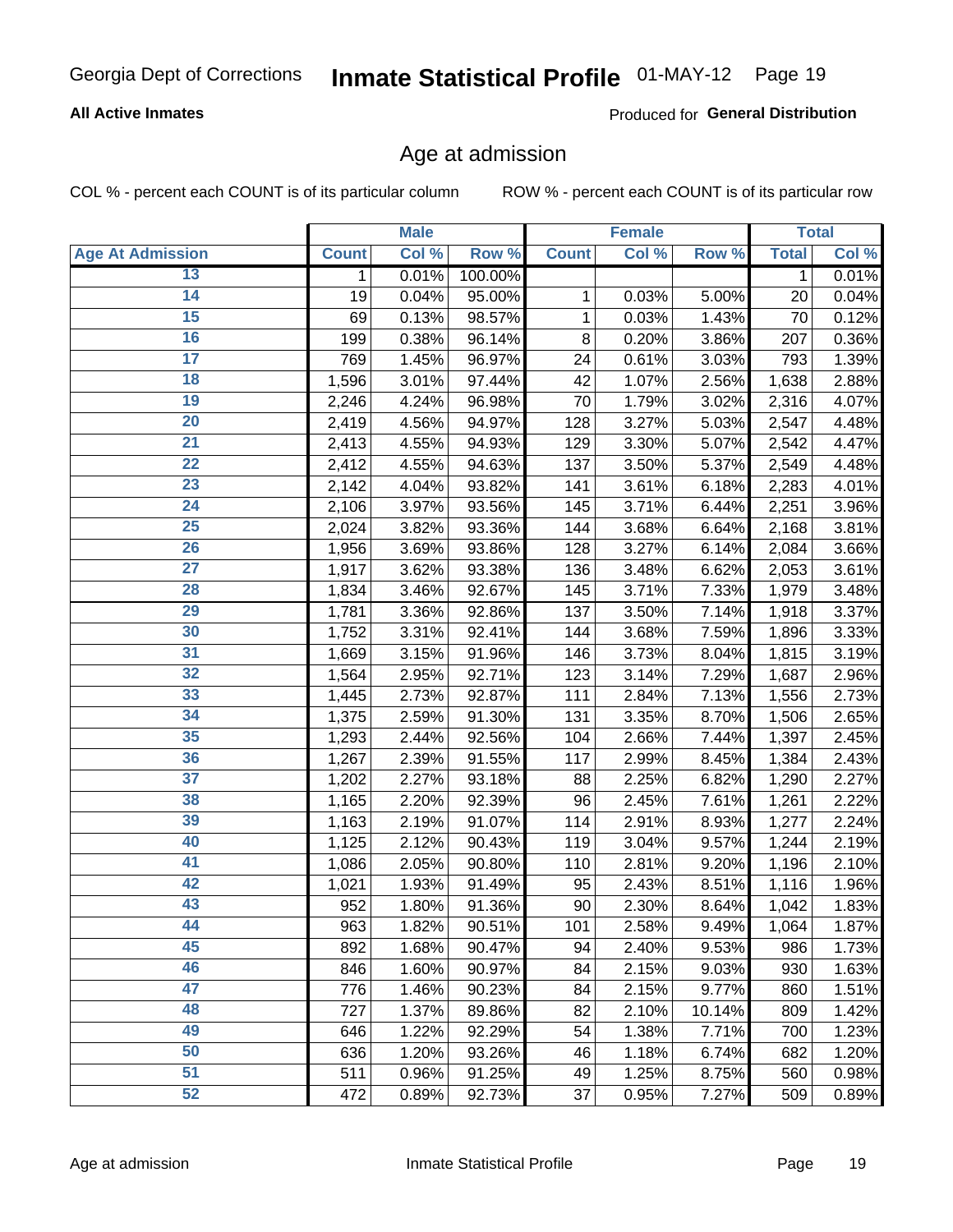Georgia Dept of Corrections **Inmate Statistical Profile** 01-MAY-12

**All Active Inmates**

Produced for **General Distribution**

## Age at admission

COL % - percent each COUNT is of its particular column ROW % - percent each COUNT is of its particular row

| | Male | | | Female | | | Total | |
|---|---|---|---|---|---|---|---|---|
| **Age At Admission** | **Count** | **Col %** | **Row %** | **Count** | **Col %** | **Row %** | **Total** | **Col %** |
| 13 | 1 | 0.01% | 100.00% | | | | 1 | 0.01% |
| 14 | 19 | 0.04% | 95.00% | 1 | 0.03% | 5.00% | 20 | 0.04% |
| 15 | 69 | 0.13% | 98.57% | 1 | 0.03% | 1.43% | 70 | 0.12% |
| 16 | 199 | 0.38% | 96.14% | 8 | 0.20% | 3.86% | 207 | 0.36% |
| 17 | 769 | 1.45% | 96.97% | 24 | 0.61% | 3.03% | 793 | 1.39% |
| 18 | 1,596 | 3.01% | 97.44% | 42 | 1.07% | 2.56% | 1,638 | 2.88% |
| 19 | 2,246 | 4.24% | 96.98% | 70 | 1.79% | 3.02% | 2,316 | 4.07% |
| 20 | 2,419 | 4.56% | 94.97% | 128 | 3.27% | 5.03% | 2,547 | 4.48% |
| 21 | 2,413 | 4.55% | 94.93% | 129 | 3.30% | 5.07% | 2,542 | 4.47% |
| 22 | 2,412 | 4.55% | 94.63% | 137 | 3.50% | 5.37% | 2,549 | 4.48% |
| 23 | 2,142 | 4.04% | 93.82% | 141 | 3.61% | 6.18% | 2,283 | 4.01% |
| 24 | 2,106 | 3.97% | 93.56% | 145 | 3.71% | 6.44% | 2,251 | 3.96% |
| 25 | 2,024 | 3.82% | 93.36% | 144 | 3.68% | 6.64% | 2,168 | 3.81% |
| 26 | 1,956 | 3.69% | 93.86% | 128 | 3.27% | 6.14% | 2,084 | 3.66% |
| 27 | 1,917 | 3.62% | 93.38% | 136 | 3.48% | 6.62% | 2,053 | 3.61% |
| 28 | 1,834 | 3.46% | 92.67% | 145 | 3.71% | 7.33% | 1,979 | 3.48% |
| 29 | 1,781 | 3.36% | 92.86% | 137 | 3.50% | 7.14% | 1,918 | 3.37% |
| 30 | 1,752 | 3.31% | 92.41% | 144 | 3.68% | 7.59% | 1,896 | 3.33% |
| 31 | 1,669 | 3.15% | 91.96% | 146 | 3.73% | 8.04% | 1,815 | 3.19% |
| 32 | 1,564 | 2.95% | 92.71% | 123 | 3.14% | 7.29% | 1,687 | 2.96% |
| 33 | 1,445 | 2.73% | 92.87% | 111 | 2.84% | 7.13% | 1,556 | 2.73% |
| 34 | 1,375 | 2.59% | 91.30% | 131 | 3.35% | 8.70% | 1,506 | 2.65% |
| 35 | 1,293 | 2.44% | 92.56% | 104 | 2.66% | 7.44% | 1,397 | 2.45% |
| 36 | 1,267 | 2.39% | 91.55% | 117 | 2.99% | 8.45% | 1,384 | 2.43% |
| 37 | 1,202 | 2.27% | 93.18% | 88 | 2.25% | 6.82% | 1,290 | 2.27% |
| 38 | 1,165 | 2.20% | 92.39% | 96 | 2.45% | 7.61% | 1,261 | 2.22% |
| 39 | 1,163 | 2.19% | 91.07% | 114 | 2.91% | 8.93% | 1,277 | 2.24% |
| 40 | 1,125 | 2.12% | 90.43% | 119 | 3.04% | 9.57% | 1,244 | 2.19% |
| 41 | 1,086 | 2.05% | 90.80% | 110 | 2.81% | 9.20% | 1,196 | 2.10% |
| 42 | 1,021 | 1.93% | 91.49% | 95 | 2.43% | 8.51% | 1,116 | 1.96% |
| 43 | 952 | 1.80% | 91.36% | 90 | 2.30% | 8.64% | 1,042 | 1.83% |
| 44 | 963 | 1.82% | 90.51% | 101 | 2.58% | 9.49% | 1,064 | 1.87% |
| 45 | 892 | 1.68% | 90.47% | 94 | 2.40% | 9.53% | 986 | 1.73% |
| 46 | 846 | 1.60% | 90.97% | 84 | 2.15% | 9.03% | 930 | 1.63% |
| 47 | 776 | 1.46% | 90.23% | 84 | 2.15% | 9.77% | 860 | 1.51% |
| 48 | 727 | 1.37% | 89.86% | 82 | 2.10% | 10.14% | 809 | 1.42% |
| 49 | 646 | 1.22% | 92.29% | 54 | 1.38% | 7.71% | 700 | 1.23% |
| 50 | 636 | 1.20% | 93.26% | 46 | 1.18% | 6.74% | 682 | 1.20% |
| 51 | 511 | 0.96% | 91.25% | 49 | 1.25% | 8.75% | 560 | 0.98% |
| 52 | 472 | 0.89% | 92.73% | 37 | 0.95% | 7.27% | 509 | 0.89% |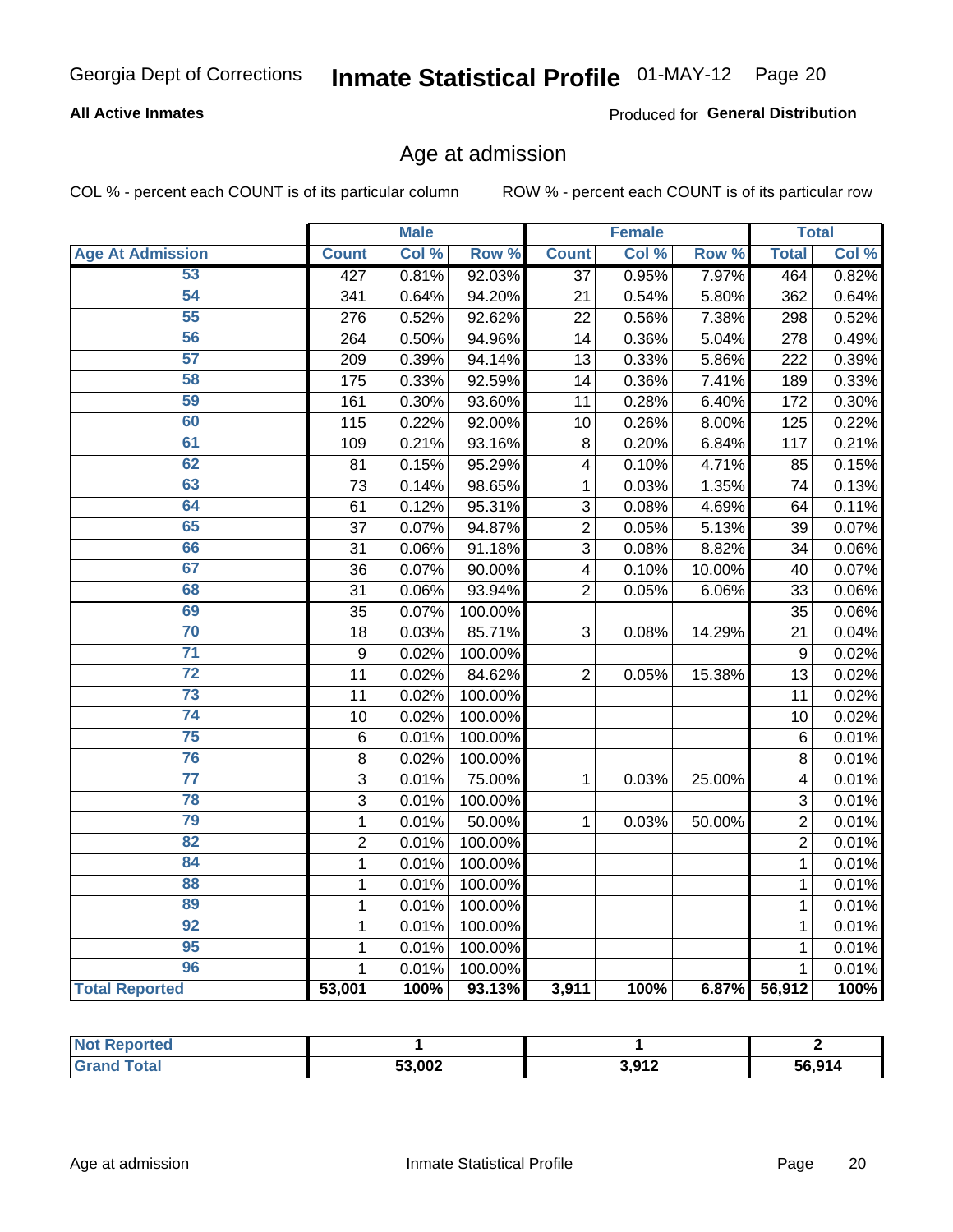Georgia Dept of Corrections **Inmate Statistical Profile** 01-MAY-12

**All Active Inmates**

Produced for **General Distribution**

## Age at admission

COL % - percent each COUNT is of its particular column ROW % - percent each COUNT is of its particular row

| | Male | | | Female | | | Total | |
|---|---|---|---|---|---|---|---|---|
| **Age At Admission** | **Count** | **Col %** | **Row %** | **Count** | **Col %** | **Row %** | **Total** | **Col %** |
| 53 | 427 | 0.81% | 92.03% | 37 | 0.95% | 7.97% | 464 | 0.82% |
| 54 | 341 | 0.64% | 94.20% | 21 | 0.54% | 5.80% | 362 | 0.64% |
| 55 | 276 | 0.52% | 92.62% | 22 | 0.56% | 7.38% | 298 | 0.52% |
| 56 | 264 | 0.50% | 94.96% | 14 | 0.36% | 5.04% | 278 | 0.49% |
| 57 | 209 | 0.39% | 94.14% | 13 | 0.33% | 5.86% | 222 | 0.39% |
| 58 | 175 | 0.33% | 92.59% | 14 | 0.36% | 7.41% | 189 | 0.33% |
| 59 | 161 | 0.30% | 93.60% | 11 | 0.28% | 6.40% | 172 | 0.30% |
| 60 | 115 | 0.22% | 92.00% | 10 | 0.26% | 8.00% | 125 | 0.22% |
| 61 | 109 | 0.21% | 93.16% | 8 | 0.20% | 6.84% | 117 | 0.21% |
| 62 | 81 | 0.15% | 95.29% | 4 | 0.10% | 4.71% | 85 | 0.15% |
| 63 | 73 | 0.14% | 98.65% | 1 | 0.03% | 1.35% | 74 | 0.13% |
| 64 | 61 | 0.12% | 95.31% | 3 | 0.08% | 4.69% | 64 | 0.11% |
| 65 | 37 | 0.07% | 94.87% | 2 | 0.05% | 5.13% | 39 | 0.07% |
| 66 | 31 | 0.06% | 91.18% | 3 | 0.08% | 8.82% | 34 | 0.06% |
| 67 | 36 | 0.07% | 90.00% | 4 | 0.10% | 10.00% | 40 | 0.07% |
| 68 | 31 | 0.06% | 93.94% | 2 | 0.05% | 6.06% | 33 | 0.06% |
| 69 | 35 | 0.07% | 100.00% | | | | 35 | 0.06% |
| 70 | 18 | 0.03% | 85.71% | 3 | 0.08% | 14.29% | 21 | 0.04% |
| 71 | 9 | 0.02% | 100.00% | | | | 9 | 0.02% |
| 72 | 11 | 0.02% | 84.62% | 2 | 0.05% | 15.38% | 13 | 0.02% |
| 73 | 11 | 0.02% | 100.00% | | | | 11 | 0.02% |
| 74 | 10 | 0.02% | 100.00% | | | | 10 | 0.02% |
| 75 | 6 | 0.01% | 100.00% | | | | 6 | 0.01% |
| 76 | 8 | 0.02% | 100.00% | | | | 8 | 0.01% |
| 77 | 3 | 0.01% | 75.00% | 1 | 0.03% | 25.00% | 4 | 0.01% |
| 78 | 3 | 0.01% | 100.00% | | | | 3 | 0.01% |
| 79 | 1 | 0.01% | 50.00% | 1 | 0.03% | 50.00% | 2 | 0.01% |
| 82 | 2 | 0.01% | 100.00% | | | | 2 | 0.01% |
| 84 | 1 | 0.01% | 100.00% | | | | 1 | 0.01% |
| 88 | 1 | 0.01% | 100.00% | | | | 1 | 0.01% |
| 89 | 1 | 0.01% | 100.00% | | | | 1 | 0.01% |
| 92 | 1 | 0.01% | 100.00% | | | | 1 | 0.01% |
| 95 | 1 | 0.01% | 100.00% | | | | 1 | 0.01% |
| 96 | 1 | 0.01% | 100.00% | | | | 1 | 0.01% |
| **Total Reported** | **53,001** | **100%** | **93.13%** | **3,911** | **100%** | **6.87%** | **56,912** | **100%** |

| | Male | Female | Total |
|---|---|---|---|
| **Not Reported** | **1** | **1** | **2** |
| **Grand Total** | **53,002** | **3,912** | **56,914** |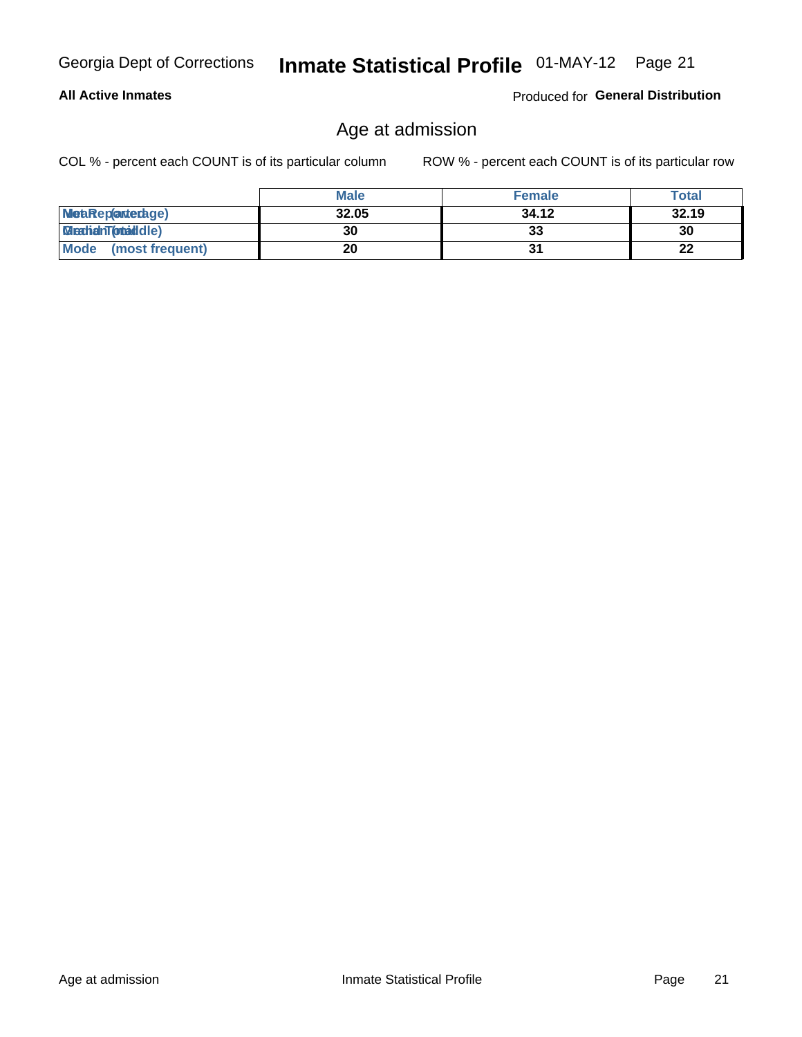## All Active Inmates

Produced for **General Distribution**

# Age at admission

COL % - percent each COUNT is of its particular column

ROW % - percent each COUNT is of its particular row

| | Male | Female | Total |
|---|---|---|---|
| Mean (average) | 32.05 | 34.12 | 32.19 |
| Median (middle) | 30 | 33 | 30 |
| Mode (most frequent) | 20 | 31 | 22 |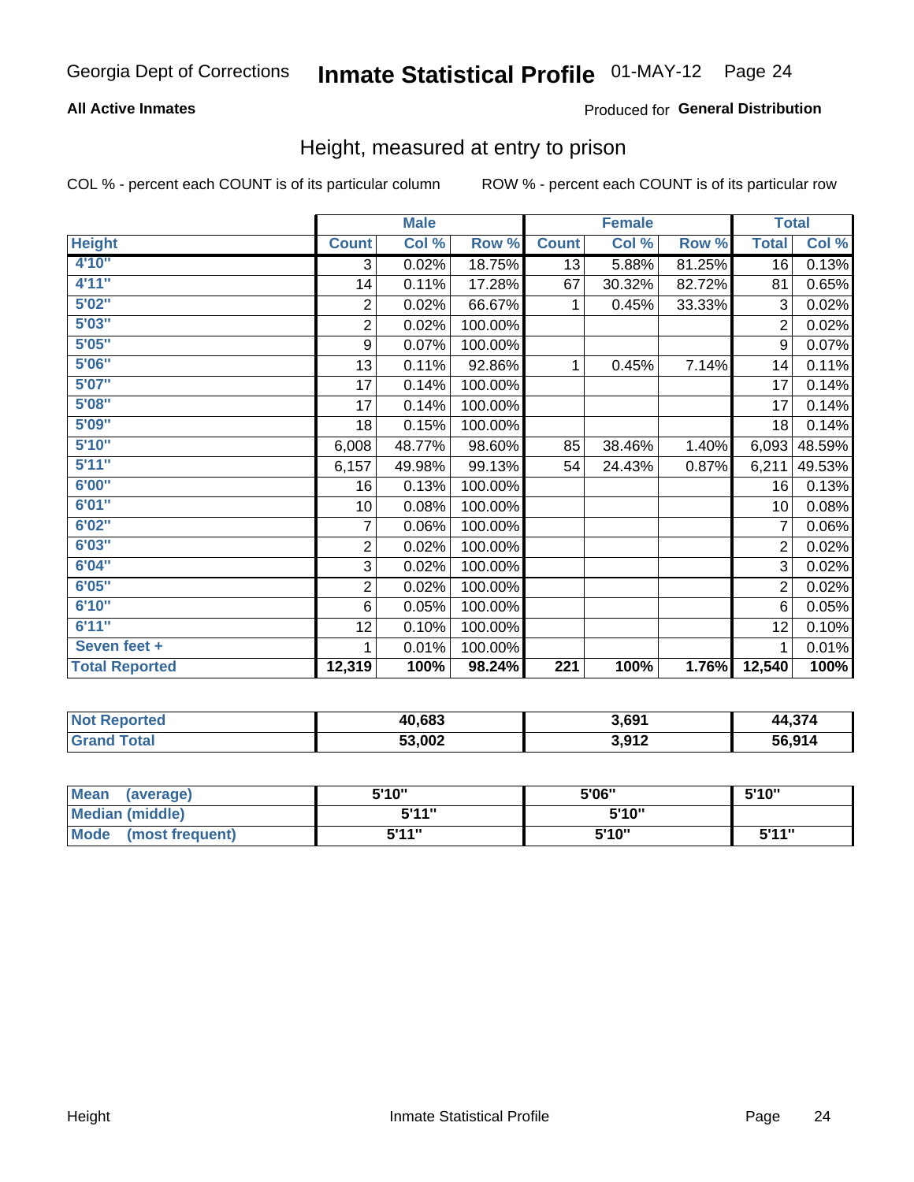Georgia Dept of Corrections **Inmate Statistical Profile** 01-MAY-12 Page 24

**All Active Inmates**

Produced for **General Distribution**

## Height, measured at entry to prison

COL % - percent each COUNT is of its particular column

ROW % - percent each COUNT is of its particular row

| | Male | | | Female | | | Total | |
|---|---|---|---|---|---|---|---|---|
| **Height** | **Count** | **Col %** | **Row %** | **Count** | **Col %** | **Row %** | **Total** | **Col %** |
| **4'10"** | 3 | 0.02% | 18.75% | 13 | 5.88% | 81.25% | 16 | 0.13% |
| **4'11"** | 14 | 0.11% | 17.28% | 67 | 30.32% | 82.72% | 81 | 0.65% |
| **5'02"** | 2 | 0.02% | 66.67% | 1 | 0.45% | 33.33% | 3 | 0.02% |
| **5'03"** | 2 | 0.02% | 100.00% | | | | 2 | 0.02% |
| **5'05"** | 9 | 0.07% | 100.00% | | | | 9 | 0.07% |
| **5'06"** | 13 | 0.11% | 92.86% | 1 | 0.45% | 7.14% | 14 | 0.11% |
| **5'07"** | 17 | 0.14% | 100.00% | | | | 17 | 0.14% |
| **5'08"** | 17 | 0.14% | 100.00% | | | | 17 | 0.14% |
| **5'09"** | 18 | 0.15% | 100.00% | | | | 18 | 0.14% |
| **5'10"** | 6,008 | 48.77% | 98.60% | 85 | 38.46% | 1.40% | 6,093 | 48.59% |
| **5'11"** | 6,157 | 49.98% | 99.13% | 54 | 24.43% | 0.87% | 6,211 | 49.53% |
| **6'00"** | 16 | 0.13% | 100.00% | | | | 16 | 0.13% |
| **6'01"** | 10 | 0.08% | 100.00% | | | | 10 | 0.08% |
| **6'02"** | 7 | 0.06% | 100.00% | | | | 7 | 0.06% |
| **6'03"** | 2 | 0.02% | 100.00% | | | | 2 | 0.02% |
| **6'04"** | 3 | 0.02% | 100.00% | | | | 3 | 0.02% |
| **6'05"** | 2 | 0.02% | 100.00% | | | | 2 | 0.02% |
| **6'10"** | 6 | 0.05% | 100.00% | | | | 6 | 0.05% |
| **6'11"** | 12 | 0.10% | 100.00% | | | | 12 | 0.10% |
| **Seven feet +** | 1 | 0.01% | 100.00% | | | | 1 | 0.01% |
| **Total Reported** | **12,319** | **100%** | **98.24%** | **221** | **100%** | **1.76%** | **12,540** | **100%** |

| | Male | Female | Total |
|---|---|---|---|
| **Not Reported** | **40,683** | **3,691** | **44,374** |
| **Grand Total** | **53,002** | **3,912** | **56,914** |

| | Male | Female | Total |
|---|---|---|---|
| **Mean (average)** | **5'10"** | **5'06"** | **5'10"** |
| **Median (middle)** | **5'11"** | **5'10"** | |
| **Mode (most frequent)** | **5'11"** | **5'10"** | **5'11"** |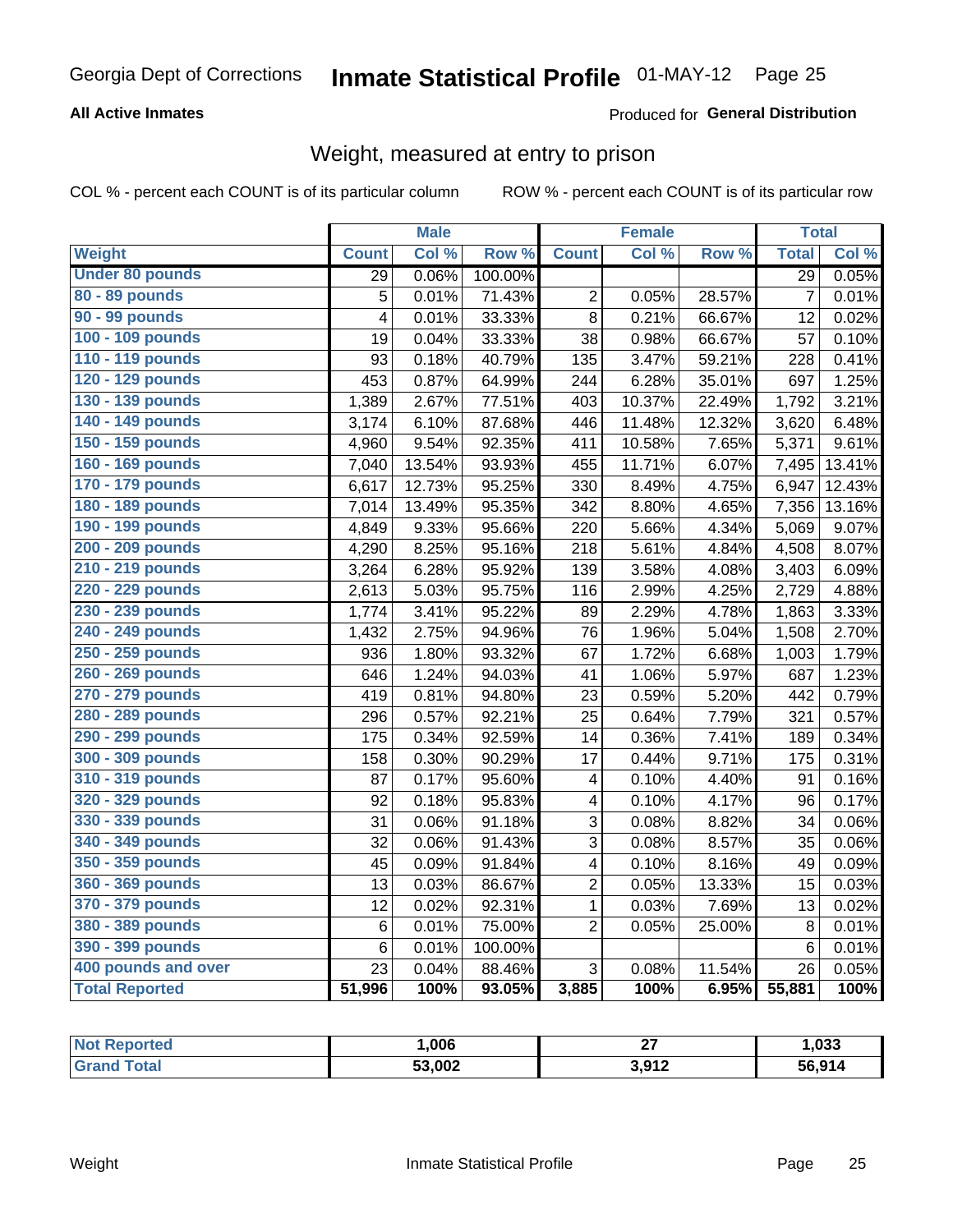Georgia Dept of Corrections **Inmate Statistical Profile** 01-MAY-12 Page 25

**All Active Inmates**

Produced for **General Distribution**

## Weight, measured at entry to prison

COL % - percent each COUNT is of its particular column ROW % - percent each COUNT is of its particular row

| | Male | | | Female | | | Total | |
|---|---|---|---|---|---|---|---|---|
| **Weight** | **Count** | **Col %** | **Row %** | **Count** | **Col %** | **Row %** | **Total** | **Col %** |
| **Under 80 pounds** | 29 | 0.06% | 100.00% | | | | 29 | 0.05% |
| **80 - 89 pounds** | 5 | 0.01% | 71.43% | 2 | 0.05% | 28.57% | 7 | 0.01% |
| **90 - 99 pounds** | 4 | 0.01% | 33.33% | 8 | 0.21% | 66.67% | 12 | 0.02% |
| **100 - 109 pounds** | 19 | 0.04% | 33.33% | 38 | 0.98% | 66.67% | 57 | 0.10% |
| **110 - 119 pounds** | 93 | 0.18% | 40.79% | 135 | 3.47% | 59.21% | 228 | 0.41% |
| **120 - 129 pounds** | 453 | 0.87% | 64.99% | 244 | 6.28% | 35.01% | 697 | 1.25% |
| **130 - 139 pounds** | 1,389 | 2.67% | 77.51% | 403 | 10.37% | 22.49% | 1,792 | 3.21% |
| **140 - 149 pounds** | 3,174 | 6.10% | 87.68% | 446 | 11.48% | 12.32% | 3,620 | 6.48% |
| **150 - 159 pounds** | 4,960 | 9.54% | 92.35% | 411 | 10.58% | 7.65% | 5,371 | 9.61% |
| **160 - 169 pounds** | 7,040 | 13.54% | 93.93% | 455 | 11.71% | 6.07% | 7,495 | 13.41% |
| **170 - 179 pounds** | 6,617 | 12.73% | 95.25% | 330 | 8.49% | 4.75% | 6,947 | 12.43% |
| **180 - 189 pounds** | 7,014 | 13.49% | 95.35% | 342 | 8.80% | 4.65% | 7,356 | 13.16% |
| **190 - 199 pounds** | 4,849 | 9.33% | 95.66% | 220 | 5.66% | 4.34% | 5,069 | 9.07% |
| **200 - 209 pounds** | 4,290 | 8.25% | 95.16% | 218 | 5.61% | 4.84% | 4,508 | 8.07% |
| **210 - 219 pounds** | 3,264 | 6.28% | 95.92% | 139 | 3.58% | 4.08% | 3,403 | 6.09% |
| **220 - 229 pounds** | 2,613 | 5.03% | 95.75% | 116 | 2.99% | 4.25% | 2,729 | 4.88% |
| **230 - 239 pounds** | 1,774 | 3.41% | 95.22% | 89 | 2.29% | 4.78% | 1,863 | 3.33% |
| **240 - 249 pounds** | 1,432 | 2.75% | 94.96% | 76 | 1.96% | 5.04% | 1,508 | 2.70% |
| **250 - 259 pounds** | 936 | 1.80% | 93.32% | 67 | 1.72% | 6.68% | 1,003 | 1.79% |
| **260 - 269 pounds** | 646 | 1.24% | 94.03% | 41 | 1.06% | 5.97% | 687 | 1.23% |
| **270 - 279 pounds** | 419 | 0.81% | 94.80% | 23 | 0.59% | 5.20% | 442 | 0.79% |
| **280 - 289 pounds** | 296 | 0.57% | 92.21% | 25 | 0.64% | 7.79% | 321 | 0.57% |
| **290 - 299 pounds** | 175 | 0.34% | 92.59% | 14 | 0.36% | 7.41% | 189 | 0.34% |
| **300 - 309 pounds** | 158 | 0.30% | 90.29% | 17 | 0.44% | 9.71% | 175 | 0.31% |
| **310 - 319 pounds** | 87 | 0.17% | 95.60% | 4 | 0.10% | 4.40% | 91 | 0.16% |
| **320 - 329 pounds** | 92 | 0.18% | 95.83% | 4 | 0.10% | 4.17% | 96 | 0.17% |
| **330 - 339 pounds** | 31 | 0.06% | 91.18% | 3 | 0.08% | 8.82% | 34 | 0.06% |
| **340 - 349 pounds** | 32 | 0.06% | 91.43% | 3 | 0.08% | 8.57% | 35 | 0.06% |
| **350 - 359 pounds** | 45 | 0.09% | 91.84% | 4 | 0.10% | 8.16% | 49 | 0.09% |
| **360 - 369 pounds** | 13 | 0.03% | 86.67% | 2 | 0.05% | 13.33% | 15 | 0.03% |
| **370 - 379 pounds** | 12 | 0.02% | 92.31% | 1 | 0.03% | 7.69% | 13 | 0.02% |
| **380 - 389 pounds** | 6 | 0.01% | 75.00% | 2 | 0.05% | 25.00% | 8 | 0.01% |
| **390 - 399 pounds** | 6 | 0.01% | 100.00% | | | | 6 | 0.01% |
| **400 pounds and over** | 23 | 0.04% | 88.46% | 3 | 0.08% | 11.54% | 26 | 0.05% |
| **Total Reported** | **51,996** | **100%** | **93.05%** | **3,885** | **100%** | **6.95%** | **55,881** | **100%** |

| | Male | Female | Total |
|---|---|---|---|
| **Not Reported** | **1,006** | **27** | **1,033** |
| **Grand Total** | **53,002** | **3,912** | **56,914** |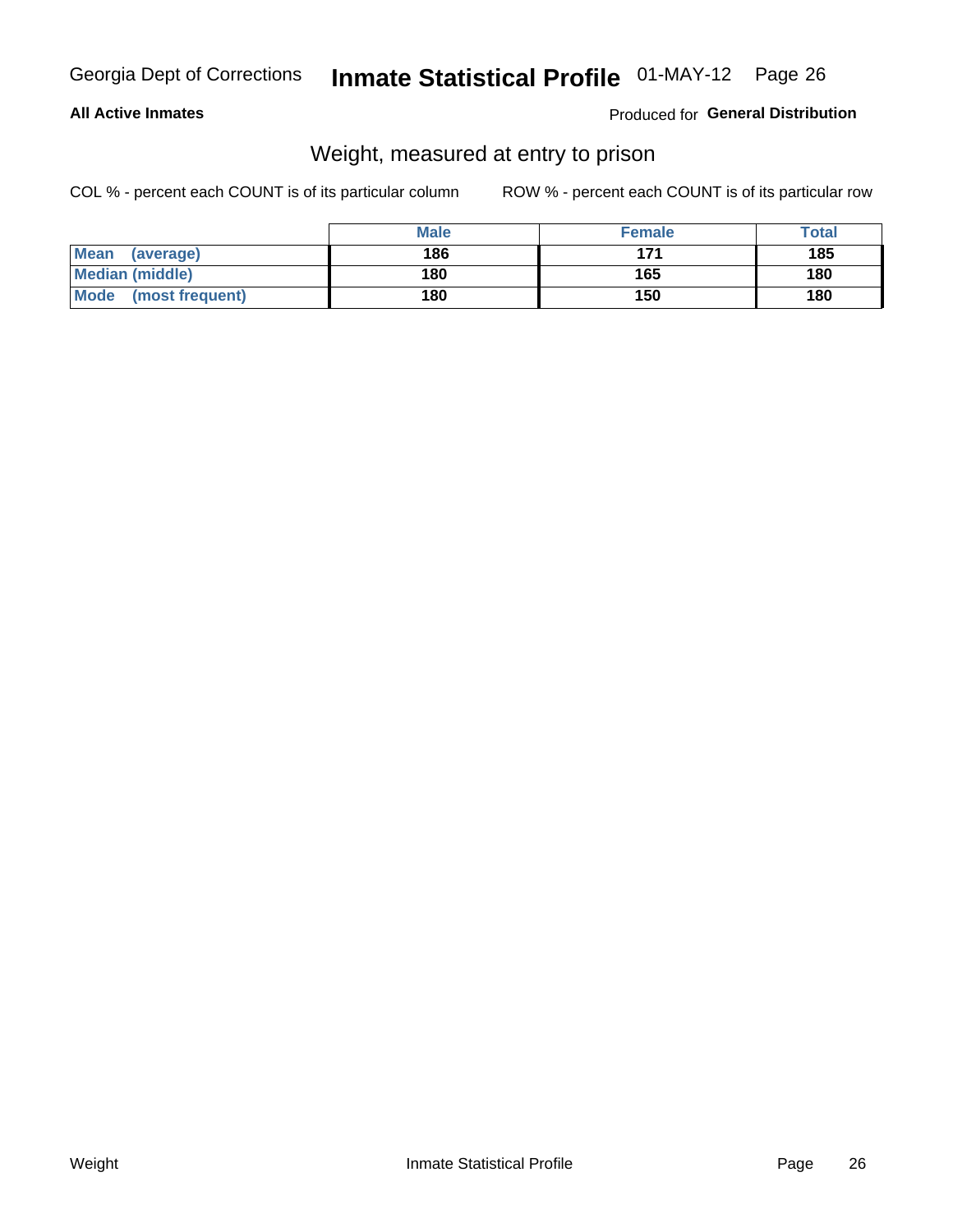Georgia Dept of Corrections **Inmate Statistical Profile** 01-MAY-12

**All Active Inmates**

Produced for **General Distribution**

## Weight, measured at entry to prison

COL % - percent each COUNT is of its particular column   ROW % - percent each COUNT is of its particular row

| | Male | Female | Total |
|---|---|---|---|
| **Mean (average)** | **186** | **171** | **185** |
| **Median (middle)** | **180** | **165** | **180** |
| **Mode (most frequent)** | **180** | **150** | **180** |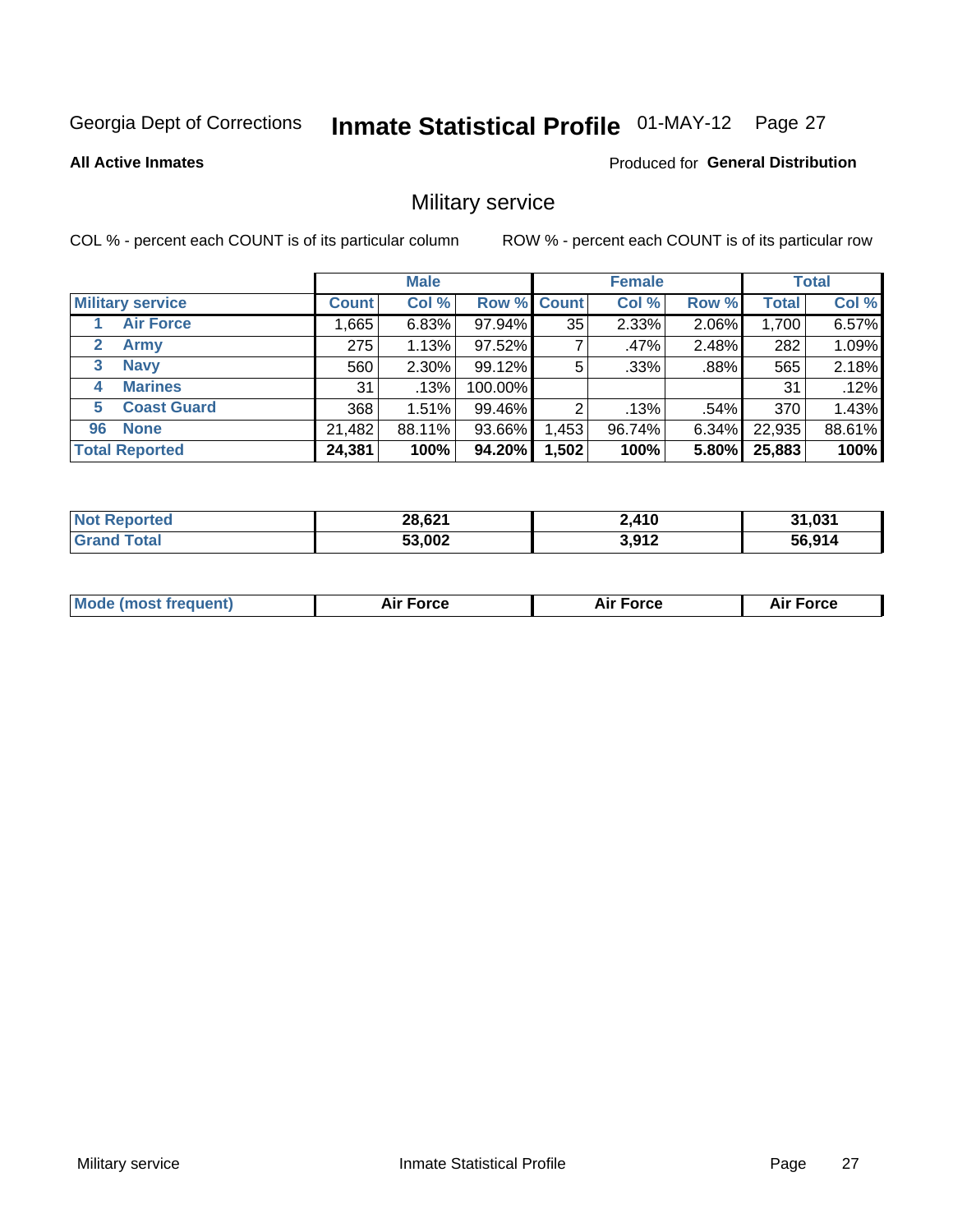Georgia Dept of Corrections **Inmate Statistical Profile** 01-MAY-12

**All Active Inmates**

Produced for **General Distribution**

## Military service

COL % - percent each COUNT is of its particular column

ROW % - percent each COUNT is of its particular row

| | Male | | | Female | | | Total | |
|---|---|---|---|---|---|---|---|---|
| **Military service** | **Count** | **Col %** | **Row %** | **Count** | **Col %** | **Row %** | **Total** | **Col %** |
| 1 **Air Force** | 1,665 | 6.83% | 97.94% | 35 | 2.33% | 2.06% | 1,700 | 6.57% |
| 2 **Army** | 275 | 1.13% | 97.52% | 7 | .47% | 2.48% | 282 | 1.09% |
| 3 **Navy** | 560 | 2.30% | 99.12% | 5 | .33% | .88% | 565 | 2.18% |
| 4 **Marines** | 31 | .13% | 100.00% | | | | 31 | .12% |
| 5 **Coast Guard** | 368 | 1.51% | 99.46% | 2 | .13% | .54% | 370 | 1.43% |
| 96 **None** | 21,482 | 88.11% | 93.66% | 1,453 | 96.74% | 6.34% | 22,935 | 88.61% |
| **Total Reported** | **24,381** | **100%** | **94.20%** | **1,502** | **100%** | **5.80%** | **25,883** | **100%** |

| | Male | Female | Total |
|---|---|---|---|
| **Not Reported** | **28,621** | **2,410** | **31,031** |
| **Grand Total** | **53,002** | **3,912** | **56,914** |

| | Male | Female | Total |
|---|---|---|---|
| **Mode (most frequent)** | **Air Force** | **Air Force** | **Air Force** |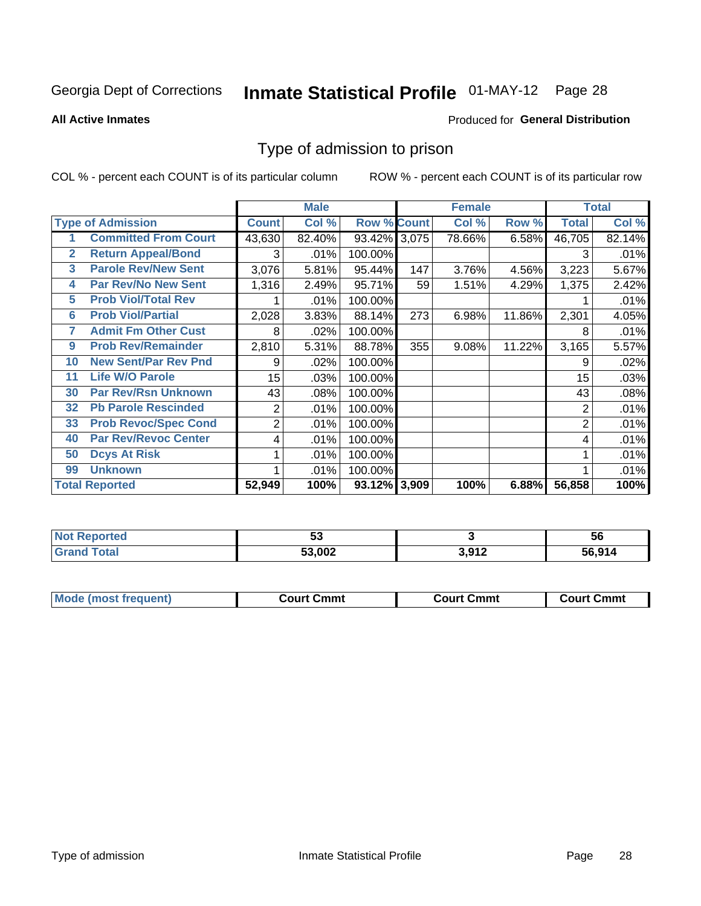Georgia Dept of Corrections **Inmate Statistical Profile** 01-MAY-12

**All Active Inmates**

Produced for **General Distribution**

## Type of admission to prison

COL % - percent each COUNT is of its particular column

ROW % - percent each COUNT is of its particular row

| | | Male | | | Female | | | Total | |
|---|---|---|---|---|---|---|---|---|---|
| **Type of Admission** | | **Count** | **Col %** | **Row %** | **Count** | **Col %** | **Row %** | **Total** | **Col %** |
| 1 | Committed From Court | 43,630 | 82.40% | 93.42% | 3,075 | 78.66% | 6.58% | 46,705 | 82.14% |
| 2 | Return Appeal/Bond | 3 | .01% | 100.00% | | | | 3 | .01% |
| 3 | Parole Rev/New Sent | 3,076 | 5.81% | 95.44% | 147 | 3.76% | 4.56% | 3,223 | 5.67% |
| 4 | Par Rev/No New Sent | 1,316 | 2.49% | 95.71% | 59 | 1.51% | 4.29% | 1,375 | 2.42% |
| 5 | Prob Viol/Total Rev | 1 | .01% | 100.00% | | | | 1 | .01% |
| 6 | Prob Viol/Partial | 2,028 | 3.83% | 88.14% | 273 | 6.98% | 11.86% | 2,301 | 4.05% |
| 7 | Admit Fm Other Cust | 8 | .02% | 100.00% | | | | 8 | .01% |
| 9 | Prob Rev/Remainder | 2,810 | 5.31% | 88.78% | 355 | 9.08% | 11.22% | 3,165 | 5.57% |
| 10 | New Sent/Par Rev Pnd | 9 | .02% | 100.00% | | | | 9 | .02% |
| 11 | Life W/O Parole | 15 | .03% | 100.00% | | | | 15 | .03% |
| 30 | Par Rev/Rsn Unknown | 43 | .08% | 100.00% | | | | 43 | .08% |
| 32 | Pb Parole Rescinded | 2 | .01% | 100.00% | | | | 2 | .01% |
| 33 | Prob Revoc/Spec Cond | 2 | .01% | 100.00% | | | | 2 | .01% |
| 40 | Par Rev/Revoc Center | 4 | .01% | 100.00% | | | | 4 | .01% |
| 50 | Dcys At Risk | 1 | .01% | 100.00% | | | | 1 | .01% |
| 99 | Unknown | 1 | .01% | 100.00% | | | | 1 | .01% |
| **Total Reported** | | **52,949** | **100%** | **93.12%** | **3,909** | **100%** | **6.88%** | **56,858** | **100%** |

| | Male | Female | Total |
|---|---|---|---|
| **Not Reported** | **53** | **3** | **56** |
| **Grand Total** | **53,002** | **3,912** | **56,914** |

| | Male | Female | Total |
|---|---|---|---|
| **Mode (most frequent)** | **Court Cmmt** | **Court Cmmt** | **Court Cmmt** |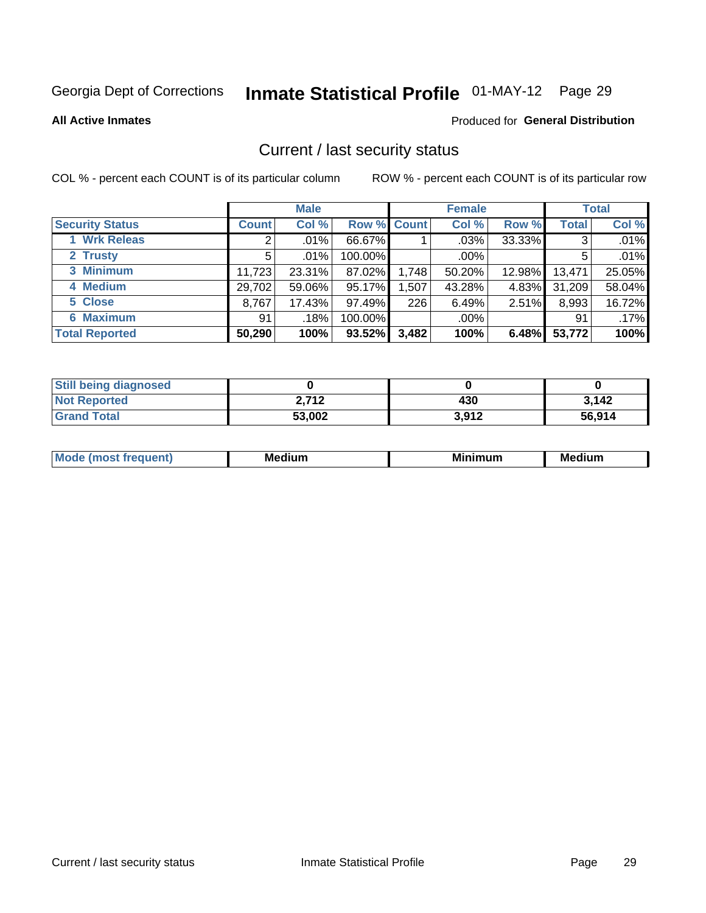Georgia Dept of Corrections **Inmate Statistical Profile** 01-MAY-12

**All Active Inmates**

Produced for **General Distribution**

## Current / last security status

COL % - percent each COUNT is of its particular column    ROW % - percent each COUNT is of its particular row

| | Male | | | Female | | | Total | |
|---|---|---|---|---|---|---|---|---|
| **Security Status** | **Count** | **Col %** | **Row %** | **Count** | **Col %** | **Row %** | **Total** | **Col %** |
| 1 Wrk Releas | 2 | .01% | 66.67% | 1 | .03% | 33.33% | 3 | .01% |
| 2 Trusty | 5 | .01% | 100.00% | | .00% | | 5 | .01% |
| 3 Minimum | 11,723 | 23.31% | 87.02% | 1,748 | 50.20% | 12.98% | 13,471 | 25.05% |
| 4 Medium | 29,702 | 59.06% | 95.17% | 1,507 | 43.28% | 4.83% | 31,209 | 58.04% |
| 5 Close | 8,767 | 17.43% | 97.49% | 226 | 6.49% | 2.51% | 8,993 | 16.72% |
| 6 Maximum | 91 | .18% | 100.00% | | .00% | | 91 | .17% |
| **Total Reported** | **50,290** | **100%** | **93.52%** | **3,482** | **100%** | **6.48%** | **53,772** | **100%** |

| | Male | Female | Total |
|---|---|---|---|
| Still being diagnosed | **0** | **0** | **0** |
| Not Reported | **2,712** | **430** | **3,142** |
| Grand Total | **53,002** | **3,912** | **56,914** |

| | Male | Female | Total |
|---|---|---|---|
| Mode (most frequent) | **Medium** | **Minimum** | **Medium** |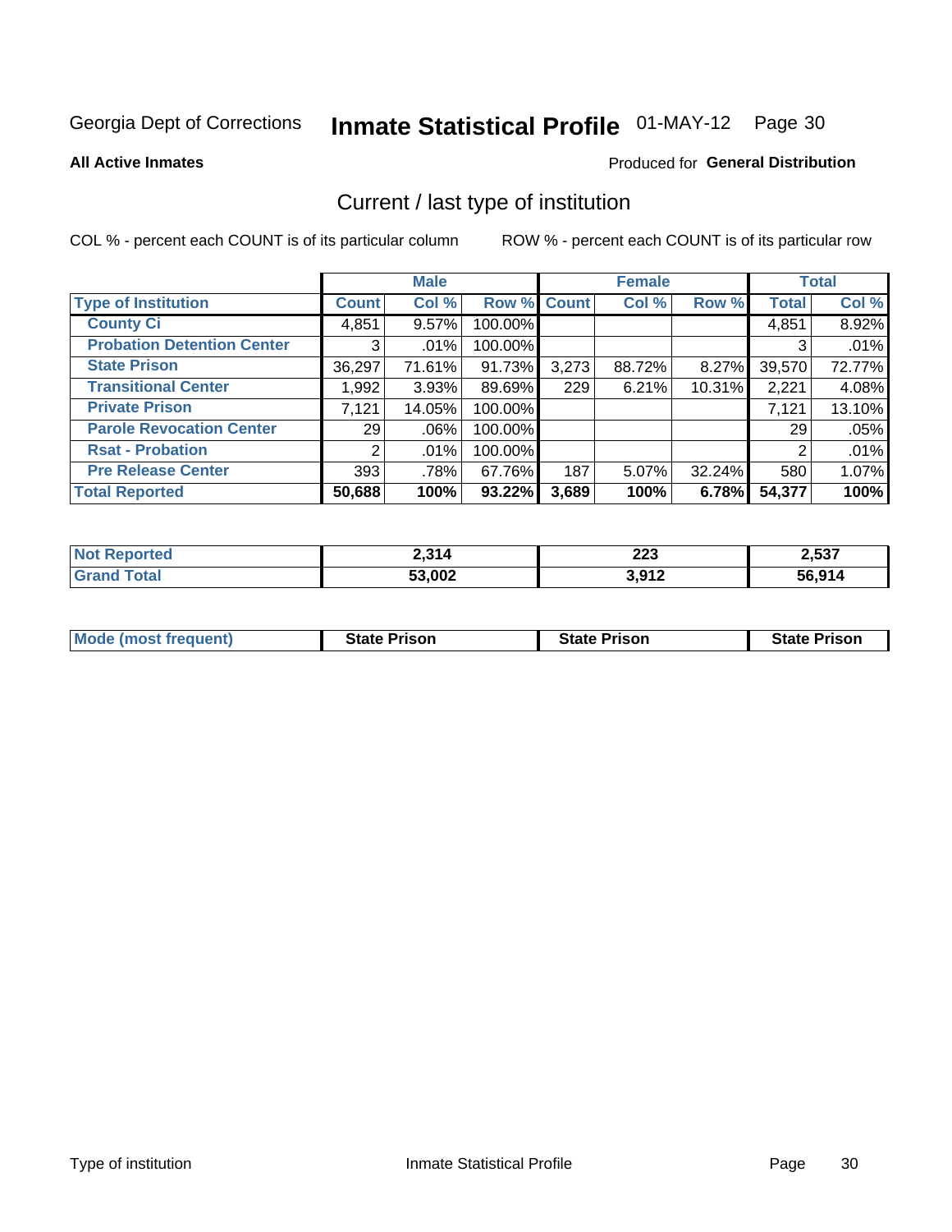Georgia Dept of Corrections **Inmate Statistical Profile** 01-MAY-12

**All Active Inmates**

Produced for **General Distribution**

## Current / last type of institution

COL % - percent each COUNT is of its particular column

ROW % - percent each COUNT is of its particular row

| | Male | | | Female | | | Total | |
|---|---|---|---|---|---|---|---|---|
| **Type of Institution** | **Count** | **Col %** | **Row %** | **Count** | **Col %** | **Row %** | **Total** | **Col %** |
| **County Ci** | 4,851 | 9.57% | 100.00% | | | | 4,851 | 8.92% |
| **Probation Detention Center** | 3 | .01% | 100.00% | | | | 3 | .01% |
| **State Prison** | 36,297 | 71.61% | 91.73% | 3,273 | 88.72% | 8.27% | 39,570 | 72.77% |
| **Transitional Center** | 1,992 | 3.93% | 89.69% | 229 | 6.21% | 10.31% | 2,221 | 4.08% |
| **Private Prison** | 7,121 | 14.05% | 100.00% | | | | 7,121 | 13.10% |
| **Parole Revocation Center** | 29 | .06% | 100.00% | | | | 29 | .05% |
| **Rsat - Probation** | 2 | .01% | 100.00% | | | | 2 | .01% |
| **Pre Release Center** | 393 | .78% | 67.76% | 187 | 5.07% | 32.24% | 580 | 1.07% |
| **Total Reported** | **50,688** | **100%** | **93.22%** | **3,689** | **100%** | **6.78%** | **54,377** | **100%** |

| | Male | Female | Total |
|---|---|---|---|
| **Not Reported** | **2,314** | **223** | **2,537** |
| **Grand Total** | **53,002** | **3,912** | **56,914** |

| | Male | Female | Total |
|---|---|---|---|
| **Mode (most frequent)** | **State Prison** | **State Prison** | **State Prison** |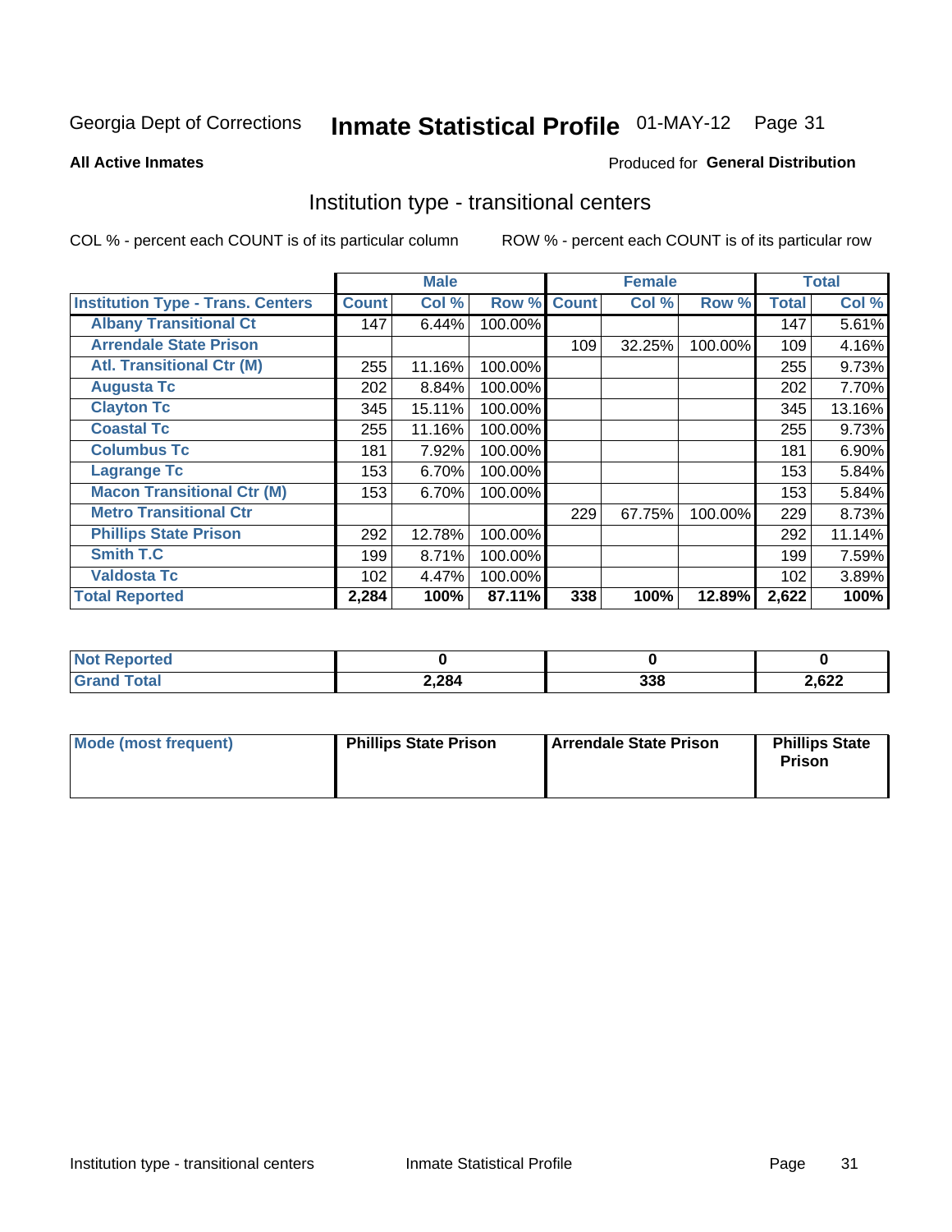Georgia Dept of Corrections **Inmate Statistical Profile** 01-MAY-12

**All Active Inmates**

Produced for **General Distribution**

## Institution type - transitional centers

COL % - percent each COUNT is of its particular column

ROW % - percent each COUNT is of its particular row

| | Male | | | Female | | | Total | |
|---|---|---|---|---|---|---|---|---|
| **Institution Type - Trans. Centers** | **Count** | **Col %** | **Row %** | **Count** | **Col %** | **Row %** | **Total** | **Col %** |
| **Albany Transitional Ct** | 147 | 6.44% | 100.00% | | | | 147 | 5.61% |
| **Arrendale State Prison** | | | | 109 | 32.25% | 100.00% | 109 | 4.16% |
| **Atl. Transitional Ctr (M)** | 255 | 11.16% | 100.00% | | | | 255 | 9.73% |
| **Augusta Tc** | 202 | 8.84% | 100.00% | | | | 202 | 7.70% |
| **Clayton Tc** | 345 | 15.11% | 100.00% | | | | 345 | 13.16% |
| **Coastal Tc** | 255 | 11.16% | 100.00% | | | | 255 | 9.73% |
| **Columbus Tc** | 181 | 7.92% | 100.00% | | | | 181 | 6.90% |
| **Lagrange Tc** | 153 | 6.70% | 100.00% | | | | 153 | 5.84% |
| **Macon Transitional Ctr (M)** | 153 | 6.70% | 100.00% | | | | 153 | 5.84% |
| **Metro Transitional Ctr** | | | | 229 | 67.75% | 100.00% | 229 | 8.73% |
| **Phillips State Prison** | 292 | 12.78% | 100.00% | | | | 292 | 11.14% |
| **Smith T.C** | 199 | 8.71% | 100.00% | | | | 199 | 7.59% |
| **Valdosta Tc** | 102 | 4.47% | 100.00% | | | | 102 | 3.89% |
| **Total Reported** | **2,284** | **100%** | **87.11%** | **338** | **100%** | **12.89%** | **2,622** | **100%** |

| | Male | Female | Total |
|---|---|---|---|
| **Not Reported** | **0** | **0** | **0** |
| **Grand Total** | **2,284** | **338** | **2,622** |

| | Male | Female | Total |
|---|---|---|---|
| **Mode (most frequent)** | **Phillips State Prison** | **Arrendale State Prison** | **Phillips State Prison** |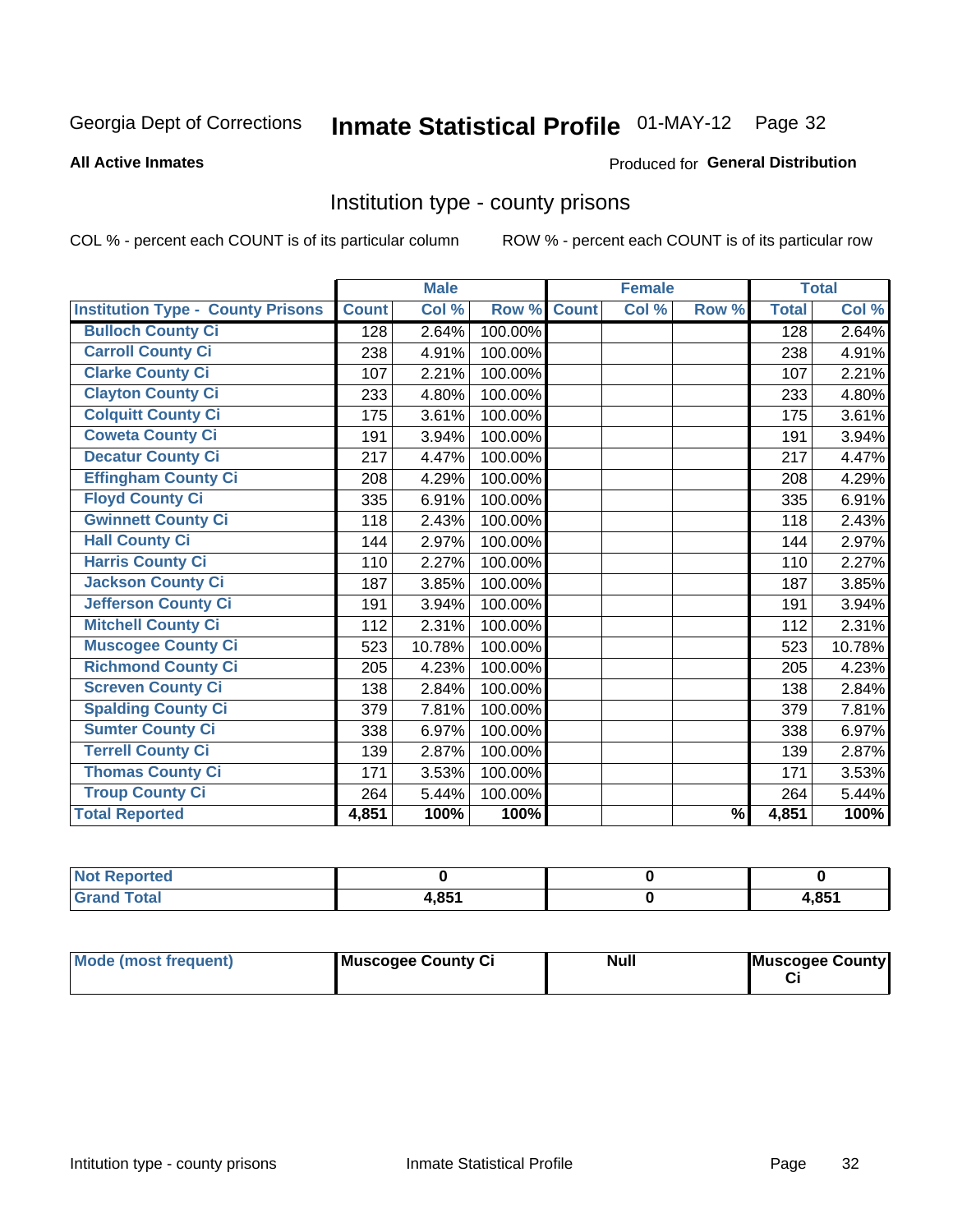Georgia Dept of Corrections **Inmate Statistical Profile** 01-MAY-12

**All Active Inmates**

Produced for **General Distribution**

## Institution type - county prisons

COL % - percent each COUNT is of its particular column

ROW % - percent each COUNT is of its particular row

| Institution Type - County Prisons | Male | | | Female | | | Total | |
|---|---|---|---|---|---|---|---|---|
| | Count | Col % | Row % | Count | Col % | Row % | Total | Col % |
| Bulloch County Ci | 128 | 2.64% | 100.00% | | | | 128 | 2.64% |
| Carroll County Ci | 238 | 4.91% | 100.00% | | | | 238 | 4.91% |
| Clarke County Ci | 107 | 2.21% | 100.00% | | | | 107 | 2.21% |
| Clayton County Ci | 233 | 4.80% | 100.00% | | | | 233 | 4.80% |
| Colquitt County Ci | 175 | 3.61% | 100.00% | | | | 175 | 3.61% |
| Coweta County Ci | 191 | 3.94% | 100.00% | | | | 191 | 3.94% |
| Decatur County Ci | 217 | 4.47% | 100.00% | | | | 217 | 4.47% |
| Effingham County Ci | 208 | 4.29% | 100.00% | | | | 208 | 4.29% |
| Floyd County Ci | 335 | 6.91% | 100.00% | | | | 335 | 6.91% |
| Gwinnett County Ci | 118 | 2.43% | 100.00% | | | | 118 | 2.43% |
| Hall County Ci | 144 | 2.97% | 100.00% | | | | 144 | 2.97% |
| Harris County Ci | 110 | 2.27% | 100.00% | | | | 110 | 2.27% |
| Jackson County Ci | 187 | 3.85% | 100.00% | | | | 187 | 3.85% |
| Jefferson County Ci | 191 | 3.94% | 100.00% | | | | 191 | 3.94% |
| Mitchell County Ci | 112 | 2.31% | 100.00% | | | | 112 | 2.31% |
| Muscogee County Ci | 523 | 10.78% | 100.00% | | | | 523 | 10.78% |
| Richmond County Ci | 205 | 4.23% | 100.00% | | | | 205 | 4.23% |
| Screven County Ci | 138 | 2.84% | 100.00% | | | | 138 | 2.84% |
| Spalding County Ci | 379 | 7.81% | 100.00% | | | | 379 | 7.81% |
| Sumter County Ci | 338 | 6.97% | 100.00% | | | | 338 | 6.97% |
| Terrell County Ci | 139 | 2.87% | 100.00% | | | | 139 | 2.87% |
| Thomas County Ci | 171 | 3.53% | 100.00% | | | | 171 | 3.53% |
| Troup County Ci | 264 | 5.44% | 100.00% | | | | 264 | 5.44% |
| Total Reported | 4,851 | 100% | 100% | | | % | 4,851 | 100% |

| | Male | Female | Total |
|---|---|---|---|
| Not Reported | 0 | 0 | 0 |
| Grand Total | 4,851 | 0 | 4,851 |

| | Male | Female | Total |
|---|---|---|---|
| Mode (most frequent) | Muscogee County Ci | Null | Muscogee County Ci |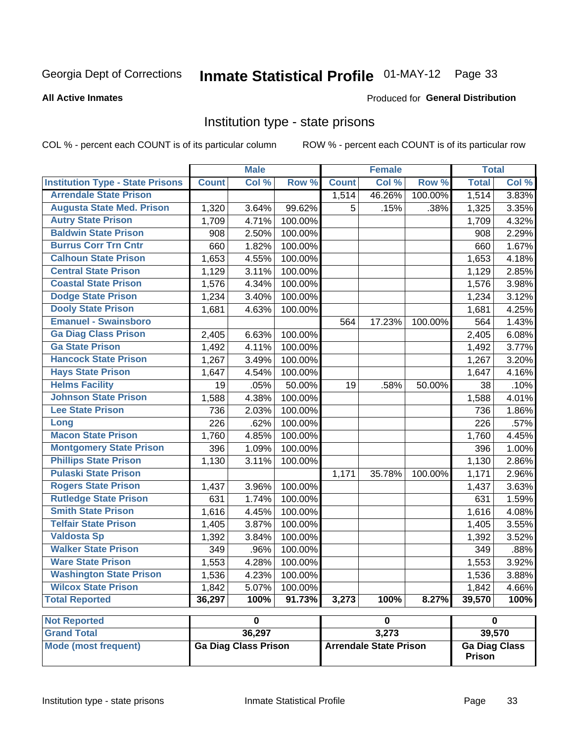Georgia Dept of Corrections **Inmate Statistical Profile** 01-MAY-12 Page 33

**All Active Inmates**

Produced for **General Distribution**

## Institution type - state prisons

COL % - percent each COUNT is of its particular column

ROW % - percent each COUNT is of its particular row

| | Male | | | Female | | | Total | |
|---|---|---|---|---|---|---|---|---|
| **Institution Type - State Prisons** | **Count** | **Col %** | **Row %** | **Count** | **Col %** | **Row %** | **Total** | **Col %** |
| **Arrendale State Prison** | | | | 1,514 | 46.26% | 100.00% | 1,514 | 3.83% |
| **Augusta State Med. Prison** | 1,320 | 3.64% | 99.62% | 5 | .15% | .38% | 1,325 | 3.35% |
| **Autry State Prison** | 1,709 | 4.71% | 100.00% | | | | 1,709 | 4.32% |
| **Baldwin State Prison** | 908 | 2.50% | 100.00% | | | | 908 | 2.29% |
| **Burrus Corr Trn Cntr** | 660 | 1.82% | 100.00% | | | | 660 | 1.67% |
| **Calhoun State Prison** | 1,653 | 4.55% | 100.00% | | | | 1,653 | 4.18% |
| **Central State Prison** | 1,129 | 3.11% | 100.00% | | | | 1,129 | 2.85% |
| **Coastal State Prison** | 1,576 | 4.34% | 100.00% | | | | 1,576 | 3.98% |
| **Dodge State Prison** | 1,234 | 3.40% | 100.00% | | | | 1,234 | 3.12% |
| **Dooly State Prison** | 1,681 | 4.63% | 100.00% | | | | 1,681 | 4.25% |
| **Emanuel - Swainsboro** | | | | 564 | 17.23% | 100.00% | 564 | 1.43% |
| **Ga Diag Class Prison** | 2,405 | 6.63% | 100.00% | | | | 2,405 | 6.08% |
| **Ga State Prison** | 1,492 | 4.11% | 100.00% | | | | 1,492 | 3.77% |
| **Hancock State Prison** | 1,267 | 3.49% | 100.00% | | | | 1,267 | 3.20% |
| **Hays State Prison** | 1,647 | 4.54% | 100.00% | | | | 1,647 | 4.16% |
| **Helms Facility** | 19 | .05% | 50.00% | 19 | .58% | 50.00% | 38 | .10% |
| **Johnson State Prison** | 1,588 | 4.38% | 100.00% | | | | 1,588 | 4.01% |
| **Lee State Prison** | 736 | 2.03% | 100.00% | | | | 736 | 1.86% |
| **Long** | 226 | .62% | 100.00% | | | | 226 | .57% |
| **Macon State Prison** | 1,760 | 4.85% | 100.00% | | | | 1,760 | 4.45% |
| **Montgomery State Prison** | 396 | 1.09% | 100.00% | | | | 396 | 1.00% |
| **Phillips State Prison** | 1,130 | 3.11% | 100.00% | | | | 1,130 | 2.86% |
| **Pulaski State Prison** | | | | 1,171 | 35.78% | 100.00% | 1,171 | 2.96% |
| **Rogers State Prison** | 1,437 | 3.96% | 100.00% | | | | 1,437 | 3.63% |
| **Rutledge State Prison** | 631 | 1.74% | 100.00% | | | | 631 | 1.59% |
| **Smith State Prison** | 1,616 | 4.45% | 100.00% | | | | 1,616 | 4.08% |
| **Telfair State Prison** | 1,405 | 3.87% | 100.00% | | | | 1,405 | 3.55% |
| **Valdosta Sp** | 1,392 | 3.84% | 100.00% | | | | 1,392 | 3.52% |
| **Walker State Prison** | 349 | .96% | 100.00% | | | | 349 | .88% |
| **Ware State Prison** | 1,553 | 4.28% | 100.00% | | | | 1,553 | 3.92% |
| **Washington State Prison** | 1,536 | 4.23% | 100.00% | | | | 1,536 | 3.88% |
| **Wilcox State Prison** | 1,842 | 5.07% | 100.00% | | | | 1,842 | 4.66% |
| **Total Reported** | **36,297** | **100%** | **91.73%** | **3,273** | **100%** | **8.27%** | **39,570** | **100%** |

| | Male | Female | Total |
|---|---|---|---|
| **Not Reported** | **0** | **0** | **0** |
| **Grand Total** | **36,297** | **3,273** | **39,570** |
| **Mode (most frequent)** | **Ga Diag Class Prison** | **Arrendale State Prison** | **Ga Diag Class Prison** |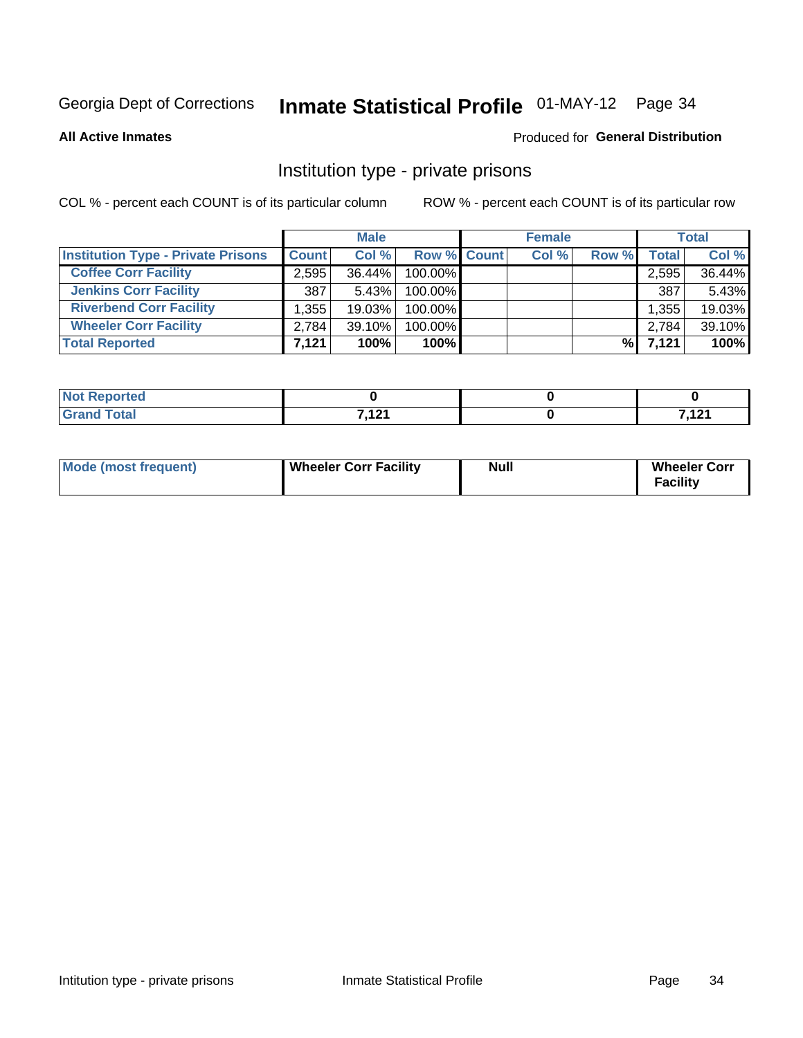Georgia Dept of Corrections **Inmate Statistical Profile** 01-MAY-12

**All Active Inmates**

Produced for **General Distribution**

## Institution type - private prisons

COL % - percent each COUNT is of its particular column

ROW % - percent each COUNT is of its particular row

| | Male | | | Female | | | Total | |
|---|---|---|---|---|---|---|---|---|
| **Institution Type - Private Prisons** | **Count** | **Col %** | **Row %** | **Count** | **Col %** | **Row %** | **Total** | **Col %** |
| **Coffee Corr Facility** | 2,595 | 36.44% | 100.00% | | | | 2,595 | 36.44% |
| **Jenkins Corr Facility** | 387 | 5.43% | 100.00% | | | | 387 | 5.43% |
| **Riverbend Corr Facility** | 1,355 | 19.03% | 100.00% | | | | 1,355 | 19.03% |
| **Wheeler Corr Facility** | 2,784 | 39.10% | 100.00% | | | | 2,784 | 39.10% |
| **Total Reported** | **7,121** | **100%** | **100%** | | | **%** | **7,121** | **100%** |

| | Male | Female | Total |
|---|---|---|---|
| **Not Reported** | **0** | **0** | **0** |
| **Grand Total** | **7,121** | **0** | **7,121** |

| | Male | Female | Total |
|---|---|---|---|
| **Mode (most frequent)** | **Wheeler Corr Facility** | **Null** | **Wheeler Corr Facility** |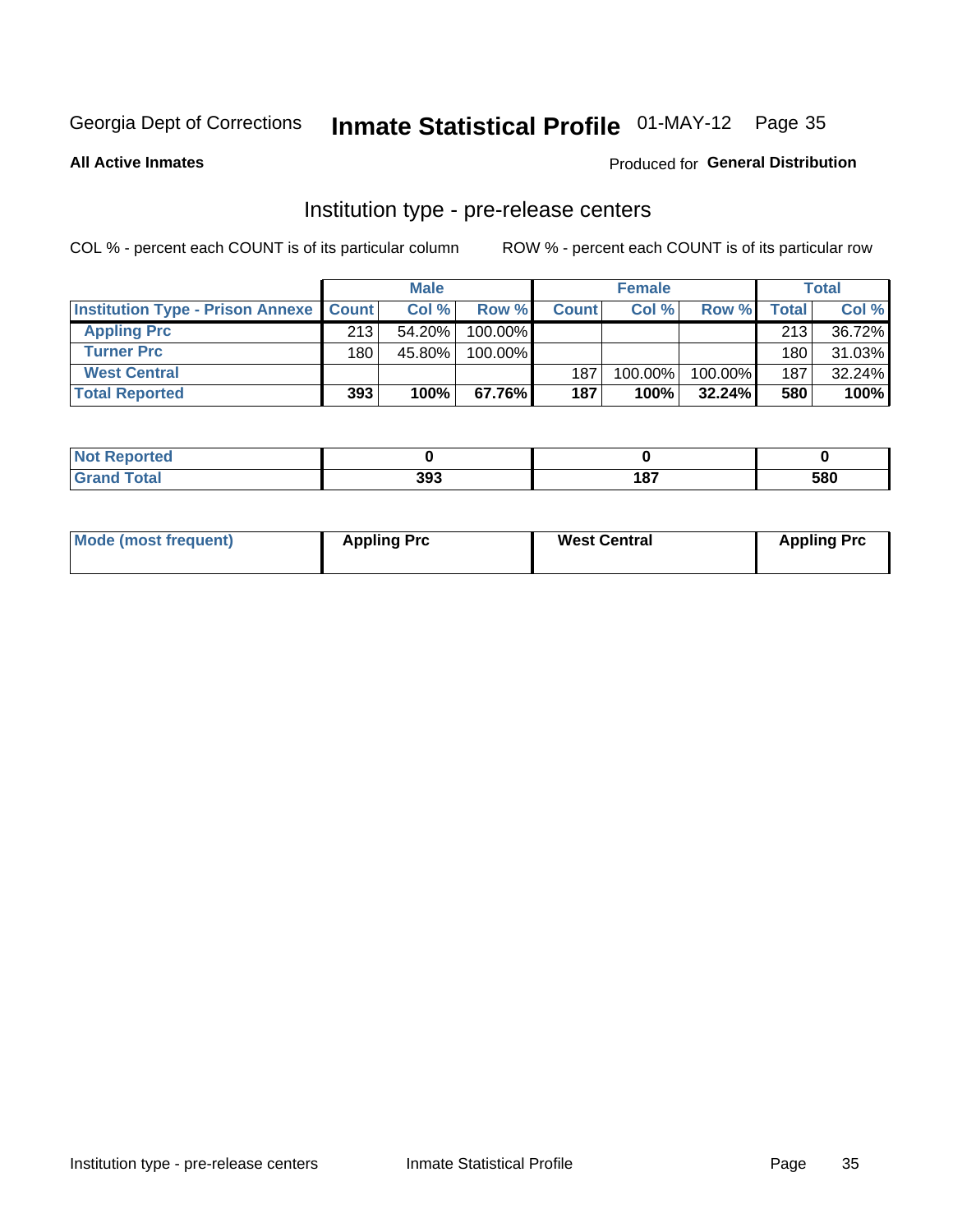Georgia Dept of Corrections **Inmate Statistical Profile** 01-MAY-12

**All Active Inmates** Produced for **General Distribution**

## Institution type - pre-release centers

COL % - percent each COUNT is of its particular column ROW % - percent each COUNT is of its particular row

| | Male | | | Female | | | Total | |
|---|---|---|---|---|---|---|---|---|
| **Institution Type - Prison Annexe** | **Count** | **Col %** | **Row %** | **Count** | **Col %** | **Row %** | **Total** | **Col %** |
| **Appling Prc** | 213 | 54.20% | 100.00% | | | | 213 | 36.72% |
| **Turner Prc** | 180 | 45.80% | 100.00% | | | | 180 | 31.03% |
| **West Central** | | | | 187 | 100.00% | 100.00% | 187 | 32.24% |
| **Total Reported** | **393** | **100%** | **67.76%** | **187** | **100%** | **32.24%** | **580** | **100%** |

| | Male | Female | Total |
|---|---|---|---|
| **Not Reported** | **0** | **0** | **0** |
| **Grand Total** | **393** | **187** | **580** |

| | Male | Female | Total |
|---|---|---|---|
| **Mode (most frequent)** | **Appling Prc** | **West Central** | **Appling Prc** |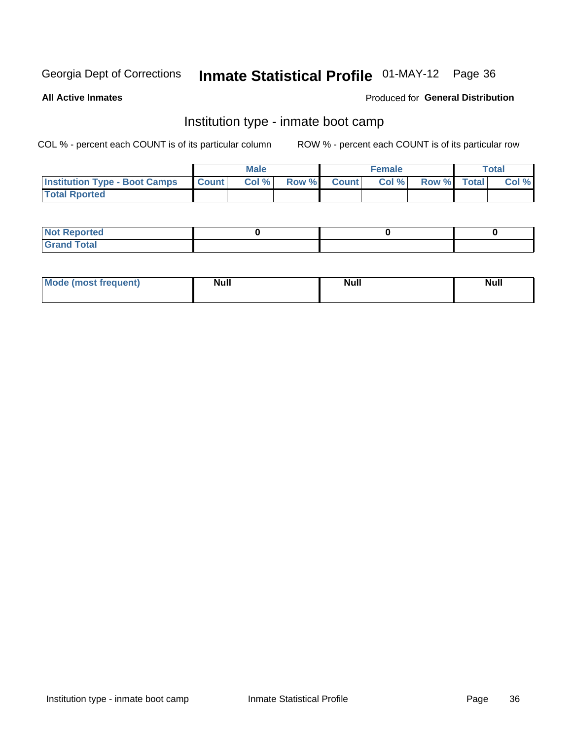Georgia Dept of Corrections **Inmate Statistical Profile** 01-MAY-12 Page 36

**All Active Inmates**

Produced for **General Distribution**

## Institution type - inmate boot camp

COL % - percent each COUNT is of its particular column

ROW % - percent each COUNT is of its particular row

| | Male | | | Female | | | Total | |
|---|---|---|---|---|---|---|---|---|
| **Institution Type - Boot Camps** | **Count** | **Col %** | **Row %** | **Count** | **Col %** | **Row %** | **Total** | **Col %** |
| **Total Rported** | | | | | | | | |

| | Male | Female | Total |
|---|---|---|---|
| **Not Reported** | 0 | 0 | 0 |
| **Grand Total** | | | |

| | Male | Female | Total |
|---|---|---|---|
| **Mode (most frequent)** | Null | Null | Null |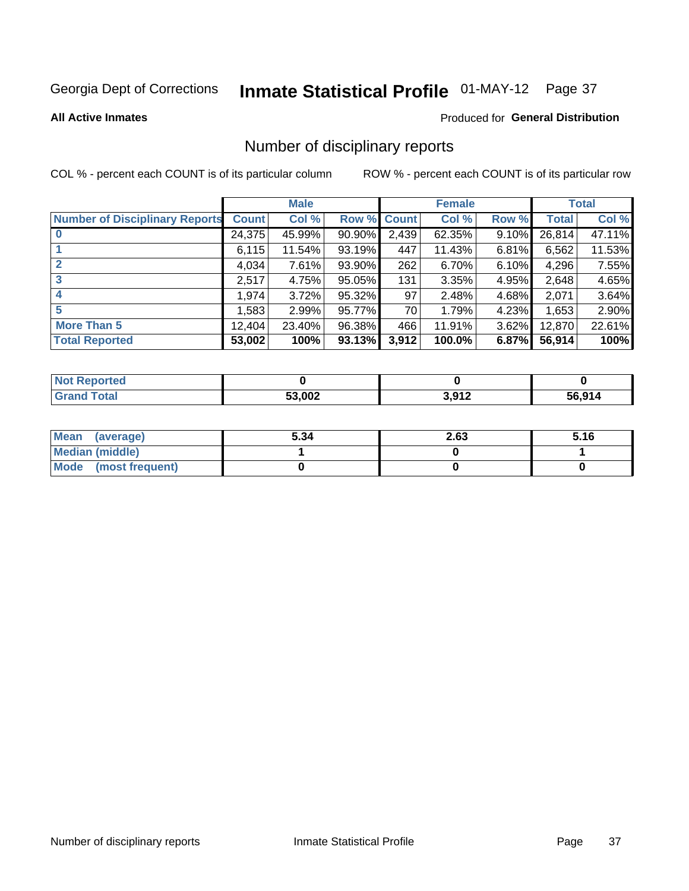Georgia Dept of Corrections **Inmate Statistical Profile** 01-MAY-12

**All Active Inmates**

Produced for **General Distribution**

## Number of disciplinary reports

COL % - percent each COUNT is of its particular column

ROW % - percent each COUNT is of its particular row

| | Male | | | Female | | | Total | |
|---|---|---|---|---|---|---|---|---|
| **Number of Disciplinary Reports** | **Count** | **Col %** | **Row %** | **Count** | **Col %** | **Row %** | **Total** | **Col %** |
| **0** | 24,375 | 45.99% | 90.90% | 2,439 | 62.35% | 9.10% | 26,814 | 47.11% |
| **1** | 6,115 | 11.54% | 93.19% | 447 | 11.43% | 6.81% | 6,562 | 11.53% |
| **2** | 4,034 | 7.61% | 93.90% | 262 | 6.70% | 6.10% | 4,296 | 7.55% |
| **3** | 2,517 | 4.75% | 95.05% | 131 | 3.35% | 4.95% | 2,648 | 4.65% |
| **4** | 1,974 | 3.72% | 95.32% | 97 | 2.48% | 4.68% | 2,071 | 3.64% |
| **5** | 1,583 | 2.99% | 95.77% | 70 | 1.79% | 4.23% | 1,653 | 2.90% |
| **More Than 5** | 12,404 | 23.40% | 96.38% | 466 | 11.91% | 3.62% | 12,870 | 22.61% |
| **Total Reported** | **53,002** | **100%** | **93.13%** | **3,912** | **100.0%** | **6.87%** | **56,914** | **100%** |

| | Male | Female | Total |
|---|---|---|---|
| **Not Reported** | **0** | **0** | **0** |
| **Grand Total** | **53,002** | **3,912** | **56,914** |

| | Male | Female | Total |
|---|---|---|---|
| **Mean (average)** | **5.34** | **2.63** | **5.16** |
| **Median (middle)** | **1** | **0** | **1** |
| **Mode (most frequent)** | **0** | **0** | **0** |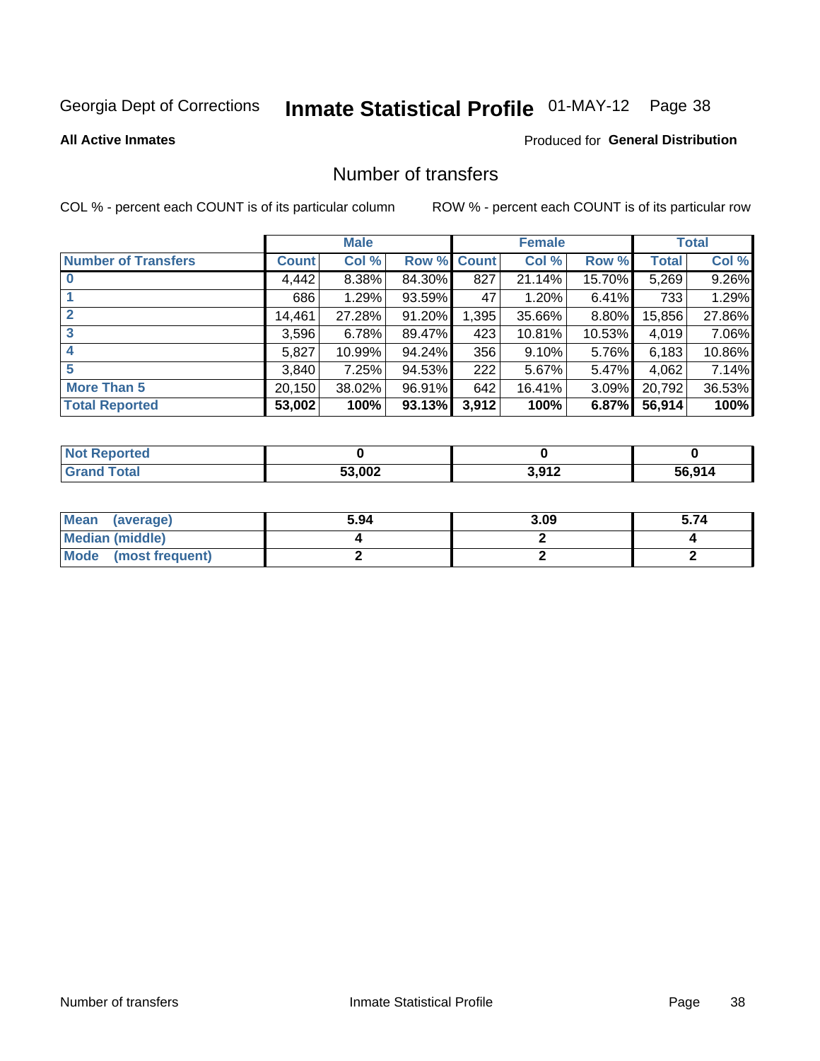Georgia Dept of Corrections **Inmate Statistical Profile** 01-MAY-12 Page 38

**All Active Inmates**

Produced for **General Distribution**

## Number of transfers

COL % - percent each COUNT is of its particular column

ROW % - percent each COUNT is of its particular row

| | Male | | | Female | | | Total | |
|---|---|---|---|---|---|---|---|---|
| **Number of Transfers** | **Count** | **Col %** | **Row %** | **Count** | **Col %** | **Row %** | **Total** | **Col %** |
| **0** | 4,442 | 8.38% | 84.30% | 827 | 21.14% | 15.70% | 5,269 | 9.26% |
| **1** | 686 | 1.29% | 93.59% | 47 | 1.20% | 6.41% | 733 | 1.29% |
| **2** | 14,461 | 27.28% | 91.20% | 1,395 | 35.66% | 8.80% | 15,856 | 27.86% |
| **3** | 3,596 | 6.78% | 89.47% | 423 | 10.81% | 10.53% | 4,019 | 7.06% |
| **4** | 5,827 | 10.99% | 94.24% | 356 | 9.10% | 5.76% | 6,183 | 10.86% |
| **5** | 3,840 | 7.25% | 94.53% | 222 | 5.67% | 5.47% | 4,062 | 7.14% |
| **More Than 5** | 20,150 | 38.02% | 96.91% | 642 | 16.41% | 3.09% | 20,792 | 36.53% |
| **Total Reported** | **53,002** | **100%** | **93.13%** | **3,912** | **100%** | **6.87%** | **56,914** | **100%** |

| | Male | Female | Total |
|---|---|---|---|
| **Not Reported** | **0** | **0** | **0** |
| **Grand Total** | **53,002** | **3,912** | **56,914** |

| | Male | Female | Total |
|---|---|---|---|
| **Mean (average)** | **5.94** | **3.09** | **5.74** |
| **Median (middle)** | **4** | **2** | **4** |
| **Mode (most frequent)** | **2** | **2** | **2** |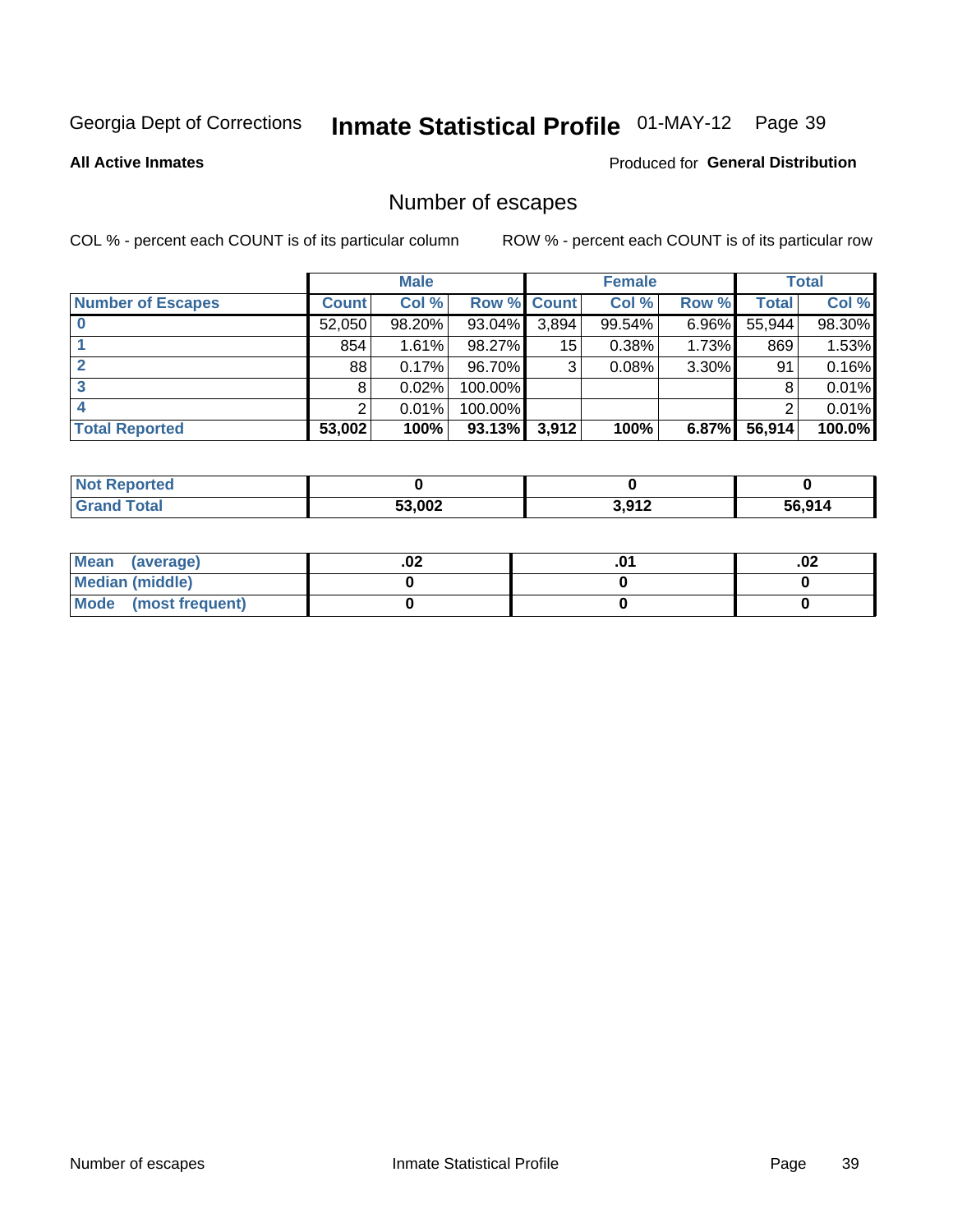Georgia Dept of Corrections **Inmate Statistical Profile** 01-MAY-12 Page 39

**All Active Inmates**

Produced for **General Distribution**

## Number of escapes

COL % - percent each COUNT is of its particular column ROW % - percent each COUNT is of its particular row

| | Male | | | Female | | | Total | |
|---|---|---|---|---|---|---|---|---|
| **Number of Escapes** | **Count** | **Col %** | **Row %** | **Count** | **Col %** | **Row %** | **Total** | **Col %** |
| **0** | 52,050 | 98.20% | 93.04% | 3,894 | 99.54% | 6.96% | 55,944 | 98.30% |
| **1** | 854 | 1.61% | 98.27% | 15 | 0.38% | 1.73% | 869 | 1.53% |
| **2** | 88 | 0.17% | 96.70% | 3 | 0.08% | 3.30% | 91 | 0.16% |
| **3** | 8 | 0.02% | 100.00% | | | | 8 | 0.01% |
| **4** | 2 | 0.01% | 100.00% | | | | 2 | 0.01% |
| **Total Reported** | **53,002** | **100%** | **93.13%** | **3,912** | **100%** | **6.87%** | **56,914** | **100.0%** |

| | Male | Female | Total |
|---|---|---|---|
| **Not Reported** | **0** | **0** | **0** |
| **Grand Total** | **53,002** | **3,912** | **56,914** |

| | Male | Female | Total |
|---|---|---|---|
| **Mean (average)** | **.02** | **.01** | **.02** |
| **Median (middle)** | **0** | **0** | **0** |
| **Mode (most frequent)** | **0** | **0** | **0** |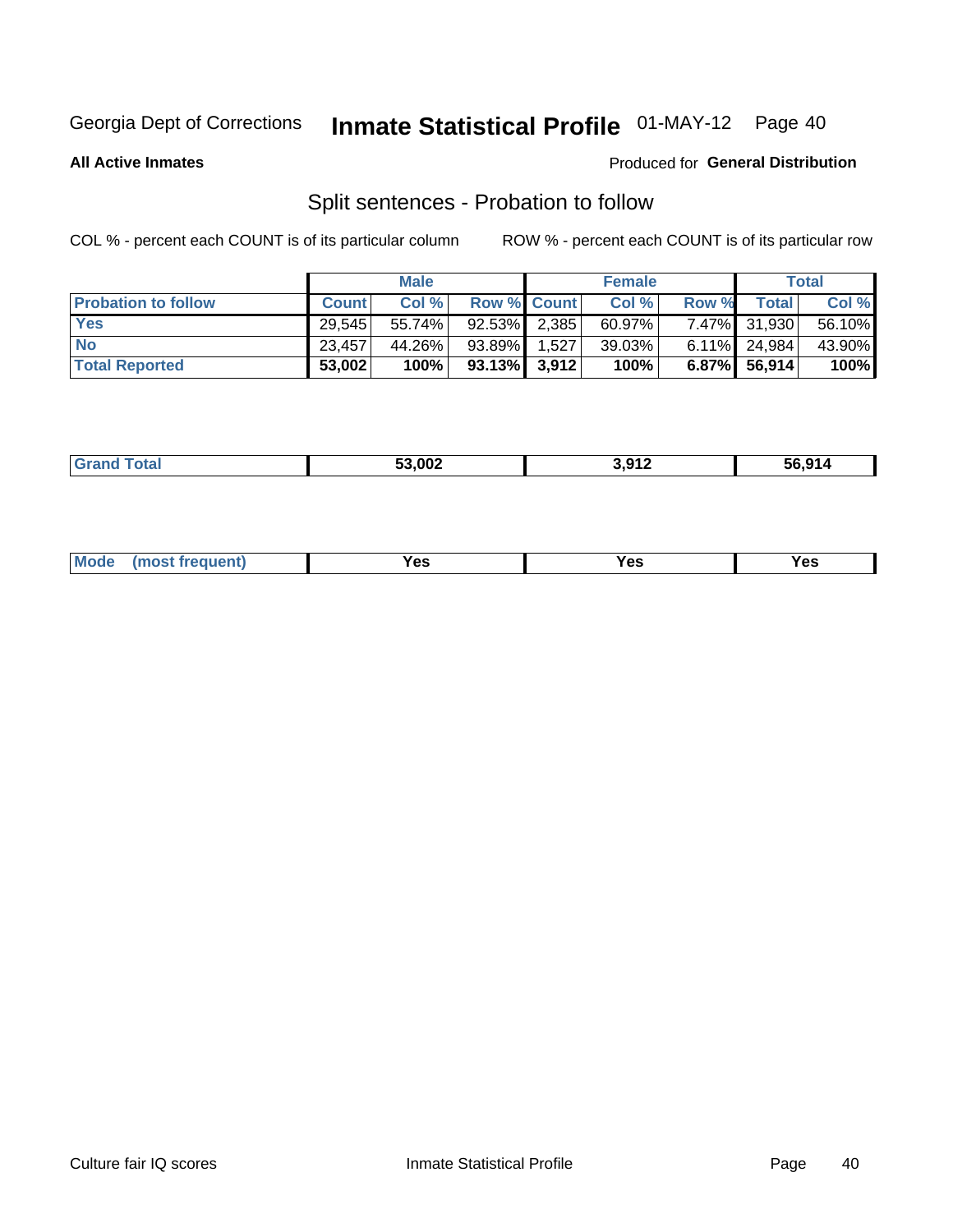Georgia Dept of Corrections **Inmate Statistical Profile** 01-MAY-12

**All Active Inmates**

Produced for **General Distribution**

## Split sentences - Probation to follow

COL % - percent each COUNT is of its particular column

ROW % - percent each COUNT is of its particular row

| | Male | | | Female | | | Total | |
|---|---|---|---|---|---|---|---|---|
| **Probation to follow** | **Count** | **Col %** | **Row %** | **Count** | **Col %** | **Row %** | **Total** | **Col %** |
| **Yes** | 29,545 | 55.74% | 92.53% | 2,385 | 60.97% | 7.47% | 31,930 | 56.10% |
| **No** | 23,457 | 44.26% | 93.89% | 1,527 | 39.03% | 6.11% | 24,984 | 43.90% |
| **Total Reported** | **53,002** | **100%** | **93.13%** | **3,912** | **100%** | **6.87%** | **56,914** | **100%** |

| | | | |
|---|---|---|---|
| **Grand Total** | **53,002** | **3,912** | **56,914** |

| | | | |
|---|---|---|---|
| **Mode (most frequent)** | **Yes** | **Yes** | **Yes** |

Culture fair IQ scores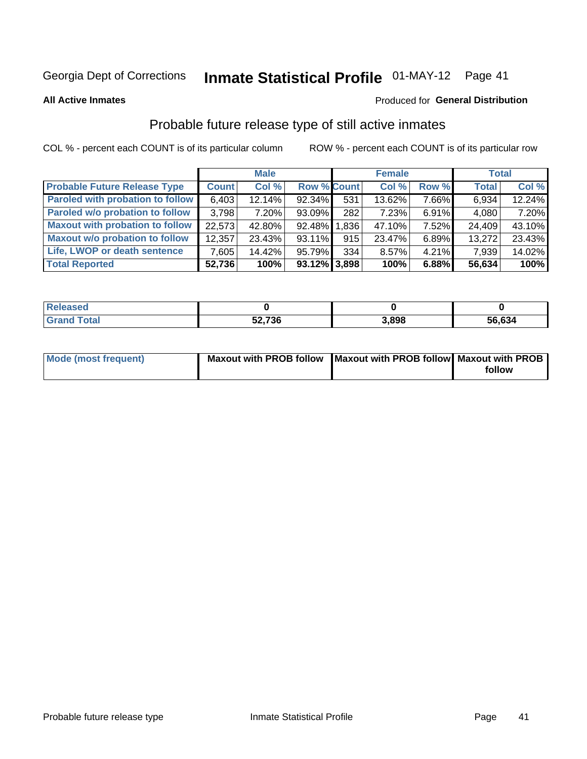Georgia Dept of Corrections **Inmate Statistical Profile** 01-MAY-12

**All Active Inmates**

Produced for **General Distribution**

## Probable future release type of still active inmates

COL % - percent each COUNT is of its particular column ROW % - percent each COUNT is of its particular row

| | Male | | | Female | | | Total | |
|---|---|---|---|---|---|---|---|---|
| **Probable Future Release Type** | **Count** | **Col %** | **Row %** | **Count** | **Col %** | **Row %** | **Total** | **Col %** |
| Paroled with probation to follow | 6,403 | 12.14% | 92.34% | 531 | 13.62% | 7.66% | 6,934 | 12.24% |
| Paroled w/o probation to follow | 3,798 | 7.20% | 93.09% | 282 | 7.23% | 6.91% | 4,080 | 7.20% |
| Maxout with probation to follow | 22,573 | 42.80% | 92.48% | 1,836 | 47.10% | 7.52% | 24,409 | 43.10% |
| Maxout w/o probation to follow | 12,357 | 23.43% | 93.11% | 915 | 23.47% | 6.89% | 13,272 | 23.43% |
| Life, LWOP or death sentence | 7,605 | 14.42% | 95.79% | 334 | 8.57% | 4.21% | 7,939 | 14.02% |
| **Total Reported** | **52,736** | **100%** | **93.12%** | **3,898** | **100%** | **6.88%** | **56,634** | **100%** |

| | Male | Female | Total |
|---|---|---|---|
| Released | **0** | **0** | **0** |
| Grand Total | **52,736** | **3,898** | **56,634** |

| | Male | Female | Total |
|---|---|---|---|
| Mode (most frequent) | **Maxout with PROB follow** | **Maxout with PROB follow** | **Maxout with PROB follow** |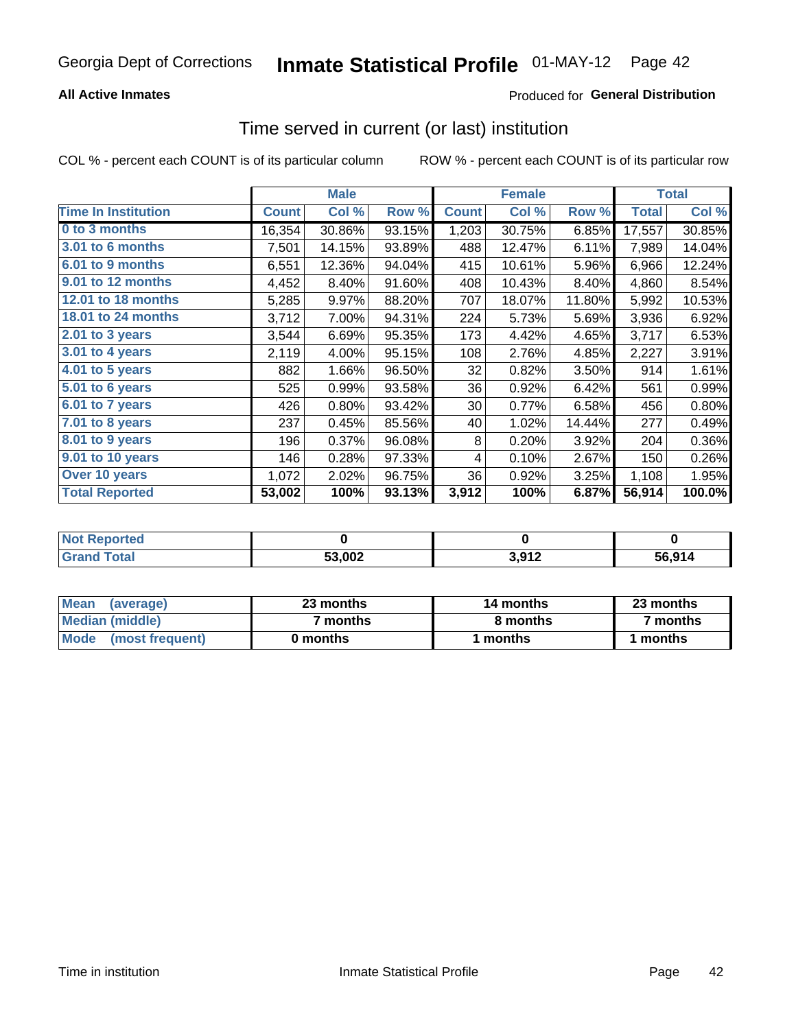Georgia Dept of Corrections **Inmate Statistical Profile** 01-MAY-12

**All Active Inmates** Produced for **General Distribution**

## Time served in current (or last) institution

COL % - percent each COUNT is of its particular column    ROW % - percent each COUNT is of its particular row

| | Male | | | Female | | | Total | |
|---|---|---|---|---|---|---|---|---|
| **Time In Institution** | **Count** | **Col %** | **Row %** | **Count** | **Col %** | **Row %** | **Total** | **Col %** |
| 0 to 3 months | 16,354 | 30.86% | 93.15% | 1,203 | 30.75% | 6.85% | 17,557 | 30.85% |
| 3.01 to 6 months | 7,501 | 14.15% | 93.89% | 488 | 12.47% | 6.11% | 7,989 | 14.04% |
| 6.01 to 9 months | 6,551 | 12.36% | 94.04% | 415 | 10.61% | 5.96% | 6,966 | 12.24% |
| 9.01 to 12 months | 4,452 | 8.40% | 91.60% | 408 | 10.43% | 8.40% | 4,860 | 8.54% |
| 12.01 to 18 months | 5,285 | 9.97% | 88.20% | 707 | 18.07% | 11.80% | 5,992 | 10.53% |
| 18.01 to 24 months | 3,712 | 7.00% | 94.31% | 224 | 5.73% | 5.69% | 3,936 | 6.92% |
| 2.01 to 3 years | 3,544 | 6.69% | 95.35% | 173 | 4.42% | 4.65% | 3,717 | 6.53% |
| 3.01 to 4 years | 2,119 | 4.00% | 95.15% | 108 | 2.76% | 4.85% | 2,227 | 3.91% |
| 4.01 to 5 years | 882 | 1.66% | 96.50% | 32 | 0.82% | 3.50% | 914 | 1.61% |
| 5.01 to 6 years | 525 | 0.99% | 93.58% | 36 | 0.92% | 6.42% | 561 | 0.99% |
| 6.01 to 7 years | 426 | 0.80% | 93.42% | 30 | 0.77% | 6.58% | 456 | 0.80% |
| 7.01 to 8 years | 237 | 0.45% | 85.56% | 40 | 1.02% | 14.44% | 277 | 0.49% |
| 8.01 to 9 years | 196 | 0.37% | 96.08% | 8 | 0.20% | 3.92% | 204 | 0.36% |
| 9.01 to 10 years | 146 | 0.28% | 97.33% | 4 | 0.10% | 2.67% | 150 | 0.26% |
| Over 10 years | 1,072 | 2.02% | 96.75% | 36 | 0.92% | 3.25% | 1,108 | 1.95% |
| **Total Reported** | **53,002** | **100%** | **93.13%** | **3,912** | **100%** | **6.87%** | **56,914** | **100.0%** |

| | Male | Female | Total |
|---|---|---|---|
| Not Reported | **0** | **0** | **0** |
| Grand Total | **53,002** | **3,912** | **56,914** |

| | Male | Female | Total |
|---|---|---|---|
| Mean (average) | **23 months** | **14 months** | **23 months** |
| Median (middle) | **7 months** | **8 months** | **7 months** |
| Mode (most frequent) | **0 months** | **1 months** | **1 months** |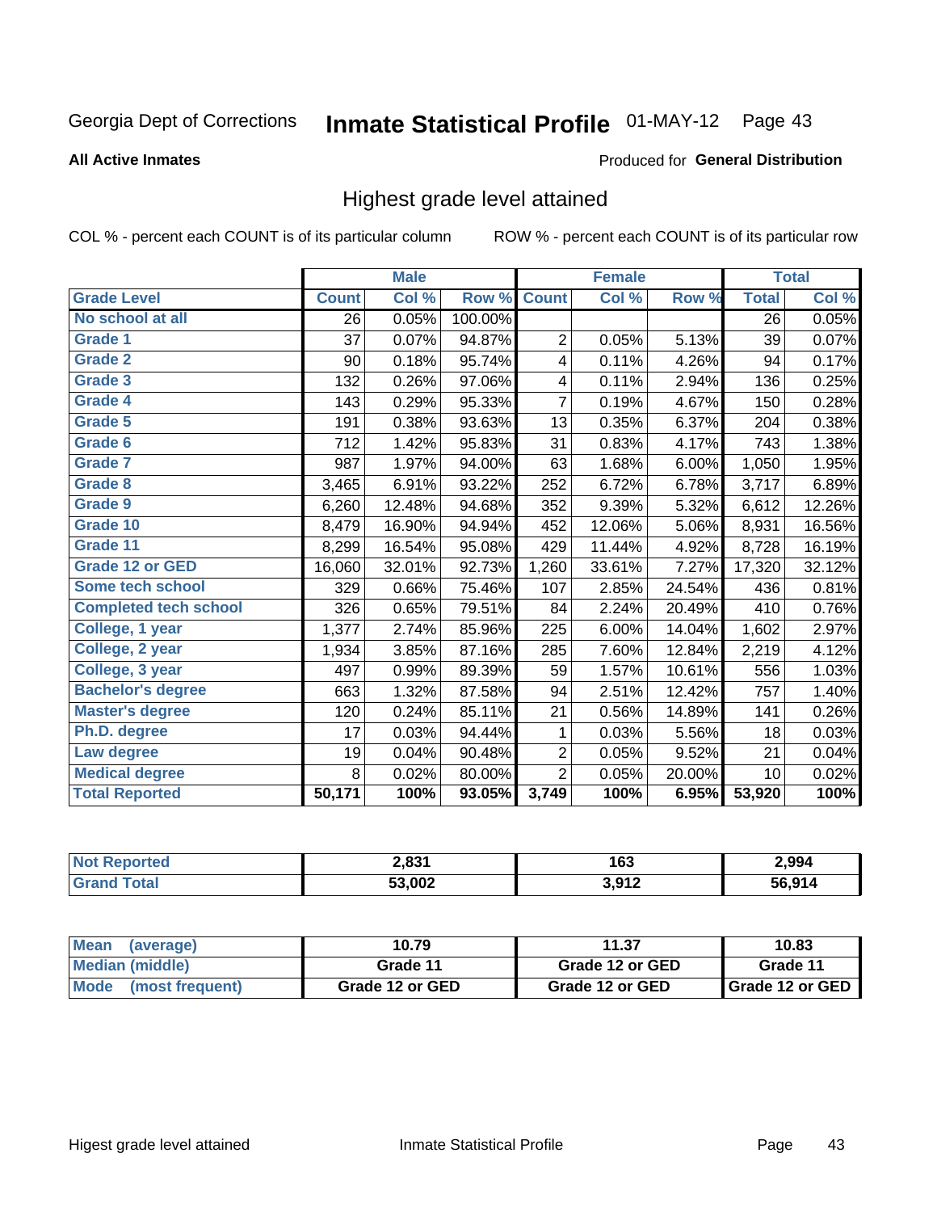Georgia Dept of Corrections **Inmate Statistical Profile** 01-MAY-12

**All Active Inmates**

Produced for **General Distribution**

## Highest grade level attained

COL % - percent each COUNT is of its particular column     ROW % - percent each COUNT is of its particular row

| | Male | | | Female | | | Total | |
|---|---|---|---|---|---|---|---|---|
| **Grade Level** | **Count** | **Col %** | **Row %** | **Count** | **Col %** | **Row %** | **Total** | **Col %** |
| No school at all | 26 | 0.05% | 100.00% | | | | 26 | 0.05% |
| Grade 1 | 37 | 0.07% | 94.87% | 2 | 0.05% | 5.13% | 39 | 0.07% |
| Grade 2 | 90 | 0.18% | 95.74% | 4 | 0.11% | 4.26% | 94 | 0.17% |
| Grade 3 | 132 | 0.26% | 97.06% | 4 | 0.11% | 2.94% | 136 | 0.25% |
| Grade 4 | 143 | 0.29% | 95.33% | 7 | 0.19% | 4.67% | 150 | 0.28% |
| Grade 5 | 191 | 0.38% | 93.63% | 13 | 0.35% | 6.37% | 204 | 0.38% |
| Grade 6 | 712 | 1.42% | 95.83% | 31 | 0.83% | 4.17% | 743 | 1.38% |
| Grade 7 | 987 | 1.97% | 94.00% | 63 | 1.68% | 6.00% | 1,050 | 1.95% |
| Grade 8 | 3,465 | 6.91% | 93.22% | 252 | 6.72% | 6.78% | 3,717 | 6.89% |
| Grade 9 | 6,260 | 12.48% | 94.68% | 352 | 9.39% | 5.32% | 6,612 | 12.26% |
| Grade 10 | 8,479 | 16.90% | 94.94% | 452 | 12.06% | 5.06% | 8,931 | 16.56% |
| Grade 11 | 8,299 | 16.54% | 95.08% | 429 | 11.44% | 4.92% | 8,728 | 16.19% |
| Grade 12 or GED | 16,060 | 32.01% | 92.73% | 1,260 | 33.61% | 7.27% | 17,320 | 32.12% |
| Some tech school | 329 | 0.66% | 75.46% | 107 | 2.85% | 24.54% | 436 | 0.81% |
| Completed tech school | 326 | 0.65% | 79.51% | 84 | 2.24% | 20.49% | 410 | 0.76% |
| College, 1 year | 1,377 | 2.74% | 85.96% | 225 | 6.00% | 14.04% | 1,602 | 2.97% |
| College, 2 year | 1,934 | 3.85% | 87.16% | 285 | 7.60% | 12.84% | 2,219 | 4.12% |
| College, 3 year | 497 | 0.99% | 89.39% | 59 | 1.57% | 10.61% | 556 | 1.03% |
| Bachelor's degree | 663 | 1.32% | 87.58% | 94 | 2.51% | 12.42% | 757 | 1.40% |
| Master's degree | 120 | 0.24% | 85.11% | 21 | 0.56% | 14.89% | 141 | 0.26% |
| Ph.D. degree | 17 | 0.03% | 94.44% | 1 | 0.03% | 5.56% | 18 | 0.03% |
| Law degree | 19 | 0.04% | 90.48% | 2 | 0.05% | 9.52% | 21 | 0.04% |
| Medical degree | 8 | 0.02% | 80.00% | 2 | 0.05% | 20.00% | 10 | 0.02% |
| **Total Reported** | **50,171** | **100%** | **93.05%** | **3,749** | **100%** | **6.95%** | **53,920** | **100%** |

| | Male | Female | Total |
|---|---|---|---|
| Not Reported | 2,831 | 163 | 2,994 |
| Grand Total | 53,002 | 3,912 | 56,914 |

| | Male | Female | Total |
|---|---|---|---|
| Mean (average) | 10.79 | 11.37 | 10.83 |
| Median (middle) | Grade 11 | Grade 12 or GED | Grade 11 |
| Mode (most frequent) | Grade 12 or GED | Grade 12 or GED | Grade 12 or GED |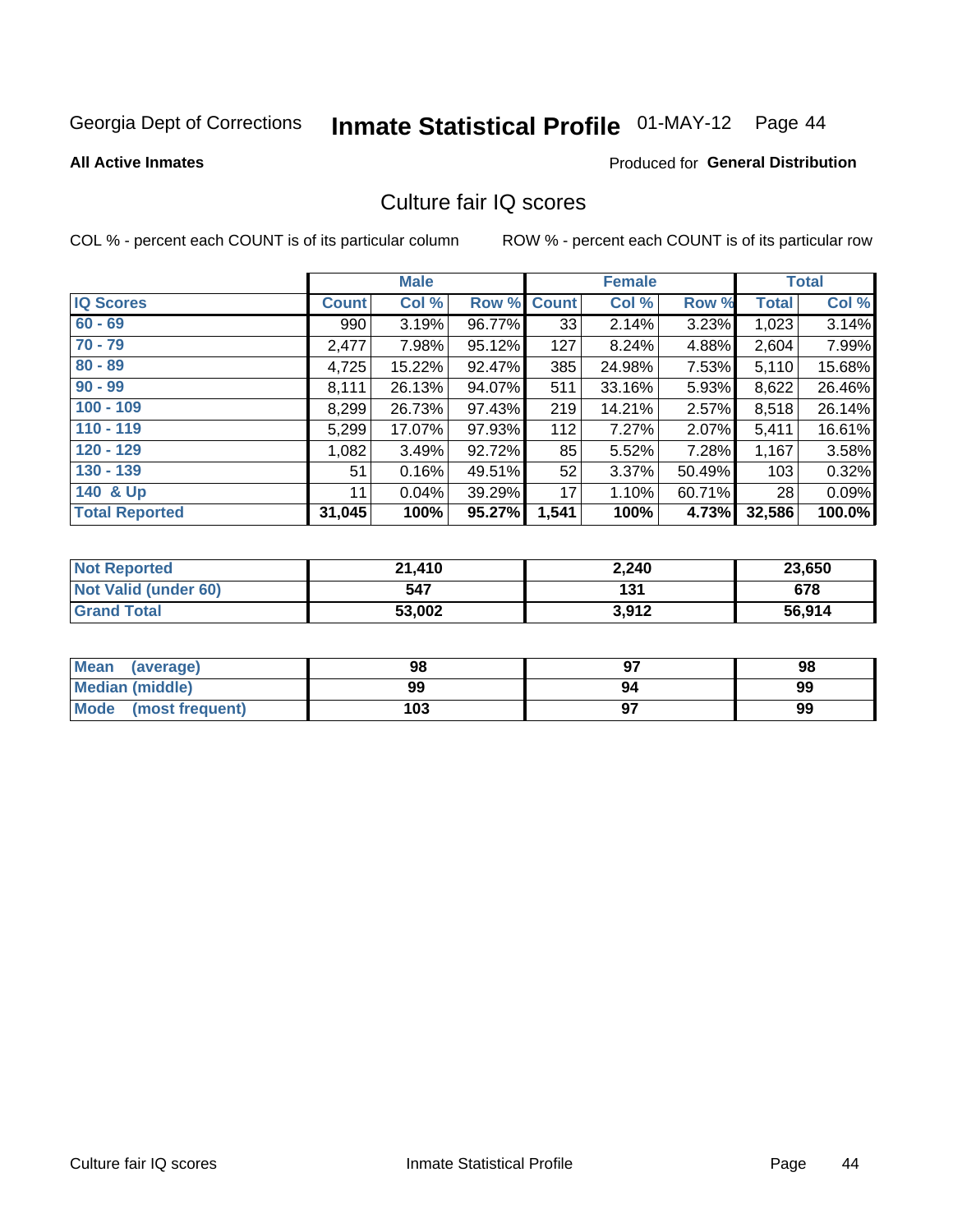Georgia Dept of Corrections **Inmate Statistical Profile** 01-MAY-12 Page 44

**All Active Inmates**

Produced for **General Distribution**

## Culture fair IQ scores

COL % - percent each COUNT is of its particular column

ROW % - percent each COUNT is of its particular row

| | Male | | | Female | | | Total | |
|---|---|---|---|---|---|---|---|---|
| **IQ Scores** | **Count** | **Col %** | **Row %** | **Count** | **Col %** | **Row %** | **Total** | **Col %** |
| 60 - 69 | 990 | 3.19% | 96.77% | 33 | 2.14% | 3.23% | 1,023 | 3.14% |
| 70 - 79 | 2,477 | 7.98% | 95.12% | 127 | 8.24% | 4.88% | 2,604 | 7.99% |
| 80 - 89 | 4,725 | 15.22% | 92.47% | 385 | 24.98% | 7.53% | 5,110 | 15.68% |
| 90 - 99 | 8,111 | 26.13% | 94.07% | 511 | 33.16% | 5.93% | 8,622 | 26.46% |
| 100 - 109 | 8,299 | 26.73% | 97.43% | 219 | 14.21% | 2.57% | 8,518 | 26.14% |
| 110 - 119 | 5,299 | 17.07% | 97.93% | 112 | 7.27% | 2.07% | 5,411 | 16.61% |
| 120 - 129 | 1,082 | 3.49% | 92.72% | 85 | 5.52% | 7.28% | 1,167 | 3.58% |
| 130 - 139 | 51 | 0.16% | 49.51% | 52 | 3.37% | 50.49% | 103 | 0.32% |
| 140 & Up | 11 | 0.04% | 39.29% | 17 | 1.10% | 60.71% | 28 | 0.09% |
| **Total Reported** | **31,045** | **100%** | **95.27%** | **1,541** | **100%** | **4.73%** | **32,586** | **100.0%** |

| | Male | Female | Total |
|---|---|---|---|
| Not Reported | 21,410 | 2,240 | 23,650 |
| Not Valid (under 60) | 547 | 131 | 678 |
| Grand Total | 53,002 | 3,912 | 56,914 |

| | Male | Female | Total |
|---|---|---|---|
| Mean (average) | 98 | 97 | 98 |
| Median (middle) | 99 | 94 | 99 |
| Mode (most frequent) | 103 | 97 | 99 |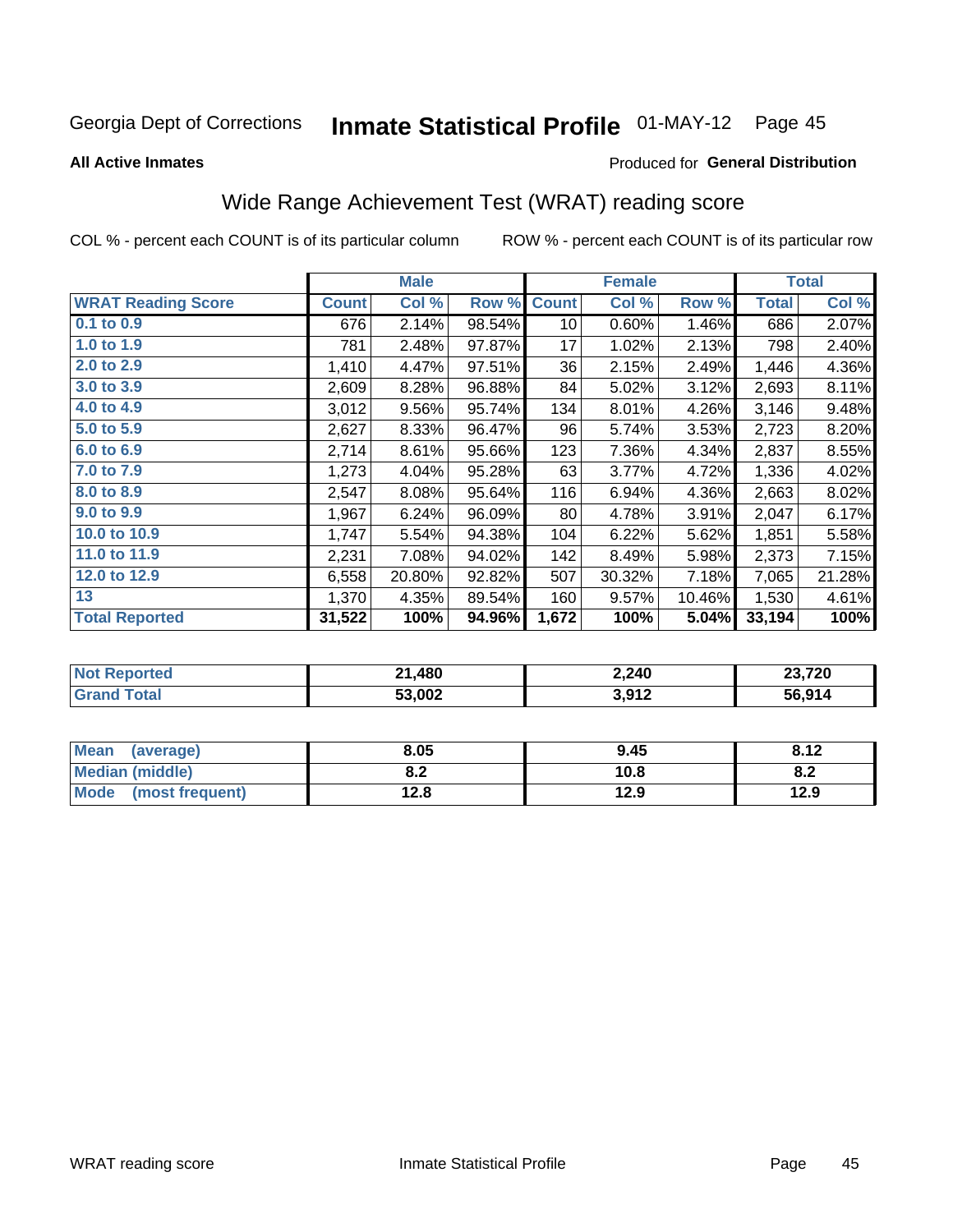Georgia Dept of Corrections **Inmate Statistical Profile** 01-MAY-12

**All Active Inmates**

Produced for **General Distribution**

## Wide Range Achievement Test (WRAT) reading score

COL % - percent each COUNT is of its particular column ROW % - percent each COUNT is of its particular row

| | Male | | | Female | | | Total | |
|---|---|---|---|---|---|---|---|---|
| **WRAT Reading Score** | **Count** | **Col %** | **Row %** | **Count** | **Col %** | **Row %** | **Total** | **Col %** |
| 0.1 to 0.9 | 676 | 2.14% | 98.54% | 10 | 0.60% | 1.46% | 686 | 2.07% |
| 1.0 to 1.9 | 781 | 2.48% | 97.87% | 17 | 1.02% | 2.13% | 798 | 2.40% |
| 2.0 to 2.9 | 1,410 | 4.47% | 97.51% | 36 | 2.15% | 2.49% | 1,446 | 4.36% |
| 3.0 to 3.9 | 2,609 | 8.28% | 96.88% | 84 | 5.02% | 3.12% | 2,693 | 8.11% |
| 4.0 to 4.9 | 3,012 | 9.56% | 95.74% | 134 | 8.01% | 4.26% | 3,146 | 9.48% |
| 5.0 to 5.9 | 2,627 | 8.33% | 96.47% | 96 | 5.74% | 3.53% | 2,723 | 8.20% |
| 6.0 to 6.9 | 2,714 | 8.61% | 95.66% | 123 | 7.36% | 4.34% | 2,837 | 8.55% |
| 7.0 to 7.9 | 1,273 | 4.04% | 95.28% | 63 | 3.77% | 4.72% | 1,336 | 4.02% |
| 8.0 to 8.9 | 2,547 | 8.08% | 95.64% | 116 | 6.94% | 4.36% | 2,663 | 8.02% |
| 9.0 to 9.9 | 1,967 | 6.24% | 96.09% | 80 | 4.78% | 3.91% | 2,047 | 6.17% |
| 10.0 to 10.9 | 1,747 | 5.54% | 94.38% | 104 | 6.22% | 5.62% | 1,851 | 5.58% |
| 11.0 to 11.9 | 2,231 | 7.08% | 94.02% | 142 | 8.49% | 5.98% | 2,373 | 7.15% |
| 12.0 to 12.9 | 6,558 | 20.80% | 92.82% | 507 | 30.32% | 7.18% | 7,065 | 21.28% |
| 13 | 1,370 | 4.35% | 89.54% | 160 | 9.57% | 10.46% | 1,530 | 4.61% |
| **Total Reported** | **31,522** | **100%** | **94.96%** | **1,672** | **100%** | **5.04%** | **33,194** | **100%** |

| | Male | Female | Total |
|---|---|---|---|
| Not Reported | 21,480 | 2,240 | 23,720 |
| Grand Total | 53,002 | 3,912 | 56,914 |

| | Male | Female | Total |
|---|---|---|---|
| Mean (average) | 8.05 | 9.45 | 8.12 |
| Median (middle) | 8.2 | 10.8 | 8.2 |
| Mode (most frequent) | 12.8 | 12.9 | 12.9 |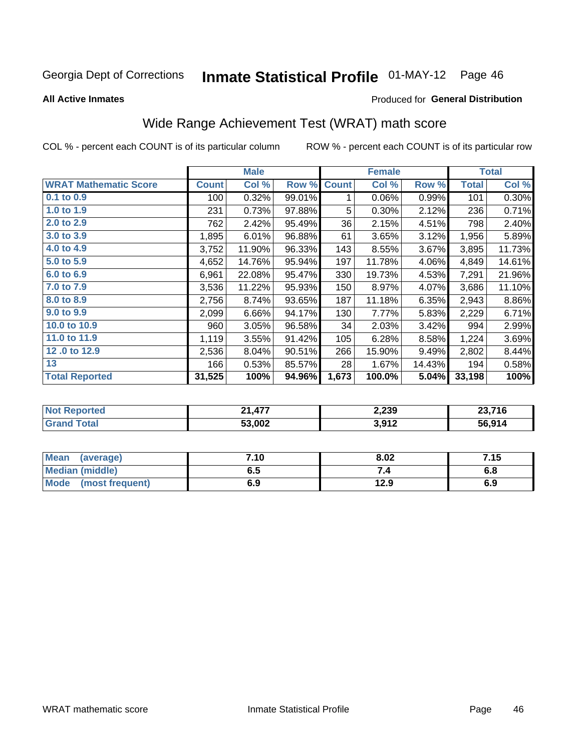Georgia Dept of Corrections **Inmate Statistical Profile** 01-MAY-12

**All Active Inmates**

Produced for **General Distribution**

## Wide Range Achievement Test (WRAT) math score

COL % - percent each COUNT is of its particular column

ROW % - percent each COUNT is of its particular row

| | Male | | | Female | | | Total | |
|---|---|---|---|---|---|---|---|---|
| **WRAT Mathematic Score** | **Count** | **Col %** | **Row %** | **Count** | **Col %** | **Row %** | **Total** | **Col %** |
| 0.1 to 0.9 | 100 | 0.32% | 99.01% | 1 | 0.06% | 0.99% | 101 | 0.30% |
| 1.0 to 1.9 | 231 | 0.73% | 97.88% | 5 | 0.30% | 2.12% | 236 | 0.71% |
| 2.0 to 2.9 | 762 | 2.42% | 95.49% | 36 | 2.15% | 4.51% | 798 | 2.40% |
| 3.0 to 3.9 | 1,895 | 6.01% | 96.88% | 61 | 3.65% | 3.12% | 1,956 | 5.89% |
| 4.0 to 4.9 | 3,752 | 11.90% | 96.33% | 143 | 8.55% | 3.67% | 3,895 | 11.73% |
| 5.0 to 5.9 | 4,652 | 14.76% | 95.94% | 197 | 11.78% | 4.06% | 4,849 | 14.61% |
| 6.0 to 6.9 | 6,961 | 22.08% | 95.47% | 330 | 19.73% | 4.53% | 7,291 | 21.96% |
| 7.0 to 7.9 | 3,536 | 11.22% | 95.93% | 150 | 8.97% | 4.07% | 3,686 | 11.10% |
| 8.0 to 8.9 | 2,756 | 8.74% | 93.65% | 187 | 11.18% | 6.35% | 2,943 | 8.86% |
| 9.0 to 9.9 | 2,099 | 6.66% | 94.17% | 130 | 7.77% | 5.83% | 2,229 | 6.71% |
| 10.0 to 10.9 | 960 | 3.05% | 96.58% | 34 | 2.03% | 3.42% | 994 | 2.99% |
| 11.0 to 11.9 | 1,119 | 3.55% | 91.42% | 105 | 6.28% | 8.58% | 1,224 | 3.69% |
| 12 .0 to 12.9 | 2,536 | 8.04% | 90.51% | 266 | 15.90% | 9.49% | 2,802 | 8.44% |
| 13 | 166 | 0.53% | 85.57% | 28 | 1.67% | 14.43% | 194 | 0.58% |
| **Total Reported** | **31,525** | **100%** | **94.96%** | **1,673** | **100.0%** | **5.04%** | **33,198** | **100%** |

| | Male | Female | Total |
|---|---|---|---|
| **Not Reported** | **21,477** | **2,239** | **23,716** |
| **Grand Total** | **53,002** | **3,912** | **56,914** |

| | Male | Female | Total |
|---|---|---|---|
| **Mean (average)** | **7.10** | **8.02** | **7.15** |
| **Median (middle)** | **6.5** | **7.4** | **6.8** |
| **Mode (most frequent)** | **6.9** | **12.9** | **6.9** |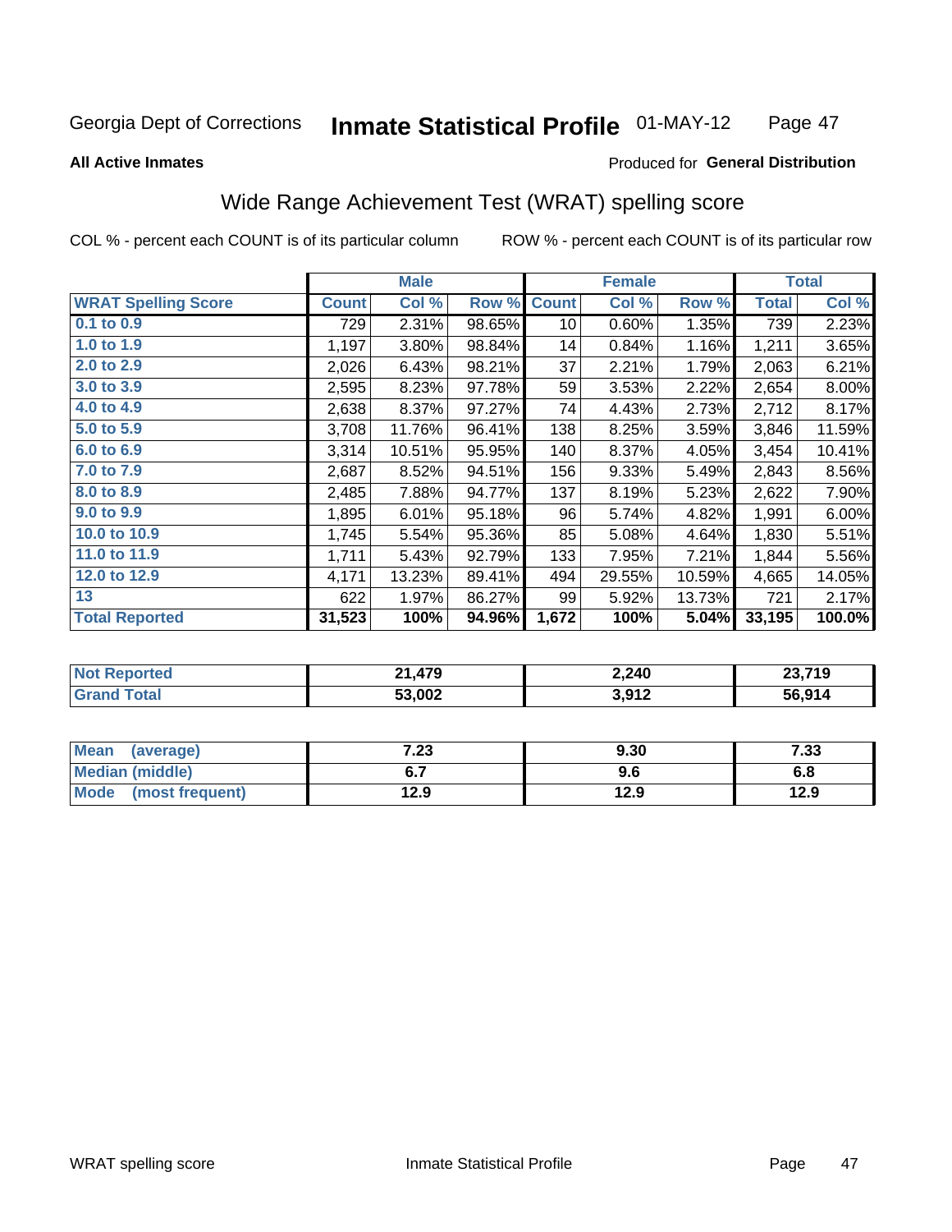Georgia Dept of Corrections **Inmate Statistical Profile** 01-MAY-12

**All Active Inmates** Produced for **General Distribution**

## Wide Range Achievement Test (WRAT) spelling score

COL % - percent each COUNT is of its particular column ROW % - percent each COUNT is of its particular row

| | Male | | | Female | | | Total | |
|---|---|---|---|---|---|---|---|---|
| **WRAT Spelling Score** | **Count** | **Col %** | **Row %** | **Count** | **Col %** | **Row %** | **Total** | **Col %** |
| **0.1 to 0.9** | 729 | 2.31% | 98.65% | 10 | 0.60% | 1.35% | 739 | 2.23% |
| **1.0 to 1.9** | 1,197 | 3.80% | 98.84% | 14 | 0.84% | 1.16% | 1,211 | 3.65% |
| **2.0 to 2.9** | 2,026 | 6.43% | 98.21% | 37 | 2.21% | 1.79% | 2,063 | 6.21% |
| **3.0 to 3.9** | 2,595 | 8.23% | 97.78% | 59 | 3.53% | 2.22% | 2,654 | 8.00% |
| **4.0 to 4.9** | 2,638 | 8.37% | 97.27% | 74 | 4.43% | 2.73% | 2,712 | 8.17% |
| **5.0 to 5.9** | 3,708 | 11.76% | 96.41% | 138 | 8.25% | 3.59% | 3,846 | 11.59% |
| **6.0 to 6.9** | 3,314 | 10.51% | 95.95% | 140 | 8.37% | 4.05% | 3,454 | 10.41% |
| **7.0 to 7.9** | 2,687 | 8.52% | 94.51% | 156 | 9.33% | 5.49% | 2,843 | 8.56% |
| **8.0 to 8.9** | 2,485 | 7.88% | 94.77% | 137 | 8.19% | 5.23% | 2,622 | 7.90% |
| **9.0 to 9.9** | 1,895 | 6.01% | 95.18% | 96 | 5.74% | 4.82% | 1,991 | 6.00% |
| **10.0 to 10.9** | 1,745 | 5.54% | 95.36% | 85 | 5.08% | 4.64% | 1,830 | 5.51% |
| **11.0 to 11.9** | 1,711 | 5.43% | 92.79% | 133 | 7.95% | 7.21% | 1,844 | 5.56% |
| **12.0 to 12.9** | 4,171 | 13.23% | 89.41% | 494 | 29.55% | 10.59% | 4,665 | 14.05% |
| **13** | 622 | 1.97% | 86.27% | 99 | 5.92% | 13.73% | 721 | 2.17% |
| **Total Reported** | **31,523** | **100%** | **94.96%** | **1,672** | **100%** | **5.04%** | **33,195** | **100.0%** |

| | Male | Female | Total |
|---|---|---|---|
| **Not Reported** | **21,479** | **2,240** | **23,719** |
| **Grand Total** | **53,002** | **3,912** | **56,914** |

| | Male | Female | Total |
|---|---|---|---|
| **Mean (average)** | **7.23** | **9.30** | **7.33** |
| **Median (middle)** | **6.7** | **9.6** | **6.8** |
| **Mode (most frequent)** | **12.9** | **12.9** | **12.9** |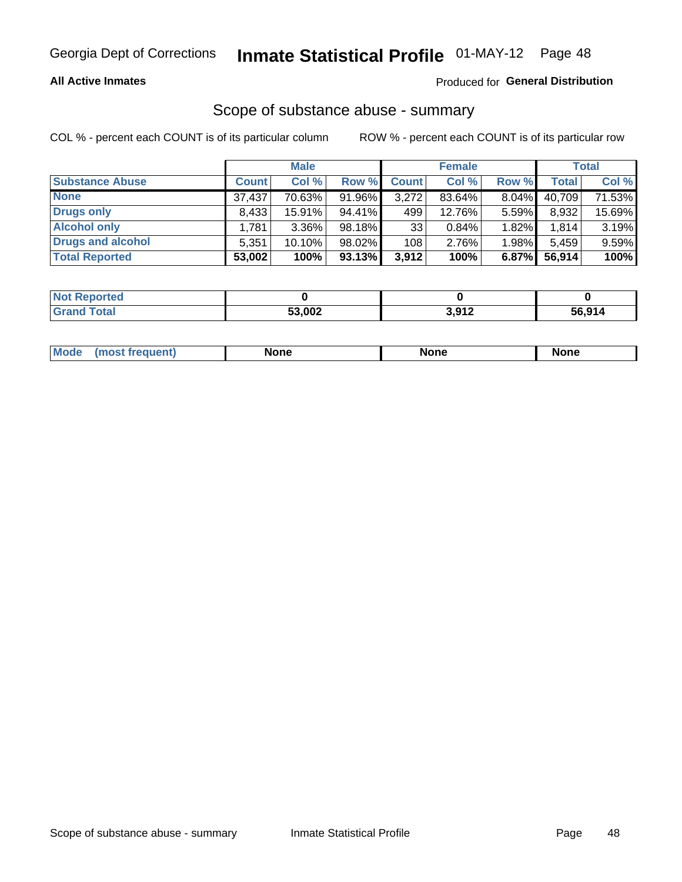Georgia Dept of Corrections **Inmate Statistical Profile** 01-MAY-12

**All Active Inmates**

Produced for **General Distribution**

## Scope of substance abuse - summary

COL % - percent each COUNT is of its particular column

ROW % - percent each COUNT is of its particular row

| | Male | | | Female | | | Total | |
|---|---|---|---|---|---|---|---|---|
| **Substance Abuse** | **Count** | **Col %** | **Row %** | **Count** | **Col %** | **Row %** | **Total** | **Col %** |
| **None** | 37,437 | 70.63% | 91.96% | 3,272 | 83.64% | 8.04% | 40,709 | 71.53% |
| **Drugs only** | 8,433 | 15.91% | 94.41% | 499 | 12.76% | 5.59% | 8,932 | 15.69% |
| **Alcohol only** | 1,781 | 3.36% | 98.18% | 33 | 0.84% | 1.82% | 1,814 | 3.19% |
| **Drugs and alcohol** | 5,351 | 10.10% | 98.02% | 108 | 2.76% | 1.98% | 5,459 | 9.59% |
| **Total Reported** | **53,002** | **100%** | **93.13%** | **3,912** | **100%** | **6.87%** | **56,914** | **100%** |

| | Male | Female | Total |
|---|---|---|---|
| **Not Reported** | **0** | **0** | **0** |
| **Grand Total** | **53,002** | **3,912** | **56,914** |

| | Male | Female | Total |
|---|---|---|---|
| **Mode (most frequent)** | **None** | **None** | **None** |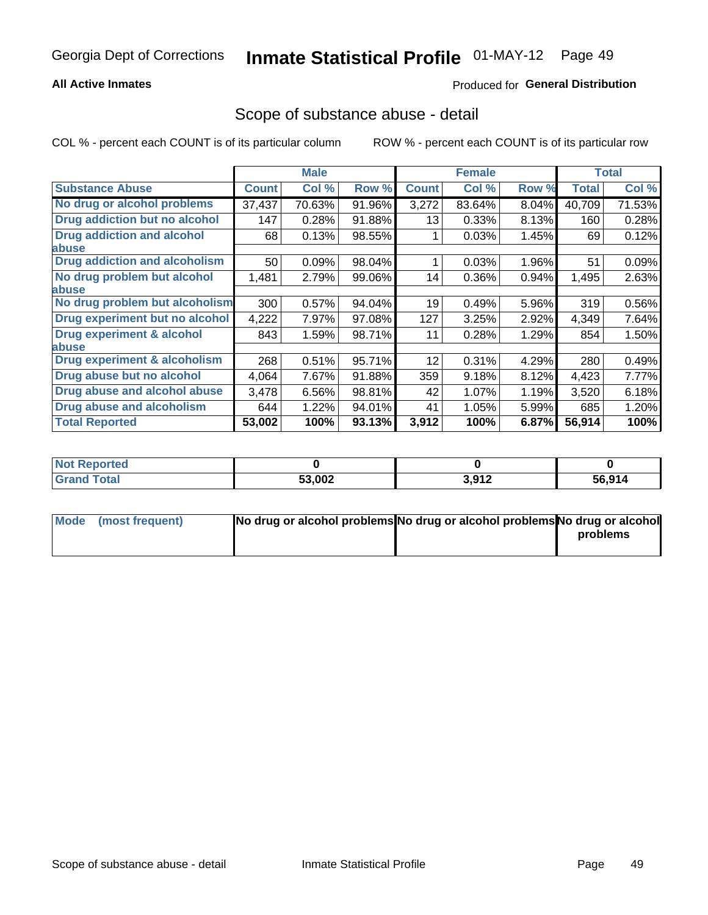Georgia Dept of Corrections **Inmate Statistical Profile** 01-MAY-12

**All Active Inmates**

Produced for **General Distribution**

## Scope of substance abuse - detail

COL % - percent each COUNT is of its particular column ROW % - percent each COUNT is of its particular row

| | Male | | | Female | | | Total | |
|---|---|---|---|---|---|---|---|---|
| **Substance Abuse** | **Count** | **Col %** | **Row %** | **Count** | **Col %** | **Row %** | **Total** | **Col %** |
| **No drug or alcohol problems** | 37,437 | 70.63% | 91.96% | 3,272 | 83.64% | 8.04% | 40,709 | 71.53% |
| **Drug addiction but no alcohol** | 147 | 0.28% | 91.88% | 13 | 0.33% | 8.13% | 160 | 0.28% |
| **Drug addiction and alcohol abuse** | 68 | 0.13% | 98.55% | 1 | 0.03% | 1.45% | 69 | 0.12% |
| **Drug addiction and alcoholism** | 50 | 0.09% | 98.04% | 1 | 0.03% | 1.96% | 51 | 0.09% |
| **No drug problem but alcohol abuse** | 1,481 | 2.79% | 99.06% | 14 | 0.36% | 0.94% | 1,495 | 2.63% |
| **No drug problem but alcoholism** | 300 | 0.57% | 94.04% | 19 | 0.49% | 5.96% | 319 | 0.56% |
| **Drug experiment but no alcohol** | 4,222 | 7.97% | 97.08% | 127 | 3.25% | 2.92% | 4,349 | 7.64% |
| **Drug experiment & alcohol abuse** | 843 | 1.59% | 98.71% | 11 | 0.28% | 1.29% | 854 | 1.50% |
| **Drug experiment & alcoholism** | 268 | 0.51% | 95.71% | 12 | 0.31% | 4.29% | 280 | 0.49% |
| **Drug abuse but no alcohol** | 4,064 | 7.67% | 91.88% | 359 | 9.18% | 8.12% | 4,423 | 7.77% |
| **Drug abuse and alcohol abuse** | 3,478 | 6.56% | 98.81% | 42 | 1.07% | 1.19% | 3,520 | 6.18% |
| **Drug abuse and alcoholism** | 644 | 1.22% | 94.01% | 41 | 1.05% | 5.99% | 685 | 1.20% |
| **Total Reported** | **53,002** | **100%** | **93.13%** | **3,912** | **100%** | **6.87%** | **56,914** | **100%** |

| | Male | Female | Total |
|---|---|---|---|
| **Not Reported** | **0** | **0** | **0** |
| **Grand Total** | **53,002** | **3,912** | **56,914** |

| | Male | Female | Total |
|---|---|---|---|
| **Mode (most frequent)** | **No drug or alcohol problems** | **No drug or alcohol problems** | **No drug or alcohol problems** |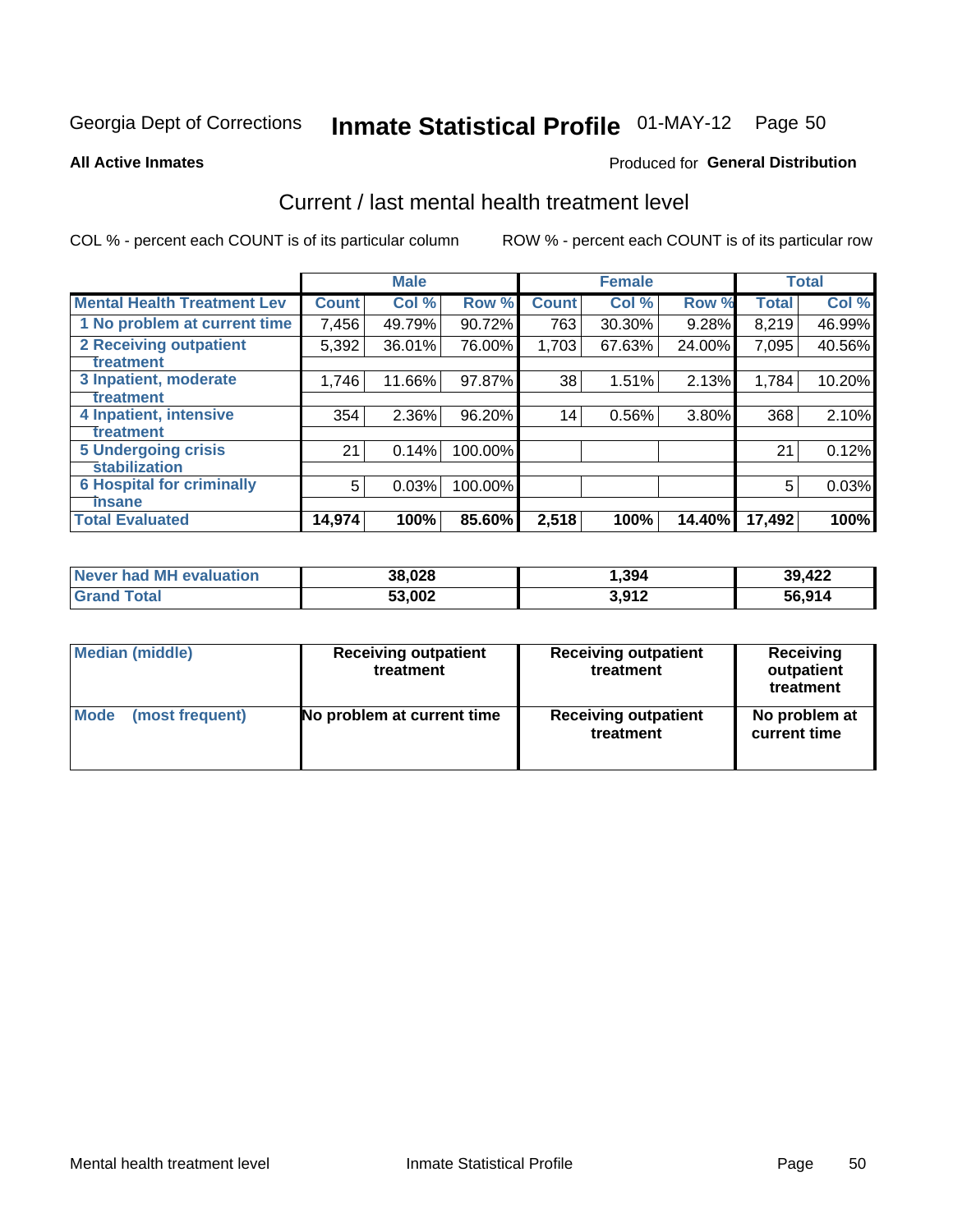Georgia Dept of Corrections **Inmate Statistical Profile** 01-MAY-12

**All Active Inmates**

Produced for **General Distribution**

## Current / last mental health treatment level

COL % - percent each COUNT is of its particular column

ROW % - percent each COUNT is of its particular row

| | Male | | | Female | | | Total | |
|---|---|---|---|---|---|---|---|---|
| **Mental Health Treatment Lev** | **Count** | **Col %** | **Row %** | **Count** | **Col %** | **Row %** | **Total** | **Col %** |
| 1 No problem at current time | 7,456 | 49.79% | 90.72% | 763 | 30.30% | 9.28% | 8,219 | 46.99% |
| 2 Receiving outpatient treatment | 5,392 | 36.01% | 76.00% | 1,703 | 67.63% | 24.00% | 7,095 | 40.56% |
| 3 Inpatient, moderate treatment | 1,746 | 11.66% | 97.87% | 38 | 1.51% | 2.13% | 1,784 | 10.20% |
| 4 Inpatient, intensive treatment | 354 | 2.36% | 96.20% | 14 | 0.56% | 3.80% | 368 | 2.10% |
| 5 Undergoing crisis stabilization | 21 | 0.14% | 100.00% | | | | 21 | 0.12% |
| 6 Hospital for criminally insane | 5 | 0.03% | 100.00% | | | | 5 | 0.03% |
| **Total Evaluated** | **14,974** | **100%** | **85.60%** | **2,518** | **100%** | **14.40%** | **17,492** | **100%** |

| | Male | Female | Total |
|---|---|---|---|
| **Never had MH evaluation** | **38,028** | **1,394** | **39,422** |
| **Grand Total** | **53,002** | **3,912** | **56,914** |

| | Male | Female | Total |
|---|---|---|---|
| **Median (middle)** | **Receiving outpatient treatment** | **Receiving outpatient treatment** | **Receiving outpatient treatment** |
| **Mode (most frequent)** | **No problem at current time** | **Receiving outpatient treatment** | **No problem at current time** |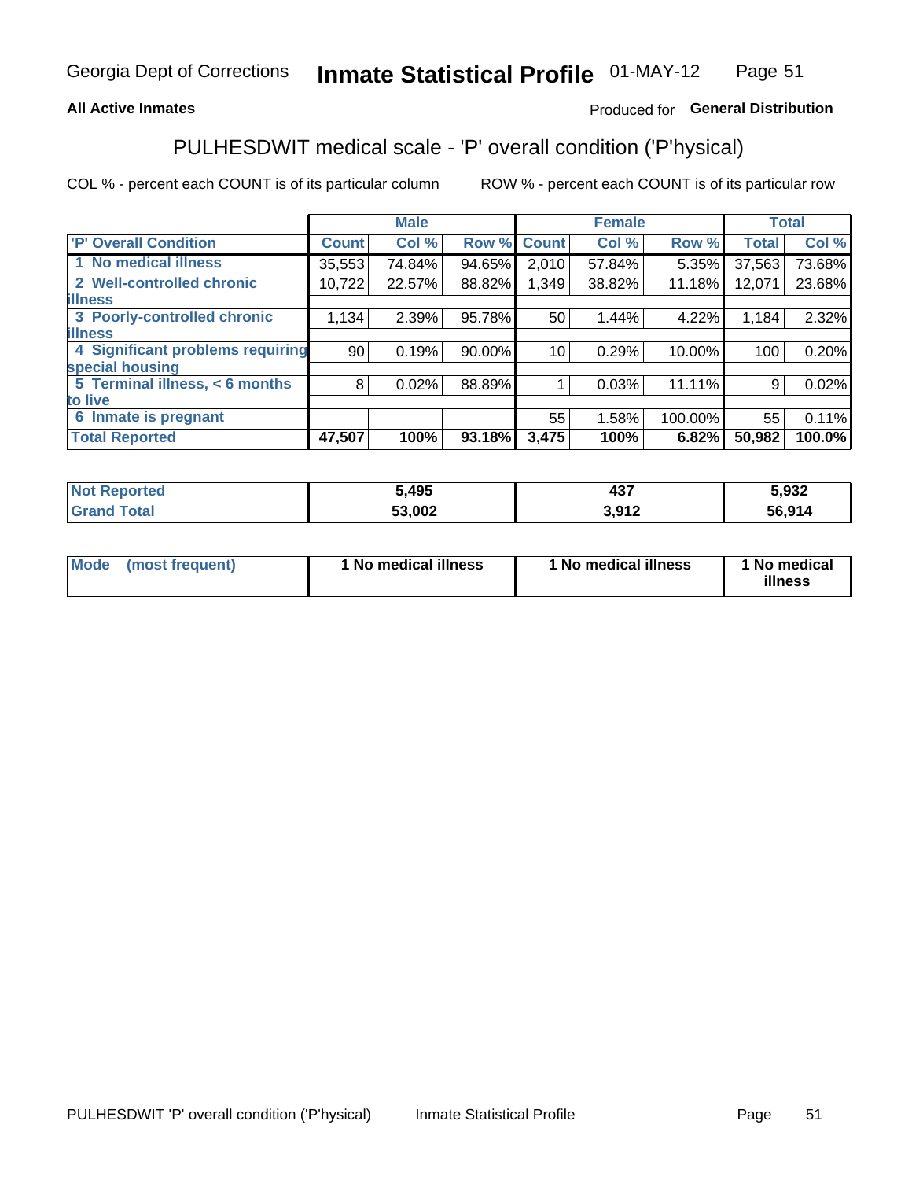Georgia Dept of Corrections **Inmate Statistical Profile** 01-MAY-12

**All Active Inmates**

Produced for **General Distribution**

## PULHESDWIT medical scale - 'P' overall condition ('P'hysical)

COL % - percent each COUNT is of its particular column

ROW % - percent each COUNT is of its particular row

| | Male | | | Female | | | Total | |
|---|---|---|---|---|---|---|---|---|
| 'P' Overall Condition | Count | Col % | Row % | Count | Col % | Row % | Total | Col % |
| 1 No medical illness | 35,553 | 74.84% | 94.65% | 2,010 | 57.84% | 5.35% | 37,563 | 73.68% |
| 2 Well-controlled chronic illness | 10,722 | 22.57% | 88.82% | 1,349 | 38.82% | 11.18% | 12,071 | 23.68% |
| 3 Poorly-controlled chronic illness | 1,134 | 2.39% | 95.78% | 50 | 1.44% | 4.22% | 1,184 | 2.32% |
| 4 Significant problems requiring special housing | 90 | 0.19% | 90.00% | 10 | 0.29% | 10.00% | 100 | 0.20% |
| 5 Terminal illness, < 6 months to live | 8 | 0.02% | 88.89% | 1 | 0.03% | 11.11% | 9 | 0.02% |
| 6 Inmate is pregnant | | | | 55 | 1.58% | 100.00% | 55 | 0.11% |
| **Total Reported** | **47,507** | **100%** | **93.18%** | **3,475** | **100%** | **6.82%** | **50,982** | **100.0%** |

| | Male | Female | Total |
|---|---|---|---|
| Not Reported | 5,495 | 437 | 5,932 |
| Grand Total | 53,002 | 3,912 | 56,914 |

| | Male | Female | Total |
|---|---|---|---|
| Mode (most frequent) | 1 No medical illness | 1 No medical illness | 1 No medical illness |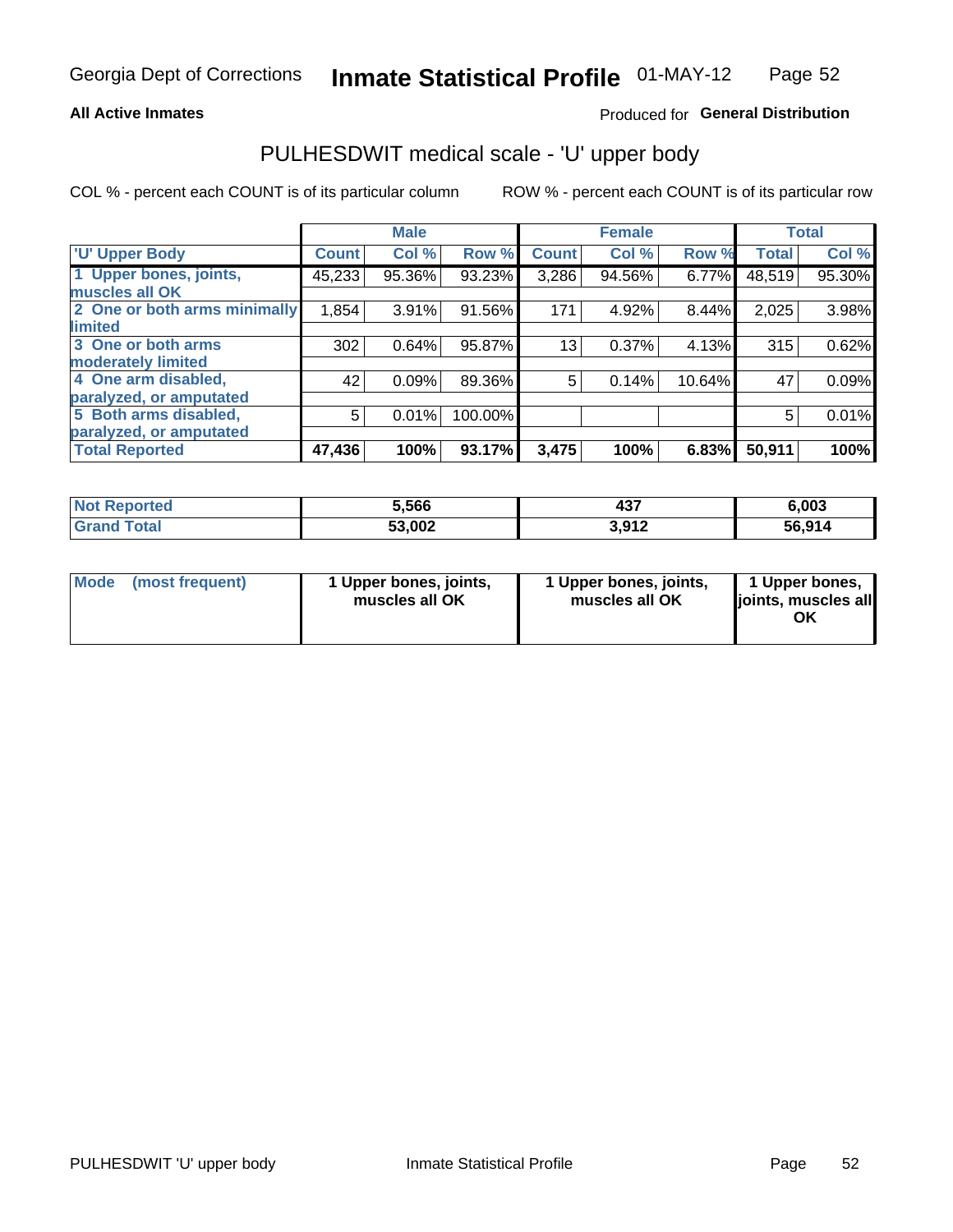**All Active Inmates** | Produced for **General Distribution**

## PULHESDWIT medical scale - 'U' upper body

COL % - percent each COUNT is of its particular column | ROW % - percent each COUNT is of its particular row

| | Male | | | Female | | | Total | |
|---|---|---|---|---|---|---|---|---|
| 'U' Upper Body | Count | Col % | Row % | Count | Col % | Row % | Total | Col % |
| 1 Upper bones, joints, muscles all OK | 45,233 | 95.36% | 93.23% | 3,286 | 94.56% | 6.77% | 48,519 | 95.30% |
| 2 One or both arms minimally limited | 1,854 | 3.91% | 91.56% | 171 | 4.92% | 8.44% | 2,025 | 3.98% |
| 3 One or both arms moderately limited | 302 | 0.64% | 95.87% | 13 | 0.37% | 4.13% | 315 | 0.62% |
| 4 One arm disabled, paralyzed, or amputated | 42 | 0.09% | 89.36% | 5 | 0.14% | 10.64% | 47 | 0.09% |
| 5 Both arms disabled, paralyzed, or amputated | 5 | 0.01% | 100.00% | | | | 5 | 0.01% |
| **Total Reported** | **47,436** | **100%** | **93.17%** | **3,475** | **100%** | **6.83%** | **50,911** | **100%** |

| | Male | Female | Total |
|---|---|---|---|
| Not Reported | 5,566 | 437 | 6,003 |
| Grand Total | 53,002 | 3,912 | 56,914 |

| | Male | Female | Total |
|---|---|---|---|
| Mode (most frequent) | 1 Upper bones, joints, muscles all OK | 1 Upper bones, joints, muscles all OK | 1 Upper bones, joints, muscles all OK |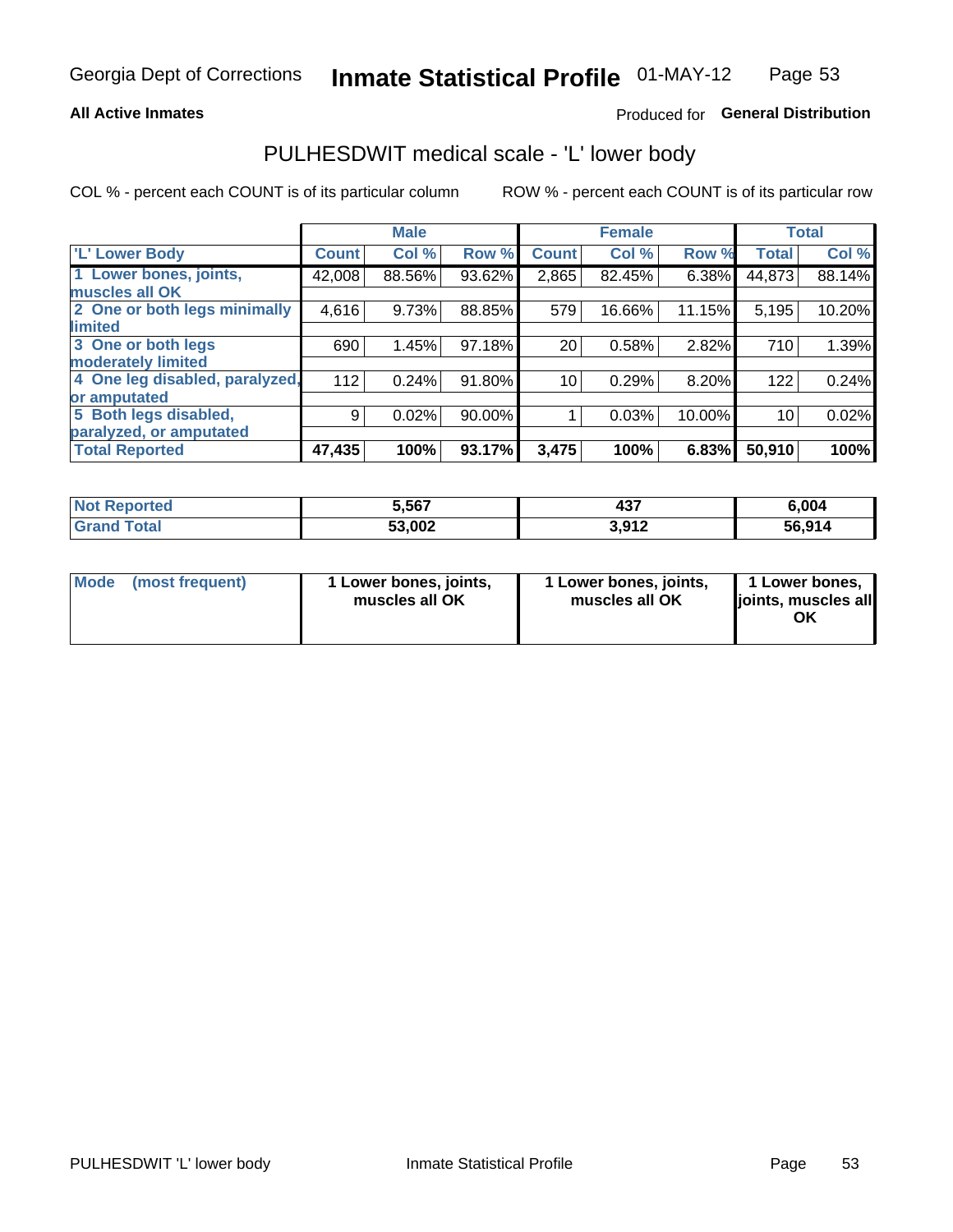Georgia Dept of Corrections **Inmate Statistical Profile** 01-MAY-12

**All Active Inmates**

Produced for **General Distribution**

# PULHESDWIT medical scale - 'L' lower body

COL % - percent each COUNT is of its particular column

ROW % - percent each COUNT is of its particular row

| | Male | | | Female | | | Total | |
|---|---|---|---|---|---|---|---|---|
| 'L' Lower Body | Count | Col % | Row % | Count | Col % | Row % | Total | Col % |
| 1 Lower bones, joints, muscles all OK | 42,008 | 88.56% | 93.62% | 2,865 | 82.45% | 6.38% | 44,873 | 88.14% |
| 2 One or both legs minimally limited | 4,616 | 9.73% | 88.85% | 579 | 16.66% | 11.15% | 5,195 | 10.20% |
| 3 One or both legs moderately limited | 690 | 1.45% | 97.18% | 20 | 0.58% | 2.82% | 710 | 1.39% |
| 4 One leg disabled, paralyzed, or amputated | 112 | 0.24% | 91.80% | 10 | 0.29% | 8.20% | 122 | 0.24% |
| 5 Both legs disabled, paralyzed, or amputated | 9 | 0.02% | 90.00% | 1 | 0.03% | 10.00% | 10 | 0.02% |
| **Total Reported** | **47,435** | **100%** | **93.17%** | **3,475** | **100%** | **6.83%** | **50,910** | **100%** |

| | Male | Female | Total |
|---|---|---|---|
| **Not Reported** | **5,567** | **437** | **6,004** |
| **Grand Total** | **53,002** | **3,912** | **56,914** |

| | Male | Female | Total |
|---|---|---|---|
| **Mode (most frequent)** | **1 Lower bones, joints, muscles all OK** | **1 Lower bones, joints, muscles all OK** | **1 Lower bones, joints, muscles all OK** |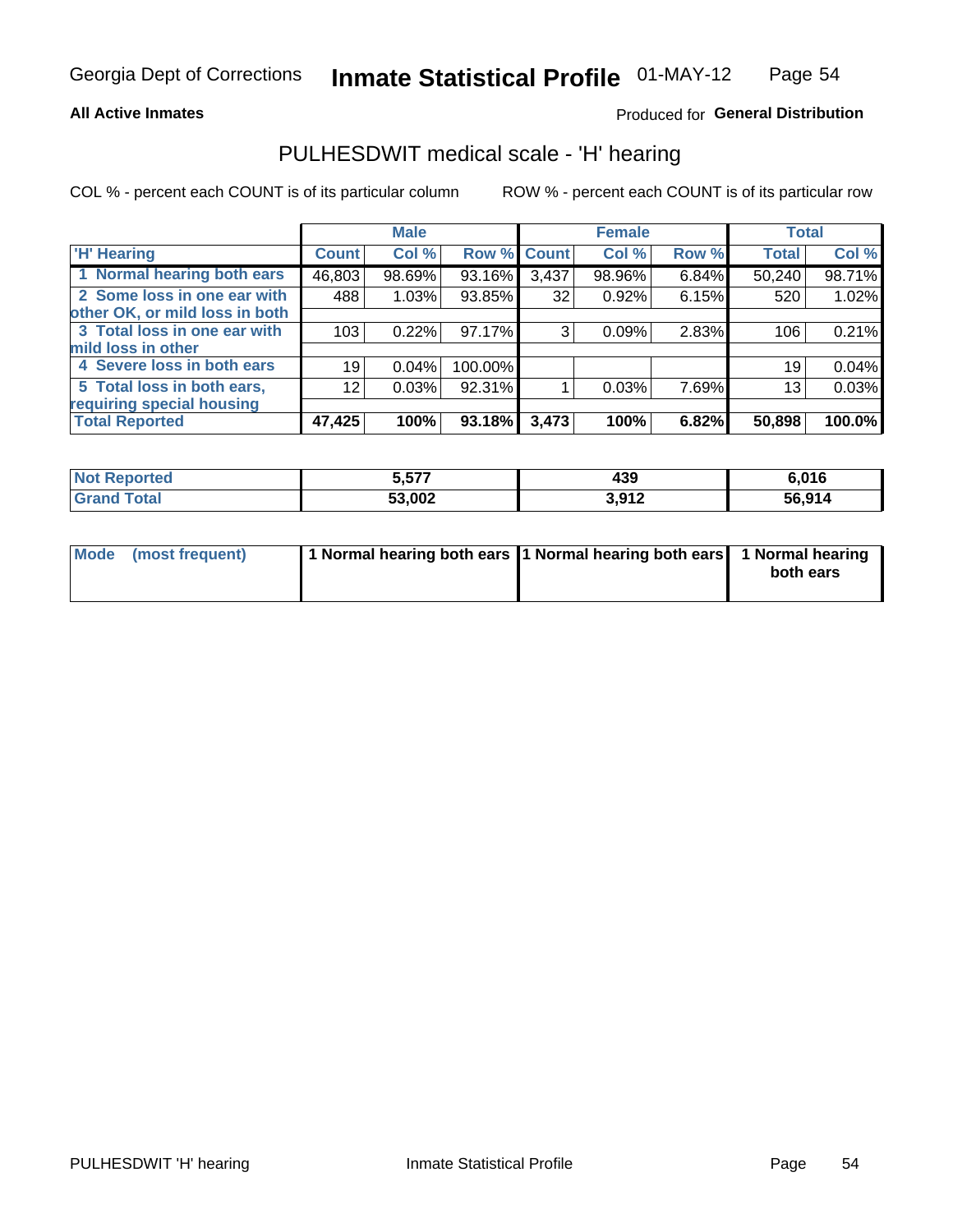**All Active Inmates**

Produced for **General Distribution**

# PULHESDWIT medical scale - 'H' hearing

COL % - percent each COUNT is of its particular column    ROW % - percent each COUNT is of its particular row

| | Male | | | Female | | | Total | |
|---|---|---|---|---|---|---|---|---|
| 'H' Hearing | Count | Col % | Row % | Count | Col % | Row % | Total | Col % |
| 1 Normal hearing both ears | 46,803 | 98.69% | 93.16% | 3,437 | 98.96% | 6.84% | 50,240 | 98.71% |
| 2 Some loss in one ear with other OK, or mild loss in both | 488 | 1.03% | 93.85% | 32 | 0.92% | 6.15% | 520 | 1.02% |
| 3 Total loss in one ear with mild loss in other | 103 | 0.22% | 97.17% | 3 | 0.09% | 2.83% | 106 | 0.21% |
| 4 Severe loss in both ears | 19 | 0.04% | 100.00% | | | | 19 | 0.04% |
| 5 Total loss in both ears, requiring special housing | 12 | 0.03% | 92.31% | 1 | 0.03% | 7.69% | 13 | 0.03% |
| **Total Reported** | **47,425** | **100%** | **93.18%** | **3,473** | **100%** | **6.82%** | **50,898** | **100.0%** |

| | Male | Female | Total |
|---|---|---|---|
| **Not Reported** | **5,577** | **439** | **6,016** |
| **Grand Total** | **53,002** | **3,912** | **56,914** |

| | Male | Female | Total |
|---|---|---|---|
| **Mode (most frequent)** | **1 Normal hearing both ears** | **1 Normal hearing both ears** | **1 Normal hearing both ears** |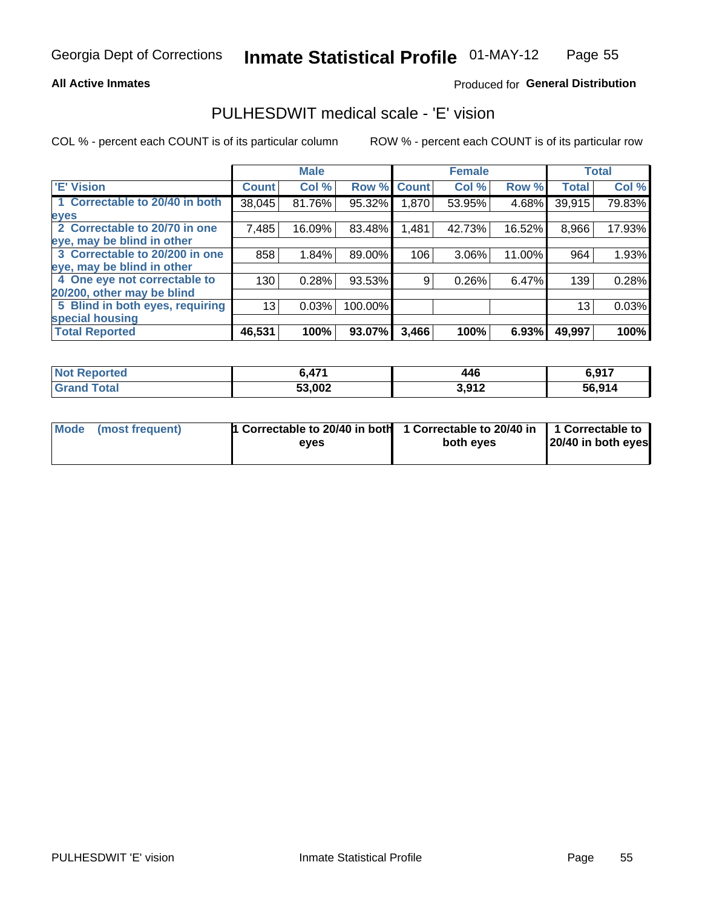Georgia Dept of Corrections **Inmate Statistical Profile** 01-MAY-12

**All Active Inmates**

Produced for **General Distribution**

## PULHESDWIT medical scale - 'E' vision

COL % - percent each COUNT is of its particular column

ROW % - percent each COUNT is of its particular row

| | Male | | | Female | | | Total | |
|---|---|---|---|---|---|---|---|---|
| 'E' Vision | Count | Col % | Row % | Count | Col % | Row % | Total | Col % |
| 1 Correctable to 20/40 in both eyes | 38,045 | 81.76% | 95.32% | 1,870 | 53.95% | 4.68% | 39,915 | 79.83% |
| 2 Correctable to 20/70 in one eye, may be blind in other | 7,485 | 16.09% | 83.48% | 1,481 | 42.73% | 16.52% | 8,966 | 17.93% |
| 3 Correctable to 20/200 in one eye, may be blind in other | 858 | 1.84% | 89.00% | 106 | 3.06% | 11.00% | 964 | 1.93% |
| 4 One eye not correctable to 20/200, other may be blind | 130 | 0.28% | 93.53% | 9 | 0.26% | 6.47% | 139 | 0.28% |
| 5 Blind in both eyes, requiring special housing | 13 | 0.03% | 100.00% | | | | 13 | 0.03% |
| **Total Reported** | **46,531** | **100%** | **93.07%** | **3,466** | **100%** | **6.93%** | **49,997** | **100%** |

| | Male | Female | Total |
|---|---|---|---|
| Not Reported | 6,471 | 446 | 6,917 |
| Grand Total | 53,002 | 3,912 | 56,914 |

| | Male | Female | Total |
|---|---|---|---|
| Mode (most frequent) | 1 Correctable to 20/40 in both eyes | 1 Correctable to 20/40 in both eyes | 1 Correctable to 20/40 in both eyes |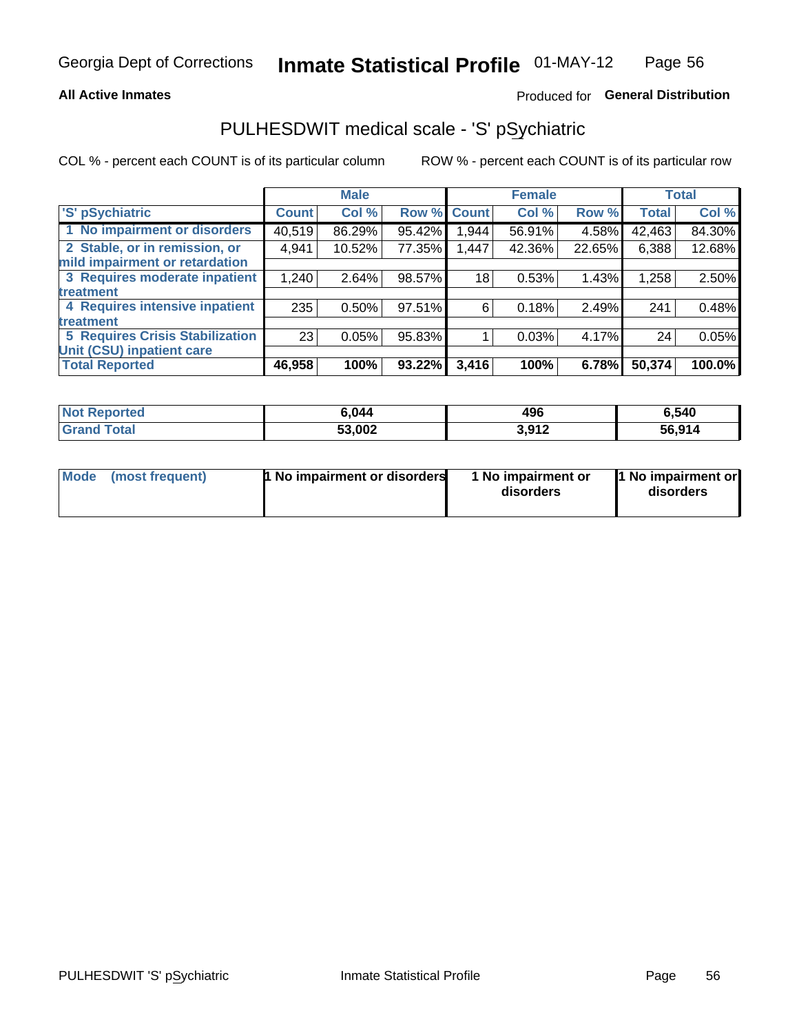Georgia Dept of Corrections **Inmate Statistical Profile** 01-MAY-12

**All Active Inmates**

Produced for **General Distribution**

## PULHESDWIT medical scale - 'S' pSychiatric

COL % - percent each COUNT is of its particular column

ROW % - percent each COUNT is of its particular row

| | Male | | | Female | | | Total | |
|---|---|---|---|---|---|---|---|---|
| 'S' pSychiatric | Count | Col % | Row % | Count | Col % | Row % | Total | Col % |
| 1 No impairment or disorders | 40,519 | 86.29% | 95.42% | 1,944 | 56.91% | 4.58% | 42,463 | 84.30% |
| 2 Stable, or in remission, or mild impairment or retardation | 4,941 | 10.52% | 77.35% | 1,447 | 42.36% | 22.65% | 6,388 | 12.68% |
| 3 Requires moderate inpatient treatment | 1,240 | 2.64% | 98.57% | 18 | 0.53% | 1.43% | 1,258 | 2.50% |
| 4 Requires intensive inpatient treatment | 235 | 0.50% | 97.51% | 6 | 0.18% | 2.49% | 241 | 0.48% |
| 5 Requires Crisis Stabilization Unit (CSU) inpatient care | 23 | 0.05% | 95.83% | 1 | 0.03% | 4.17% | 24 | 0.05% |
| **Total Reported** | **46,958** | **100%** | **93.22%** | **3,416** | **100%** | **6.78%** | **50,374** | **100.0%** |

| | Male | Female | Total |
|---|---|---|---|
| Not Reported | 6,044 | 496 | 6,540 |
| Grand Total | 53,002 | 3,912 | 56,914 |

| | Male | Female | Total |
|---|---|---|---|
| Mode (most frequent) | 1 No impairment or disorders | 1 No impairment or disorders | 1 No impairment or disorders |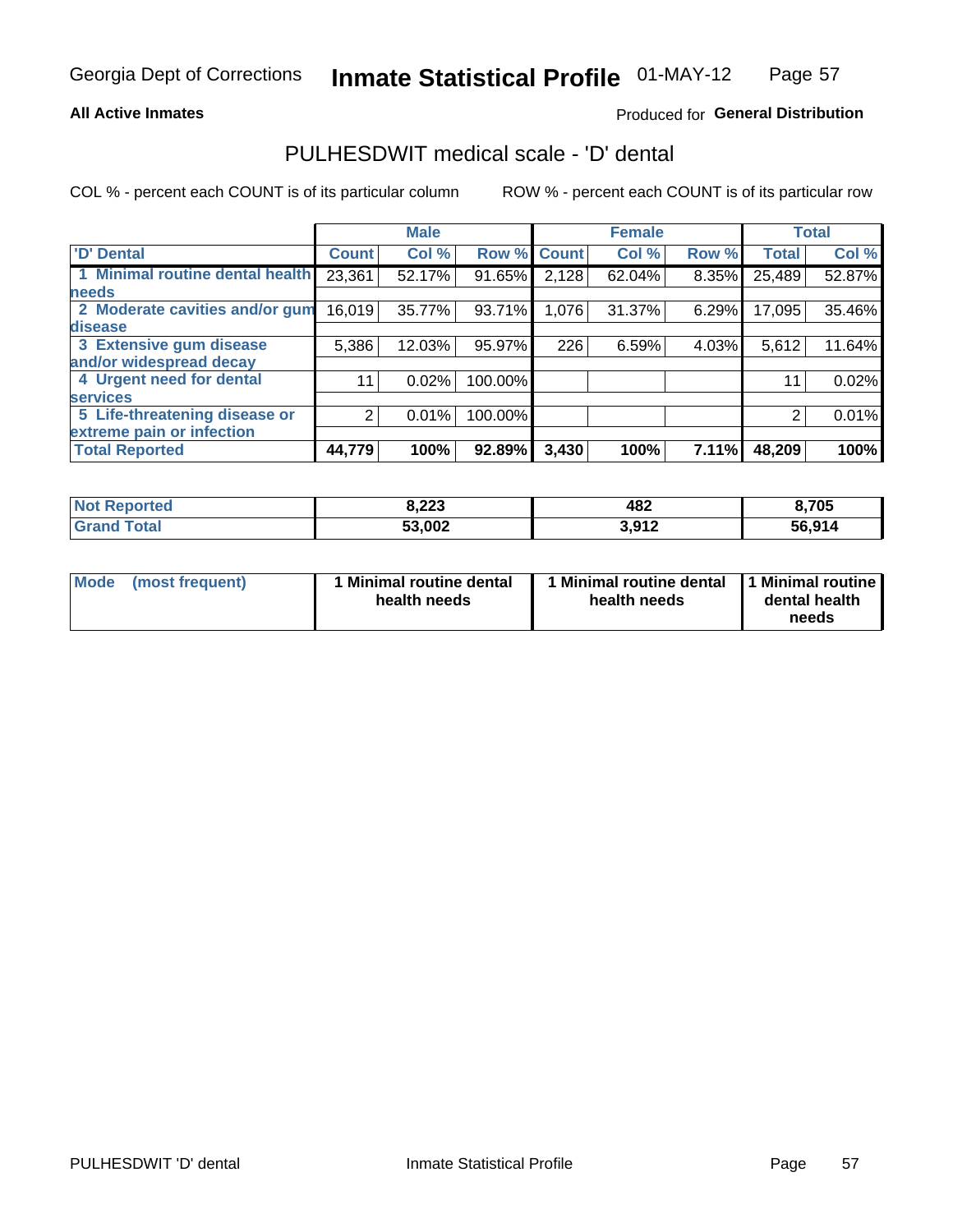Georgia Dept of Corrections **Inmate Statistical Profile** 01-MAY-12

**All Active Inmates**

Produced for **General Distribution**

## PULHESDWIT medical scale - 'D' dental

COL % - percent each COUNT is of its particular column

ROW % - percent each COUNT is of its particular row

| | Male | | | Female | | | Total | |
|---|---|---|---|---|---|---|---|---|
| 'D' Dental | Count | Col % | Row % | Count | Col % | Row % | Total | Col % |
| 1 Minimal routine dental health needs | 23,361 | 52.17% | 91.65% | 2,128 | 62.04% | 8.35% | 25,489 | 52.87% |
| 2 Moderate cavities and/or gum disease | 16,019 | 35.77% | 93.71% | 1,076 | 31.37% | 6.29% | 17,095 | 35.46% |
| 3 Extensive gum disease and/or widespread decay | 5,386 | 12.03% | 95.97% | 226 | 6.59% | 4.03% | 5,612 | 11.64% |
| 4 Urgent need for dental services | 11 | 0.02% | 100.00% | | | | 11 | 0.02% |
| 5 Life-threatening disease or extreme pain or infection | 2 | 0.01% | 100.00% | | | | 2 | 0.01% |
| **Total Reported** | **44,779** | **100%** | **92.89%** | **3,430** | **100%** | **7.11%** | **48,209** | **100%** |

| | Male | Female | Total |
|---|---|---|---|
| **Not Reported** | **8,223** | **482** | **8,705** |
| **Grand Total** | **53,002** | **3,912** | **56,914** |

| | Male | Female | Total |
|---|---|---|---|
| **Mode (most frequent)** | **1 Minimal routine dental health needs** | **1 Minimal routine dental health needs** | **1 Minimal routine dental health needs** |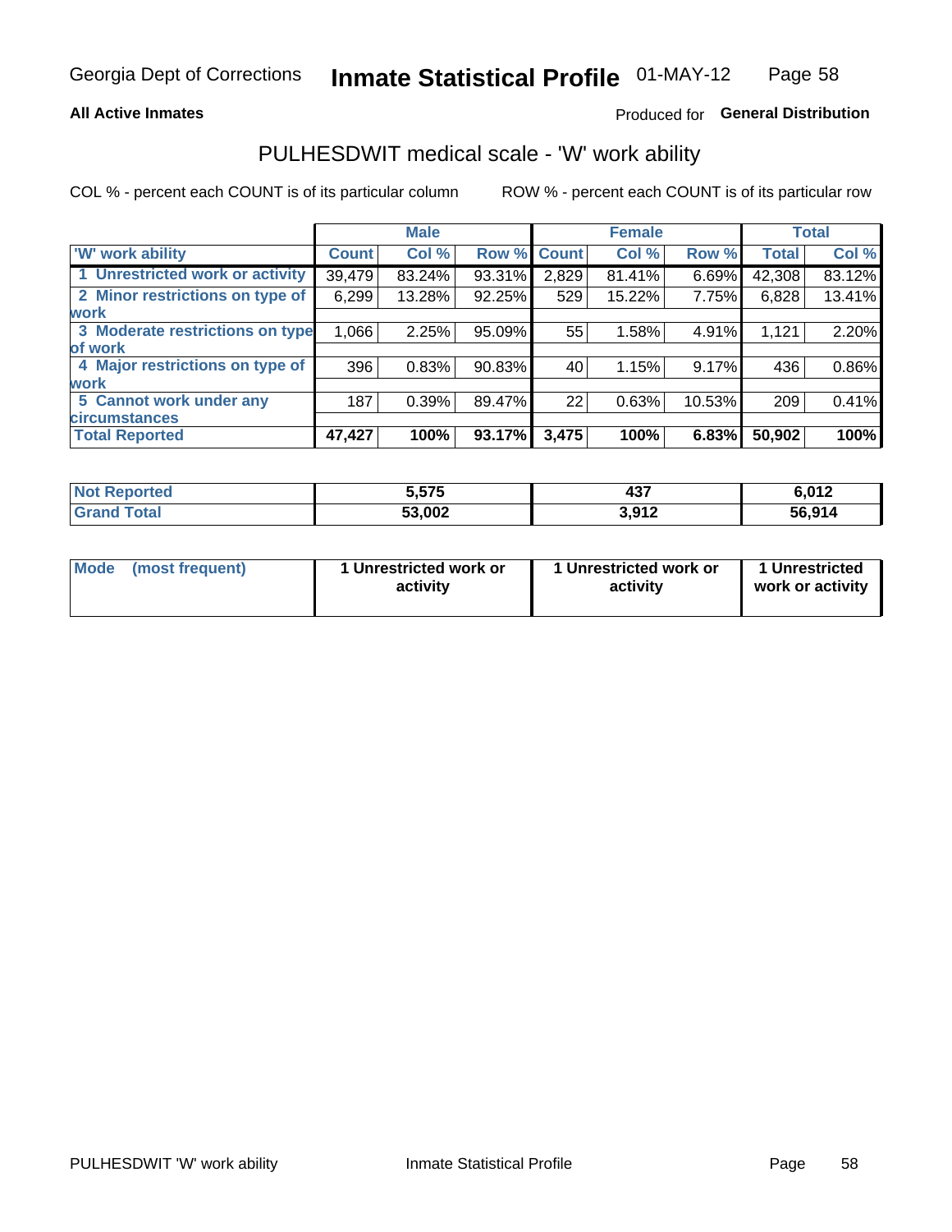Georgia Dept of Corrections **Inmate Statistical Profile** 01-MAY-12

**All Active Inmates**

Produced for **General Distribution**

## PULHESDWIT medical scale - 'W' work ability

COL % - percent each COUNT is of its particular column

ROW % - percent each COUNT is of its particular row

| | Male | | | Female | | | Total | |
|---|---|---|---|---|---|---|---|---|
| 'W' work ability | Count | Col % | Row % | Count | Col % | Row % | Total | Col % |
| 1 Unrestricted work or activity | 39,479 | 83.24% | 93.31% | 2,829 | 81.41% | 6.69% | 42,308 | 83.12% |
| 2 Minor restrictions on type of work | 6,299 | 13.28% | 92.25% | 529 | 15.22% | 7.75% | 6,828 | 13.41% |
| 3 Moderate restrictions on type of work | 1,066 | 2.25% | 95.09% | 55 | 1.58% | 4.91% | 1,121 | 2.20% |
| 4 Major restrictions on type of work | 396 | 0.83% | 90.83% | 40 | 1.15% | 9.17% | 436 | 0.86% |
| 5 Cannot work under any circumstances | 187 | 0.39% | 89.47% | 22 | 0.63% | 10.53% | 209 | 0.41% |
| **Total Reported** | **47,427** | **100%** | **93.17%** | **3,475** | **100%** | **6.83%** | **50,902** | **100%** |

| | Male | Female | Total |
|---|---|---|---|
| Not Reported | 5,575 | 437 | 6,012 |
| Grand Total | 53,002 | 3,912 | 56,914 |

| | Male | Female | Total |
|---|---|---|---|
| Mode (most frequent) | 1 Unrestricted work or activity | 1 Unrestricted work or activity | 1 Unrestricted work or activity |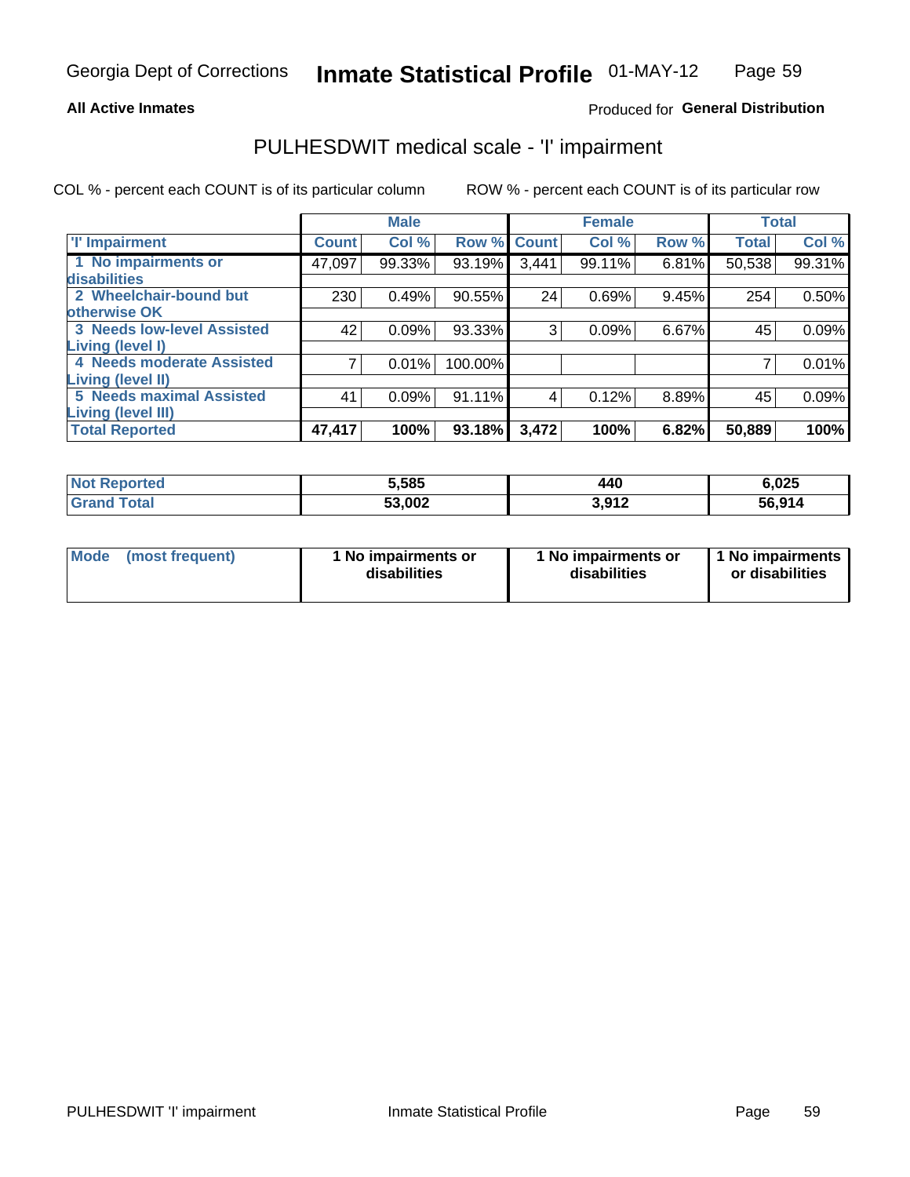Georgia Dept of Corrections **Inmate Statistical Profile** 01-MAY-12

**All Active Inmates**

Produced for **General Distribution**

## PULHESDWIT medical scale - 'I' impairment

COL % - percent each COUNT is of its particular column ROW % - percent each COUNT is of its particular row

| | Male | | | Female | | | Total | |
|---|---|---|---|---|---|---|---|---|
| 'I' Impairment | Count | Col % | Row % | Count | Col % | Row % | Total | Col % |
| 1 No impairments or disabilities | 47,097 | 99.33% | 93.19% | 3,441 | 99.11% | 6.81% | 50,538 | 99.31% |
| 2 Wheelchair-bound but otherwise OK | 230 | 0.49% | 90.55% | 24 | 0.69% | 9.45% | 254 | 0.50% |
| 3 Needs low-level Assisted Living (level I) | 42 | 0.09% | 93.33% | 3 | 0.09% | 6.67% | 45 | 0.09% |
| 4 Needs moderate Assisted Living (level II) | 7 | 0.01% | 100.00% | | | | 7 | 0.01% |
| 5 Needs maximal Assisted Living (level III) | 41 | 0.09% | 91.11% | 4 | 0.12% | 8.89% | 45 | 0.09% |
| **Total Reported** | **47,417** | **100%** | **93.18%** | **3,472** | **100%** | **6.82%** | **50,889** | **100%** |

| | Male | Female | Total |
|---|---|---|---|
| Not Reported | 5,585 | 440 | 6,025 |
| Grand Total | 53,002 | 3,912 | 56,914 |

| Mode (most frequent) | 1 No impairments or disabilities | 1 No impairments or disabilities | 1 No impairments or disabilities |
|---|---|---|---|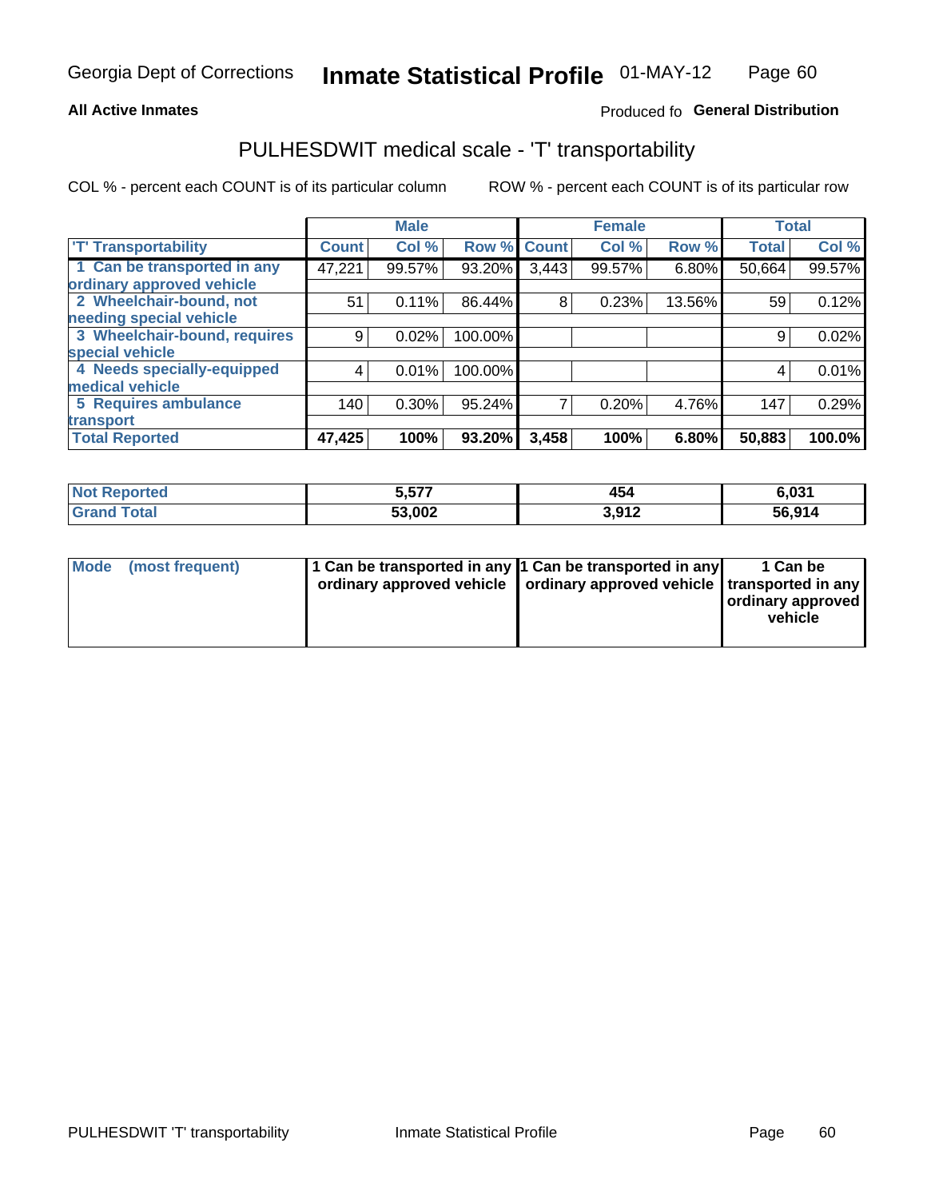Georgia Dept of Corrections **Inmate Statistical Profile** 01-MAY-12

**All Active Inmates**

Produced fo **General Distribution**

## PULHESDWIT medical scale - 'T' transportability

COL % - percent each COUNT is of its particular column

ROW % - percent each COUNT is of its particular row

| | Male | | | Female | | | Total | |
|---|---|---|---|---|---|---|---|---|
| 'T' Transportability | Count | Col % | Row % | Count | Col % | Row % | Total | Col % |
| 1 Can be transported in any ordinary approved vehicle | 47,221 | 99.57% | 93.20% | 3,443 | 99.57% | 6.80% | 50,664 | 99.57% |
| 2 Wheelchair-bound, not needing special vehicle | 51 | 0.11% | 86.44% | 8 | 0.23% | 13.56% | 59 | 0.12% |
| 3 Wheelchair-bound, requires special vehicle | 9 | 0.02% | 100.00% | | | | 9 | 0.02% |
| 4 Needs specially-equipped medical vehicle | 4 | 0.01% | 100.00% | | | | 4 | 0.01% |
| 5 Requires ambulance transport | 140 | 0.30% | 95.24% | 7 | 0.20% | 4.76% | 147 | 0.29% |
| **Total Reported** | **47,425** | **100%** | **93.20%** | **3,458** | **100%** | **6.80%** | **50,883** | **100.0%** |

| | Male | Female | Total |
|---|---|---|---|
| **Not Reported** | **5,577** | **454** | **6,031** |
| **Grand Total** | **53,002** | **3,912** | **56,914** |

| | Male | Female | Total |
|---|---|---|---|
| **Mode (most frequent)** | **1 Can be transported in any ordinary approved vehicle** | **1 Can be transported in any ordinary approved vehicle** | **1 Can be transported in any ordinary approved vehicle** |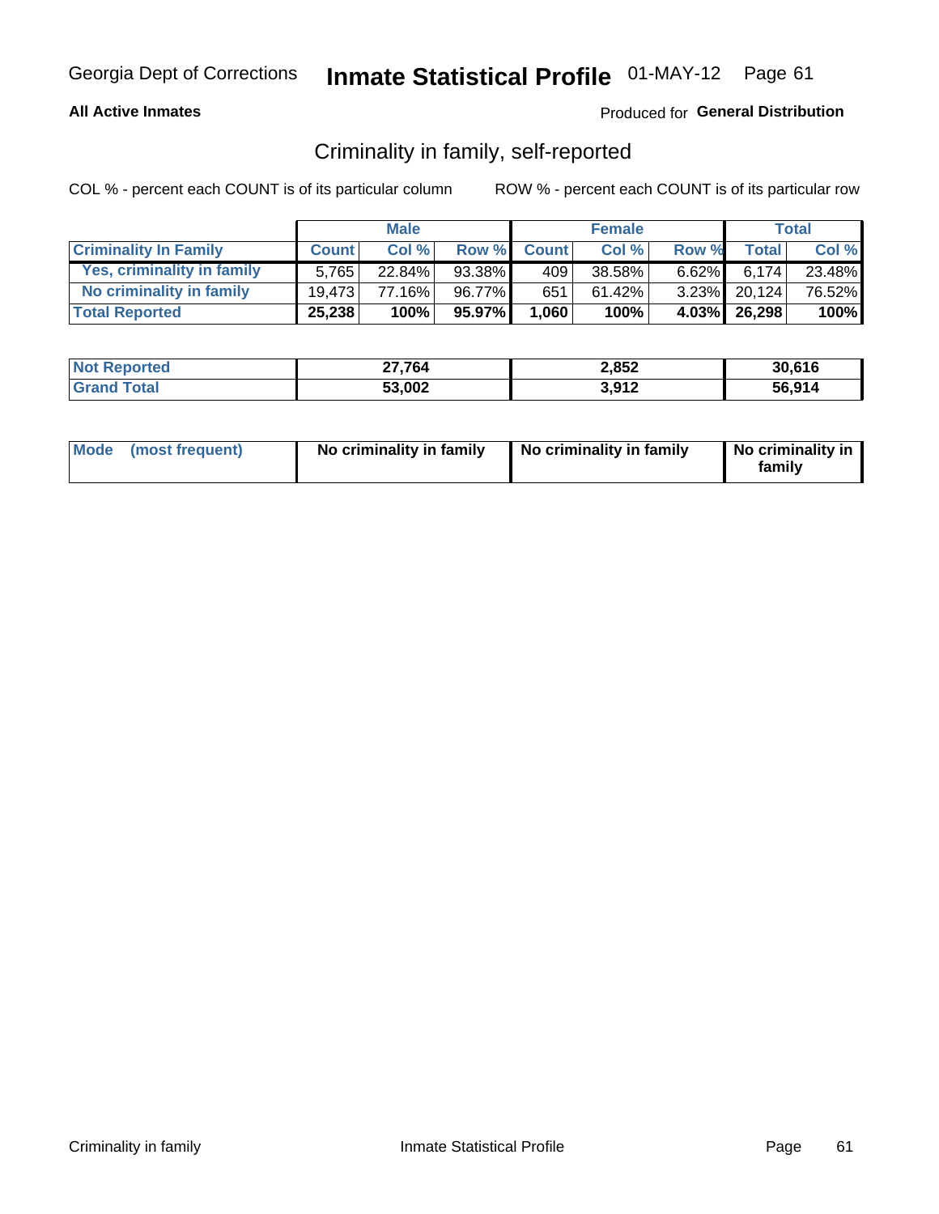**All Active Inmates**

Produced for **General Distribution**

## Criminality in family, self-reported

COL % - percent each COUNT is of its particular column

ROW % - percent each COUNT is of its particular row

| | Male | | | Female | | | Total | |
|---|---|---|---|---|---|---|---|---|
| **Criminality In Family** | **Count** | **Col %** | **Row %** | **Count** | **Col %** | **Row %** | **Total** | **Col %** |
| Yes, criminality in family | 5,765 | 22.84% | 93.38% | 409 | 38.58% | 6.62% | 6,174 | 23.48% |
| No criminality in family | 19,473 | 77.16% | 96.77% | 651 | 61.42% | 3.23% | 20,124 | 76.52% |
| **Total Reported** | **25,238** | **100%** | **95.97%** | **1,060** | **100%** | **4.03%** | **26,298** | **100%** |

| | Male | Female | Total |
|---|---|---|---|
| Not Reported | 27,764 | 2,852 | 30,616 |
| Grand Total | 53,002 | 3,912 | 56,914 |

| Mode (most frequent) | No criminality in family | No criminality in family | No criminality in family |
|---|---|---|---|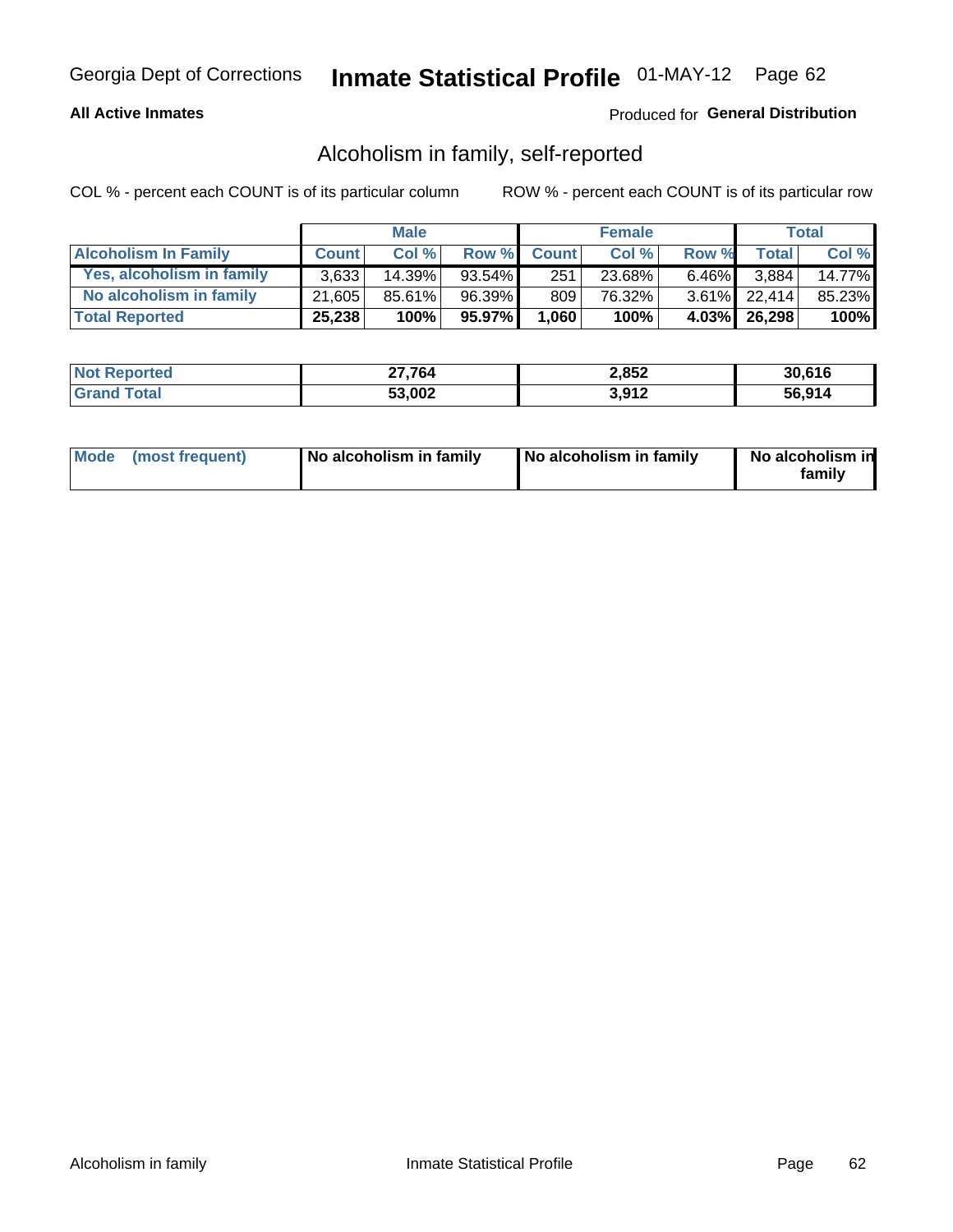Georgia Dept of Corrections **Inmate Statistical Profile** 01-MAY-12

**All Active Inmates**

Produced for **General Distribution**

## Alcoholism in family, self-reported

COL % - percent each COUNT is of its particular column

ROW % - percent each COUNT is of its particular row

| | Male | | | Female | | | Total | |
|---|---|---|---|---|---|---|---|---|
| **Alcoholism In Family** | **Count** | **Col %** | **Row %** | **Count** | **Col %** | **Row %** | **Total** | **Col %** |
| **Yes, alcoholism in family** | 3,633 | 14.39% | 93.54% | 251 | 23.68% | 6.46% | 3,884 | 14.77% |
| **No alcoholism in family** | 21,605 | 85.61% | 96.39% | 809 | 76.32% | 3.61% | 22,414 | 85.23% |
| **Total Reported** | **25,238** | **100%** | **95.97%** | **1,060** | **100%** | **4.03%** | **26,298** | **100%** |

| | Male | Female | Total |
|---|---|---|---|
| **Not Reported** | **27,764** | **2,852** | **30,616** |
| **Grand Total** | **53,002** | **3,912** | **56,914** |

| | Male | Female | Total |
|---|---|---|---|
| **Mode (most frequent)** | **No alcoholism in family** | **No alcoholism in family** | **No alcoholism in family** |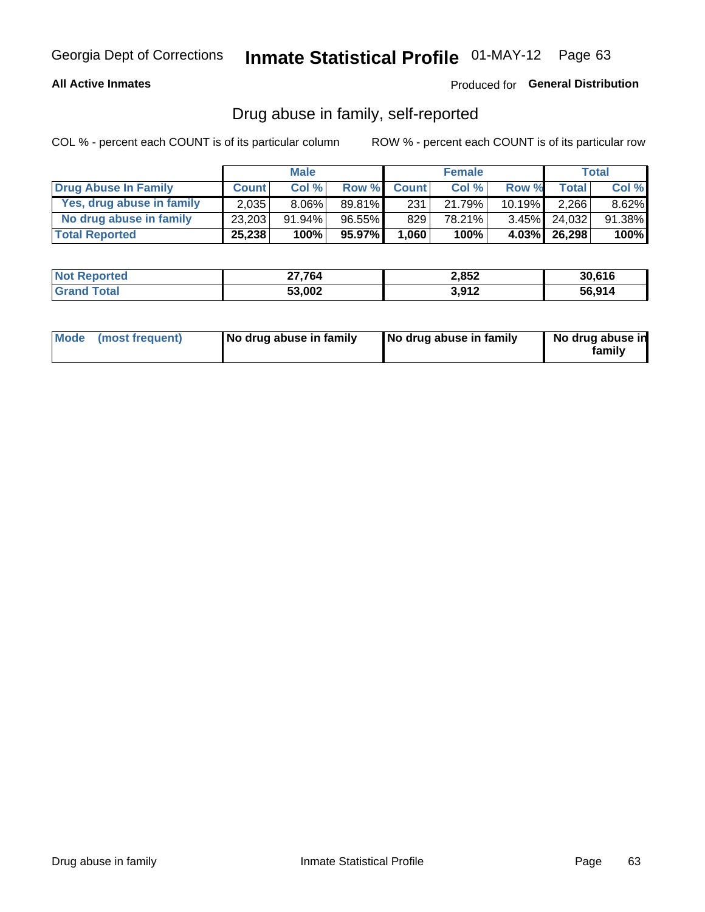Georgia Dept of Corrections **Inmate Statistical Profile** 01-MAY-12

**All Active Inmates**

Produced for **General Distribution**

## Drug abuse in family, self-reported

COL % - percent each COUNT is of its particular column

ROW % - percent each COUNT is of its particular row

| | Male | | | Female | | | Total | |
|---|---|---|---|---|---|---|---|---|
| **Drug Abuse In Family** | **Count** | **Col %** | **Row %** | **Count** | **Col %** | **Row %** | **Total** | **Col %** |
| Yes, drug abuse in family | 2,035 | 8.06% | 89.81% | 231 | 21.79% | 10.19% | 2,266 | 8.62% |
| No drug abuse in family | 23,203 | 91.94% | 96.55% | 829 | 78.21% | 3.45% | 24,032 | 91.38% |
| **Total Reported** | **25,238** | **100%** | **95.97%** | **1,060** | **100%** | **4.03%** | **26,298** | **100%** |

| | Male | Female | Total |
|---|---|---|---|
| **Not Reported** | **27,764** | **2,852** | **30,616** |
| **Grand Total** | **53,002** | **3,912** | **56,914** |

| | Male | Female | Total |
|---|---|---|---|
| **Mode (most frequent)** | **No drug abuse in family** | **No drug abuse in family** | **No drug abuse in family** |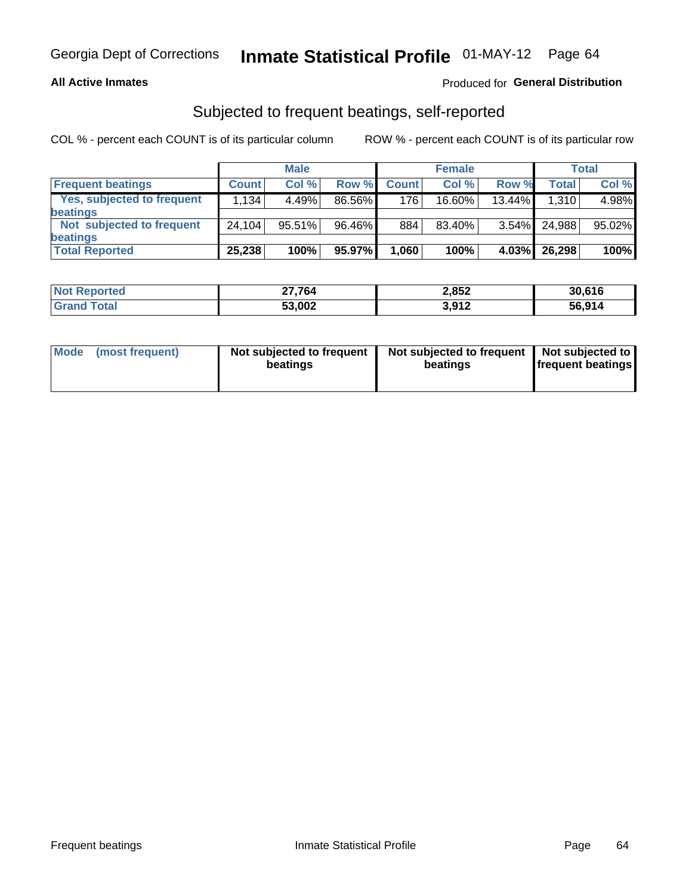Georgia Dept of Corrections **Inmate Statistical Profile** 01-MAY-12

**All Active Inmates**

Produced for **General Distribution**

## Subjected to frequent beatings, self-reported

COL % - percent each COUNT is of its particular column

ROW % - percent each COUNT is of its particular row

| | Male | | | Female | | | Total | |
|---|---|---|---|---|---|---|---|---|
| **Frequent beatings** | **Count** | **Col %** | **Row %** | **Count** | **Col %** | **Row %** | **Total** | **Col %** |
| Yes, subjected to frequent beatings | 1,134 | 4.49% | 86.56% | 176 | 16.60% | 13.44% | 1,310 | 4.98% |
| Not subjected to frequent beatings | 24,104 | 95.51% | 96.46% | 884 | 83.40% | 3.54% | 24,988 | 95.02% |
| **Total Reported** | **25,238** | **100%** | **95.97%** | **1,060** | **100%** | **4.03%** | **26,298** | **100%** |

| | Male | Female | Total |
|---|---|---|---|
| **Not Reported** | **27,764** | **2,852** | **30,616** |
| **Grand Total** | **53,002** | **3,912** | **56,914** |

| | Male | Female | Total |
|---|---|---|---|
| **Mode (most frequent)** | **Not subjected to frequent beatings** | **Not subjected to frequent beatings** | **Not subjected to frequent beatings** |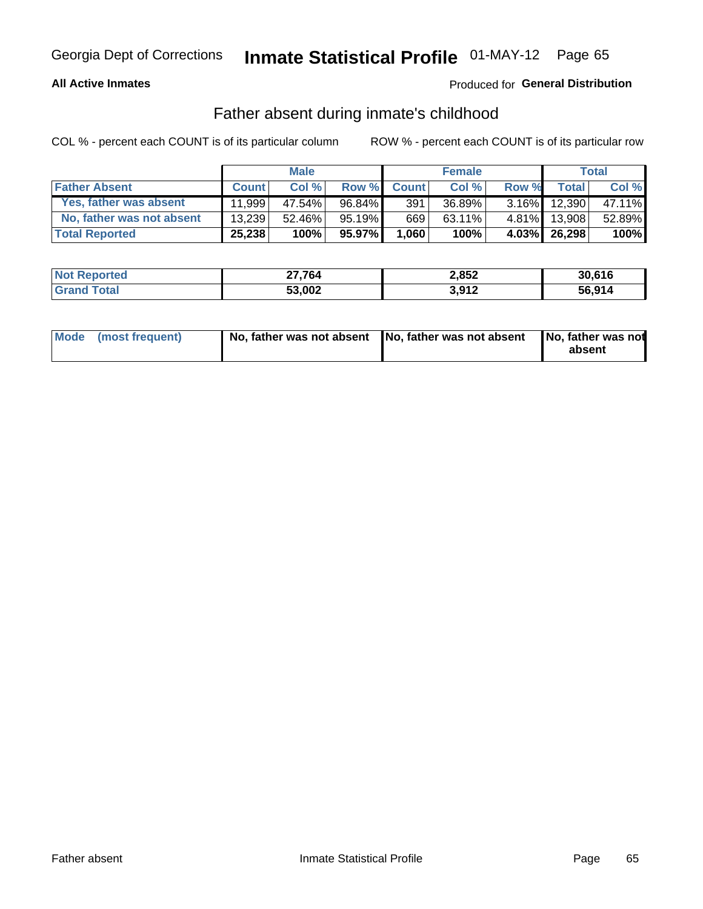Georgia Dept of Corrections **Inmate Statistical Profile** 01-MAY-12

**All Active Inmates**

Produced for **General Distribution**

## Father absent during inmate's childhood

COL % - percent each COUNT is of its particular column ROW % - percent each COUNT is of its particular row

| | Male | | | Female | | | Total | |
|---|---|---|---|---|---|---|---|---|
| **Father Absent** | **Count** | **Col %** | **Row %** | **Count** | **Col %** | **Row %** | **Total** | **Col %** |
| Yes, father was absent | 11,999 | 47.54% | 96.84% | 391 | 36.89% | 3.16% | 12,390 | 47.11% |
| No, father was not absent | 13,239 | 52.46% | 95.19% | 669 | 63.11% | 4.81% | 13,908 | 52.89% |
| **Total Reported** | **25,238** | **100%** | **95.97%** | **1,060** | **100%** | **4.03%** | **26,298** | **100%** |

| | Male | Female | Total |
|---|---|---|---|
| **Not Reported** | **27,764** | **2,852** | **30,616** |
| **Grand Total** | **53,002** | **3,912** | **56,914** |

| | Male | Female | Total |
|---|---|---|---|
| **Mode (most frequent)** | **No, father was not absent** | **No, father was not absent** | **No, father was not absent** |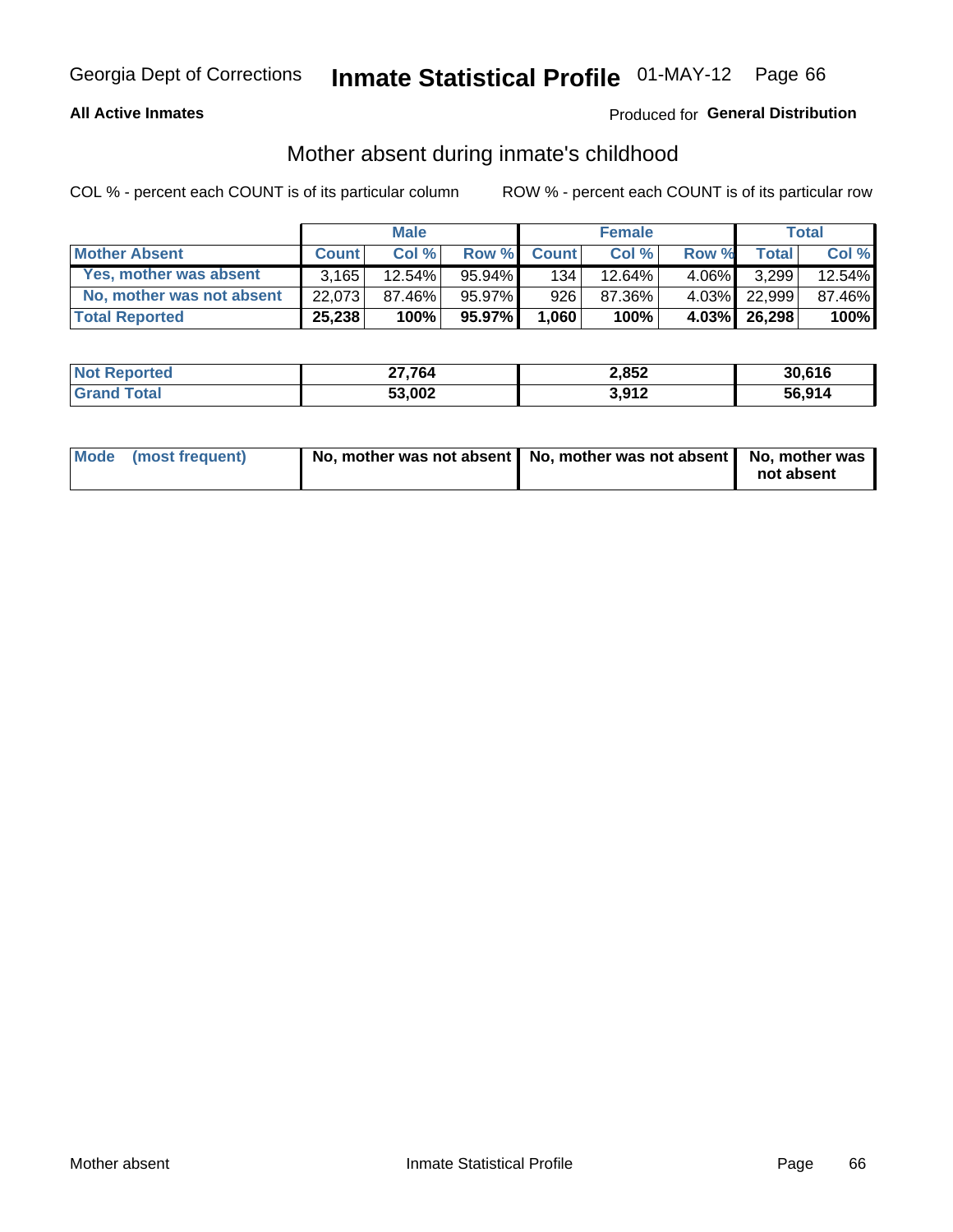Georgia Dept of Corrections **Inmate Statistical Profile** 01-MAY-12

**All Active Inmates**

Produced for **General Distribution**

## Mother absent during inmate's childhood

COL % - percent each COUNT is of its particular column

ROW % - percent each COUNT is of its particular row

| | Male | | | Female | | | Total | |
|---|---|---|---|---|---|---|---|---|
| **Mother Absent** | **Count** | **Col %** | **Row %** | **Count** | **Col %** | **Row %** | **Total** | **Col %** |
| Yes, mother was absent | 3,165 | 12.54% | 95.94% | 134 | 12.64% | 4.06% | 3,299 | 12.54% |
| No, mother was not absent | 22,073 | 87.46% | 95.97% | 926 | 87.36% | 4.03% | 22,999 | 87.46% |
| **Total Reported** | **25,238** | **100%** | **95.97%** | **1,060** | **100%** | **4.03%** | **26,298** | **100%** |

| | Male | Female | Total |
|---|---|---|---|
| **Not Reported** | **27,764** | **2,852** | **30,616** |
| **Grand Total** | **53,002** | **3,912** | **56,914** |

| | Male | Female | Total |
|---|---|---|---|
| **Mode (most frequent)** | **No, mother was not absent** | **No, mother was not absent** | **No, mother was not absent** |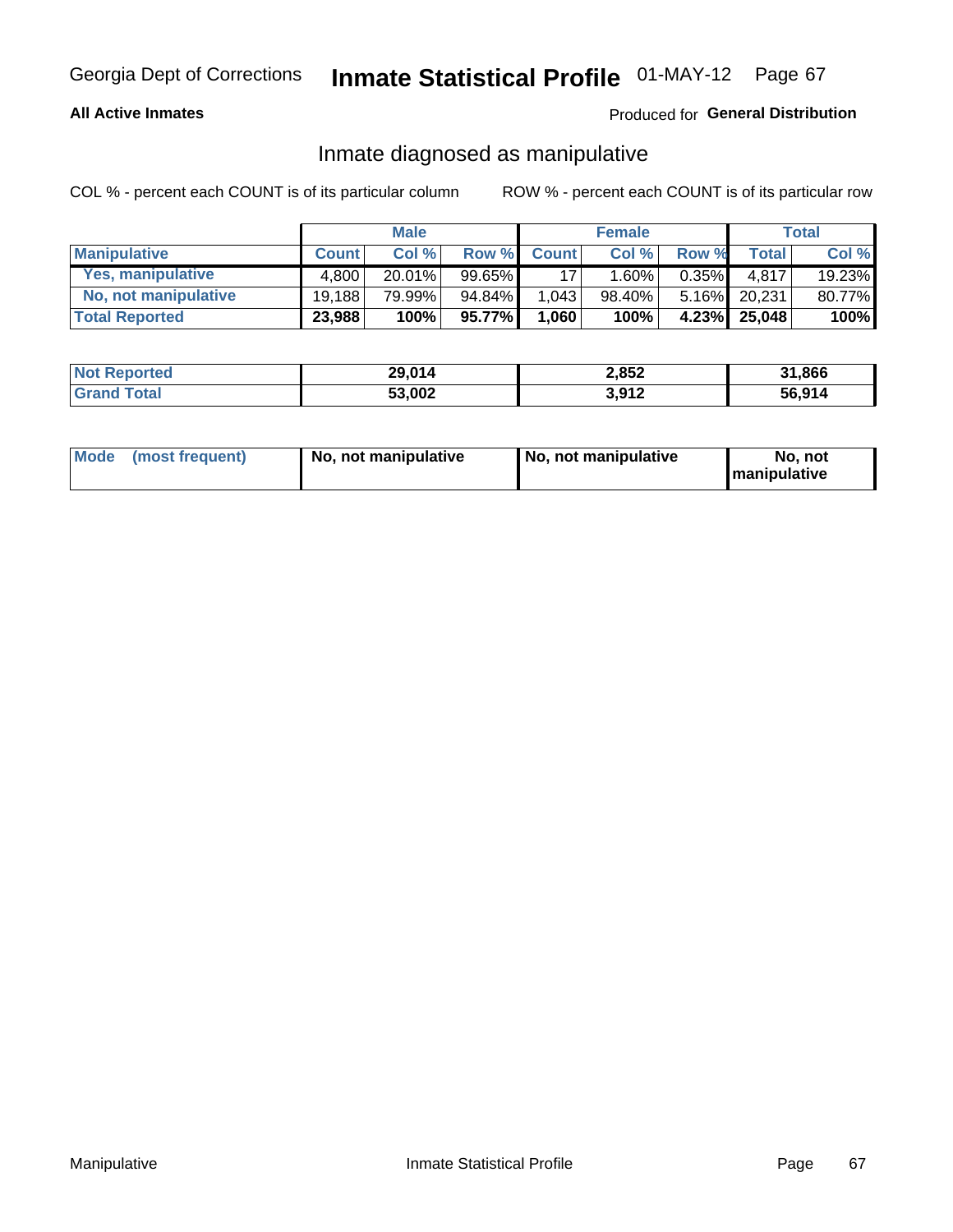Georgia Dept of Corrections **Inmate Statistical Profile** 01-MAY-12

**All Active Inmates**

Produced for **General Distribution**

## Inmate diagnosed as manipulative

COL % - percent each COUNT is of its particular column

ROW % - percent each COUNT is of its particular row

| | Male | | | Female | | | Total | |
|---|---|---|---|---|---|---|---|---|
| **Manipulative** | **Count** | **Col %** | **Row %** | **Count** | **Col %** | **Row %** | **Total** | **Col %** |
| **Yes, manipulative** | 4,800 | 20.01% | 99.65% | 17 | 1.60% | 0.35% | 4,817 | 19.23% |
| **No, not manipulative** | 19,188 | 79.99% | 94.84% | 1,043 | 98.40% | 5.16% | 20,231 | 80.77% |
| **Total Reported** | **23,988** | **100%** | **95.77%** | **1,060** | **100%** | **4.23%** | **25,048** | **100%** |

| | Male | Female | Total |
|---|---|---|---|
| **Not Reported** | **29,014** | **2,852** | **31,866** |
| **Grand Total** | **53,002** | **3,912** | **56,914** |

| | Male | Female | Total |
|---|---|---|---|
| **Mode (most frequent)** | **No, not manipulative** | **No, not manipulative** | **No, not manipulative** |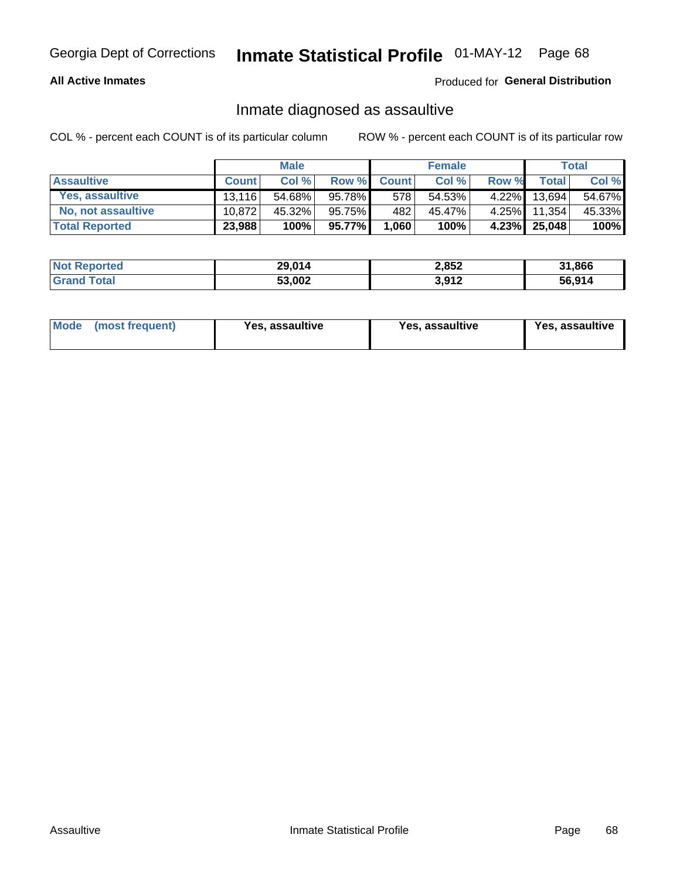Georgia Dept of Corrections **Inmate Statistical Profile** 01-MAY-12

**All Active Inmates**

Produced for **General Distribution**

## Inmate diagnosed as assaultive

COL % - percent each COUNT is of its particular column

ROW % - percent each COUNT is of its particular row

| | Male | | | Female | | | Total | |
|---|---|---|---|---|---|---|---|---|
| **Assaultive** | **Count** | **Col %** | **Row %** | **Count** | **Col %** | **Row %** | **Total** | **Col %** |
| Yes, assaultive | 13,116 | 54.68% | 95.78% | 578 | 54.53% | 4.22% | 13,694 | 54.67% |
| No, not assaultive | 10,872 | 45.32% | 95.75% | 482 | 45.47% | 4.25% | 11,354 | 45.33% |
| **Total Reported** | **23,988** | **100%** | **95.77%** | **1,060** | **100%** | **4.23%** | **25,048** | **100%** |

| | Male | Female | Total |
|---|---|---|---|
| **Not Reported** | **29,014** | **2,852** | **31,866** |
| **Grand Total** | **53,002** | **3,912** | **56,914** |

| | Male | Female | Total |
|---|---|---|---|
| **Mode (most frequent)** | **Yes, assaultive** | **Yes, assaultive** | **Yes, assaultive** |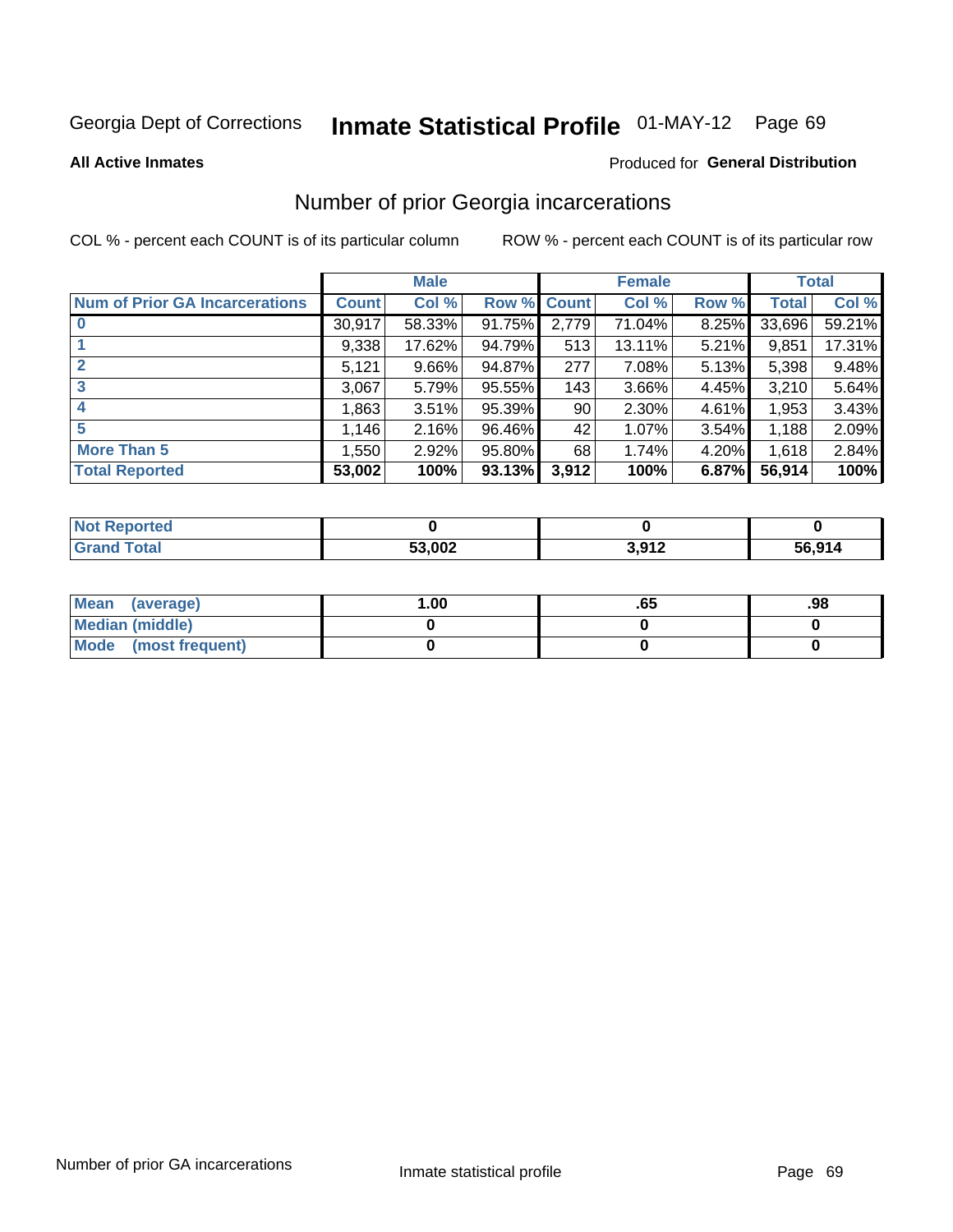Georgia Dept of Corrections **Inmate Statistical Profile** 01-MAY-12 Page 69

**All Active Inmates**

Produced for **General Distribution**

## Number of prior Georgia incarcerations

COL % - percent each COUNT is of its particular column ROW % - percent each COUNT is of its particular row

| | Male | | | Female | | | Total | |
|---|---|---|---|---|---|---|---|---|
| **Num of Prior GA Incarcerations** | **Count** | **Col %** | **Row %** | **Count** | **Col %** | **Row %** | **Total** | **Col %** |
| **0** | 30,917 | 58.33% | 91.75% | 2,779 | 71.04% | 8.25% | 33,696 | 59.21% |
| **1** | 9,338 | 17.62% | 94.79% | 513 | 13.11% | 5.21% | 9,851 | 17.31% |
| **2** | 5,121 | 9.66% | 94.87% | 277 | 7.08% | 5.13% | 5,398 | 9.48% |
| **3** | 3,067 | 5.79% | 95.55% | 143 | 3.66% | 4.45% | 3,210 | 5.64% |
| **4** | 1,863 | 3.51% | 95.39% | 90 | 2.30% | 4.61% | 1,953 | 3.43% |
| **5** | 1,146 | 2.16% | 96.46% | 42 | 1.07% | 3.54% | 1,188 | 2.09% |
| **More Than 5** | 1,550 | 2.92% | 95.80% | 68 | 1.74% | 4.20% | 1,618 | 2.84% |
| **Total Reported** | **53,002** | **100%** | **93.13%** | **3,912** | **100%** | **6.87%** | **56,914** | **100%** |

| | Male | Female | Total |
|---|---|---|---|
| **Not Reported** | **0** | **0** | **0** |
| **Grand Total** | **53,002** | **3,912** | **56,914** |

| | Male | Female | Total |
|---|---|---|---|
| **Mean (average)** | **1.00** | **.65** | **.98** |
| **Median (middle)** | **0** | **0** | **0** |
| **Mode (most frequent)** | **0** | **0** | **0** |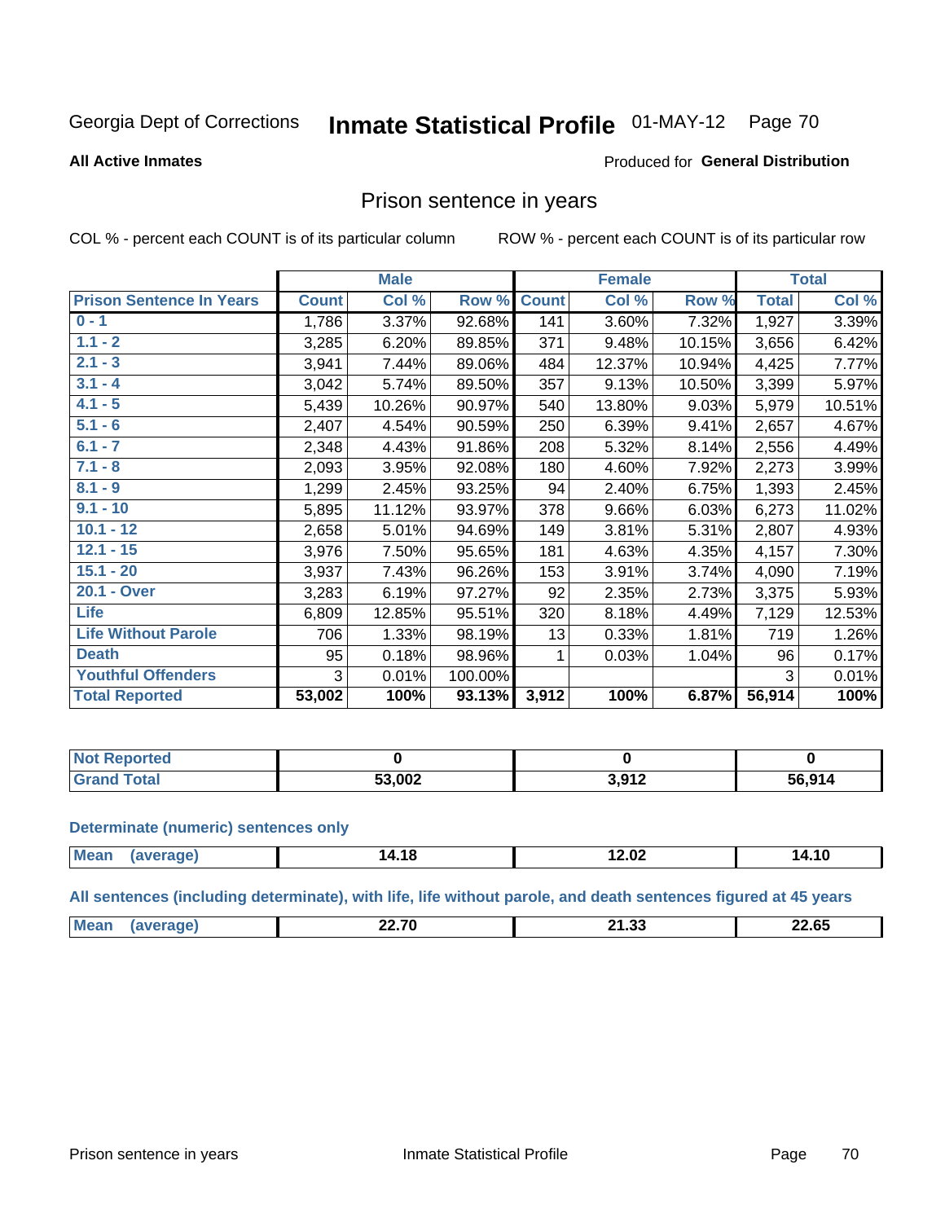Georgia Dept of Corrections **Inmate Statistical Profile** 01-MAY-12 Page 70

**All Active Inmates**

Produced for **General Distribution**

## Prison sentence in years

COL % - percent each COUNT is of its particular column ROW % - percent each COUNT is of its particular row

| | Male | | | Female | | | Total | |
|---|---|---|---|---|---|---|---|---|
| **Prison Sentence In Years** | **Count** | **Col %** | **Row %** | **Count** | **Col %** | **Row %** | **Total** | **Col %** |
| **0 - 1** | 1,786 | 3.37% | 92.68% | 141 | 3.60% | 7.32% | 1,927 | 3.39% |
| **1.1 - 2** | 3,285 | 6.20% | 89.85% | 371 | 9.48% | 10.15% | 3,656 | 6.42% |
| **2.1 - 3** | 3,941 | 7.44% | 89.06% | 484 | 12.37% | 10.94% | 4,425 | 7.77% |
| **3.1 - 4** | 3,042 | 5.74% | 89.50% | 357 | 9.13% | 10.50% | 3,399 | 5.97% |
| **4.1 - 5** | 5,439 | 10.26% | 90.97% | 540 | 13.80% | 9.03% | 5,979 | 10.51% |
| **5.1 - 6** | 2,407 | 4.54% | 90.59% | 250 | 6.39% | 9.41% | 2,657 | 4.67% |
| **6.1 - 7** | 2,348 | 4.43% | 91.86% | 208 | 5.32% | 8.14% | 2,556 | 4.49% |
| **7.1 - 8** | 2,093 | 3.95% | 92.08% | 180 | 4.60% | 7.92% | 2,273 | 3.99% |
| **8.1 - 9** | 1,299 | 2.45% | 93.25% | 94 | 2.40% | 6.75% | 1,393 | 2.45% |
| **9.1 - 10** | 5,895 | 11.12% | 93.97% | 378 | 9.66% | 6.03% | 6,273 | 11.02% |
| **10.1 - 12** | 2,658 | 5.01% | 94.69% | 149 | 3.81% | 5.31% | 2,807 | 4.93% |
| **12.1 - 15** | 3,976 | 7.50% | 95.65% | 181 | 4.63% | 4.35% | 4,157 | 7.30% |
| **15.1 - 20** | 3,937 | 7.43% | 96.26% | 153 | 3.91% | 3.74% | 4,090 | 7.19% |
| **20.1 - Over** | 3,283 | 6.19% | 97.27% | 92 | 2.35% | 2.73% | 3,375 | 5.93% |
| **Life** | 6,809 | 12.85% | 95.51% | 320 | 8.18% | 4.49% | 7,129 | 12.53% |
| **Life Without Parole** | 706 | 1.33% | 98.19% | 13 | 0.33% | 1.81% | 719 | 1.26% |
| **Death** | 95 | 0.18% | 98.96% | 1 | 0.03% | 1.04% | 96 | 0.17% |
| **Youthful Offenders** | 3 | 0.01% | 100.00% | | | | 3 | 0.01% |
| **Total Reported** | **53,002** | **100%** | **93.13%** | **3,912** | **100%** | **6.87%** | **56,914** | **100%** |

| | Male | Female | Total |
|---|---|---|---|
| **Not Reported** | **0** | **0** | **0** |
| **Grand Total** | **53,002** | **3,912** | **56,914** |

**Determinate (numeric) sentences only**

| | Male | Female | Total |
|---|---|---|---|
| **Mean (average)** | **14.18** | **12.02** | **14.10** |

**All sentences (including determinate), with life, life without parole, and death sentences figured at 45 years**

| | Male | Female | Total |
|---|---|---|---|
| **Mean (average)** | **22.70** | **21.33** | **22.65** |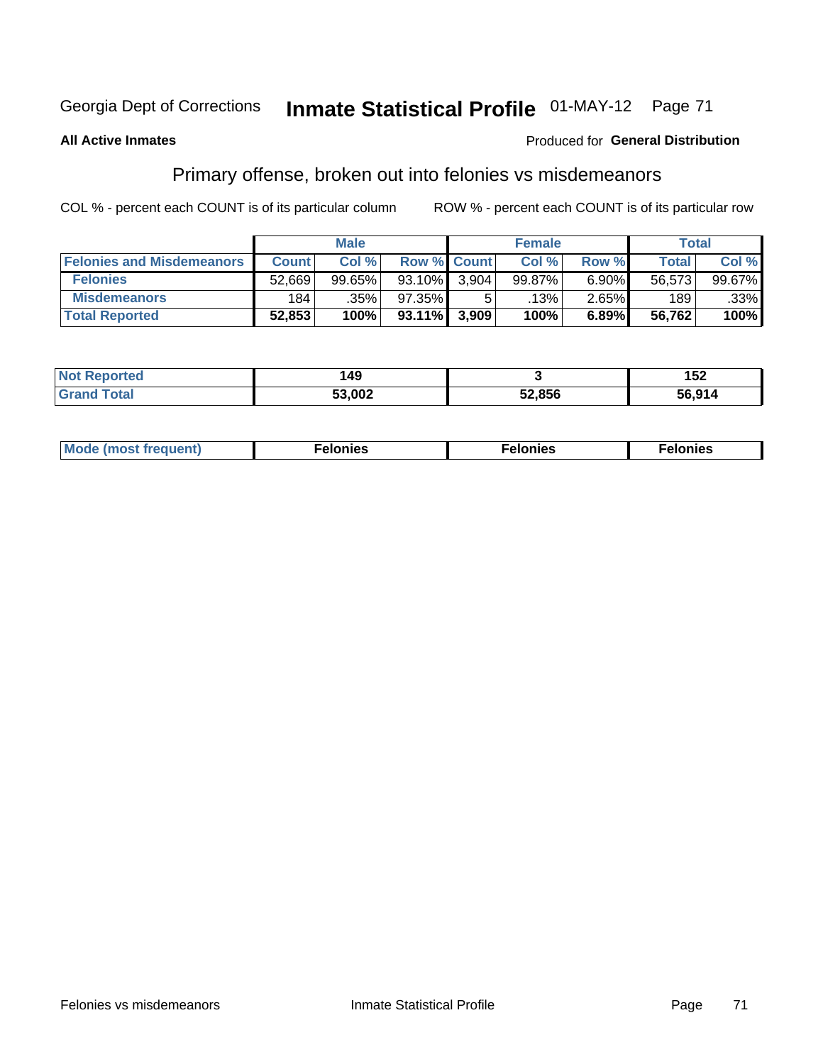Georgia Dept of Corrections **Inmate Statistical Profile** 01-MAY-12

**All Active Inmates**

Produced for **General Distribution**

## Primary offense, broken out into felonies vs misdemeanors

COL % - percent each COUNT is of its particular column ROW % - percent each COUNT is of its particular row

| | Male | | | Female | | | Total | |
|---|---|---|---|---|---|---|---|---|
| **Felonies and Misdemeanors** | **Count** | **Col %** | **Row %** | **Count** | **Col %** | **Row %** | **Total** | **Col %** |
| **Felonies** | 52,669 | 99.65% | 93.10% | 3,904 | 99.87% | 6.90% | 56,573 | 99.67% |
| **Misdemeanors** | 184 | .35% | 97.35% | 5 | .13% | 2.65% | 189 | .33% |
| **Total Reported** | **52,853** | **100%** | **93.11%** | **3,909** | **100%** | **6.89%** | **56,762** | **100%** |

| | Male | Female | Total |
|---|---|---|---|
| **Not Reported** | **149** | **3** | **152** |
| **Grand Total** | **53,002** | **52,856** | **56,914** |

| | Male | Female | Total |
|---|---|---|---|
| **Mode (most frequent)** | **Felonies** | **Felonies** | **Felonies** |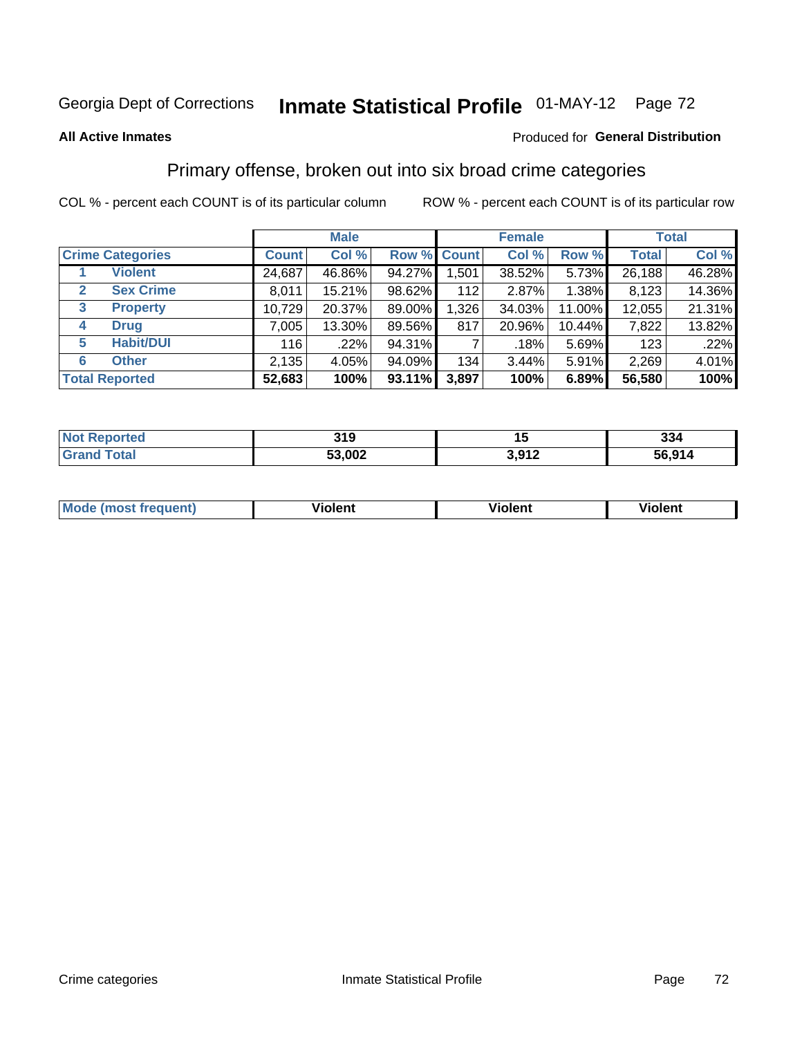Georgia Dept of Corrections **Inmate Statistical Profile** 01-MAY-12

**All Active Inmates**

Produced for **General Distribution**

## Primary offense, broken out into six broad crime categories

COL % - percent each COUNT is of its particular column

ROW % - percent each COUNT is of its particular row

| | | Male | | | Female | | | Total | |
|---|---|---|---|---|---|---|---|---|---|
| Crime Categories | | Count | Col % | Row % | Count | Col % | Row % | Total | Col % |
| 1 | Violent | 24,687 | 46.86% | 94.27% | 1,501 | 38.52% | 5.73% | 26,188 | 46.28% |
| 2 | Sex Crime | 8,011 | 15.21% | 98.62% | 112 | 2.87% | 1.38% | 8,123 | 14.36% |
| 3 | Property | 10,729 | 20.37% | 89.00% | 1,326 | 34.03% | 11.00% | 12,055 | 21.31% |
| 4 | Drug | 7,005 | 13.30% | 89.56% | 817 | 20.96% | 10.44% | 7,822 | 13.82% |
| 5 | Habit/DUI | 116 | .22% | 94.31% | 7 | .18% | 5.69% | 123 | .22% |
| 6 | Other | 2,135 | 4.05% | 94.09% | 134 | 3.44% | 5.91% | 2,269 | 4.01% |
| **Total Reported** | | **52,683** | **100%** | **93.11%** | **3,897** | **100%** | **6.89%** | **56,580** | **100%** |

| | Male | Female | Total |
|---|---|---|---|
| Not Reported | **319** | **15** | **334** |
| Grand Total | **53,002** | **3,912** | **56,914** |

| | Male | Female | Total |
|---|---|---|---|
| Mode (most frequent) | **Violent** | **Violent** | **Violent** |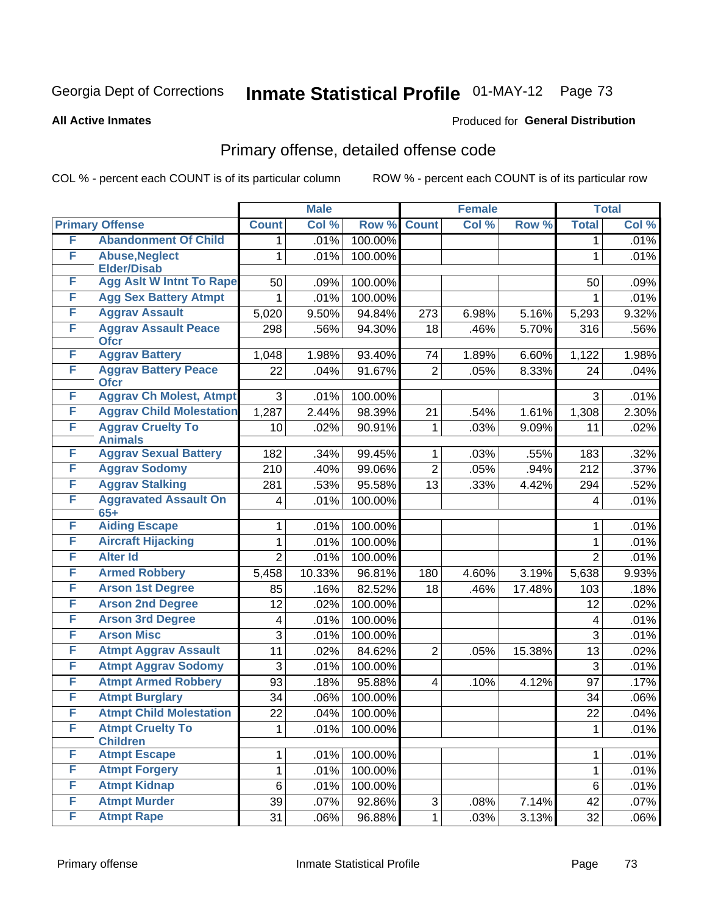Georgia Dept of Corrections **Inmate Statistical Profile** 01-MAY-12

**All Active Inmates**

Produced for **General Distribution**

## Primary offense, detailed offense code

COL % - percent each COUNT is of its particular column ROW % - percent each COUNT is of its particular row

| Primary Offense | | Male | | | Female | | | Total | |
|---|---|---|---|---|---|---|---|---|---|
| | | Count | Col % | Row % | Count | Col % | Row % | Total | Col % |
| F | Abandonment Of Child | 1 | .01% | 100.00% | | | | 1 | .01% |
| F | Abuse,Neglect Elder/Disab | 1 | .01% | 100.00% | | | | 1 | .01% |
| F | Agg Aslt W Intnt To Rape | 50 | .09% | 100.00% | | | | 50 | .09% |
| F | Agg Sex Battery Atmpt | 1 | .01% | 100.00% | | | | 1 | .01% |
| F | Aggrav Assault | 5,020 | 9.50% | 94.84% | 273 | 6.98% | 5.16% | 5,293 | 9.32% |
| F | Aggrav Assault Peace Ofcr | 298 | .56% | 94.30% | 18 | .46% | 5.70% | 316 | .56% |
| F | Aggrav Battery | 1,048 | 1.98% | 93.40% | 74 | 1.89% | 6.60% | 1,122 | 1.98% |
| F | Aggrav Battery Peace Ofcr | 22 | .04% | 91.67% | 2 | .05% | 8.33% | 24 | .04% |
| F | Aggrav Ch Molest, Atmpt | 3 | .01% | 100.00% | | | | 3 | .01% |
| F | Aggrav Child Molestation | 1,287 | 2.44% | 98.39% | 21 | .54% | 1.61% | 1,308 | 2.30% |
| F | Aggrav Cruelty To Animals | 10 | .02% | 90.91% | 1 | .03% | 9.09% | 11 | .02% |
| F | Aggrav Sexual Battery | 182 | .34% | 99.45% | 1 | .03% | .55% | 183 | .32% |
| F | Aggrav Sodomy | 210 | .40% | 99.06% | 2 | .05% | .94% | 212 | .37% |
| F | Aggrav Stalking | 281 | .53% | 95.58% | 13 | .33% | 4.42% | 294 | .52% |
| F | Aggravated Assault On 65+ | 4 | .01% | 100.00% | | | | 4 | .01% |
| F | Aiding Escape | 1 | .01% | 100.00% | | | | 1 | .01% |
| F | Aircraft Hijacking | 1 | .01% | 100.00% | | | | 1 | .01% |
| F | Alter Id | 2 | .01% | 100.00% | | | | 2 | .01% |
| F | Armed Robbery | 5,458 | 10.33% | 96.81% | 180 | 4.60% | 3.19% | 5,638 | 9.93% |
| F | Arson 1st Degree | 85 | .16% | 82.52% | 18 | .46% | 17.48% | 103 | .18% |
| F | Arson 2nd Degree | 12 | .02% | 100.00% | | | | 12 | .02% |
| F | Arson 3rd Degree | 4 | .01% | 100.00% | | | | 4 | .01% |
| F | Arson Misc | 3 | .01% | 100.00% | | | | 3 | .01% |
| F | Atmpt Aggrav Assault | 11 | .02% | 84.62% | 2 | .05% | 15.38% | 13 | .02% |
| F | Atmpt Aggrav Sodomy | 3 | .01% | 100.00% | | | | 3 | .01% |
| F | Atmpt Armed Robbery | 93 | .18% | 95.88% | 4 | .10% | 4.12% | 97 | .17% |
| F | Atmpt Burglary | 34 | .06% | 100.00% | | | | 34 | .06% |
| F | Atmpt Child Molestation | 22 | .04% | 100.00% | | | | 22 | .04% |
| F | Atmpt Cruelty To Children | 1 | .01% | 100.00% | | | | 1 | .01% |
| F | Atmpt Escape | 1 | .01% | 100.00% | | | | 1 | .01% |
| F | Atmpt Forgery | 1 | .01% | 100.00% | | | | 1 | .01% |
| F | Atmpt Kidnap | 6 | .01% | 100.00% | | | | 6 | .01% |
| F | Atmpt Murder | 39 | .07% | 92.86% | 3 | .08% | 7.14% | 42 | .07% |
| F | Atmpt Rape | 31 | .06% | 96.88% | 1 | .03% | 3.13% | 32 | .06% |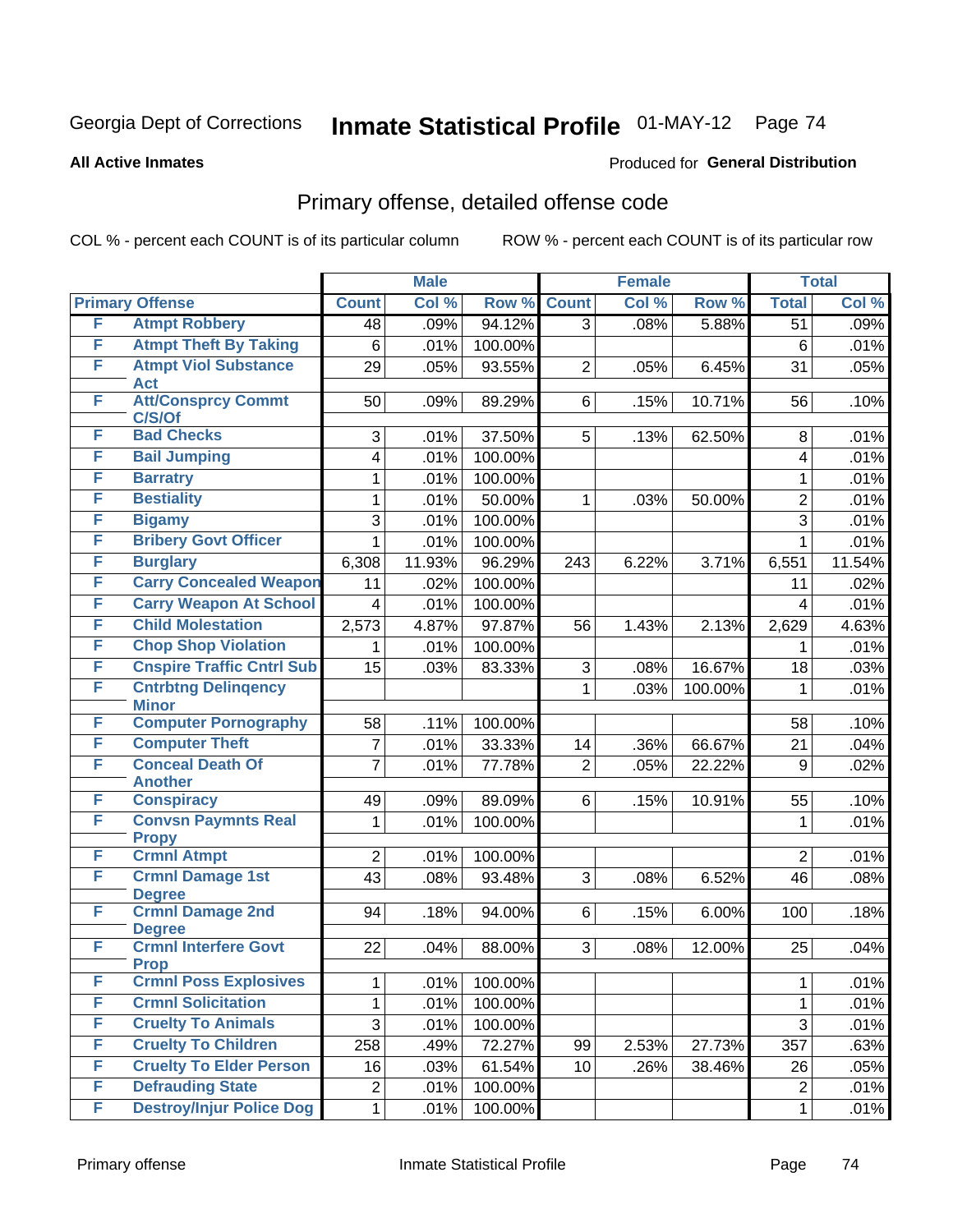Georgia Dept of Corrections **Inmate Statistical Profile** 01-MAY-12

**All Active Inmates**

Produced for **General Distribution**

## Primary offense, detailed offense code

COL % - percent each COUNT is of its particular column ROW % - percent each COUNT is of its particular row

| Primary Offense | | Male | | | Female | | | Total | |
|---|---|---|---|---|---|---|---|---|---|
| | | Count | Col % | Row % | Count | Col % | Row % | Total | Col % |
| F | Atmpt Robbery | 48 | .09% | 94.12% | 3 | .08% | 5.88% | 51 | .09% |
| F | Atmpt Theft By Taking | 6 | .01% | 100.00% | | | | 6 | .01% |
| F | Atmpt Viol Substance Act | 29 | .05% | 93.55% | 2 | .05% | 6.45% | 31 | .05% |
| F | Att/Consprcy Commt C/S/Of | 50 | .09% | 89.29% | 6 | .15% | 10.71% | 56 | .10% |
| F | Bad Checks | 3 | .01% | 37.50% | 5 | .13% | 62.50% | 8 | .01% |
| F | Bail Jumping | 4 | .01% | 100.00% | | | | 4 | .01% |
| F | Barratry | 1 | .01% | 100.00% | | | | 1 | .01% |
| F | Bestiality | 1 | .01% | 50.00% | 1 | .03% | 50.00% | 2 | .01% |
| F | Bigamy | 3 | .01% | 100.00% | | | | 3 | .01% |
| F | Bribery Govt Officer | 1 | .01% | 100.00% | | | | 1 | .01% |
| F | Burglary | 6,308 | 11.93% | 96.29% | 243 | 6.22% | 3.71% | 6,551 | 11.54% |
| F | Carry Concealed Weapon | 11 | .02% | 100.00% | | | | 11 | .02% |
| F | Carry Weapon At School | 4 | .01% | 100.00% | | | | 4 | .01% |
| F | Child Molestation | 2,573 | 4.87% | 97.87% | 56 | 1.43% | 2.13% | 2,629 | 4.63% |
| F | Chop Shop Violation | 1 | .01% | 100.00% | | | | 1 | .01% |
| F | Cnspire Traffic Cntrl Sub | 15 | .03% | 83.33% | 3 | .08% | 16.67% | 18 | .03% |
| F | Cntrbtng Delinqency Minor | | | | 1 | .03% | 100.00% | 1 | .01% |
| F | Computer Pornography | 58 | .11% | 100.00% | | | | 58 | .10% |
| F | Computer Theft | 7 | .01% | 33.33% | 14 | .36% | 66.67% | 21 | .04% |
| F | Conceal Death Of Another | 7 | .01% | 77.78% | 2 | .05% | 22.22% | 9 | .02% |
| F | Conspiracy | 49 | .09% | 89.09% | 6 | .15% | 10.91% | 55 | .10% |
| F | Convsn Paymnts Real Propy | 1 | .01% | 100.00% | | | | 1 | .01% |
| F | Crmnl Atmpt | 2 | .01% | 100.00% | | | | 2 | .01% |
| F | Crmnl Damage 1st Degree | 43 | .08% | 93.48% | 3 | .08% | 6.52% | 46 | .08% |
| F | Crmnl Damage 2nd Degree | 94 | .18% | 94.00% | 6 | .15% | 6.00% | 100 | .18% |
| F | Crmnl Interfere Govt Prop | 22 | .04% | 88.00% | 3 | .08% | 12.00% | 25 | .04% |
| F | Crmnl Poss Explosives | 1 | .01% | 100.00% | | | | 1 | .01% |
| F | Crmnl Solicitation | 1 | .01% | 100.00% | | | | 1 | .01% |
| F | Cruelty To Animals | 3 | .01% | 100.00% | | | | 3 | .01% |
| F | Cruelty To Children | 258 | .49% | 72.27% | 99 | 2.53% | 27.73% | 357 | .63% |
| F | Cruelty To Elder Person | 16 | .03% | 61.54% | 10 | .26% | 38.46% | 26 | .05% |
| F | Defrauding State | 2 | .01% | 100.00% | | | | 2 | .01% |
| F | Destroy/Injur Police Dog | 1 | .01% | 100.00% | | | | 1 | .01% |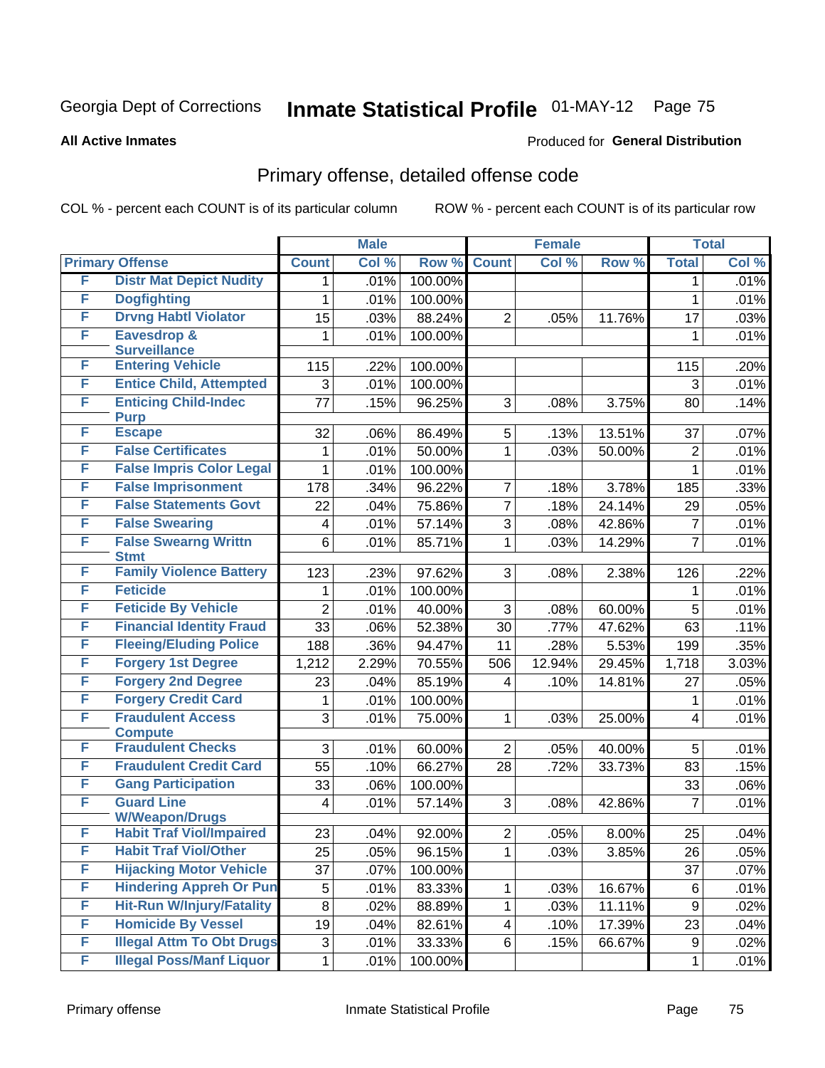Georgia Dept of Corrections **Inmate Statistical Profile** 01-MAY-12 Page 75

**All Active Inmates**

Produced for **General Distribution**

## Primary offense, detailed offense code

COL % - percent each COUNT is of its particular column ROW % - percent each COUNT is of its particular row

| Primary Offense | | Male | | | Female | | | Total | |
|---|---|---|---|---|---|---|---|---|---|
| | | Count | Col % | Row % | Count | Col % | Row % | Total | Col % |
| F | Distr Mat Depict Nudity | 1 | .01% | 100.00% | | | | 1 | .01% |
| F | Dogfighting | 1 | .01% | 100.00% | | | | 1 | .01% |
| F | Drvng Habtl Violator | 15 | .03% | 88.24% | 2 | .05% | 11.76% | 17 | .03% |
| F | Eavesdrop & Surveillance | 1 | .01% | 100.00% | | | | 1 | .01% |
| F | Entering Vehicle | 115 | .22% | 100.00% | | | | 115 | .20% |
| F | Entice Child, Attempted | 3 | .01% | 100.00% | | | | 3 | .01% |
| F | Enticing Child-Indec Purp | 77 | .15% | 96.25% | 3 | .08% | 3.75% | 80 | .14% |
| F | Escape | 32 | .06% | 86.49% | 5 | .13% | 13.51% | 37 | .07% |
| F | False Certificates | 1 | .01% | 50.00% | 1 | .03% | 50.00% | 2 | .01% |
| F | False Impris Color Legal | 1 | .01% | 100.00% | | | | 1 | .01% |
| F | False Imprisonment | 178 | .34% | 96.22% | 7 | .18% | 3.78% | 185 | .33% |
| F | False Statements Govt | 22 | .04% | 75.86% | 7 | .18% | 24.14% | 29 | .05% |
| F | False Swearing | 4 | .01% | 57.14% | 3 | .08% | 42.86% | 7 | .01% |
| F | False Swearng Writtn Stmt | 6 | .01% | 85.71% | 1 | .03% | 14.29% | 7 | .01% |
| F | Family Violence Battery | 123 | .23% | 97.62% | 3 | .08% | 2.38% | 126 | .22% |
| F | Feticide | 1 | .01% | 100.00% | | | | 1 | .01% |
| F | Feticide By Vehicle | 2 | .01% | 40.00% | 3 | .08% | 60.00% | 5 | .01% |
| F | Financial Identity Fraud | 33 | .06% | 52.38% | 30 | .77% | 47.62% | 63 | .11% |
| F | Fleeing/Eluding Police | 188 | .36% | 94.47% | 11 | .28% | 5.53% | 199 | .35% |
| F | Forgery 1st Degree | 1,212 | 2.29% | 70.55% | 506 | 12.94% | 29.45% | 1,718 | 3.03% |
| F | Forgery 2nd Degree | 23 | .04% | 85.19% | 4 | .10% | 14.81% | 27 | .05% |
| F | Forgery Credit Card | 1 | .01% | 100.00% | | | | 1 | .01% |
| F | Fraudulent Access Compute | 3 | .01% | 75.00% | 1 | .03% | 25.00% | 4 | .01% |
| F | Fraudulent Checks | 3 | .01% | 60.00% | 2 | .05% | 40.00% | 5 | .01% |
| F | Fraudulent Credit Card | 55 | .10% | 66.27% | 28 | .72% | 33.73% | 83 | .15% |
| F | Gang Participation | 33 | .06% | 100.00% | | | | 33 | .06% |
| F | Guard Line W/Weapon/Drugs | 4 | .01% | 57.14% | 3 | .08% | 42.86% | 7 | .01% |
| F | Habit Traf Viol/Impaired | 23 | .04% | 92.00% | 2 | .05% | 8.00% | 25 | .04% |
| F | Habit Traf Viol/Other | 25 | .05% | 96.15% | 1 | .03% | 3.85% | 26 | .05% |
| F | Hijacking Motor Vehicle | 37 | .07% | 100.00% | | | | 37 | .07% |
| F | Hindering Appreh Or Pun | 5 | .01% | 83.33% | 1 | .03% | 16.67% | 6 | .01% |
| F | Hit-Run W/Injury/Fatality | 8 | .02% | 88.89% | 1 | .03% | 11.11% | 9 | .02% |
| F | Homicide By Vessel | 19 | .04% | 82.61% | 4 | .10% | 17.39% | 23 | .04% |
| F | Illegal Attm To Obt Drugs | 3 | .01% | 33.33% | 6 | .15% | 66.67% | 9 | .02% |
| F | Illegal Poss/Manf Liquor | 1 | .01% | 100.00% | | | | 1 | .01% |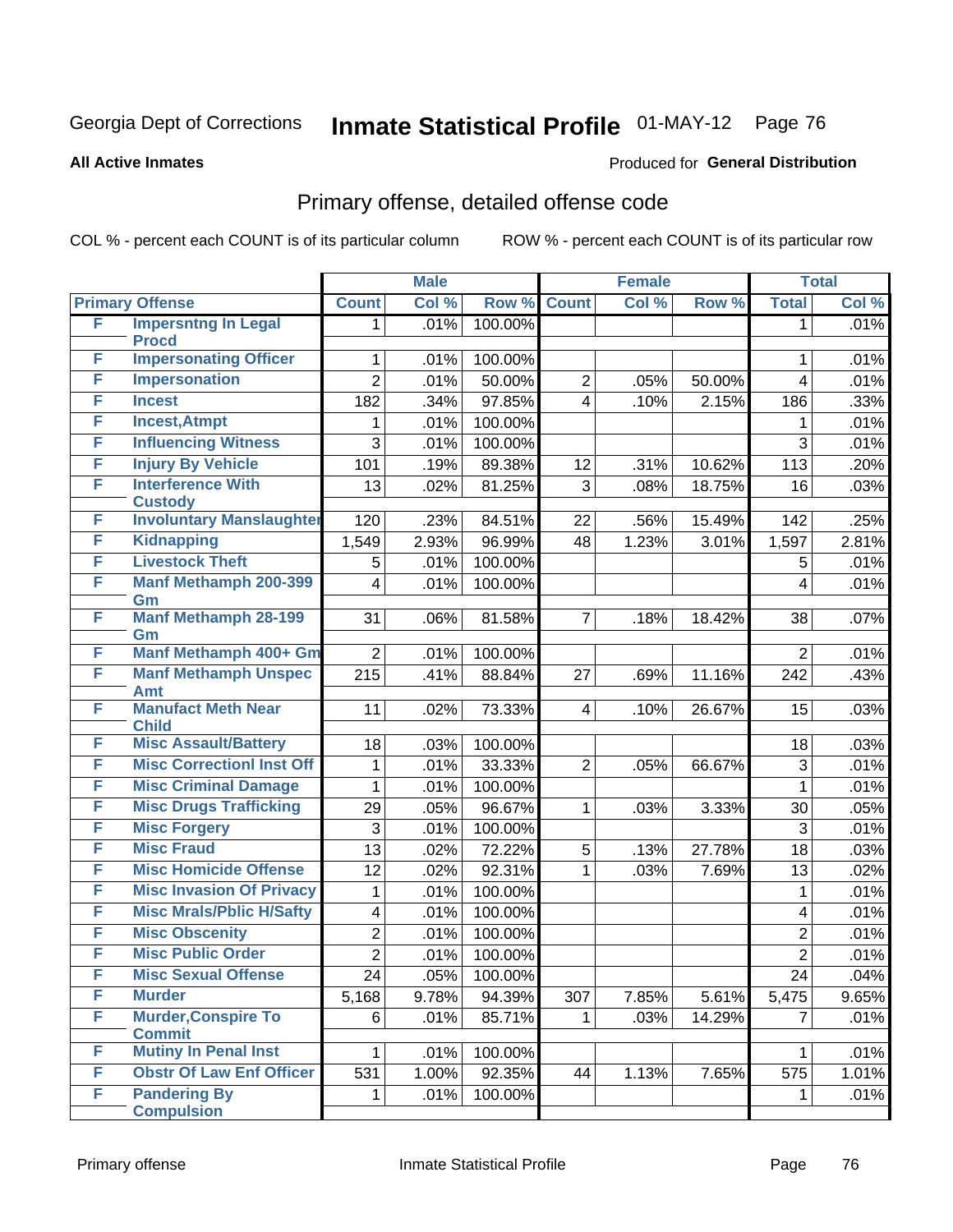Georgia Dept of Corrections **Inmate Statistical Profile** 01-MAY-12

**All Active Inmates**

Produced for **General Distribution**

## Primary offense, detailed offense code

COL % - percent each COUNT is of its particular column

ROW % - percent each COUNT is of its particular row

| Primary Offense | | Male | | | Female | | | Total | |
|---|---|---|---|---|---|---|---|---|---|
| | | Count | Col % | Row % | Count | Col % | Row % | Total | Col % |
| F | Impersntng In Legal Procd | 1 | .01% | 100.00% | | | | 1 | .01% |
| F | Impersonating Officer | 1 | .01% | 100.00% | | | | 1 | .01% |
| F | Impersonation | 2 | .01% | 50.00% | 2 | .05% | 50.00% | 4 | .01% |
| F | Incest | 182 | .34% | 97.85% | 4 | .10% | 2.15% | 186 | .33% |
| F | Incest,Atmpt | 1 | .01% | 100.00% | | | | 1 | .01% |
| F | Influencing Witness | 3 | .01% | 100.00% | | | | 3 | .01% |
| F | Injury By Vehicle | 101 | .19% | 89.38% | 12 | .31% | 10.62% | 113 | .20% |
| F | Interference With Custody | 13 | .02% | 81.25% | 3 | .08% | 18.75% | 16 | .03% |
| F | Involuntary Manslaughter | 120 | .23% | 84.51% | 22 | .56% | 15.49% | 142 | .25% |
| F | Kidnapping | 1,549 | 2.93% | 96.99% | 48 | 1.23% | 3.01% | 1,597 | 2.81% |
| F | Livestock Theft | 5 | .01% | 100.00% | | | | 5 | .01% |
| F | Manf Methamph 200-399 Gm | 4 | .01% | 100.00% | | | | 4 | .01% |
| F | Manf Methamph 28-199 Gm | 31 | .06% | 81.58% | 7 | .18% | 18.42% | 38 | .07% |
| F | Manf Methamph 400+ Gm | 2 | .01% | 100.00% | | | | 2 | .01% |
| F | Manf Methamph Unspec Amt | 215 | .41% | 88.84% | 27 | .69% | 11.16% | 242 | .43% |
| F | Manufact Meth Near Child | 11 | .02% | 73.33% | 4 | .10% | 26.67% | 15 | .03% |
| F | Misc Assault/Battery | 18 | .03% | 100.00% | | | | 18 | .03% |
| F | Misc Correctionl Inst Off | 1 | .01% | 33.33% | 2 | .05% | 66.67% | 3 | .01% |
| F | Misc Criminal Damage | 1 | .01% | 100.00% | | | | 1 | .01% |
| F | Misc Drugs Trafficking | 29 | .05% | 96.67% | 1 | .03% | 3.33% | 30 | .05% |
| F | Misc Forgery | 3 | .01% | 100.00% | | | | 3 | .01% |
| F | Misc Fraud | 13 | .02% | 72.22% | 5 | .13% | 27.78% | 18 | .03% |
| F | Misc Homicide Offense | 12 | .02% | 92.31% | 1 | .03% | 7.69% | 13 | .02% |
| F | Misc Invasion Of Privacy | 1 | .01% | 100.00% | | | | 1 | .01% |
| F | Misc Mrals/Pblic H/Safty | 4 | .01% | 100.00% | | | | 4 | .01% |
| F | Misc Obscenity | 2 | .01% | 100.00% | | | | 2 | .01% |
| F | Misc Public Order | 2 | .01% | 100.00% | | | | 2 | .01% |
| F | Misc Sexual Offense | 24 | .05% | 100.00% | | | | 24 | .04% |
| F | Murder | 5,168 | 9.78% | 94.39% | 307 | 7.85% | 5.61% | 5,475 | 9.65% |
| F | Murder,Conspire To Commit | 6 | .01% | 85.71% | 1 | .03% | 14.29% | 7 | .01% |
| F | Mutiny In Penal Inst | 1 | .01% | 100.00% | | | | 1 | .01% |
| F | Obstr Of Law Enf Officer | 531 | 1.00% | 92.35% | 44 | 1.13% | 7.65% | 575 | 1.01% |
| F | Pandering By Compulsion | 1 | .01% | 100.00% | | | | 1 | .01% |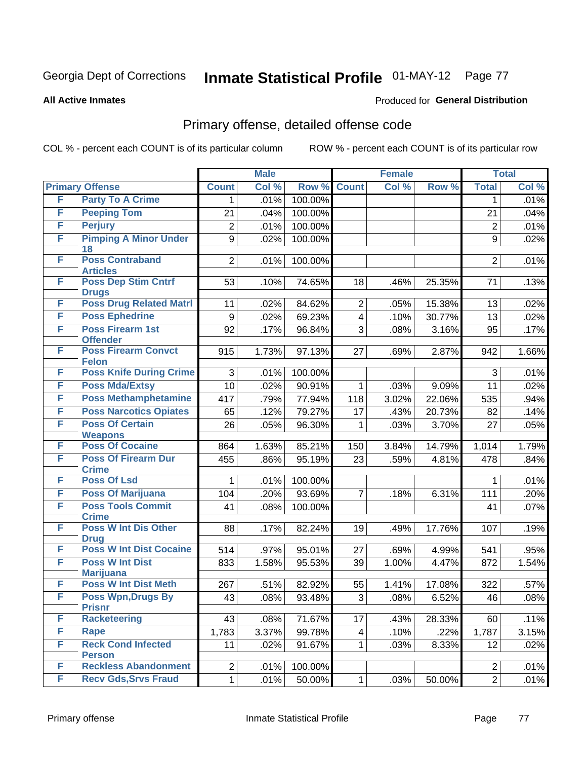Georgia Dept of Corrections **Inmate Statistical Profile** 01-MAY-12

**All Active Inmates**

Produced for **General Distribution**

## Primary offense, detailed offense code

COL % - percent each COUNT is of its particular column

ROW % - percent each COUNT is of its particular row

| Primary Offense | | Male | | | Female | | | Total | |
|---|---|---|---|---|---|---|---|---|---|
| | | Count | Col % | Row % | Count | Col % | Row % | Total | Col % |
| F | Party To A Crime | 1 | .01% | 100.00% | | | | 1 | .01% |
| F | Peeping Tom | 21 | .04% | 100.00% | | | | 21 | .04% |
| F | Perjury | 2 | .01% | 100.00% | | | | 2 | .01% |
| F | Pimping A Minor Under 18 | 9 | .02% | 100.00% | | | | 9 | .02% |
| F | Poss Contraband Articles | 2 | .01% | 100.00% | | | | 2 | .01% |
| F | Poss Dep Stim Cntrf Drugs | 53 | .10% | 74.65% | 18 | .46% | 25.35% | 71 | .13% |
| F | Poss Drug Related Matrl | 11 | .02% | 84.62% | 2 | .05% | 15.38% | 13 | .02% |
| F | Poss Ephedrine | 9 | .02% | 69.23% | 4 | .10% | 30.77% | 13 | .02% |
| F | Poss Firearm 1st Offender | 92 | .17% | 96.84% | 3 | .08% | 3.16% | 95 | .17% |
| F | Poss Firearm Convct Felon | 915 | 1.73% | 97.13% | 27 | .69% | 2.87% | 942 | 1.66% |
| F | Poss Knife During Crime | 3 | .01% | 100.00% | | | | 3 | .01% |
| F | Poss Mda/Extsy | 10 | .02% | 90.91% | 1 | .03% | 9.09% | 11 | .02% |
| F | Poss Methamphetamine | 417 | .79% | 77.94% | 118 | 3.02% | 22.06% | 535 | .94% |
| F | Poss Narcotics Opiates | 65 | .12% | 79.27% | 17 | .43% | 20.73% | 82 | .14% |
| F | Poss Of Certain Weapons | 26 | .05% | 96.30% | 1 | .03% | 3.70% | 27 | .05% |
| F | Poss Of Cocaine | 864 | 1.63% | 85.21% | 150 | 3.84% | 14.79% | 1,014 | 1.79% |
| F | Poss Of Firearm Dur Crime | 455 | .86% | 95.19% | 23 | .59% | 4.81% | 478 | .84% |
| F | Poss Of Lsd | 1 | .01% | 100.00% | | | | 1 | .01% |
| F | Poss Of Marijuana | 104 | .20% | 93.69% | 7 | .18% | 6.31% | 111 | .20% |
| F | Poss Tools Commit Crime | 41 | .08% | 100.00% | | | | 41 | .07% |
| F | Poss W Int Dis Other Drug | 88 | .17% | 82.24% | 19 | .49% | 17.76% | 107 | .19% |
| F | Poss W Int Dist Cocaine | 514 | .97% | 95.01% | 27 | .69% | 4.99% | 541 | .95% |
| F | Poss W Int Dist Marijuana | 833 | 1.58% | 95.53% | 39 | 1.00% | 4.47% | 872 | 1.54% |
| F | Poss W Int Dist Meth | 267 | .51% | 82.92% | 55 | 1.41% | 17.08% | 322 | .57% |
| F | Poss Wpn,Drugs By Prisnr | 43 | .08% | 93.48% | 3 | .08% | 6.52% | 46 | .08% |
| F | Racketeering | 43 | .08% | 71.67% | 17 | .43% | 28.33% | 60 | .11% |
| F | Rape | 1,783 | 3.37% | 99.78% | 4 | .10% | .22% | 1,787 | 3.15% |
| F | Reck Cond Infected Person | 11 | .02% | 91.67% | 1 | .03% | 8.33% | 12 | .02% |
| F | Reckless Abandonment | 2 | .01% | 100.00% | | | | 2 | .01% |
| F | Recv Gds,Srvs Fraud | 1 | .01% | 50.00% | 1 | .03% | 50.00% | 2 | .01% |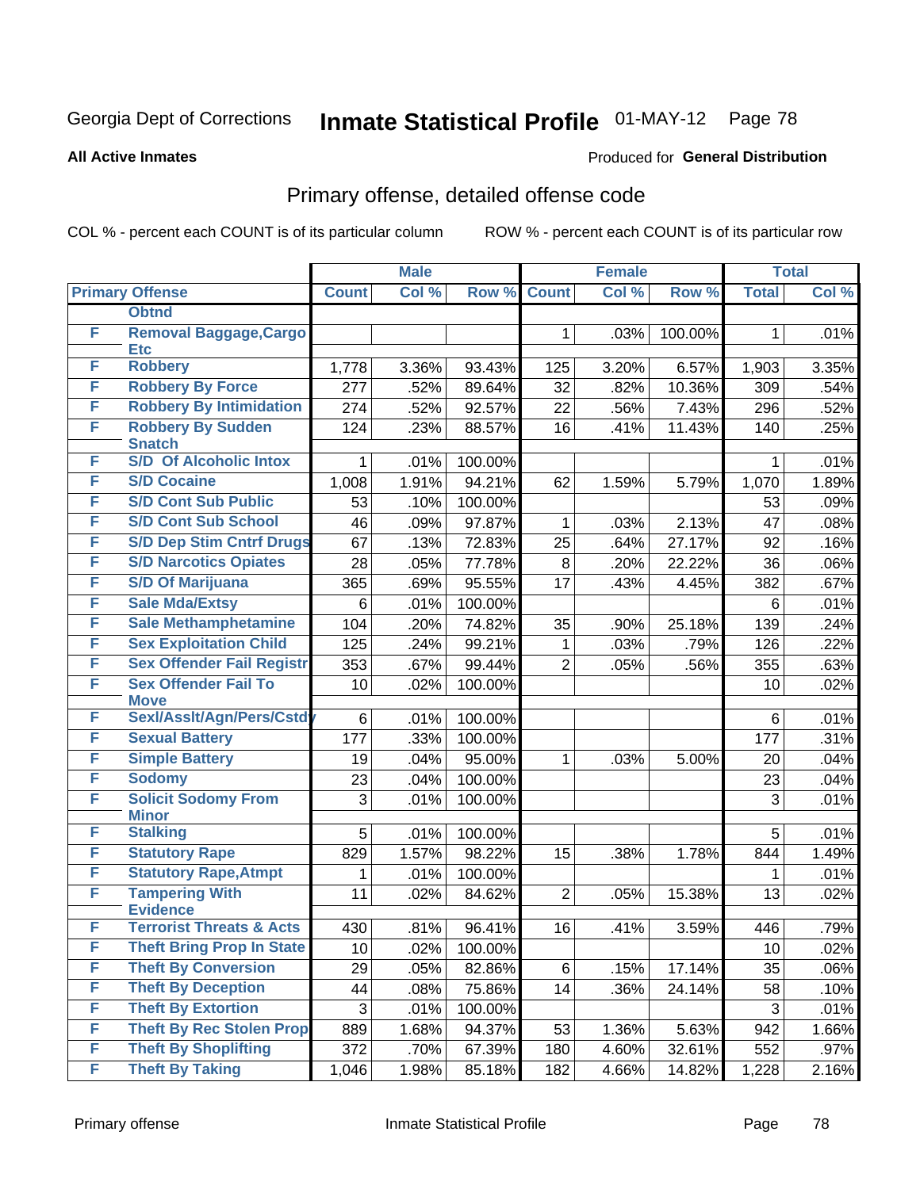Georgia Dept of Corrections **Inmate Statistical Profile** 01-MAY-12

**All Active Inmates**

Produced for **General Distribution**

## Primary offense, detailed offense code

COL % - percent each COUNT is of its particular column ROW % - percent each COUNT is of its particular row

| Primary Offense | | Male | | | Female | | | Total | |
|---|---|---|---|---|---|---|---|---|---|
| | | Count | Col % | Row % | Count | Col % | Row % | Total | Col % |
| | Obtnd | | | | | | | | |
| F | Removal Baggage,Cargo Etc | | | | 1 | .03% | 100.00% | 1 | .01% |
| F | Robbery | 1,778 | 3.36% | 93.43% | 125 | 3.20% | 6.57% | 1,903 | 3.35% |
| F | Robbery By Force | 277 | .52% | 89.64% | 32 | .82% | 10.36% | 309 | .54% |
| F | Robbery By Intimidation | 274 | .52% | 92.57% | 22 | .56% | 7.43% | 296 | .52% |
| F | Robbery By Sudden Snatch | 124 | .23% | 88.57% | 16 | .41% | 11.43% | 140 | .25% |
| F | S/D Of Alcoholic Intox | 1 | .01% | 100.00% | | | | 1 | .01% |
| F | S/D Cocaine | 1,008 | 1.91% | 94.21% | 62 | 1.59% | 5.79% | 1,070 | 1.89% |
| F | S/D Cont Sub Public | 53 | .10% | 100.00% | | | | 53 | .09% |
| F | S/D Cont Sub School | 46 | .09% | 97.87% | 1 | .03% | 2.13% | 47 | .08% |
| F | S/D Dep Stim Cntrf Drugs | 67 | .13% | 72.83% | 25 | .64% | 27.17% | 92 | .16% |
| F | S/D Narcotics Opiates | 28 | .05% | 77.78% | 8 | .20% | 22.22% | 36 | .06% |
| F | S/D Of Marijuana | 365 | .69% | 95.55% | 17 | .43% | 4.45% | 382 | .67% |
| F | Sale Mda/Extsy | 6 | .01% | 100.00% | | | | 6 | .01% |
| F | Sale Methamphetamine | 104 | .20% | 74.82% | 35 | .90% | 25.18% | 139 | .24% |
| F | Sex Exploitation Child | 125 | .24% | 99.21% | 1 | .03% | .79% | 126 | .22% |
| F | Sex Offender Fail Registr | 353 | .67% | 99.44% | 2 | .05% | .56% | 355 | .63% |
| F | Sex Offender Fail To Move | 10 | .02% | 100.00% | | | | 10 | .02% |
| F | Sexl/Asslt/Agn/Pers/Cstdy | 6 | .01% | 100.00% | | | | 6 | .01% |
| F | Sexual Battery | 177 | .33% | 100.00% | | | | 177 | .31% |
| F | Simple Battery | 19 | .04% | 95.00% | 1 | .03% | 5.00% | 20 | .04% |
| F | Sodomy | 23 | .04% | 100.00% | | | | 23 | .04% |
| F | Solicit Sodomy From Minor | 3 | .01% | 100.00% | | | | 3 | .01% |
| F | Stalking | 5 | .01% | 100.00% | | | | 5 | .01% |
| F | Statutory Rape | 829 | 1.57% | 98.22% | 15 | .38% | 1.78% | 844 | 1.49% |
| F | Statutory Rape,Atmpt | 1 | .01% | 100.00% | | | | 1 | .01% |
| F | Tampering With Evidence | 11 | .02% | 84.62% | 2 | .05% | 15.38% | 13 | .02% |
| F | Terrorist Threats & Acts | 430 | .81% | 96.41% | 16 | .41% | 3.59% | 446 | .79% |
| F | Theft Bring Prop In State | 10 | .02% | 100.00% | | | | 10 | .02% |
| F | Theft By Conversion | 29 | .05% | 82.86% | 6 | .15% | 17.14% | 35 | .06% |
| F | Theft By Deception | 44 | .08% | 75.86% | 14 | .36% | 24.14% | 58 | .10% |
| F | Theft By Extortion | 3 | .01% | 100.00% | | | | 3 | .01% |
| F | Theft By Rec Stolen Prop | 889 | 1.68% | 94.37% | 53 | 1.36% | 5.63% | 942 | 1.66% |
| F | Theft By Shoplifting | 372 | .70% | 67.39% | 180 | 4.60% | 32.61% | 552 | .97% |
| F | Theft By Taking | 1,046 | 1.98% | 85.18% | 182 | 4.66% | 14.82% | 1,228 | 2.16% |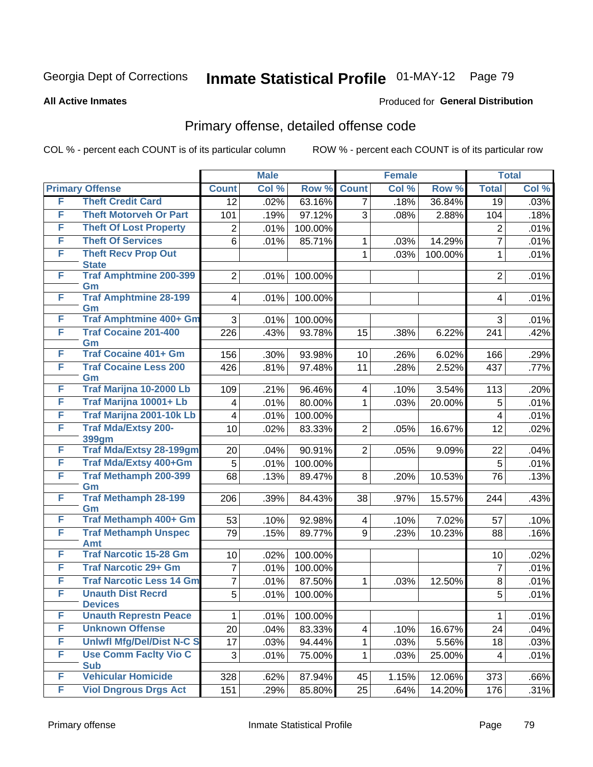Georgia Dept of Corrections **Inmate Statistical Profile** 01-MAY-12

**All Active Inmates**

Produced for **General Distribution**

## Primary offense, detailed offense code

COL % - percent each COUNT is of its particular column ROW % - percent each COUNT is of its particular row

| Primary Offense | | Male | | | Female | | | Total | |
|---|---|---|---|---|---|---|---|---|---|
| | | Count | Col % | Row % | Count | Col % | Row % | Total | Col % |
| F | Theft Credit Card | 12 | .02% | 63.16% | 7 | .18% | 36.84% | 19 | .03% |
| F | Theft Motorveh Or Part | 101 | .19% | 97.12% | 3 | .08% | 2.88% | 104 | .18% |
| F | Theft Of Lost Property | 2 | .01% | 100.00% | | | | 2 | .01% |
| F | Theft Of Services | 6 | .01% | 85.71% | 1 | .03% | 14.29% | 7 | .01% |
| F | Theft Recv Prop Out State | | | | 1 | .03% | 100.00% | 1 | .01% |
| F | Traf Amphtmine 200-399 Gm | 2 | .01% | 100.00% | | | | 2 | .01% |
| F | Traf Amphtmine 28-199 Gm | 4 | .01% | 100.00% | | | | 4 | .01% |
| F | Traf Amphtmine 400+ Gm | 3 | .01% | 100.00% | | | | 3 | .01% |
| F | Traf Cocaine 201-400 Gm | 226 | .43% | 93.78% | 15 | .38% | 6.22% | 241 | .42% |
| F | Traf Cocaine 401+ Gm | 156 | .30% | 93.98% | 10 | .26% | 6.02% | 166 | .29% |
| F | Traf Cocaine Less 200 Gm | 426 | .81% | 97.48% | 11 | .28% | 2.52% | 437 | .77% |
| F | Traf Marijna 10-2000 Lb | 109 | .21% | 96.46% | 4 | .10% | 3.54% | 113 | .20% |
| F | Traf Marijna 10001+ Lb | 4 | .01% | 80.00% | 1 | .03% | 20.00% | 5 | .01% |
| F | Traf Marijna 2001-10k Lb | 4 | .01% | 100.00% | | | | 4 | .01% |
| F | Traf Mda/Extsy 200-399gm | 10 | .02% | 83.33% | 2 | .05% | 16.67% | 12 | .02% |
| F | Traf Mda/Extsy 28-199gm | 20 | .04% | 90.91% | 2 | .05% | 9.09% | 22 | .04% |
| F | Traf Mda/Extsy 400+Gm | 5 | .01% | 100.00% | | | | 5 | .01% |
| F | Traf Methamph 200-399 Gm | 68 | .13% | 89.47% | 8 | .20% | 10.53% | 76 | .13% |
| F | Traf Methamph 28-199 Gm | 206 | .39% | 84.43% | 38 | .97% | 15.57% | 244 | .43% |
| F | Traf Methamph 400+ Gm | 53 | .10% | 92.98% | 4 | .10% | 7.02% | 57 | .10% |
| F | Traf Methamph Unspec Amt | 79 | .15% | 89.77% | 9 | .23% | 10.23% | 88 | .16% |
| F | Traf Narcotic 15-28 Gm | 10 | .02% | 100.00% | | | | 10 | .02% |
| F | Traf Narcotic 29+ Gm | 7 | .01% | 100.00% | | | | 7 | .01% |
| F | Traf Narcotic Less 14 Gm | 7 | .01% | 87.50% | 1 | .03% | 12.50% | 8 | .01% |
| F | Unauth Dist Recrd Devices | 5 | .01% | 100.00% | | | | 5 | .01% |
| F | Unauth Represtn Peace | 1 | .01% | 100.00% | | | | 1 | .01% |
| F | Unknown Offense | 20 | .04% | 83.33% | 4 | .10% | 16.67% | 24 | .04% |
| F | Unlwfl Mfg/Del/Dist N-C S | 17 | .03% | 94.44% | 1 | .03% | 5.56% | 18 | .03% |
| F | Use Comm Faclty Vio C Sub | 3 | .01% | 75.00% | 1 | .03% | 25.00% | 4 | .01% |
| F | Vehicular Homicide | 328 | .62% | 87.94% | 45 | 1.15% | 12.06% | 373 | .66% |
| F | Viol Dngrous Drgs Act | 151 | .29% | 85.80% | 25 | .64% | 14.20% | 176 | .31% |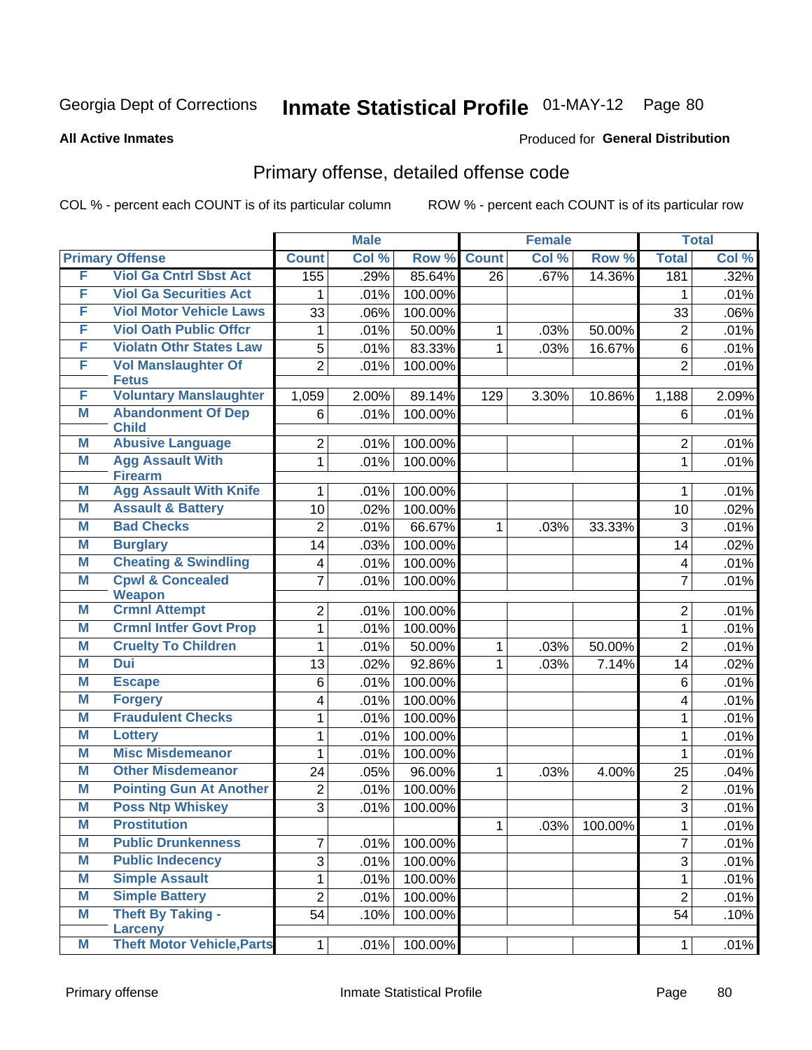Georgia Dept of Corrections **Inmate Statistical Profile** 01-MAY-12 Page 80

**All Active Inmates**

Produced for **General Distribution**

## Primary offense, detailed offense code

COL % - percent each COUNT is of its particular column ROW % - percent each COUNT is of its particular row

| Primary Offense | | Male | | | Female | | | Total | |
|---|---|---|---|---|---|---|---|---|---|
| | | Count | Col % | Row % | Count | Col % | Row % | Total | Col % |
| F | Viol Ga Cntrl Sbst Act | 155 | .29% | 85.64% | 26 | .67% | 14.36% | 181 | .32% |
| F | Viol Ga Securities Act | 1 | .01% | 100.00% | | | | 1 | .01% |
| F | Viol Motor Vehicle Laws | 33 | .06% | 100.00% | | | | 33 | .06% |
| F | Viol Oath Public Offcr | 1 | .01% | 50.00% | 1 | .03% | 50.00% | 2 | .01% |
| F | Violatn Othr States Law | 5 | .01% | 83.33% | 1 | .03% | 16.67% | 6 | .01% |
| F | Vol Manslaughter Of Fetus | 2 | .01% | 100.00% | | | | 2 | .01% |
| F | Voluntary Manslaughter | 1,059 | 2.00% | 89.14% | 129 | 3.30% | 10.86% | 1,188 | 2.09% |
| M | Abandonment Of Dep Child | 6 | .01% | 100.00% | | | | 6 | .01% |
| M | Abusive Language | 2 | .01% | 100.00% | | | | 2 | .01% |
| M | Agg Assault With Firearm | 1 | .01% | 100.00% | | | | 1 | .01% |
| M | Agg Assault With Knife | 1 | .01% | 100.00% | | | | 1 | .01% |
| M | Assault & Battery | 10 | .02% | 100.00% | | | | 10 | .02% |
| M | Bad Checks | 2 | .01% | 66.67% | 1 | .03% | 33.33% | 3 | .01% |
| M | Burglary | 14 | .03% | 100.00% | | | | 14 | .02% |
| M | Cheating & Swindling | 4 | .01% | 100.00% | | | | 4 | .01% |
| M | Cpwl & Concealed Weapon | 7 | .01% | 100.00% | | | | 7 | .01% |
| M | Crmnl Attempt | 2 | .01% | 100.00% | | | | 2 | .01% |
| M | Crmnl Intfer Govt Prop | 1 | .01% | 100.00% | | | | 1 | .01% |
| M | Cruelty To Children | 1 | .01% | 50.00% | 1 | .03% | 50.00% | 2 | .01% |
| M | Dui | 13 | .02% | 92.86% | 1 | .03% | 7.14% | 14 | .02% |
| M | Escape | 6 | .01% | 100.00% | | | | 6 | .01% |
| M | Forgery | 4 | .01% | 100.00% | | | | 4 | .01% |
| M | Fraudulent Checks | 1 | .01% | 100.00% | | | | 1 | .01% |
| M | Lottery | 1 | .01% | 100.00% | | | | 1 | .01% |
| M | Misc Misdemeanor | 1 | .01% | 100.00% | | | | 1 | .01% |
| M | Other Misdemeanor | 24 | .05% | 96.00% | 1 | .03% | 4.00% | 25 | .04% |
| M | Pointing Gun At Another | 2 | .01% | 100.00% | | | | 2 | .01% |
| M | Poss Ntp Whiskey | 3 | .01% | 100.00% | | | | 3 | .01% |
| M | Prostitution | | | | 1 | .03% | 100.00% | 1 | .01% |
| M | Public Drunkenness | 7 | .01% | 100.00% | | | | 7 | .01% |
| M | Public Indecency | 3 | .01% | 100.00% | | | | 3 | .01% |
| M | Simple Assault | 1 | .01% | 100.00% | | | | 1 | .01% |
| M | Simple Battery | 2 | .01% | 100.00% | | | | 2 | .01% |
| M | Theft By Taking - Larceny | 54 | .10% | 100.00% | | | | 54 | .10% |
| M | Theft Motor Vehicle,Parts | 1 | .01% | 100.00% | | | | 1 | .01% |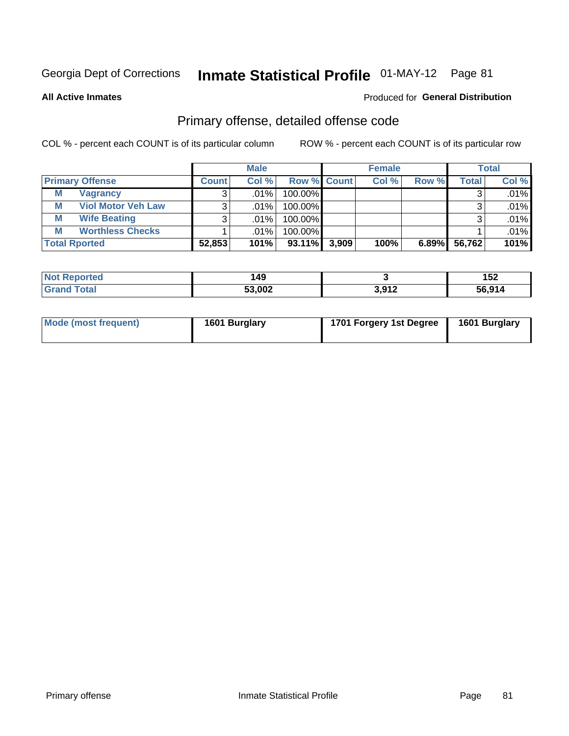Georgia Dept of Corrections **Inmate Statistical Profile** 01-MAY-12 Page 81

**All Active Inmates**

Produced for **General Distribution**

## Primary offense, detailed offense code

COL % - percent each COUNT is of its particular column

ROW % - percent each COUNT is of its particular row

| | | Male | | | Female | | | Total | |
|---|---|---|---|---|---|---|---|---|---|
| **Primary Offense** | | **Count** | **Col %** | **Row %** | **Count** | **Col %** | **Row %** | **Total** | **Col %** |
| **M** | **Vagrancy** | 3 | .01% | 100.00% | | | | 3 | .01% |
| **M** | **Viol Motor Veh Law** | 3 | .01% | 100.00% | | | | 3 | .01% |
| **M** | **Wife Beating** | 3 | .01% | 100.00% | | | | 3 | .01% |
| **M** | **Worthless Checks** | 1 | .01% | 100.00% | | | | 1 | .01% |
| **Total Rported** | | **52,853** | **101%** | **93.11%** | **3,909** | **100%** | **6.89%** | **56,762** | **101%** |

| | Male | Female | Total |
|---|---|---|---|
| **Not Reported** | **149** | **3** | **152** |
| **Grand Total** | **53,002** | **3,912** | **56,914** |

| | Male | Female | Total |
|---|---|---|---|
| **Mode (most frequent)** | **1601 Burglary** | **1701 Forgery 1st Degree** | **1601 Burglary** |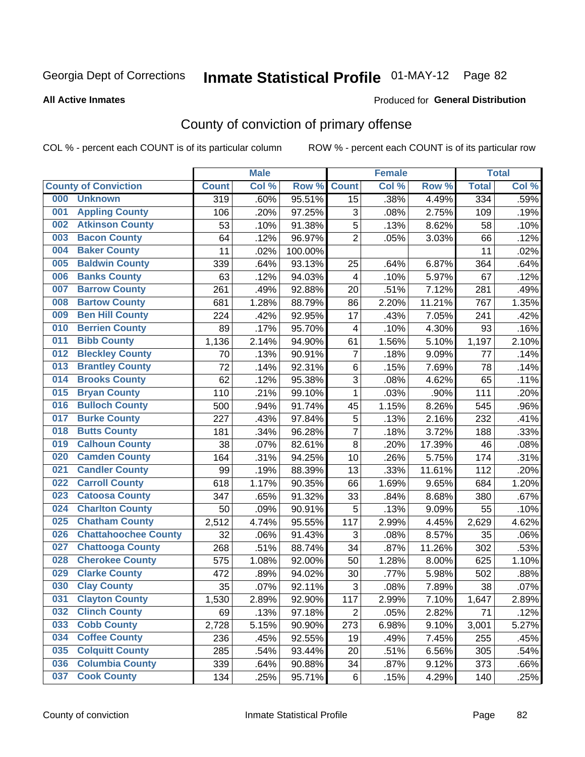Georgia Dept of Corrections **Inmate Statistical Profile** 01-MAY-12

**All Active Inmates**

Produced for **General Distribution**

## County of conviction of primary offense

COL % - percent each COUNT is of its particular column

ROW % - percent each COUNT is of its particular row

| County of Conviction | Male | | | Female | | | Total | |
|---|---|---|---|---|---|---|---|---|
| | Count | Col % | Row % | Count | Col % | Row % | Total | Col % |
| 000 Unknown | 319 | .60% | 95.51% | 15 | .38% | 4.49% | 334 | .59% |
| 001 Appling County | 106 | .20% | 97.25% | 3 | .08% | 2.75% | 109 | .19% |
| 002 Atkinson County | 53 | .10% | 91.38% | 5 | .13% | 8.62% | 58 | .10% |
| 003 Bacon County | 64 | .12% | 96.97% | 2 | .05% | 3.03% | 66 | .12% |
| 004 Baker County | 11 | .02% | 100.00% | | | | 11 | .02% |
| 005 Baldwin County | 339 | .64% | 93.13% | 25 | .64% | 6.87% | 364 | .64% |
| 006 Banks County | 63 | .12% | 94.03% | 4 | .10% | 5.97% | 67 | .12% |
| 007 Barrow County | 261 | .49% | 92.88% | 20 | .51% | 7.12% | 281 | .49% |
| 008 Bartow County | 681 | 1.28% | 88.79% | 86 | 2.20% | 11.21% | 767 | 1.35% |
| 009 Ben Hill County | 224 | .42% | 92.95% | 17 | .43% | 7.05% | 241 | .42% |
| 010 Berrien County | 89 | .17% | 95.70% | 4 | .10% | 4.30% | 93 | .16% |
| 011 Bibb County | 1,136 | 2.14% | 94.90% | 61 | 1.56% | 5.10% | 1,197 | 2.10% |
| 012 Bleckley County | 70 | .13% | 90.91% | 7 | .18% | 9.09% | 77 | .14% |
| 013 Brantley County | 72 | .14% | 92.31% | 6 | .15% | 7.69% | 78 | .14% |
| 014 Brooks County | 62 | .12% | 95.38% | 3 | .08% | 4.62% | 65 | .11% |
| 015 Bryan County | 110 | .21% | 99.10% | 1 | .03% | .90% | 111 | .20% |
| 016 Bulloch County | 500 | .94% | 91.74% | 45 | 1.15% | 8.26% | 545 | .96% |
| 017 Burke County | 227 | .43% | 97.84% | 5 | .13% | 2.16% | 232 | .41% |
| 018 Butts County | 181 | .34% | 96.28% | 7 | .18% | 3.72% | 188 | .33% |
| 019 Calhoun County | 38 | .07% | 82.61% | 8 | .20% | 17.39% | 46 | .08% |
| 020 Camden County | 164 | .31% | 94.25% | 10 | .26% | 5.75% | 174 | .31% |
| 021 Candler County | 99 | .19% | 88.39% | 13 | .33% | 11.61% | 112 | .20% |
| 022 Carroll County | 618 | 1.17% | 90.35% | 66 | 1.69% | 9.65% | 684 | 1.20% |
| 023 Catoosa County | 347 | .65% | 91.32% | 33 | .84% | 8.68% | 380 | .67% |
| 024 Charlton County | 50 | .09% | 90.91% | 5 | .13% | 9.09% | 55 | .10% |
| 025 Chatham County | 2,512 | 4.74% | 95.55% | 117 | 2.99% | 4.45% | 2,629 | 4.62% |
| 026 Chattahoochee County | 32 | .06% | 91.43% | 3 | .08% | 8.57% | 35 | .06% |
| 027 Chattooga County | 268 | .51% | 88.74% | 34 | .87% | 11.26% | 302 | .53% |
| 028 Cherokee County | 575 | 1.08% | 92.00% | 50 | 1.28% | 8.00% | 625 | 1.10% |
| 029 Clarke County | 472 | .89% | 94.02% | 30 | .77% | 5.98% | 502 | .88% |
| 030 Clay County | 35 | .07% | 92.11% | 3 | .08% | 7.89% | 38 | .07% |
| 031 Clayton County | 1,530 | 2.89% | 92.90% | 117 | 2.99% | 7.10% | 1,647 | 2.89% |
| 032 Clinch County | 69 | .13% | 97.18% | 2 | .05% | 2.82% | 71 | .12% |
| 033 Cobb County | 2,728 | 5.15% | 90.90% | 273 | 6.98% | 9.10% | 3,001 | 5.27% |
| 034 Coffee County | 236 | .45% | 92.55% | 19 | .49% | 7.45% | 255 | .45% |
| 035 Colquitt County | 285 | .54% | 93.44% | 20 | .51% | 6.56% | 305 | .54% |
| 036 Columbia County | 339 | .64% | 90.88% | 34 | .87% | 9.12% | 373 | .66% |
| 037 Cook County | 134 | .25% | 95.71% | 6 | .15% | 4.29% | 140 | .25% |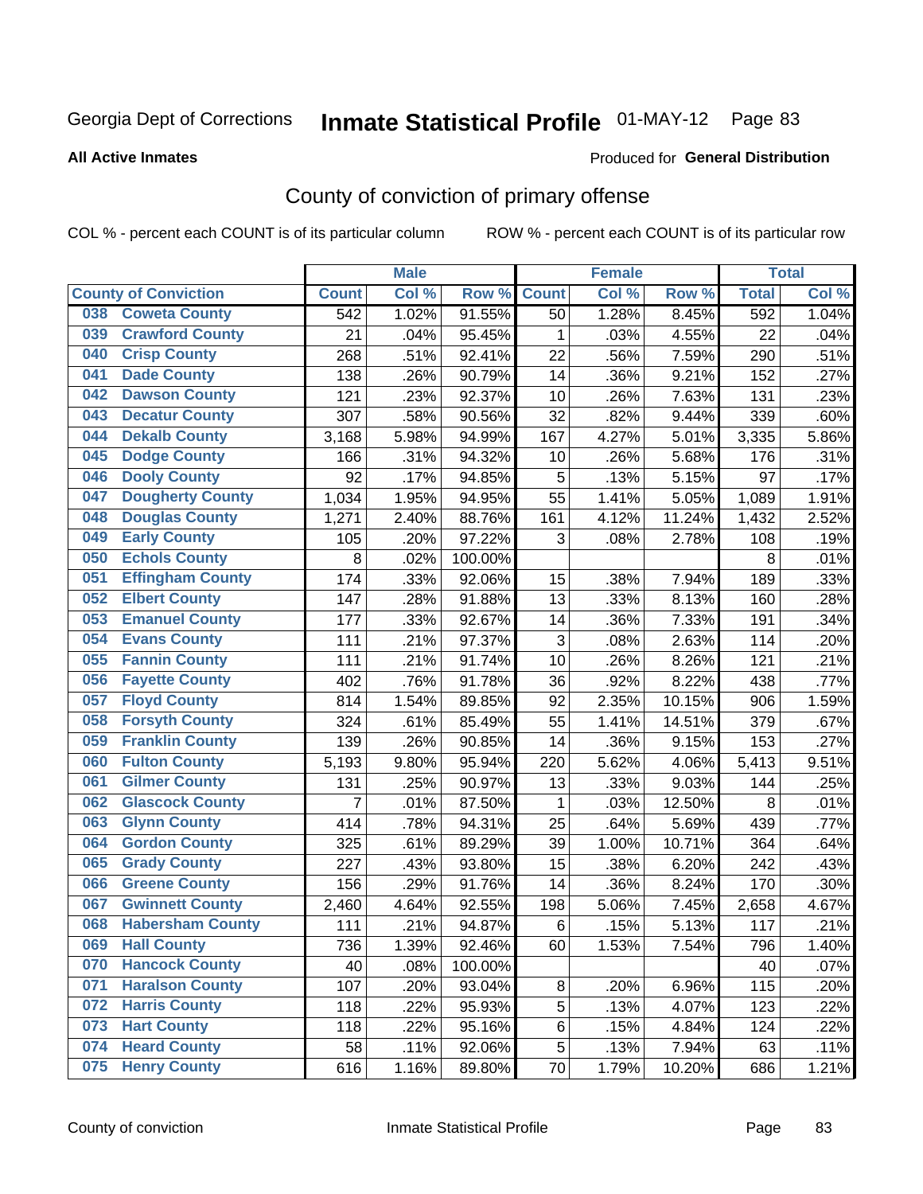Georgia Dept of Corrections **Inmate Statistical Profile** 01-MAY-12 Page 83

**All Active Inmates**

Produced for **General Distribution**

## County of conviction of primary offense

COL % - percent each COUNT is of its particular column     ROW % - percent each COUNT is of its particular row

| County of Conviction | Male | | | Female | | | Total | |
|---|---|---|---|---|---|---|---|---|
| | Count | Col % | Row % | Count | Col % | Row % | Total | Col % |
| 038 Coweta County | 542 | 1.02% | 91.55% | 50 | 1.28% | 8.45% | 592 | 1.04% |
| 039 Crawford County | 21 | .04% | 95.45% | 1 | .03% | 4.55% | 22 | .04% |
| 040 Crisp County | 268 | .51% | 92.41% | 22 | .56% | 7.59% | 290 | .51% |
| 041 Dade County | 138 | .26% | 90.79% | 14 | .36% | 9.21% | 152 | .27% |
| 042 Dawson County | 121 | .23% | 92.37% | 10 | .26% | 7.63% | 131 | .23% |
| 043 Decatur County | 307 | .58% | 90.56% | 32 | .82% | 9.44% | 339 | .60% |
| 044 Dekalb County | 3,168 | 5.98% | 94.99% | 167 | 4.27% | 5.01% | 3,335 | 5.86% |
| 045 Dodge County | 166 | .31% | 94.32% | 10 | .26% | 5.68% | 176 | .31% |
| 046 Dooly County | 92 | .17% | 94.85% | 5 | .13% | 5.15% | 97 | .17% |
| 047 Dougherty County | 1,034 | 1.95% | 94.95% | 55 | 1.41% | 5.05% | 1,089 | 1.91% |
| 048 Douglas County | 1,271 | 2.40% | 88.76% | 161 | 4.12% | 11.24% | 1,432 | 2.52% |
| 049 Early County | 105 | .20% | 97.22% | 3 | .08% | 2.78% | 108 | .19% |
| 050 Echols County | 8 | .02% | 100.00% | | | | 8 | .01% |
| 051 Effingham County | 174 | .33% | 92.06% | 15 | .38% | 7.94% | 189 | .33% |
| 052 Elbert County | 147 | .28% | 91.88% | 13 | .33% | 8.13% | 160 | .28% |
| 053 Emanuel County | 177 | .33% | 92.67% | 14 | .36% | 7.33% | 191 | .34% |
| 054 Evans County | 111 | .21% | 97.37% | 3 | .08% | 2.63% | 114 | .20% |
| 055 Fannin County | 111 | .21% | 91.74% | 10 | .26% | 8.26% | 121 | .21% |
| 056 Fayette County | 402 | .76% | 91.78% | 36 | .92% | 8.22% | 438 | .77% |
| 057 Floyd County | 814 | 1.54% | 89.85% | 92 | 2.35% | 10.15% | 906 | 1.59% |
| 058 Forsyth County | 324 | .61% | 85.49% | 55 | 1.41% | 14.51% | 379 | .67% |
| 059 Franklin County | 139 | .26% | 90.85% | 14 | .36% | 9.15% | 153 | .27% |
| 060 Fulton County | 5,193 | 9.80% | 95.94% | 220 | 5.62% | 4.06% | 5,413 | 9.51% |
| 061 Gilmer County | 131 | .25% | 90.97% | 13 | .33% | 9.03% | 144 | .25% |
| 062 Glascock County | 7 | .01% | 87.50% | 1 | .03% | 12.50% | 8 | .01% |
| 063 Glynn County | 414 | .78% | 94.31% | 25 | .64% | 5.69% | 439 | .77% |
| 064 Gordon County | 325 | .61% | 89.29% | 39 | 1.00% | 10.71% | 364 | .64% |
| 065 Grady County | 227 | .43% | 93.80% | 15 | .38% | 6.20% | 242 | .43% |
| 066 Greene County | 156 | .29% | 91.76% | 14 | .36% | 8.24% | 170 | .30% |
| 067 Gwinnett County | 2,460 | 4.64% | 92.55% | 198 | 5.06% | 7.45% | 2,658 | 4.67% |
| 068 Habersham County | 111 | .21% | 94.87% | 6 | .15% | 5.13% | 117 | .21% |
| 069 Hall County | 736 | 1.39% | 92.46% | 60 | 1.53% | 7.54% | 796 | 1.40% |
| 070 Hancock County | 40 | .08% | 100.00% | | | | 40 | .07% |
| 071 Haralson County | 107 | .20% | 93.04% | 8 | .20% | 6.96% | 115 | .20% |
| 072 Harris County | 118 | .22% | 95.93% | 5 | .13% | 4.07% | 123 | .22% |
| 073 Hart County | 118 | .22% | 95.16% | 6 | .15% | 4.84% | 124 | .22% |
| 074 Heard County | 58 | .11% | 92.06% | 5 | .13% | 7.94% | 63 | .11% |
| 075 Henry County | 616 | 1.16% | 89.80% | 70 | 1.79% | 10.20% | 686 | 1.21% |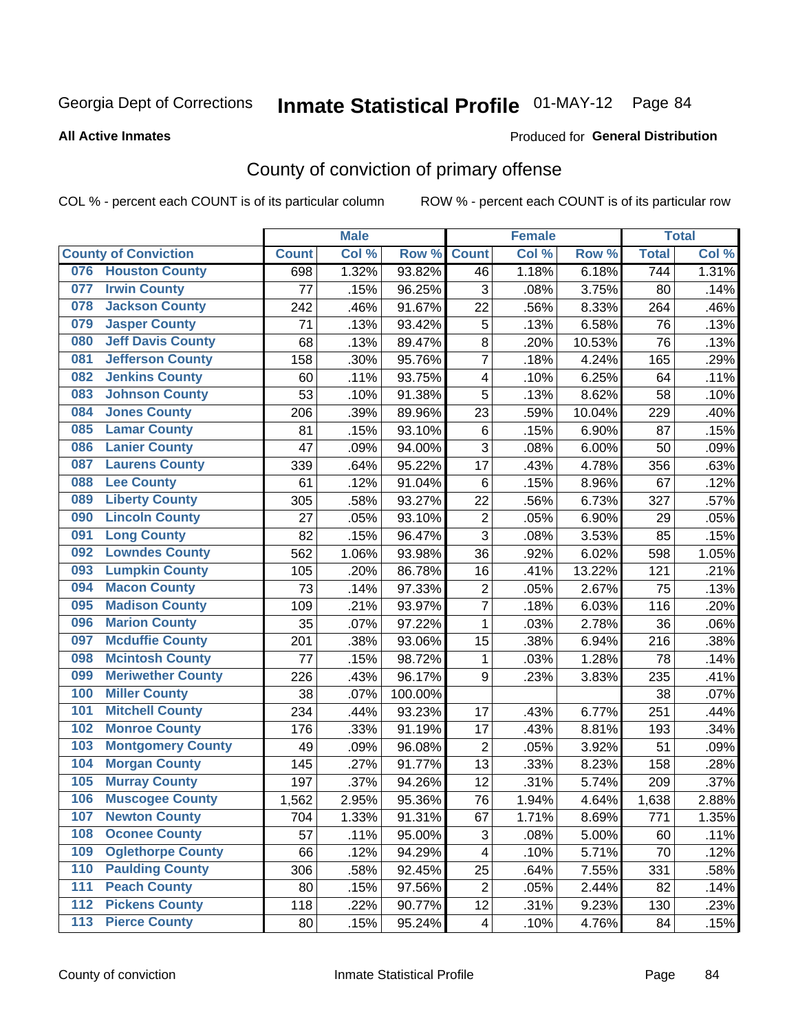# Georgia Dept of Corrections — Inmate Statistical Profile 01-MAY-12

**All Active Inmates**

Produced for **General Distribution**

## County of conviction of primary offense

COL % - percent each COUNT is of its particular column    ROW % - percent each COUNT is of its particular row

| County of Conviction | Male | | | Female | | | Total | |
|---|---|---|---|---|---|---|---|---|
| | Count | Col % | Row % | Count | Col % | Row % | Total | Col % |
| 076 Houston County | 698 | 1.32% | 93.82% | 46 | 1.18% | 6.18% | 744 | 1.31% |
| 077 Irwin County | 77 | .15% | 96.25% | 3 | .08% | 3.75% | 80 | .14% |
| 078 Jackson County | 242 | .46% | 91.67% | 22 | .56% | 8.33% | 264 | .46% |
| 079 Jasper County | 71 | .13% | 93.42% | 5 | .13% | 6.58% | 76 | .13% |
| 080 Jeff Davis County | 68 | .13% | 89.47% | 8 | .20% | 10.53% | 76 | .13% |
| 081 Jefferson County | 158 | .30% | 95.76% | 7 | .18% | 4.24% | 165 | .29% |
| 082 Jenkins County | 60 | .11% | 93.75% | 4 | .10% | 6.25% | 64 | .11% |
| 083 Johnson County | 53 | .10% | 91.38% | 5 | .13% | 8.62% | 58 | .10% |
| 084 Jones County | 206 | .39% | 89.96% | 23 | .59% | 10.04% | 229 | .40% |
| 085 Lamar County | 81 | .15% | 93.10% | 6 | .15% | 6.90% | 87 | .15% |
| 086 Lanier County | 47 | .09% | 94.00% | 3 | .08% | 6.00% | 50 | .09% |
| 087 Laurens County | 339 | .64% | 95.22% | 17 | .43% | 4.78% | 356 | .63% |
| 088 Lee County | 61 | .12% | 91.04% | 6 | .15% | 8.96% | 67 | .12% |
| 089 Liberty County | 305 | .58% | 93.27% | 22 | .56% | 6.73% | 327 | .57% |
| 090 Lincoln County | 27 | .05% | 93.10% | 2 | .05% | 6.90% | 29 | .05% |
| 091 Long County | 82 | .15% | 96.47% | 3 | .08% | 3.53% | 85 | .15% |
| 092 Lowndes County | 562 | 1.06% | 93.98% | 36 | .92% | 6.02% | 598 | 1.05% |
| 093 Lumpkin County | 105 | .20% | 86.78% | 16 | .41% | 13.22% | 121 | .21% |
| 094 Macon County | 73 | .14% | 97.33% | 2 | .05% | 2.67% | 75 | .13% |
| 095 Madison County | 109 | .21% | 93.97% | 7 | .18% | 6.03% | 116 | .20% |
| 096 Marion County | 35 | .07% | 97.22% | 1 | .03% | 2.78% | 36 | .06% |
| 097 Mcduffie County | 201 | .38% | 93.06% | 15 | .38% | 6.94% | 216 | .38% |
| 098 Mcintosh County | 77 | .15% | 98.72% | 1 | .03% | 1.28% | 78 | .14% |
| 099 Meriwether County | 226 | .43% | 96.17% | 9 | .23% | 3.83% | 235 | .41% |
| 100 Miller County | 38 | .07% | 100.00% | | | | 38 | .07% |
| 101 Mitchell County | 234 | .44% | 93.23% | 17 | .43% | 6.77% | 251 | .44% |
| 102 Monroe County | 176 | .33% | 91.19% | 17 | .43% | 8.81% | 193 | .34% |
| 103 Montgomery County | 49 | .09% | 96.08% | 2 | .05% | 3.92% | 51 | .09% |
| 104 Morgan County | 145 | .27% | 91.77% | 13 | .33% | 8.23% | 158 | .28% |
| 105 Murray County | 197 | .37% | 94.26% | 12 | .31% | 5.74% | 209 | .37% |
| 106 Muscogee County | 1,562 | 2.95% | 95.36% | 76 | 1.94% | 4.64% | 1,638 | 2.88% |
| 107 Newton County | 704 | 1.33% | 91.31% | 67 | 1.71% | 8.69% | 771 | 1.35% |
| 108 Oconee County | 57 | .11% | 95.00% | 3 | .08% | 5.00% | 60 | .11% |
| 109 Oglethorpe County | 66 | .12% | 94.29% | 4 | .10% | 5.71% | 70 | .12% |
| 110 Paulding County | 306 | .58% | 92.45% | 25 | .64% | 7.55% | 331 | .58% |
| 111 Peach County | 80 | .15% | 97.56% | 2 | .05% | 2.44% | 82 | .14% |
| 112 Pickens County | 118 | .22% | 90.77% | 12 | .31% | 9.23% | 130 | .23% |
| 113 Pierce County | 80 | .15% | 95.24% | 4 | .10% | 4.76% | 84 | .15% |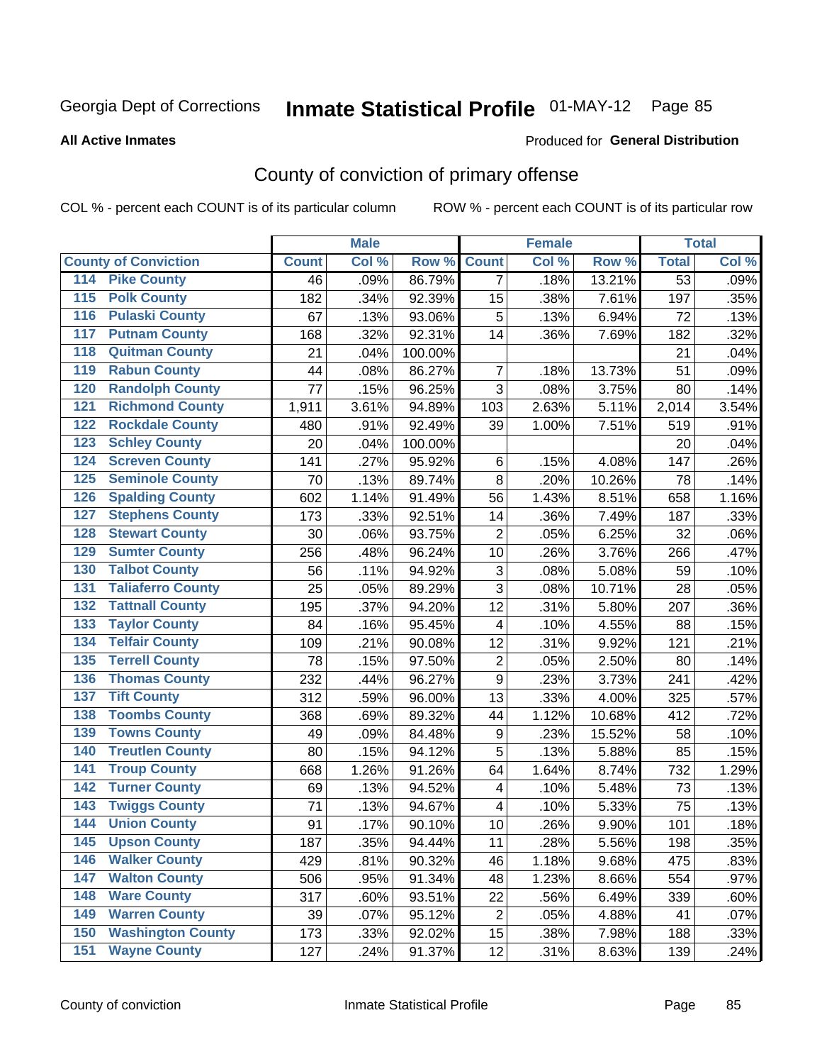Georgia Dept of Corrections **Inmate Statistical Profile** 01-MAY-12 Page 85

**All Active Inmates**

Produced for **General Distribution**

## County of conviction of primary offense

COL % - percent each COUNT is of its particular column     ROW % - percent each COUNT is of its particular row

| County of Conviction | Male | | | Female | | | Total | |
|---|---|---|---|---|---|---|---|---|
| | Count | Col % | Row % | Count | Col % | Row % | Total | Col % |
| 114 Pike County | 46 | .09% | 86.79% | 7 | .18% | 13.21% | 53 | .09% |
| 115 Polk County | 182 | .34% | 92.39% | 15 | .38% | 7.61% | 197 | .35% |
| 116 Pulaski County | 67 | .13% | 93.06% | 5 | .13% | 6.94% | 72 | .13% |
| 117 Putnam County | 168 | .32% | 92.31% | 14 | .36% | 7.69% | 182 | .32% |
| 118 Quitman County | 21 | .04% | 100.00% | | | | 21 | .04% |
| 119 Rabun County | 44 | .08% | 86.27% | 7 | .18% | 13.73% | 51 | .09% |
| 120 Randolph County | 77 | .15% | 96.25% | 3 | .08% | 3.75% | 80 | .14% |
| 121 Richmond County | 1,911 | 3.61% | 94.89% | 103 | 2.63% | 5.11% | 2,014 | 3.54% |
| 122 Rockdale County | 480 | .91% | 92.49% | 39 | 1.00% | 7.51% | 519 | .91% |
| 123 Schley County | 20 | .04% | 100.00% | | | | 20 | .04% |
| 124 Screven County | 141 | .27% | 95.92% | 6 | .15% | 4.08% | 147 | .26% |
| 125 Seminole County | 70 | .13% | 89.74% | 8 | .20% | 10.26% | 78 | .14% |
| 126 Spalding County | 602 | 1.14% | 91.49% | 56 | 1.43% | 8.51% | 658 | 1.16% |
| 127 Stephens County | 173 | .33% | 92.51% | 14 | .36% | 7.49% | 187 | .33% |
| 128 Stewart County | 30 | .06% | 93.75% | 2 | .05% | 6.25% | 32 | .06% |
| 129 Sumter County | 256 | .48% | 96.24% | 10 | .26% | 3.76% | 266 | .47% |
| 130 Talbot County | 56 | .11% | 94.92% | 3 | .08% | 5.08% | 59 | .10% |
| 131 Taliaferro County | 25 | .05% | 89.29% | 3 | .08% | 10.71% | 28 | .05% |
| 132 Tattnall County | 195 | .37% | 94.20% | 12 | .31% | 5.80% | 207 | .36% |
| 133 Taylor County | 84 | .16% | 95.45% | 4 | .10% | 4.55% | 88 | .15% |
| 134 Telfair County | 109 | .21% | 90.08% | 12 | .31% | 9.92% | 121 | .21% |
| 135 Terrell County | 78 | .15% | 97.50% | 2 | .05% | 2.50% | 80 | .14% |
| 136 Thomas County | 232 | .44% | 96.27% | 9 | .23% | 3.73% | 241 | .42% |
| 137 Tift County | 312 | .59% | 96.00% | 13 | .33% | 4.00% | 325 | .57% |
| 138 Toombs County | 368 | .69% | 89.32% | 44 | 1.12% | 10.68% | 412 | .72% |
| 139 Towns County | 49 | .09% | 84.48% | 9 | .23% | 15.52% | 58 | .10% |
| 140 Treutlen County | 80 | .15% | 94.12% | 5 | .13% | 5.88% | 85 | .15% |
| 141 Troup County | 668 | 1.26% | 91.26% | 64 | 1.64% | 8.74% | 732 | 1.29% |
| 142 Turner County | 69 | .13% | 94.52% | 4 | .10% | 5.48% | 73 | .13% |
| 143 Twiggs County | 71 | .13% | 94.67% | 4 | .10% | 5.33% | 75 | .13% |
| 144 Union County | 91 | .17% | 90.10% | 10 | .26% | 9.90% | 101 | .18% |
| 145 Upson County | 187 | .35% | 94.44% | 11 | .28% | 5.56% | 198 | .35% |
| 146 Walker County | 429 | .81% | 90.32% | 46 | 1.18% | 9.68% | 475 | .83% |
| 147 Walton County | 506 | .95% | 91.34% | 48 | 1.23% | 8.66% | 554 | .97% |
| 148 Ware County | 317 | .60% | 93.51% | 22 | .56% | 6.49% | 339 | .60% |
| 149 Warren County | 39 | .07% | 95.12% | 2 | .05% | 4.88% | 41 | .07% |
| 150 Washington County | 173 | .33% | 92.02% | 15 | .38% | 7.98% | 188 | .33% |
| 151 Wayne County | 127 | .24% | 91.37% | 12 | .31% | 8.63% | 139 | .24% |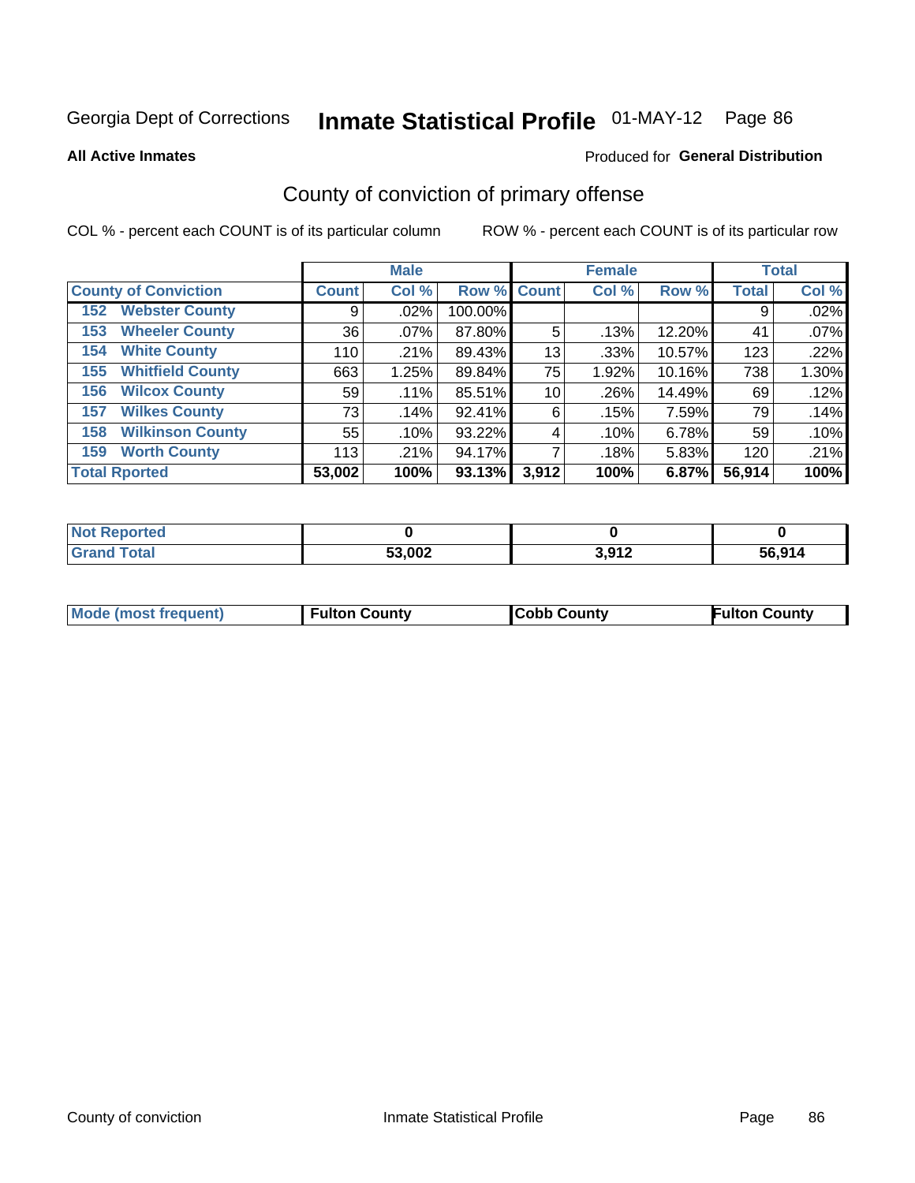Georgia Dept of Corrections **Inmate Statistical Profile** 01-MAY-12

**All Active Inmates**

Produced for **General Distribution**

## County of conviction of primary offense

COL % - percent each COUNT is of its particular column ROW % - percent each COUNT is of its particular row

| County of Conviction | Male | | | Female | | | Total | |
|---|---|---|---|---|---|---|---|---|
| | Count | Col % | Row % | Count | Col % | Row % | Total | Col % |
| 152 Webster County | 9 | .02% | 100.00% | | | | 9 | .02% |
| 153 Wheeler County | 36 | .07% | 87.80% | 5 | .13% | 12.20% | 41 | .07% |
| 154 White County | 110 | .21% | 89.43% | 13 | .33% | 10.57% | 123 | .22% |
| 155 Whitfield County | 663 | 1.25% | 89.84% | 75 | 1.92% | 10.16% | 738 | 1.30% |
| 156 Wilcox County | 59 | .11% | 85.51% | 10 | .26% | 14.49% | 69 | .12% |
| 157 Wilkes County | 73 | .14% | 92.41% | 6 | .15% | 7.59% | 79 | .14% |
| 158 Wilkinson County | 55 | .10% | 93.22% | 4 | .10% | 6.78% | 59 | .10% |
| 159 Worth County | 113 | .21% | 94.17% | 7 | .18% | 5.83% | 120 | .21% |
| **Total Rported** | **53,002** | **100%** | **93.13%** | **3,912** | **100%** | **6.87%** | **56,914** | **100%** |

| | Male | Female | Total |
|---|---|---|---|
| Not Reported | **0** | **0** | **0** |
| Grand Total | **53,002** | **3,912** | **56,914** |

| | Male | Female | Total |
|---|---|---|---|
| Mode (most frequent) | **Fulton County** | **Cobb County** | **Fulton County** |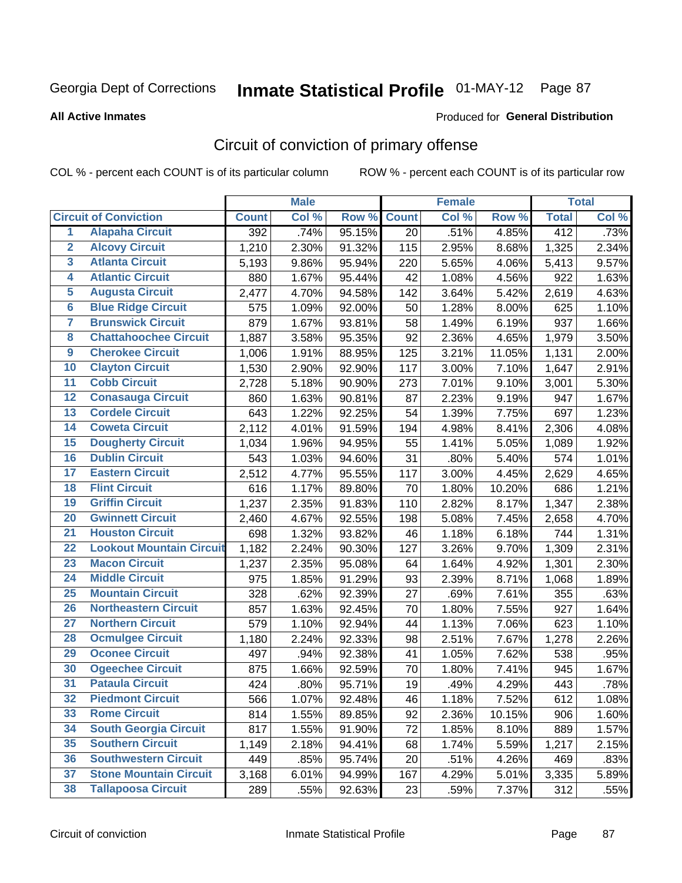# Georgia Dept of Corrections **Inmate Statistical Profile** 01-MAY-12

**All Active Inmates**

Produced for **General Distribution**

## Circuit of conviction of primary offense

COL % - percent each COUNT is of its particular column

ROW % - percent each COUNT is of its particular row

| | | Male | | | Female | | | Total | |
|---|---|---|---|---|---|---|---|---|---|
| **Circuit of Conviction** | | **Count** | **Col %** | **Row %** | **Count** | **Col %** | **Row %** | **Total** | **Col %** |
| 1 | Alapaha Circuit | 392 | .74% | 95.15% | 20 | .51% | 4.85% | 412 | .73% |
| 2 | Alcovy Circuit | 1,210 | 2.30% | 91.32% | 115 | 2.95% | 8.68% | 1,325 | 2.34% |
| 3 | Atlanta Circuit | 5,193 | 9.86% | 95.94% | 220 | 5.65% | 4.06% | 5,413 | 9.57% |
| 4 | Atlantic Circuit | 880 | 1.67% | 95.44% | 42 | 1.08% | 4.56% | 922 | 1.63% |
| 5 | Augusta Circuit | 2,477 | 4.70% | 94.58% | 142 | 3.64% | 5.42% | 2,619 | 4.63% |
| 6 | Blue Ridge Circuit | 575 | 1.09% | 92.00% | 50 | 1.28% | 8.00% | 625 | 1.10% |
| 7 | Brunswick Circuit | 879 | 1.67% | 93.81% | 58 | 1.49% | 6.19% | 937 | 1.66% |
| 8 | Chattahoochee Circuit | 1,887 | 3.58% | 95.35% | 92 | 2.36% | 4.65% | 1,979 | 3.50% |
| 9 | Cherokee Circuit | 1,006 | 1.91% | 88.95% | 125 | 3.21% | 11.05% | 1,131 | 2.00% |
| 10 | Clayton Circuit | 1,530 | 2.90% | 92.90% | 117 | 3.00% | 7.10% | 1,647 | 2.91% |
| 11 | Cobb Circuit | 2,728 | 5.18% | 90.90% | 273 | 7.01% | 9.10% | 3,001 | 5.30% |
| 12 | Conasauga Circuit | 860 | 1.63% | 90.81% | 87 | 2.23% | 9.19% | 947 | 1.67% |
| 13 | Cordele Circuit | 643 | 1.22% | 92.25% | 54 | 1.39% | 7.75% | 697 | 1.23% |
| 14 | Coweta Circuit | 2,112 | 4.01% | 91.59% | 194 | 4.98% | 8.41% | 2,306 | 4.08% |
| 15 | Dougherty Circuit | 1,034 | 1.96% | 94.95% | 55 | 1.41% | 5.05% | 1,089 | 1.92% |
| 16 | Dublin Circuit | 543 | 1.03% | 94.60% | 31 | .80% | 5.40% | 574 | 1.01% |
| 17 | Eastern Circuit | 2,512 | 4.77% | 95.55% | 117 | 3.00% | 4.45% | 2,629 | 4.65% |
| 18 | Flint Circuit | 616 | 1.17% | 89.80% | 70 | 1.80% | 10.20% | 686 | 1.21% |
| 19 | Griffin Circuit | 1,237 | 2.35% | 91.83% | 110 | 2.82% | 8.17% | 1,347 | 2.38% |
| 20 | Gwinnett Circuit | 2,460 | 4.67% | 92.55% | 198 | 5.08% | 7.45% | 2,658 | 4.70% |
| 21 | Houston Circuit | 698 | 1.32% | 93.82% | 46 | 1.18% | 6.18% | 744 | 1.31% |
| 22 | Lookout Mountain Circuit | 1,182 | 2.24% | 90.30% | 127 | 3.26% | 9.70% | 1,309 | 2.31% |
| 23 | Macon Circuit | 1,237 | 2.35% | 95.08% | 64 | 1.64% | 4.92% | 1,301 | 2.30% |
| 24 | Middle Circuit | 975 | 1.85% | 91.29% | 93 | 2.39% | 8.71% | 1,068 | 1.89% |
| 25 | Mountain Circuit | 328 | .62% | 92.39% | 27 | .69% | 7.61% | 355 | .63% |
| 26 | Northeastern Circuit | 857 | 1.63% | 92.45% | 70 | 1.80% | 7.55% | 927 | 1.64% |
| 27 | Northern Circuit | 579 | 1.10% | 92.94% | 44 | 1.13% | 7.06% | 623 | 1.10% |
| 28 | Ocmulgee Circuit | 1,180 | 2.24% | 92.33% | 98 | 2.51% | 7.67% | 1,278 | 2.26% |
| 29 | Oconee Circuit | 497 | .94% | 92.38% | 41 | 1.05% | 7.62% | 538 | .95% |
| 30 | Ogeechee Circuit | 875 | 1.66% | 92.59% | 70 | 1.80% | 7.41% | 945 | 1.67% |
| 31 | Pataula Circuit | 424 | .80% | 95.71% | 19 | .49% | 4.29% | 443 | .78% |
| 32 | Piedmont Circuit | 566 | 1.07% | 92.48% | 46 | 1.18% | 7.52% | 612 | 1.08% |
| 33 | Rome Circuit | 814 | 1.55% | 89.85% | 92 | 2.36% | 10.15% | 906 | 1.60% |
| 34 | South Georgia Circuit | 817 | 1.55% | 91.90% | 72 | 1.85% | 8.10% | 889 | 1.57% |
| 35 | Southern Circuit | 1,149 | 2.18% | 94.41% | 68 | 1.74% | 5.59% | 1,217 | 2.15% |
| 36 | Southwestern Circuit | 449 | .85% | 95.74% | 20 | .51% | 4.26% | 469 | .83% |
| 37 | Stone Mountain Circuit | 3,168 | 6.01% | 94.99% | 167 | 4.29% | 5.01% | 3,335 | 5.89% |
| 38 | Tallapoosa Circuit | 289 | .55% | 92.63% | 23 | .59% | 7.37% | 312 | .55% |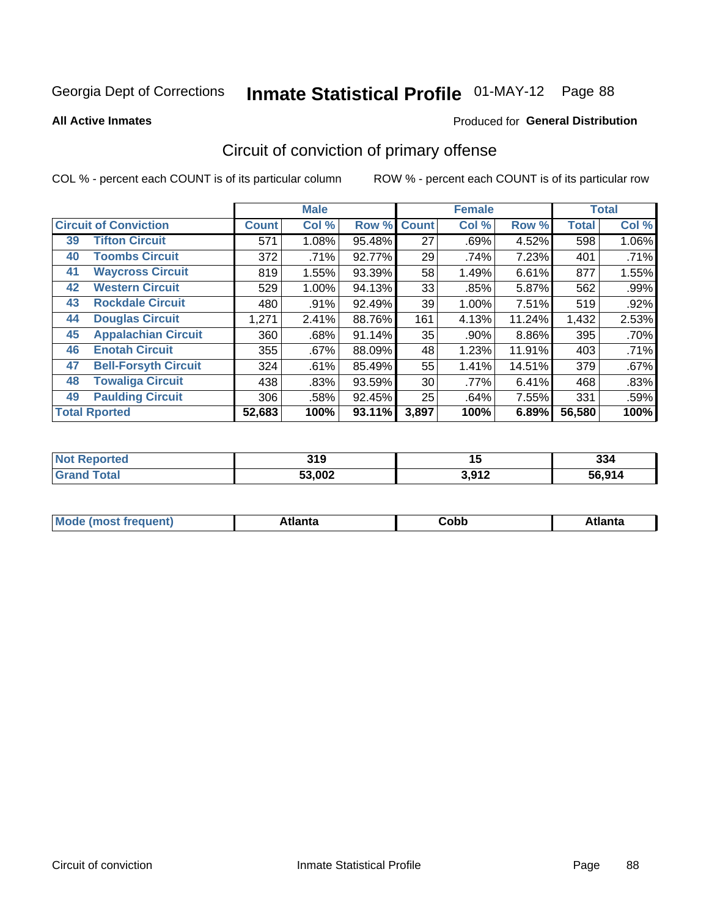Georgia Dept of Corrections **Inmate Statistical Profile** 01-MAY-12

**All Active Inmates**

Produced for **General Distribution**

## Circuit of conviction of primary offense

COL % - percent each COUNT is of its particular column ROW % - percent each COUNT is of its particular row

| Circuit of Conviction | | Male | | | Female | | | Total | |
|---|---|---|---|---|---|---|---|---|---|
| | | Count | Col % | Row % | Count | Col % | Row % | Total | Col % |
| 39 | Tifton Circuit | 571 | 1.08% | 95.48% | 27 | .69% | 4.52% | 598 | 1.06% |
| 40 | Toombs Circuit | 372 | .71% | 92.77% | 29 | .74% | 7.23% | 401 | .71% |
| 41 | Waycross Circuit | 819 | 1.55% | 93.39% | 58 | 1.49% | 6.61% | 877 | 1.55% |
| 42 | Western Circuit | 529 | 1.00% | 94.13% | 33 | .85% | 5.87% | 562 | .99% |
| 43 | Rockdale Circuit | 480 | .91% | 92.49% | 39 | 1.00% | 7.51% | 519 | .92% |
| 44 | Douglas Circuit | 1,271 | 2.41% | 88.76% | 161 | 4.13% | 11.24% | 1,432 | 2.53% |
| 45 | Appalachian Circuit | 360 | .68% | 91.14% | 35 | .90% | 8.86% | 395 | .70% |
| 46 | Enotah Circuit | 355 | .67% | 88.09% | 48 | 1.23% | 11.91% | 403 | .71% |
| 47 | Bell-Forsyth Circuit | 324 | .61% | 85.49% | 55 | 1.41% | 14.51% | 379 | .67% |
| 48 | Towaliga Circuit | 438 | .83% | 93.59% | 30 | .77% | 6.41% | 468 | .83% |
| 49 | Paulding Circuit | 306 | .58% | 92.45% | 25 | .64% | 7.55% | 331 | .59% |
| **Total Rported** | | **52,683** | **100%** | **93.11%** | **3,897** | **100%** | **6.89%** | **56,580** | **100%** |

| | Male | Female | Total |
|---|---|---|---|
| Not Reported | 319 | 15 | 334 |
| Grand Total | 53,002 | 3,912 | 56,914 |

| | Male | Female | Total |
|---|---|---|---|
| Mode (most frequent) | Atlanta | Cobb | Atlanta |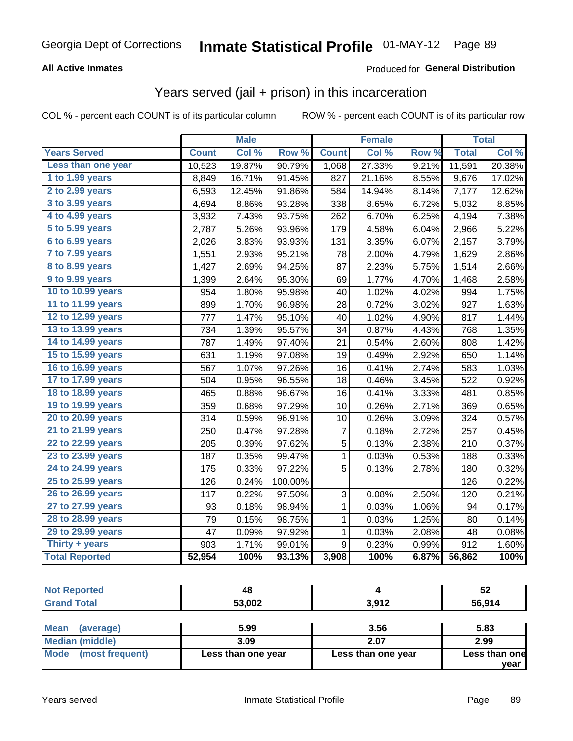Georgia Dept of Corrections **Inmate Statistical Profile** 01-MAY-12

**All Active Inmates**

Produced for **General Distribution**

## Years served (jail + prison) in this incarceration

COL % - percent each COUNT is of its particular column

ROW % - percent each COUNT is of its particular row

| | Male | | | Female | | | Total | |
|---|---|---|---|---|---|---|---|---|
| **Years Served** | **Count** | **Col %** | **Row %** | **Count** | **Col %** | **Row %** | **Total** | **Col %** |
| Less than one year | 10,523 | 19.87% | 90.79% | 1,068 | 27.33% | 9.21% | 11,591 | 20.38% |
| 1 to 1.99 years | 8,849 | 16.71% | 91.45% | 827 | 21.16% | 8.55% | 9,676 | 17.02% |
| 2 to 2.99 years | 6,593 | 12.45% | 91.86% | 584 | 14.94% | 8.14% | 7,177 | 12.62% |
| 3 to 3.99 years | 4,694 | 8.86% | 93.28% | 338 | 8.65% | 6.72% | 5,032 | 8.85% |
| 4 to 4.99 years | 3,932 | 7.43% | 93.75% | 262 | 6.70% | 6.25% | 4,194 | 7.38% |
| 5 to 5.99 years | 2,787 | 5.26% | 93.96% | 179 | 4.58% | 6.04% | 2,966 | 5.22% |
| 6 to 6.99 years | 2,026 | 3.83% | 93.93% | 131 | 3.35% | 6.07% | 2,157 | 3.79% |
| 7 to 7.99 years | 1,551 | 2.93% | 95.21% | 78 | 2.00% | 4.79% | 1,629 | 2.86% |
| 8 to 8.99 years | 1,427 | 2.69% | 94.25% | 87 | 2.23% | 5.75% | 1,514 | 2.66% |
| 9 to 9.99 years | 1,399 | 2.64% | 95.30% | 69 | 1.77% | 4.70% | 1,468 | 2.58% |
| 10 to 10.99 years | 954 | 1.80% | 95.98% | 40 | 1.02% | 4.02% | 994 | 1.75% |
| 11 to 11.99 years | 899 | 1.70% | 96.98% | 28 | 0.72% | 3.02% | 927 | 1.63% |
| 12 to 12.99 years | 777 | 1.47% | 95.10% | 40 | 1.02% | 4.90% | 817 | 1.44% |
| 13 to 13.99 years | 734 | 1.39% | 95.57% | 34 | 0.87% | 4.43% | 768 | 1.35% |
| 14 to 14.99 years | 787 | 1.49% | 97.40% | 21 | 0.54% | 2.60% | 808 | 1.42% |
| 15 to 15.99 years | 631 | 1.19% | 97.08% | 19 | 0.49% | 2.92% | 650 | 1.14% |
| 16 to 16.99 years | 567 | 1.07% | 97.26% | 16 | 0.41% | 2.74% | 583 | 1.03% |
| 17 to 17.99 years | 504 | 0.95% | 96.55% | 18 | 0.46% | 3.45% | 522 | 0.92% |
| 18 to 18.99 years | 465 | 0.88% | 96.67% | 16 | 0.41% | 3.33% | 481 | 0.85% |
| 19 to 19.99 years | 359 | 0.68% | 97.29% | 10 | 0.26% | 2.71% | 369 | 0.65% |
| 20 to 20.99 years | 314 | 0.59% | 96.91% | 10 | 0.26% | 3.09% | 324 | 0.57% |
| 21 to 21.99 years | 250 | 0.47% | 97.28% | 7 | 0.18% | 2.72% | 257 | 0.45% |
| 22 to 22.99 years | 205 | 0.39% | 97.62% | 5 | 0.13% | 2.38% | 210 | 0.37% |
| 23 to 23.99 years | 187 | 0.35% | 99.47% | 1 | 0.03% | 0.53% | 188 | 0.33% |
| 24 to 24.99 years | 175 | 0.33% | 97.22% | 5 | 0.13% | 2.78% | 180 | 0.32% |
| 25 to 25.99 years | 126 | 0.24% | 100.00% | | | | 126 | 0.22% |
| 26 to 26.99 years | 117 | 0.22% | 97.50% | 3 | 0.08% | 2.50% | 120 | 0.21% |
| 27 to 27.99 years | 93 | 0.18% | 98.94% | 1 | 0.03% | 1.06% | 94 | 0.17% |
| 28 to 28.99 years | 79 | 0.15% | 98.75% | 1 | 0.03% | 1.25% | 80 | 0.14% |
| 29 to 29.99 years | 47 | 0.09% | 97.92% | 1 | 0.03% | 2.08% | 48 | 0.08% |
| Thirty + years | 903 | 1.71% | 99.01% | 9 | 0.23% | 0.99% | 912 | 1.60% |
| **Total Reported** | **52,954** | **100%** | **93.13%** | **3,908** | **100%** | **6.87%** | **56,862** | **100%** |

| | Male | Female | Total |
|---|---|---|---|
| Not Reported | 48 | 4 | 52 |
| Grand Total | 53,002 | 3,912 | 56,914 |

| | Male | Female | Total |
|---|---|---|---|
| Mean (average) | 5.99 | 3.56 | 5.83 |
| Median (middle) | 3.09 | 2.07 | 2.99 |
| Mode (most frequent) | Less than one year | Less than one year | Less than one year |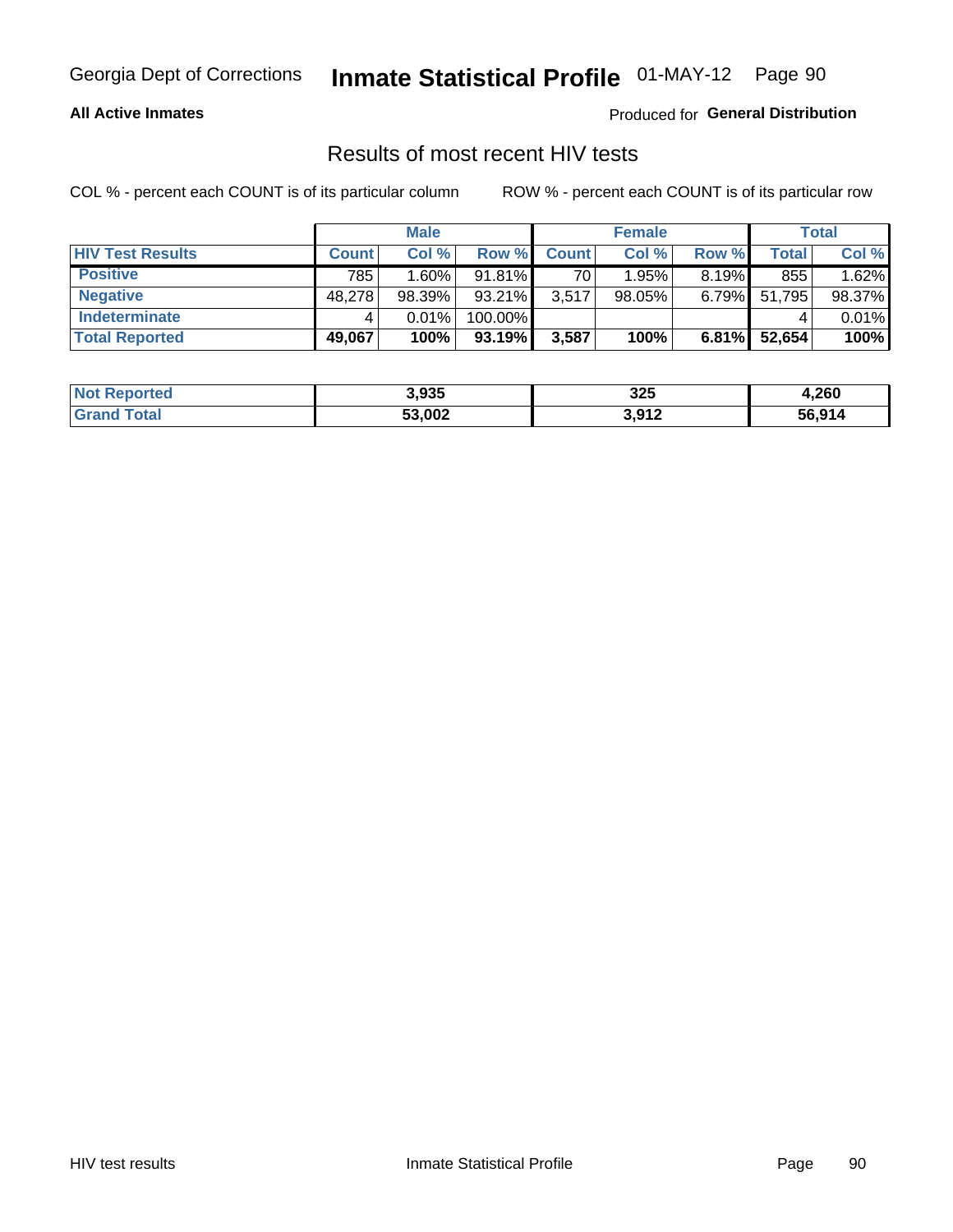## All Active Inmates

Produced for **General Distribution**

# Results of most recent HIV tests

COL % - percent each COUNT is of its particular column

ROW % - percent each COUNT is of its particular row

| | Male | | | Female | | | Total | |
|---|---|---|---|---|---|---|---|---|
| **HIV Test Results** | **Count** | **Col %** | **Row %** | **Count** | **Col %** | **Row %** | **Total** | **Col %** |
| **Positive** | 785 | 1.60% | 91.81% | 70 | 1.95% | 8.19% | 855 | 1.62% |
| **Negative** | 48,278 | 98.39% | 93.21% | 3,517 | 98.05% | 6.79% | 51,795 | 98.37% |
| **Indeterminate** | 4 | 0.01% | 100.00% | | | | 4 | 0.01% |
| **Total Reported** | **49,067** | **100%** | **93.19%** | **3,587** | **100%** | **6.81%** | **52,654** | **100%** |

| | Male | Female | Total |
|---|---|---|---|
| **Not Reported** | **3,935** | **325** | **4,260** |
| **Grand Total** | **53,002** | **3,912** | **56,914** |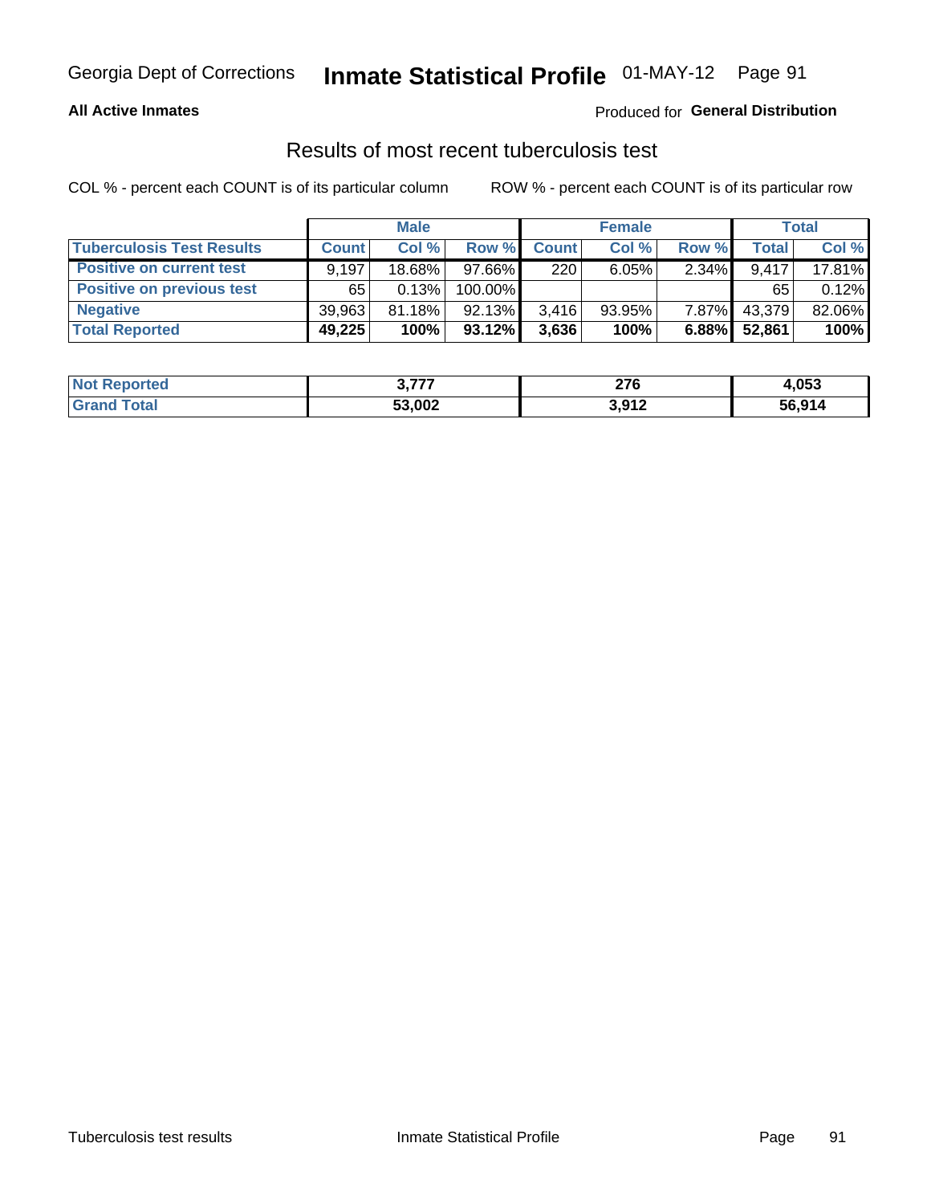Georgia Dept of Corrections **Inmate Statistical Profile** 01-MAY-12

**All Active Inmates**

Produced for **General Distribution**

## Results of most recent tuberculosis test

COL % - percent each COUNT is of its particular column

ROW % - percent each COUNT is of its particular row

| | Male | | | Female | | | Total | |
|---|---|---|---|---|---|---|---|---|
| **Tuberculosis Test Results** | **Count** | **Col %** | **Row %** | **Count** | **Col %** | **Row %** | **Total** | **Col %** |
| **Positive on current test** | 9,197 | 18.68% | 97.66% | 220 | 6.05% | 2.34% | 9,417 | 17.81% |
| **Positive on previous test** | 65 | 0.13% | 100.00% | | | | 65 | 0.12% |
| **Negative** | 39,963 | 81.18% | 92.13% | 3,416 | 93.95% | 7.87% | 43,379 | 82.06% |
| **Total Reported** | **49,225** | **100%** | **93.12%** | **3,636** | **100%** | **6.88%** | **52,861** | **100%** |

| | Male | Female | Total |
|---|---|---|---|
| **Not Reported** | **3,777** | **276** | **4,053** |
| **Grand Total** | **53,002** | **3,912** | **56,914** |

Tuberculosis test results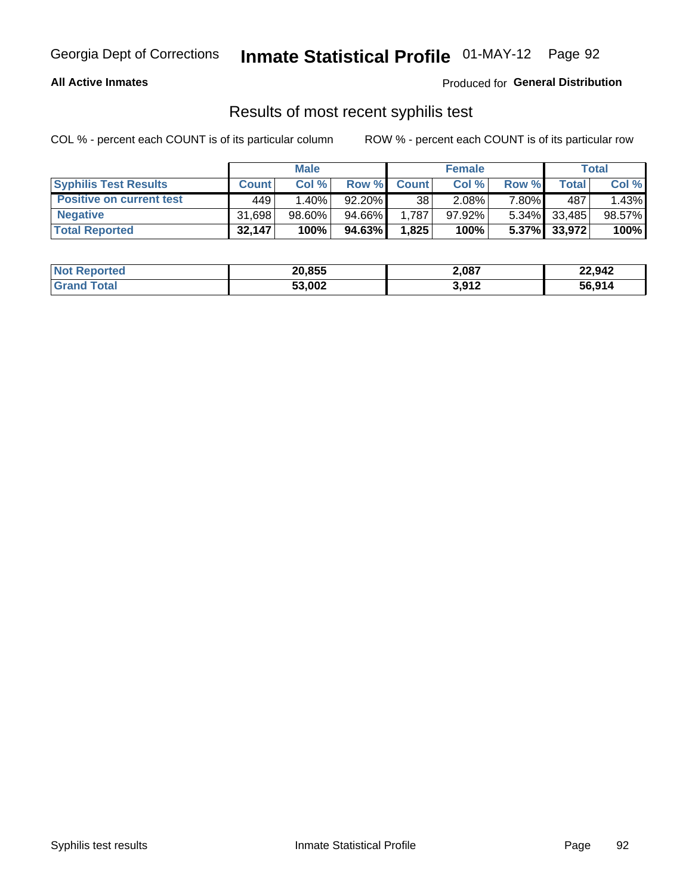## Results of most recent syphilis test

COL % - percent each COUNT is of its particular column ROW % - percent each COUNT is of its particular row

| | Male | | | Female | | | Total | |
|---|---|---|---|---|---|---|---|---|
| **Syphilis Test Results** | **Count** | **Col %** | **Row %** | **Count** | **Col %** | **Row %** | **Total** | **Col %** |
| **Positive on current test** | 449 | 1.40% | 92.20% | 38 | 2.08% | 7.80% | 487 | 1.43% |
| **Negative** | 31,698 | 98.60% | 94.66% | 1,787 | 97.92% | 5.34% | 33,485 | 98.57% |
| **Total Reported** | **32,147** | **100%** | **94.63%** | **1,825** | **100%** | **5.37%** | **33,972** | **100%** |

| | Male | Female | Total |
|---|---|---|---|
| **Not Reported** | **20,855** | **2,087** | **22,942** |
| **Grand Total** | **53,002** | **3,912** | **56,914** |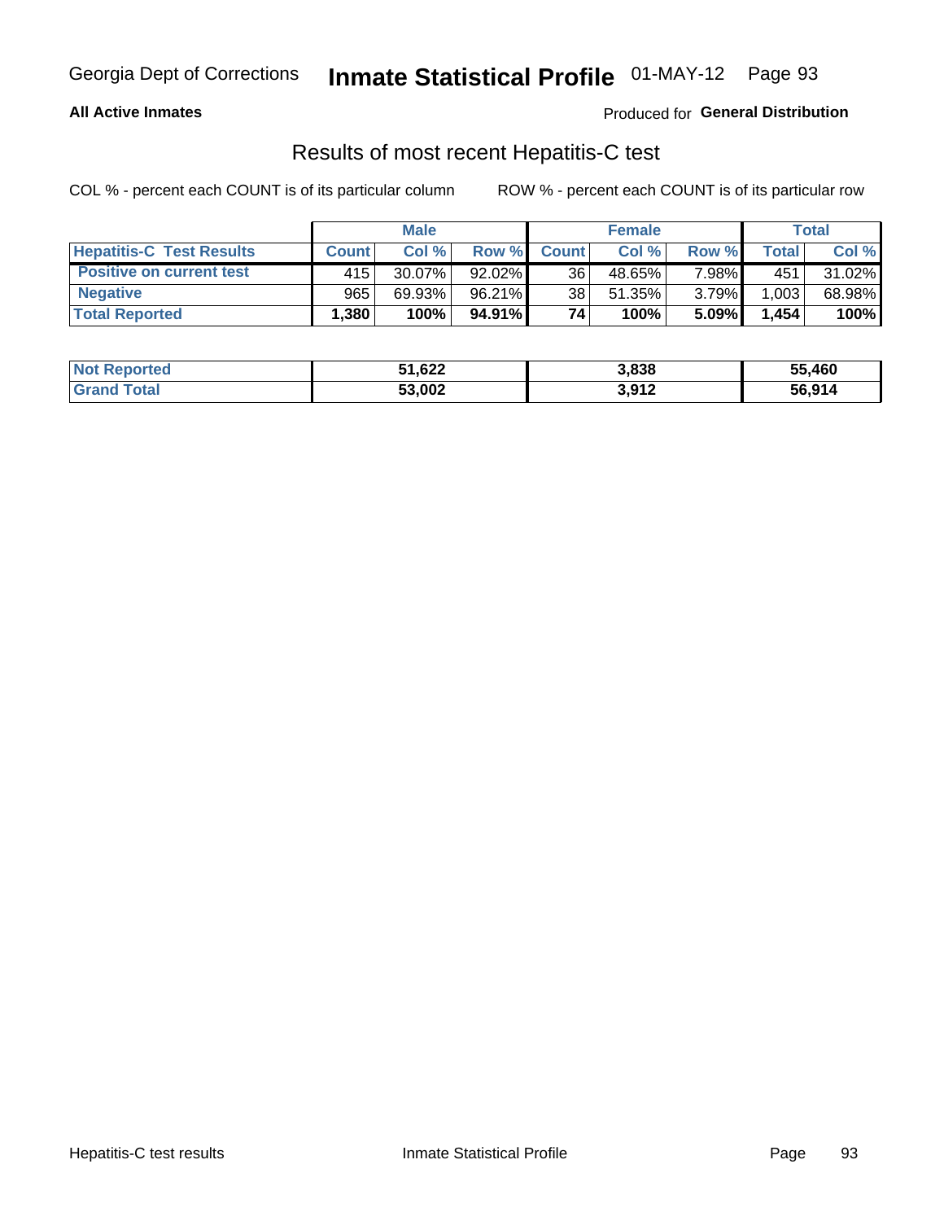Georgia Dept of Corrections **Inmate Statistical Profile** 01-MAY-12

**All Active Inmates**

Produced for **General Distribution**

## Results of most recent Hepatitis-C test

COL % - percent each COUNT is of its particular column ROW % - percent each COUNT is of its particular row

| | Male | | | Female | | | Total | |
|---|---|---|---|---|---|---|---|---|
| **Hepatitis-C Test Results** | **Count** | **Col %** | **Row %** | **Count** | **Col %** | **Row %** | **Total** | **Col %** |
| **Positive on current test** | 415 | 30.07% | 92.02% | 36 | 48.65% | 7.98% | 451 | 31.02% |
| **Negative** | 965 | 69.93% | 96.21% | 38 | 51.35% | 3.79% | 1,003 | 68.98% |
| **Total Reported** | **1,380** | **100%** | **94.91%** | **74** | **100%** | **5.09%** | **1,454** | **100%** |

| | Male | Female | Total |
|---|---|---|---|
| **Not Reported** | **51,622** | **3,838** | **55,460** |
| **Grand Total** | **53,002** | **3,912** | **56,914** |